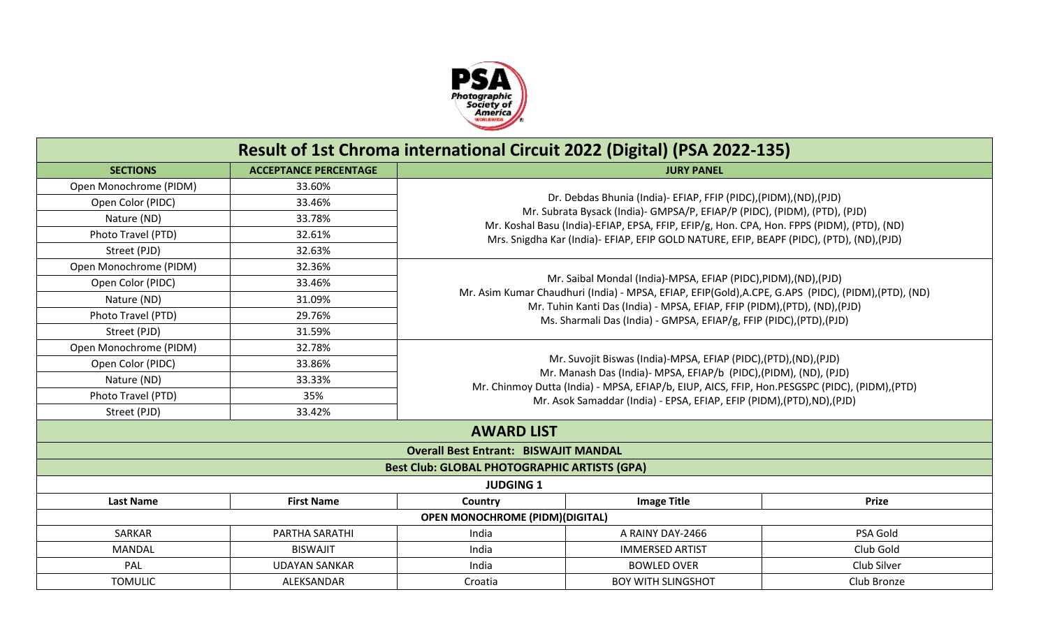# Result of 1st Chroma international Circuit 2022 (Digital) (PSA 2022-135)

| SECTIONS | ACCEPTANCE PERCENTAGE | JURY PANEL |
|---|---|---|
| Open Monochrome (PIDM) | 33.60% | Dr. Debdas Bhunia (India)- EFIAP, FFIP (PIDC),(PIDM),(ND),(PJD)<br>Mr. Subrata Bysack (India)- GMPSA/P, EFIAP/P (PIDC), (PIDM), (PTD), (PJD)<br>Mr. Koshal Basu (India)-EFIAP, EPSA, FFIP, EFIP/g, Hon. CPA, Hon. FPPS (PIDM), (PTD), (ND)<br>Mrs. Snigdha Kar (India)- EFIAP, EFIP GOLD NATURE, EFIP, BEAPF (PIDC), (PTD), (ND),(PJD) |
| Open Color (PIDC) | 33.46% | |
| Nature (ND) | 33.78% | |
| Photo Travel (PTD) | 32.61% | |
| Street (PJD) | 32.63% | |
| Open Monochrome (PIDM) | 32.36% | Mr. Saibal Mondal (India)-MPSA, EFIAP (PIDC),PIDM),(ND),(PJD)<br>Mr. Asim Kumar Chaudhuri (India) - MPSA, EFIAP, EFIP(Gold),A.CPE, G.APS (PIDC), (PIDM),(PTD), (ND)<br>Mr. Tuhin Kanti Das (India) - MPSA, EFIAP, FFIP (PIDM),(PTD), (ND),(PJD)<br>Ms. Sharmali Das (India) - GMPSA, EFIAP/g, FFIP (PIDC),(PTD),(PJD) |
| Open Color (PIDC) | 33.46% | |
| Nature (ND) | 31.09% | |
| Photo Travel (PTD) | 29.76% | |
| Street (PJD) | 31.59% | |
| Open Monochrome (PIDM) | 32.78% | Mr. Suvojit Biswas (India)-MPSA, EFIAP (PIDC),(PTD),(ND),(PJD)<br>Mr. Manash Das (India)- MPSA, EFIAP/b (PIDC),(PIDM), (ND), (PJD)<br>Mr. Chinmoy Dutta (India) - MPSA, EFIAP/b, EIUP, AICS, FFIP, Hon.PESGSPC (PIDC), (PIDM),(PTD)<br>Mr. Asok Samaddar (India) - EPSA, EFIAP, EFIP (PIDM),(PTD),ND),(PJD) |
| Open Color (PIDC) | 33.86% | |
| Nature (ND) | 33.33% | |
| Photo Travel (PTD) | 35% | |
| Street (PJD) | 33.42% | |

## AWARD LIST

**Overall Best Entrant: BISWAJIT MANDAL**

**Best Club: GLOBAL PHOTOGRAPHIC ARTISTS (GPA)**

**JUDGING 1**

| Last Name | First Name | Country | Image Title | Prize |
|---|---|---|---|---|
| **OPEN MONOCHROME (PIDM)(DIGITAL)** | | | | |
| SARKAR | PARTHA SARATHI | India | A RAINY DAY-2466 | PSA Gold |
| MANDAL | BISWAJIT | India | IMMERSED ARTIST | Club Gold |
| PAL | UDAYAN SANKAR | India | BOWLED OVER | Club Silver |
| TOMULIC | ALEKSANDAR | Croatia | BOY WITH SLINGSHOT | Club Bronze |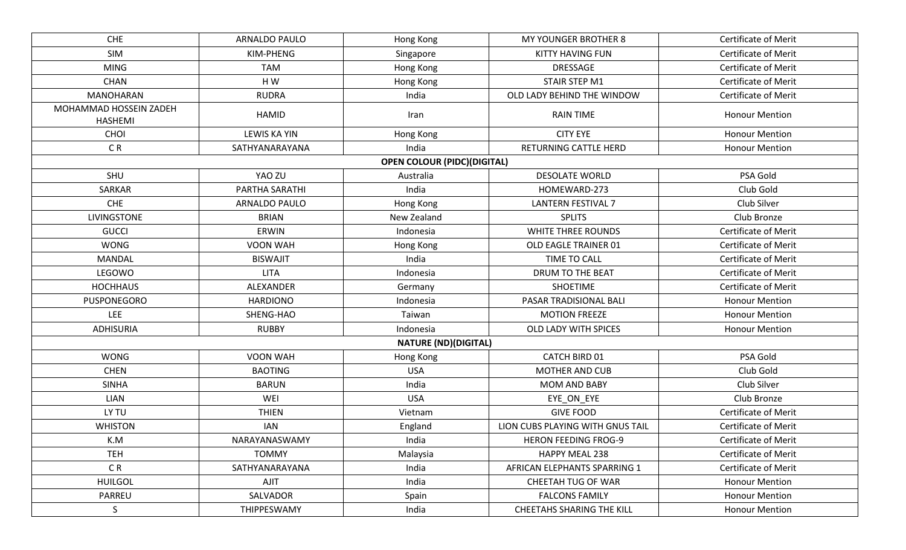| | | | | |
|---|---|---|---|---|
| CHE | ARNALDO PAULO | Hong Kong | MY YOUNGER BROTHER 8 | Certificate of Merit |
| SIM | KIM-PHENG | Singapore | KITTY HAVING FUN | Certificate of Merit |
| MING | TAM | Hong Kong | DRESSAGE | Certificate of Merit |
| CHAN | H W | Hong Kong | STAIR STEP M1 | Certificate of Merit |
| MANOHARAN | RUDRA | India | OLD LADY BEHIND THE WINDOW | Certificate of Merit |
| MOHAMMAD HOSSEIN ZADEH HASHEMI | HAMID | Iran | RAIN TIME | Honour Mention |
| CHOI | LEWIS KA YIN | Hong Kong | CITY EYE | Honour Mention |
| C R | SATHYANARAYANA | India | RETURNING CATTLE HERD | Honour Mention |
| **OPEN COLOUR (PIDC)(DIGITAL)** | | | | |
| SHU | YAO ZU | Australia | DESOLATE WORLD | PSA Gold |
| SARKAR | PARTHA SARATHI | India | HOMEWARD-273 | Club Gold |
| CHE | ARNALDO PAULO | Hong Kong | LANTERN FESTIVAL 7 | Club Silver |
| LIVINGSTONE | BRIAN | New Zealand | SPLITS | Club Bronze |
| GUCCI | ERWIN | Indonesia | WHITE THREE ROUNDS | Certificate of Merit |
| WONG | VOON WAH | Hong Kong | OLD EAGLE TRAINER 01 | Certificate of Merit |
| MANDAL | BISWAJIT | India | TIME TO CALL | Certificate of Merit |
| LEGOWO | LITA | Indonesia | DRUM TO THE BEAT | Certificate of Merit |
| HOCHHAUS | ALEXANDER | Germany | SHOETIME | Certificate of Merit |
| PUSPONEGORO | HARDIONO | Indonesia | PASAR TRADISIONAL BALI | Honour Mention |
| LEE | SHENG-HAO | Taiwan | MOTION FREEZE | Honour Mention |
| ADHISURIA | RUBBY | Indonesia | OLD LADY WITH SPICES | Honour Mention |
| **NATURE (ND)(DIGITAL)** | | | | |
| WONG | VOON WAH | Hong Kong | CATCH BIRD 01 | PSA Gold |
| CHEN | BAOTING | USA | MOTHER AND CUB | Club Gold |
| SINHA | BARUN | India | MOM AND BABY | Club Silver |
| LIAN | WEI | USA | EYE_ON_EYE | Club Bronze |
| LY TU | THIEN | Vietnam | GIVE FOOD | Certificate of Merit |
| WHISTON | IAN | England | LION CUBS PLAYING WITH GNUS TAIL | Certificate of Merit |
| K.M | NARAYANASWAMY | India | HERON FEEDING FROG-9 | Certificate of Merit |
| TEH | TOMMY | Malaysia | HAPPY MEAL 238 | Certificate of Merit |
| C R | SATHYANARAYANA | India | AFRICAN ELEPHANTS SPARRING 1 | Certificate of Merit |
| HUILGOL | AJIT | India | CHEETAH TUG OF WAR | Honour Mention |
| PARREU | SALVADOR | Spain | FALCONS FAMILY | Honour Mention |
| S | THIPPESWAMY | India | CHEETAHS SHARING THE KILL | Honour Mention |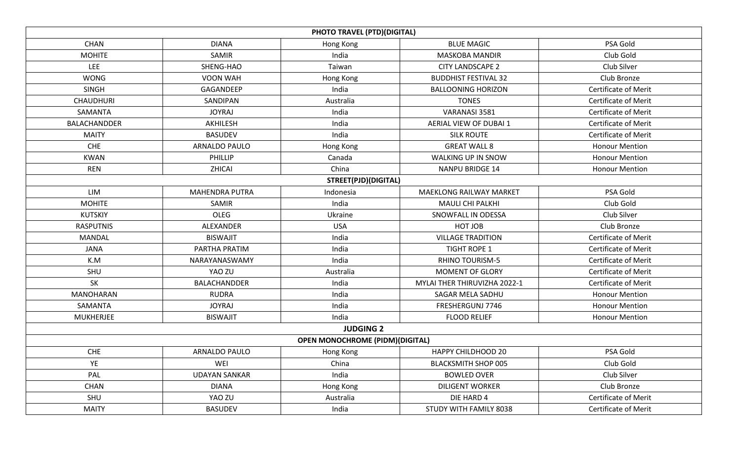| PHOTO TRAVEL (PTD)(DIGITAL) | | | | |
|---|---|---|---|---|
| CHAN | DIANA | Hong Kong | BLUE MAGIC | PSA Gold |
| MOHITE | SAMIR | India | MASKOBA MANDIR | Club Gold |
| LEE | SHENG-HAO | Taiwan | CITY LANDSCAPE 2 | Club Silver |
| WONG | VOON WAH | Hong Kong | BUDDHIST FESTIVAL 32 | Club Bronze |
| SINGH | GAGANDEEP | India | BALLOONING HORIZON | Certificate of Merit |
| CHAUDHURI | SANDIPAN | Australia | TONES | Certificate of Merit |
| SAMANTA | JOYRAJ | India | VARANASI 3581 | Certificate of Merit |
| BALACHANDDER | AKHILESH | India | AERIAL VIEW OF DUBAI 1 | Certificate of Merit |
| MAITY | BASUDEV | India | SILK ROUTE | Certificate of Merit |
| CHE | ARNALDO PAULO | Hong Kong | GREAT WALL 8 | Honour Mention |
| KWAN | PHILLIP | Canada | WALKING UP IN SNOW | Honour Mention |
| REN | ZHICAI | China | NANPU BRIDGE 14 | Honour Mention |
| STREET(PJD)(DIGITAL) | | | | |
| LIM | MAHENDRA PUTRA | Indonesia | MAEKLONG RAILWAY MARKET | PSA Gold |
| MOHITE | SAMIR | India | MAULI CHI PALKHI | Club Gold |
| KUTSKIY | OLEG | Ukraine | SNOWFALL IN ODESSA | Club Silver |
| RASPUTNIS | ALEXANDER | USA | HOT JOB | Club Bronze |
| MANDAL | BISWAJIT | India | VILLAGE TRADITION | Certificate of Merit |
| JANA | PARTHA PRATIM | India | TIGHT ROPE 1 | Certificate of Merit |
| K.M | NARAYANASWAMY | India | RHINO TOURISM-5 | Certificate of Merit |
| SHU | YAO ZU | Australia | MOMENT OF GLORY | Certificate of Merit |
| SK | BALACHANDDER | India | MYLAI THER THIRUVIZHA 2022-1 | Certificate of Merit |
| MANOHARAN | RUDRA | India | SAGAR MELA SADHU | Honour Mention |
| SAMANTA | JOYRAJ | India | FRESHERGUNJ 7746 | Honour Mention |
| MUKHERJEE | BISWAJIT | India | FLOOD RELIEF | Honour Mention |
| **JUDGING 2** | | | | |
| OPEN MONOCHROME (PIDM)(DIGITAL) | | | | |
| CHE | ARNALDO PAULO | Hong Kong | HAPPY CHILDHOOD 20 | PSA Gold |
| YE | WEI | China | BLACKSMITH SHOP 005 | Club Gold |
| PAL | UDAYAN SANKAR | India | BOWLED OVER | Club Silver |
| CHAN | DIANA | Hong Kong | DILIGENT WORKER | Club Bronze |
| SHU | YAO ZU | Australia | DIE HARD 4 | Certificate of Merit |
| MAITY | BASUDEV | India | STUDY WITH FAMILY 8038 | Certificate of Merit |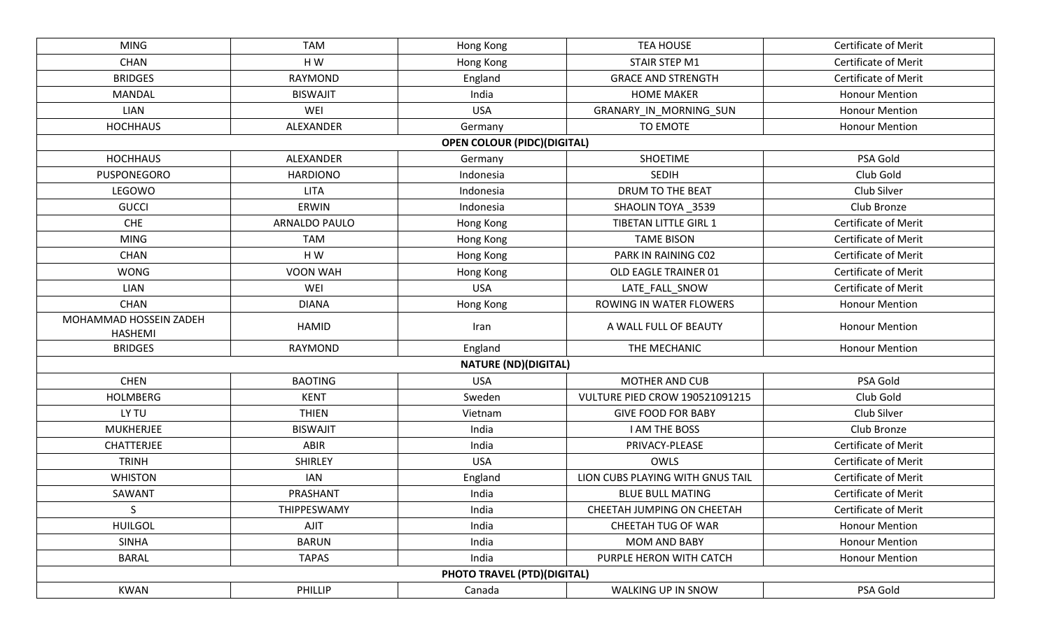| | | | | |
|---|---|---|---|---|
| MING | TAM | Hong Kong | TEA HOUSE | Certificate of Merit |
| CHAN | H W | Hong Kong | STAIR STEP M1 | Certificate of Merit |
| BRIDGES | RAYMOND | England | GRACE AND STRENGTH | Certificate of Merit |
| MANDAL | BISWAJIT | India | HOME MAKER | Honour Mention |
| LIAN | WEI | USA | GRANARY_IN_MORNING_SUN | Honour Mention |
| HOCHHAUS | ALEXANDER | Germany | TO EMOTE | Honour Mention |
| | | **OPEN COLOUR (PIDC)(DIGITAL)** | | |
| HOCHHAUS | ALEXANDER | Germany | SHOETIME | PSA Gold |
| PUSPONEGORO | HARDIONO | Indonesia | SEDIH | Club Gold |
| LEGOWO | LITA | Indonesia | DRUM TO THE BEAT | Club Silver |
| GUCCI | ERWIN | Indonesia | SHAOLIN TOYA _3539 | Club Bronze |
| CHE | ARNALDO PAULO | Hong Kong | TIBETAN LITTLE GIRL 1 | Certificate of Merit |
| MING | TAM | Hong Kong | TAME BISON | Certificate of Merit |
| CHAN | H W | Hong Kong | PARK IN RAINING C02 | Certificate of Merit |
| WONG | VOON WAH | Hong Kong | OLD EAGLE TRAINER 01 | Certificate of Merit |
| LIAN | WEI | USA | LATE_FALL_SNOW | Certificate of Merit |
| CHAN | DIANA | Hong Kong | ROWING IN WATER FLOWERS | Honour Mention |
| MOHAMMAD HOSSEIN ZADEH HASHEMI | HAMID | Iran | A WALL FULL OF BEAUTY | Honour Mention |
| BRIDGES | RAYMOND | England | THE MECHANIC | Honour Mention |
| | | **NATURE (ND)(DIGITAL)** | | |
| CHEN | BAOTING | USA | MOTHER AND CUB | PSA Gold |
| HOLMBERG | KENT | Sweden | VULTURE PIED CROW 190521091215 | Club Gold |
| LY TU | THIEN | Vietnam | GIVE FOOD FOR BABY | Club Silver |
| MUKHERJEE | BISWAJIT | India | I AM THE BOSS | Club Bronze |
| CHATTERJEE | ABIR | India | PRIVACY-PLEASE | Certificate of Merit |
| TRINH | SHIRLEY | USA | OWLS | Certificate of Merit |
| WHISTON | IAN | England | LION CUBS PLAYING WITH GNUS TAIL | Certificate of Merit |
| SAWANT | PRASHANT | India | BLUE BULL MATING | Certificate of Merit |
| S | THIPPESWAMY | India | CHEETAH JUMPING ON CHEETAH | Certificate of Merit |
| HUILGOL | AJIT | India | CHEETAH TUG OF WAR | Honour Mention |
| SINHA | BARUN | India | MOM AND BABY | Honour Mention |
| BARAL | TAPAS | India | PURPLE HERON WITH CATCH | Honour Mention |
| | | **PHOTO TRAVEL (PTD)(DIGITAL)** | | |
| KWAN | PHILLIP | Canada | WALKING UP IN SNOW | PSA Gold |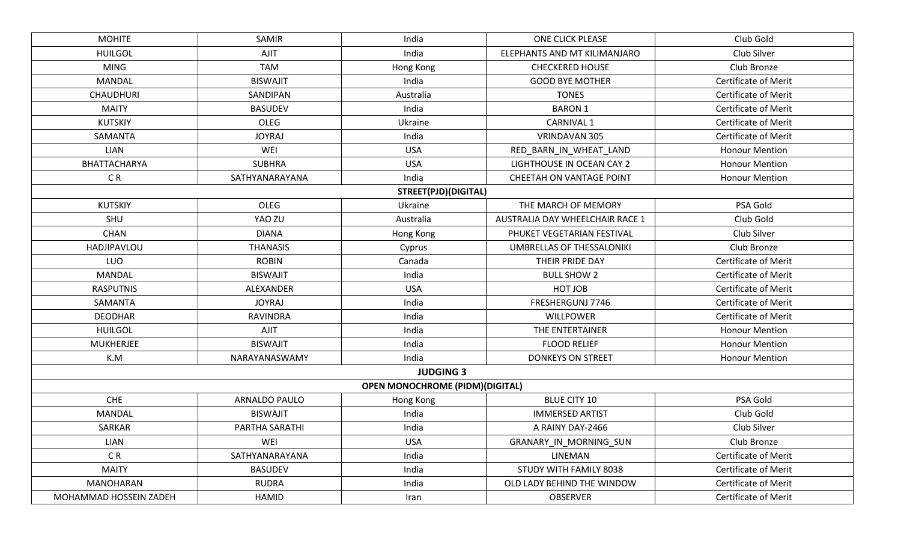| MOHITE | SAMIR | India | ONE CLICK PLEASE | Club Gold |
|---|---|---|---|---|
| HUILGOL | AJIT | India | ELEPHANTS AND MT KILIMANJARO | Club Silver |
| MING | TAM | Hong Kong | CHECKERED HOUSE | Club Bronze |
| MANDAL | BISWAJIT | India | GOOD BYE MOTHER | Certificate of Merit |
| CHAUDHURI | SANDIPAN | Australia | TONES | Certificate of Merit |
| MAITY | BASUDEV | India | BARON 1 | Certificate of Merit |
| KUTSKIY | OLEG | Ukraine | CARNIVAL 1 | Certificate of Merit |
| SAMANTA | JOYRAJ | India | VRINDAVAN 305 | Certificate of Merit |
| LIAN | WEI | USA | RED_BARN_IN_WHEAT_LAND | Honour Mention |
| BHATTACHARYA | SUBHRA | USA | LIGHTHOUSE IN OCEAN CAY 2 | Honour Mention |
| C R | SATHYANARAYANA | India | CHEETAH ON VANTAGE POINT | Honour Mention |
| | | **STREET(PJD)(DIGITAL)** | | |
| KUTSKIY | OLEG | Ukraine | THE MARCH OF MEMORY | PSA Gold |
| SHU | YAO ZU | Australia | AUSTRALIA DAY WHEELCHAIR RACE 1 | Club Gold |
| CHAN | DIANA | Hong Kong | PHUKET VEGETARIAN FESTIVAL | Club Silver |
| HADJIPAVLOU | THANASIS | Cyprus | UMBRELLAS OF THESSALONIKI | Club Bronze |
| LUO | ROBIN | Canada | THEIR PRIDE DAY | Certificate of Merit |
| MANDAL | BISWAJIT | India | BULL SHOW 2 | Certificate of Merit |
| RASPUTNIS | ALEXANDER | USA | HOT JOB | Certificate of Merit |
| SAMANTA | JOYRAJ | India | FRESHERGUNJ 7746 | Certificate of Merit |
| DEODHAR | RAVINDRA | India | WILLPOWER | Certificate of Merit |
| HUILGOL | AJIT | India | THE ENTERTAINER | Honour Mention |
| MUKHERJEE | BISWAJIT | India | FLOOD RELIEF | Honour Mention |
| K.M | NARAYANASWAMY | India | DONKEYS ON STREET | Honour Mention |
| | | **JUDGING 3** | | |
| | | **OPEN MONOCHROME (PIDM)(DIGITAL)** | | |
| CHE | ARNALDO PAULO | Hong Kong | BLUE CITY 10 | PSA Gold |
| MANDAL | BISWAJIT | India | IMMERSED ARTIST | Club Gold |
| SARKAR | PARTHA SARATHI | India | A RAINY DAY-2466 | Club Silver |
| LIAN | WEI | USA | GRANARY_IN_MORNING_SUN | Club Bronze |
| C R | SATHYANARAYANA | India | LINEMAN | Certificate of Merit |
| MAITY | BASUDEV | India | STUDY WITH FAMILY 8038 | Certificate of Merit |
| MANOHARAN | RUDRA | India | OLD LADY BEHIND THE WINDOW | Certificate of Merit |
| MOHAMMAD HOSSEIN ZADEH | HAMID | Iran | OBSERVER | Certificate of Merit |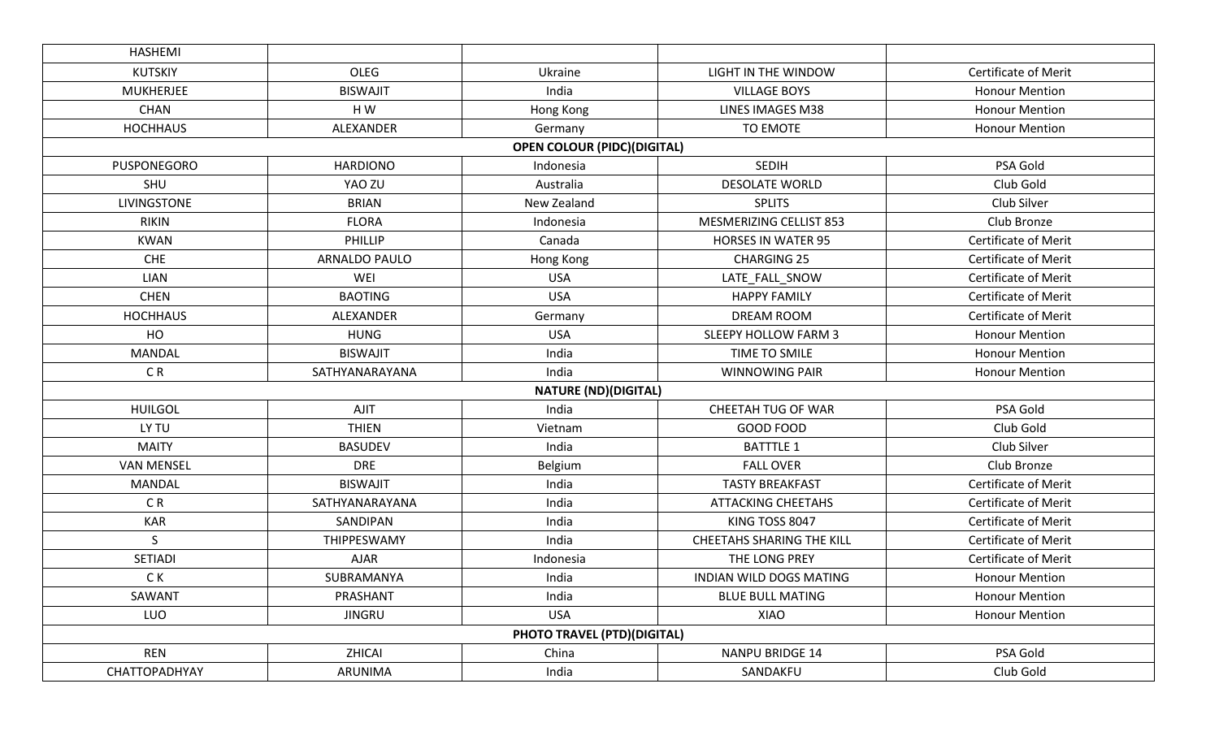| HASHEMI | | | | |
|---|---|---|---|---|
| KUTSKIY | OLEG | Ukraine | LIGHT IN THE WINDOW | Certificate of Merit |
| MUKHERJEE | BISWAJIT | India | VILLAGE BOYS | Honour Mention |
| CHAN | H W | Hong Kong | LINES IMAGES M38 | Honour Mention |
| HOCHHAUS | ALEXANDER | Germany | TO EMOTE | Honour Mention |
| | | **OPEN COLOUR (PIDC)(DIGITAL)** | | |
| PUSPONEGORO | HARDIONO | Indonesia | SEDIH | PSA Gold |
| SHU | YAO ZU | Australia | DESOLATE WORLD | Club Gold |
| LIVINGSTONE | BRIAN | New Zealand | SPLITS | Club Silver |
| RIKIN | FLORA | Indonesia | MESMERIZING CELLIST 853 | Club Bronze |
| KWAN | PHILLIP | Canada | HORSES IN WATER 95 | Certificate of Merit |
| CHE | ARNALDO PAULO | Hong Kong | CHARGING 25 | Certificate of Merit |
| LIAN | WEI | USA | LATE_FALL_SNOW | Certificate of Merit |
| CHEN | BAOTING | USA | HAPPY FAMILY | Certificate of Merit |
| HOCHHAUS | ALEXANDER | Germany | DREAM ROOM | Certificate of Merit |
| HO | HUNG | USA | SLEEPY HOLLOW FARM 3 | Honour Mention |
| MANDAL | BISWAJIT | India | TIME TO SMILE | Honour Mention |
| C R | SATHYANARAYANA | India | WINNOWING PAIR | Honour Mention |
| | | **NATURE (ND)(DIGITAL)** | | |
| HUILGOL | AJIT | India | CHEETAH TUG OF WAR | PSA Gold |
| LY TU | THIEN | Vietnam | GOOD FOOD | Club Gold |
| MAITY | BASUDEV | India | BATTTLE 1 | Club Silver |
| VAN MENSEL | DRE | Belgium | FALL OVER | Club Bronze |
| MANDAL | BISWAJIT | India | TASTY BREAKFAST | Certificate of Merit |
| C R | SATHYANARAYANA | India | ATTACKING CHEETAHS | Certificate of Merit |
| KAR | SANDIPAN | India | KING TOSS 8047 | Certificate of Merit |
| S | THIPPESWAMY | India | CHEETAHS SHARING THE KILL | Certificate of Merit |
| SETIADI | AJAR | Indonesia | THE LONG PREY | Certificate of Merit |
| C K | SUBRAMANYA | India | INDIAN WILD DOGS MATING | Honour Mention |
| SAWANT | PRASHANT | India | BLUE BULL MATING | Honour Mention |
| LUO | JINGRU | USA | XIAO | Honour Mention |
| | | **PHOTO TRAVEL (PTD)(DIGITAL)** | | |
| REN | ZHICAI | China | NANPU BRIDGE 14 | PSA Gold |
| CHATTOPADHYAY | ARUNIMA | India | SANDAKFU | Club Gold |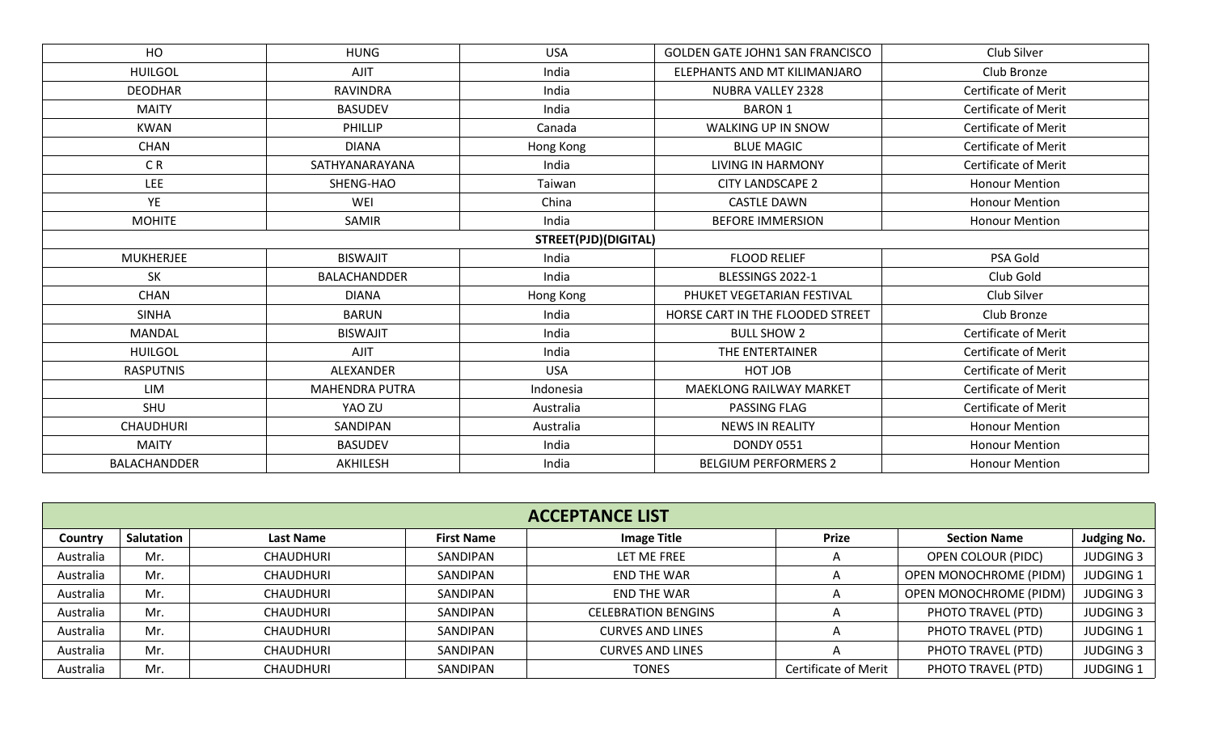| | | | | |
|---|---|---|---|---|
| HO | HUNG | USA | GOLDEN GATE JOHN1 SAN FRANCISCO | Club Silver |
| HUILGOL | AJIT | India | ELEPHANTS AND MT KILIMANJARO | Club Bronze |
| DEODHAR | RAVINDRA | India | NUBRA VALLEY 2328 | Certificate of Merit |
| MAITY | BASUDEV | India | BARON 1 | Certificate of Merit |
| KWAN | PHILLIP | Canada | WALKING UP IN SNOW | Certificate of Merit |
| CHAN | DIANA | Hong Kong | BLUE MAGIC | Certificate of Merit |
| C R | SATHYANARAYANA | India | LIVING IN HARMONY | Certificate of Merit |
| LEE | SHENG-HAO | Taiwan | CITY LANDSCAPE 2 | Honour Mention |
| YE | WEI | China | CASTLE DAWN | Honour Mention |
| MOHITE | SAMIR | India | BEFORE IMMERSION | Honour Mention |
| | | STREET(PJD)(DIGITAL) | | |
| MUKHERJEE | BISWAJIT | India | FLOOD RELIEF | PSA Gold |
| SK | BALACHANDDER | India | BLESSINGS 2022-1 | Club Gold |
| CHAN | DIANA | Hong Kong | PHUKET VEGETARIAN FESTIVAL | Club Silver |
| SINHA | BARUN | India | HORSE CART IN THE FLOODED STREET | Club Bronze |
| MANDAL | BISWAJIT | India | BULL SHOW 2 | Certificate of Merit |
| HUILGOL | AJIT | India | THE ENTERTAINER | Certificate of Merit |
| RASPUTNIS | ALEXANDER | USA | HOT JOB | Certificate of Merit |
| LIM | MAHENDRA PUTRA | Indonesia | MAEKLONG RAILWAY MARKET | Certificate of Merit |
| SHU | YAO ZU | Australia | PASSING FLAG | Certificate of Merit |
| CHAUDHURI | SANDIPAN | Australia | NEWS IN REALITY | Honour Mention |
| MAITY | BASUDEV | India | DONDY 0551 | Honour Mention |
| BALACHANDDER | AKHILESH | India | BELGIUM PERFORMERS 2 | Honour Mention |

## ACCEPTANCE LIST

| Country | Salutation | Last Name | First Name | Image Title | Prize | Section Name | Judging No. |
|---|---|---|---|---|---|---|---|
| Australia | Mr. | CHAUDHURI | SANDIPAN | LET ME FREE | A | OPEN COLOUR (PIDC) | JUDGING 3 |
| Australia | Mr. | CHAUDHURI | SANDIPAN | END THE WAR | A | OPEN MONOCHROME (PIDM) | JUDGING 1 |
| Australia | Mr. | CHAUDHURI | SANDIPAN | END THE WAR | A | OPEN MONOCHROME (PIDM) | JUDGING 3 |
| Australia | Mr. | CHAUDHURI | SANDIPAN | CELEBRATION BENGINS | A | PHOTO TRAVEL (PTD) | JUDGING 3 |
| Australia | Mr. | CHAUDHURI | SANDIPAN | CURVES AND LINES | A | PHOTO TRAVEL (PTD) | JUDGING 1 |
| Australia | Mr. | CHAUDHURI | SANDIPAN | CURVES AND LINES | A | PHOTO TRAVEL (PTD) | JUDGING 3 |
| Australia | Mr. | CHAUDHURI | SANDIPAN | TONES | Certificate of Merit | PHOTO TRAVEL (PTD) | JUDGING 1 |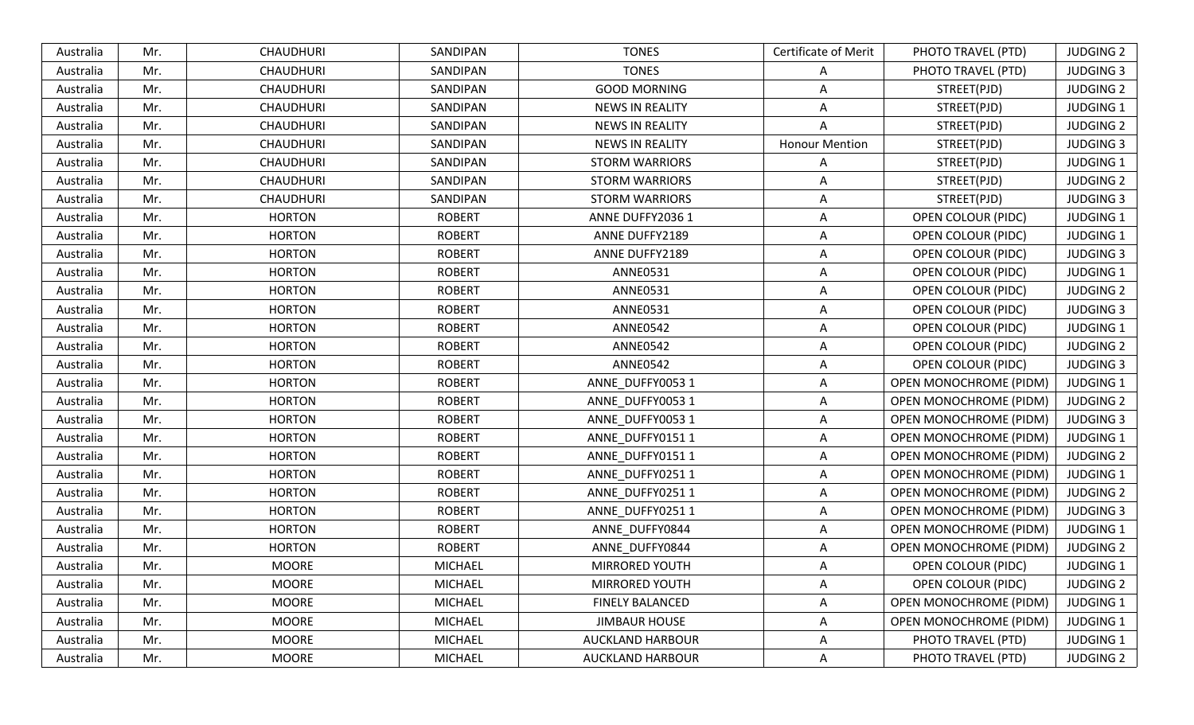| Australia | Mr. | CHAUDHURI | SANDIPAN | TONES | Certificate of Merit | PHOTO TRAVEL (PTD) | JUDGING 2 |
|---|---|---|---|---|---|---|---|
| Australia | Mr. | CHAUDHURI | SANDIPAN | TONES | A | PHOTO TRAVEL (PTD) | JUDGING 3 |
| Australia | Mr. | CHAUDHURI | SANDIPAN | GOOD MORNING | A | STREET(PJD) | JUDGING 2 |
| Australia | Mr. | CHAUDHURI | SANDIPAN | NEWS IN REALITY | A | STREET(PJD) | JUDGING 1 |
| Australia | Mr. | CHAUDHURI | SANDIPAN | NEWS IN REALITY | A | STREET(PJD) | JUDGING 2 |
| Australia | Mr. | CHAUDHURI | SANDIPAN | NEWS IN REALITY | Honour Mention | STREET(PJD) | JUDGING 3 |
| Australia | Mr. | CHAUDHURI | SANDIPAN | STORM WARRIORS | A | STREET(PJD) | JUDGING 1 |
| Australia | Mr. | CHAUDHURI | SANDIPAN | STORM WARRIORS | A | STREET(PJD) | JUDGING 2 |
| Australia | Mr. | CHAUDHURI | SANDIPAN | STORM WARRIORS | A | STREET(PJD) | JUDGING 3 |
| Australia | Mr. | HORTON | ROBERT | ANNE DUFFY2036 1 | A | OPEN COLOUR (PIDC) | JUDGING 1 |
| Australia | Mr. | HORTON | ROBERT | ANNE DUFFY2189 | A | OPEN COLOUR (PIDC) | JUDGING 1 |
| Australia | Mr. | HORTON | ROBERT | ANNE DUFFY2189 | A | OPEN COLOUR (PIDC) | JUDGING 3 |
| Australia | Mr. | HORTON | ROBERT | ANNE0531 | A | OPEN COLOUR (PIDC) | JUDGING 1 |
| Australia | Mr. | HORTON | ROBERT | ANNE0531 | A | OPEN COLOUR (PIDC) | JUDGING 2 |
| Australia | Mr. | HORTON | ROBERT | ANNE0531 | A | OPEN COLOUR (PIDC) | JUDGING 3 |
| Australia | Mr. | HORTON | ROBERT | ANNE0542 | A | OPEN COLOUR (PIDC) | JUDGING 1 |
| Australia | Mr. | HORTON | ROBERT | ANNE0542 | A | OPEN COLOUR (PIDC) | JUDGING 2 |
| Australia | Mr. | HORTON | ROBERT | ANNE0542 | A | OPEN COLOUR (PIDC) | JUDGING 3 |
| Australia | Mr. | HORTON | ROBERT | ANNE_DUFFY0053 1 | A | OPEN MONOCHROME (PIDM) | JUDGING 1 |
| Australia | Mr. | HORTON | ROBERT | ANNE_DUFFY0053 1 | A | OPEN MONOCHROME (PIDM) | JUDGING 2 |
| Australia | Mr. | HORTON | ROBERT | ANNE_DUFFY0053 1 | A | OPEN MONOCHROME (PIDM) | JUDGING 3 |
| Australia | Mr. | HORTON | ROBERT | ANNE_DUFFY0151 1 | A | OPEN MONOCHROME (PIDM) | JUDGING 1 |
| Australia | Mr. | HORTON | ROBERT | ANNE_DUFFY0151 1 | A | OPEN MONOCHROME (PIDM) | JUDGING 2 |
| Australia | Mr. | HORTON | ROBERT | ANNE_DUFFY0251 1 | A | OPEN MONOCHROME (PIDM) | JUDGING 1 |
| Australia | Mr. | HORTON | ROBERT | ANNE_DUFFY0251 1 | A | OPEN MONOCHROME (PIDM) | JUDGING 2 |
| Australia | Mr. | HORTON | ROBERT | ANNE_DUFFY0251 1 | A | OPEN MONOCHROME (PIDM) | JUDGING 3 |
| Australia | Mr. | HORTON | ROBERT | ANNE_DUFFY0844 | A | OPEN MONOCHROME (PIDM) | JUDGING 1 |
| Australia | Mr. | HORTON | ROBERT | ANNE_DUFFY0844 | A | OPEN MONOCHROME (PIDM) | JUDGING 2 |
| Australia | Mr. | MOORE | MICHAEL | MIRRORED YOUTH | A | OPEN COLOUR (PIDC) | JUDGING 1 |
| Australia | Mr. | MOORE | MICHAEL | MIRRORED YOUTH | A | OPEN COLOUR (PIDC) | JUDGING 2 |
| Australia | Mr. | MOORE | MICHAEL | FINELY BALANCED | A | OPEN MONOCHROME (PIDM) | JUDGING 1 |
| Australia | Mr. | MOORE | MICHAEL | JIMBAUR HOUSE | A | OPEN MONOCHROME (PIDM) | JUDGING 1 |
| Australia | Mr. | MOORE | MICHAEL | AUCKLAND HARBOUR | A | PHOTO TRAVEL (PTD) | JUDGING 1 |
| Australia | Mr. | MOORE | MICHAEL | AUCKLAND HARBOUR | A | PHOTO TRAVEL (PTD) | JUDGING 2 |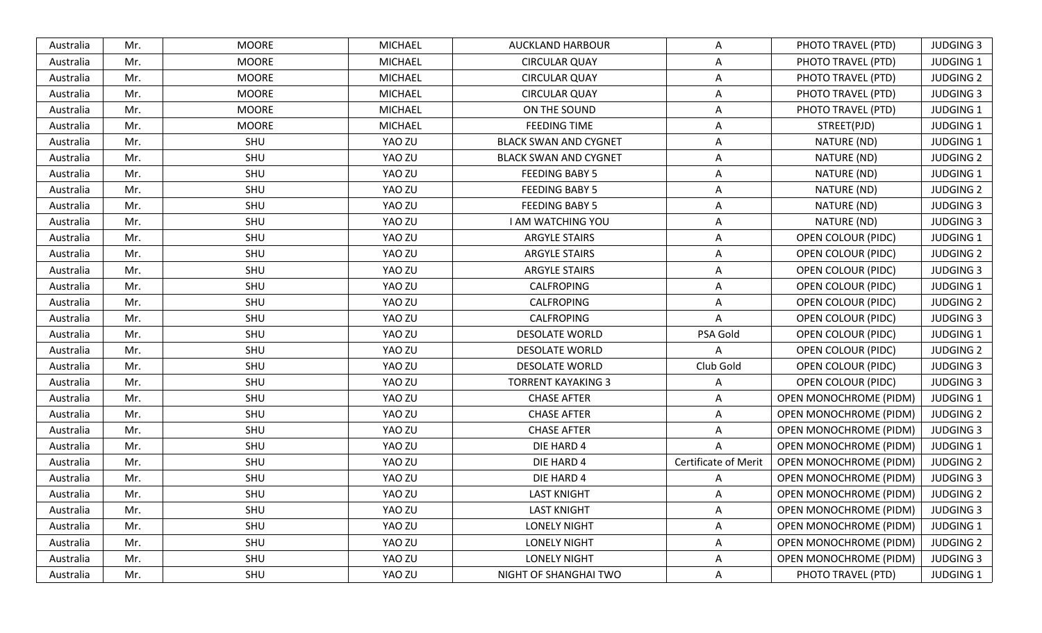| Australia | Mr. | MOORE | MICHAEL | AUCKLAND HARBOUR | A | PHOTO TRAVEL (PTD) | JUDGING 3 |
|---|---|---|---|---|---|---|---|
| Australia | Mr. | MOORE | MICHAEL | CIRCULAR QUAY | A | PHOTO TRAVEL (PTD) | JUDGING 1 |
| Australia | Mr. | MOORE | MICHAEL | CIRCULAR QUAY | A | PHOTO TRAVEL (PTD) | JUDGING 2 |
| Australia | Mr. | MOORE | MICHAEL | CIRCULAR QUAY | A | PHOTO TRAVEL (PTD) | JUDGING 3 |
| Australia | Mr. | MOORE | MICHAEL | ON THE SOUND | A | PHOTO TRAVEL (PTD) | JUDGING 1 |
| Australia | Mr. | MOORE | MICHAEL | FEEDING TIME | A | STREET(PJD) | JUDGING 1 |
| Australia | Mr. | SHU | YAO ZU | BLACK SWAN AND CYGNET | A | NATURE (ND) | JUDGING 1 |
| Australia | Mr. | SHU | YAO ZU | BLACK SWAN AND CYGNET | A | NATURE (ND) | JUDGING 2 |
| Australia | Mr. | SHU | YAO ZU | FEEDING BABY 5 | A | NATURE (ND) | JUDGING 1 |
| Australia | Mr. | SHU | YAO ZU | FEEDING BABY 5 | A | NATURE (ND) | JUDGING 2 |
| Australia | Mr. | SHU | YAO ZU | FEEDING BABY 5 | A | NATURE (ND) | JUDGING 3 |
| Australia | Mr. | SHU | YAO ZU | I AM WATCHING YOU | A | NATURE (ND) | JUDGING 3 |
| Australia | Mr. | SHU | YAO ZU | ARGYLE STAIRS | A | OPEN COLOUR (PIDC) | JUDGING 1 |
| Australia | Mr. | SHU | YAO ZU | ARGYLE STAIRS | A | OPEN COLOUR (PIDC) | JUDGING 2 |
| Australia | Mr. | SHU | YAO ZU | ARGYLE STAIRS | A | OPEN COLOUR (PIDC) | JUDGING 3 |
| Australia | Mr. | SHU | YAO ZU | CALFROPING | A | OPEN COLOUR (PIDC) | JUDGING 1 |
| Australia | Mr. | SHU | YAO ZU | CALFROPING | A | OPEN COLOUR (PIDC) | JUDGING 2 |
| Australia | Mr. | SHU | YAO ZU | CALFROPING | A | OPEN COLOUR (PIDC) | JUDGING 3 |
| Australia | Mr. | SHU | YAO ZU | DESOLATE WORLD | PSA Gold | OPEN COLOUR (PIDC) | JUDGING 1 |
| Australia | Mr. | SHU | YAO ZU | DESOLATE WORLD | A | OPEN COLOUR (PIDC) | JUDGING 2 |
| Australia | Mr. | SHU | YAO ZU | DESOLATE WORLD | Club Gold | OPEN COLOUR (PIDC) | JUDGING 3 |
| Australia | Mr. | SHU | YAO ZU | TORRENT KAYAKING 3 | A | OPEN COLOUR (PIDC) | JUDGING 3 |
| Australia | Mr. | SHU | YAO ZU | CHASE AFTER | A | OPEN MONOCHROME (PIDM) | JUDGING 1 |
| Australia | Mr. | SHU | YAO ZU | CHASE AFTER | A | OPEN MONOCHROME (PIDM) | JUDGING 2 |
| Australia | Mr. | SHU | YAO ZU | CHASE AFTER | A | OPEN MONOCHROME (PIDM) | JUDGING 3 |
| Australia | Mr. | SHU | YAO ZU | DIE HARD 4 | A | OPEN MONOCHROME (PIDM) | JUDGING 1 |
| Australia | Mr. | SHU | YAO ZU | DIE HARD 4 | Certificate of Merit | OPEN MONOCHROME (PIDM) | JUDGING 2 |
| Australia | Mr. | SHU | YAO ZU | DIE HARD 4 | A | OPEN MONOCHROME (PIDM) | JUDGING 3 |
| Australia | Mr. | SHU | YAO ZU | LAST KNIGHT | A | OPEN MONOCHROME (PIDM) | JUDGING 2 |
| Australia | Mr. | SHU | YAO ZU | LAST KNIGHT | A | OPEN MONOCHROME (PIDM) | JUDGING 3 |
| Australia | Mr. | SHU | YAO ZU | LONELY NIGHT | A | OPEN MONOCHROME (PIDM) | JUDGING 1 |
| Australia | Mr. | SHU | YAO ZU | LONELY NIGHT | A | OPEN MONOCHROME (PIDM) | JUDGING 2 |
| Australia | Mr. | SHU | YAO ZU | LONELY NIGHT | A | OPEN MONOCHROME (PIDM) | JUDGING 3 |
| Australia | Mr. | SHU | YAO ZU | NIGHT OF SHANGHAI TWO | A | PHOTO TRAVEL (PTD) | JUDGING 1 |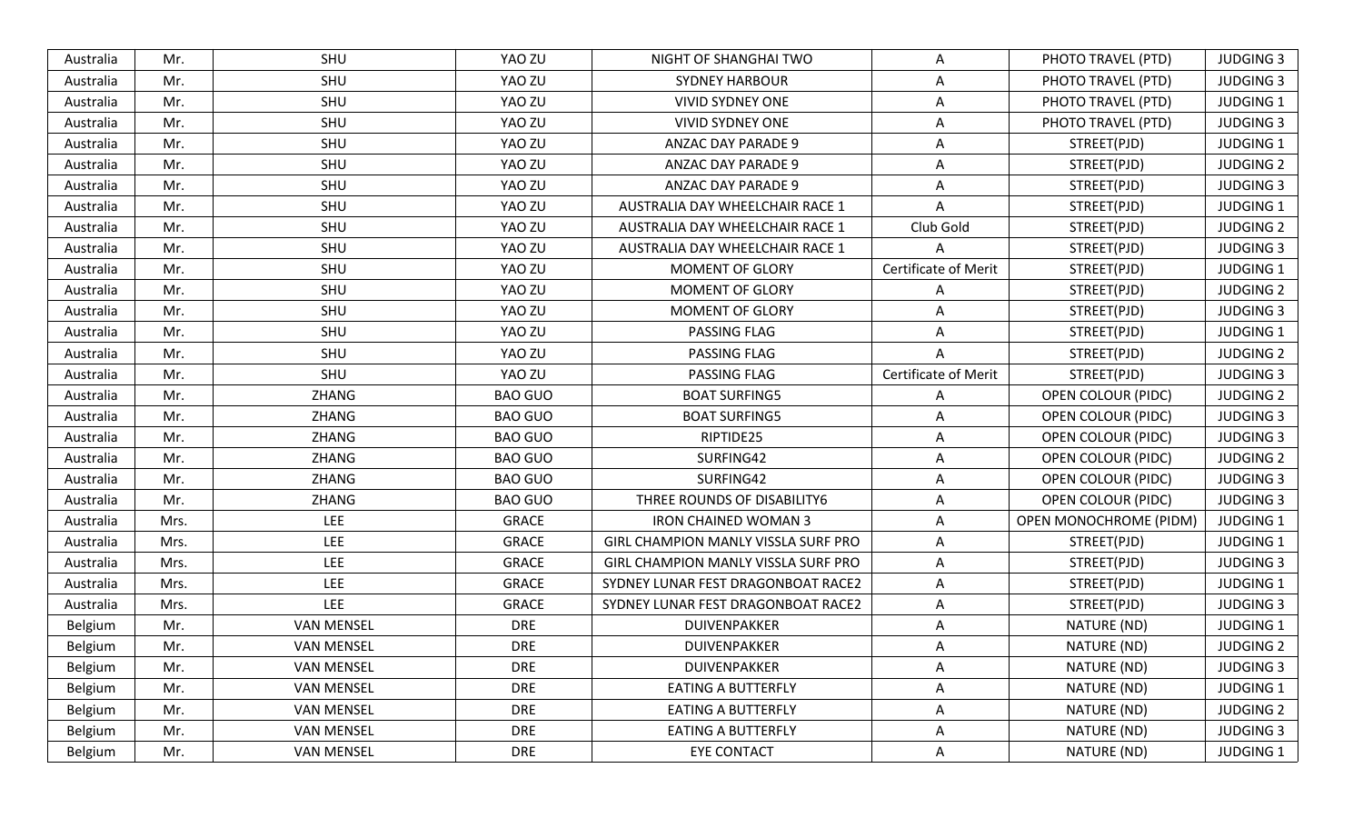| Australia | Mr. | SHU | YAO ZU | NIGHT OF SHANGHAI TWO | A | PHOTO TRAVEL (PTD) | JUDGING 3 |
|---|---|---|---|---|---|---|---|
| Australia | Mr. | SHU | YAO ZU | SYDNEY HARBOUR | A | PHOTO TRAVEL (PTD) | JUDGING 3 |
| Australia | Mr. | SHU | YAO ZU | VIVID SYDNEY ONE | A | PHOTO TRAVEL (PTD) | JUDGING 1 |
| Australia | Mr. | SHU | YAO ZU | VIVID SYDNEY ONE | A | PHOTO TRAVEL (PTD) | JUDGING 3 |
| Australia | Mr. | SHU | YAO ZU | ANZAC DAY PARADE 9 | A | STREET(PJD) | JUDGING 1 |
| Australia | Mr. | SHU | YAO ZU | ANZAC DAY PARADE 9 | A | STREET(PJD) | JUDGING 2 |
| Australia | Mr. | SHU | YAO ZU | ANZAC DAY PARADE 9 | A | STREET(PJD) | JUDGING 3 |
| Australia | Mr. | SHU | YAO ZU | AUSTRALIA DAY WHEELCHAIR RACE 1 | A | STREET(PJD) | JUDGING 1 |
| Australia | Mr. | SHU | YAO ZU | AUSTRALIA DAY WHEELCHAIR RACE 1 | Club Gold | STREET(PJD) | JUDGING 2 |
| Australia | Mr. | SHU | YAO ZU | AUSTRALIA DAY WHEELCHAIR RACE 1 | A | STREET(PJD) | JUDGING 3 |
| Australia | Mr. | SHU | YAO ZU | MOMENT OF GLORY | Certificate of Merit | STREET(PJD) | JUDGING 1 |
| Australia | Mr. | SHU | YAO ZU | MOMENT OF GLORY | A | STREET(PJD) | JUDGING 2 |
| Australia | Mr. | SHU | YAO ZU | MOMENT OF GLORY | A | STREET(PJD) | JUDGING 3 |
| Australia | Mr. | SHU | YAO ZU | PASSING FLAG | A | STREET(PJD) | JUDGING 1 |
| Australia | Mr. | SHU | YAO ZU | PASSING FLAG | A | STREET(PJD) | JUDGING 2 |
| Australia | Mr. | SHU | YAO ZU | PASSING FLAG | Certificate of Merit | STREET(PJD) | JUDGING 3 |
| Australia | Mr. | ZHANG | BAO GUO | BOAT SURFING5 | A | OPEN COLOUR (PIDC) | JUDGING 2 |
| Australia | Mr. | ZHANG | BAO GUO | BOAT SURFING5 | A | OPEN COLOUR (PIDC) | JUDGING 3 |
| Australia | Mr. | ZHANG | BAO GUO | RIPTIDE25 | A | OPEN COLOUR (PIDC) | JUDGING 3 |
| Australia | Mr. | ZHANG | BAO GUO | SURFING42 | A | OPEN COLOUR (PIDC) | JUDGING 2 |
| Australia | Mr. | ZHANG | BAO GUO | SURFING42 | A | OPEN COLOUR (PIDC) | JUDGING 3 |
| Australia | Mr. | ZHANG | BAO GUO | THREE ROUNDS OF DISABILITY6 | A | OPEN COLOUR (PIDC) | JUDGING 3 |
| Australia | Mrs. | LEE | GRACE | IRON CHAINED WOMAN 3 | A | OPEN MONOCHROME (PIDM) | JUDGING 1 |
| Australia | Mrs. | LEE | GRACE | GIRL CHAMPION MANLY VISSLA SURF PRO | A | STREET(PJD) | JUDGING 1 |
| Australia | Mrs. | LEE | GRACE | GIRL CHAMPION MANLY VISSLA SURF PRO | A | STREET(PJD) | JUDGING 3 |
| Australia | Mrs. | LEE | GRACE | SYDNEY LUNAR FEST DRAGONBOAT RACE2 | A | STREET(PJD) | JUDGING 1 |
| Australia | Mrs. | LEE | GRACE | SYDNEY LUNAR FEST DRAGONBOAT RACE2 | A | STREET(PJD) | JUDGING 3 |
| Belgium | Mr. | VAN MENSEL | DRE | DUIVENPAKKER | A | NATURE (ND) | JUDGING 1 |
| Belgium | Mr. | VAN MENSEL | DRE | DUIVENPAKKER | A | NATURE (ND) | JUDGING 2 |
| Belgium | Mr. | VAN MENSEL | DRE | DUIVENPAKKER | A | NATURE (ND) | JUDGING 3 |
| Belgium | Mr. | VAN MENSEL | DRE | EATING A BUTTERFLY | A | NATURE (ND) | JUDGING 1 |
| Belgium | Mr. | VAN MENSEL | DRE | EATING A BUTTERFLY | A | NATURE (ND) | JUDGING 2 |
| Belgium | Mr. | VAN MENSEL | DRE | EATING A BUTTERFLY | A | NATURE (ND) | JUDGING 3 |
| Belgium | Mr. | VAN MENSEL | DRE | EYE CONTACT | A | NATURE (ND) | JUDGING 1 |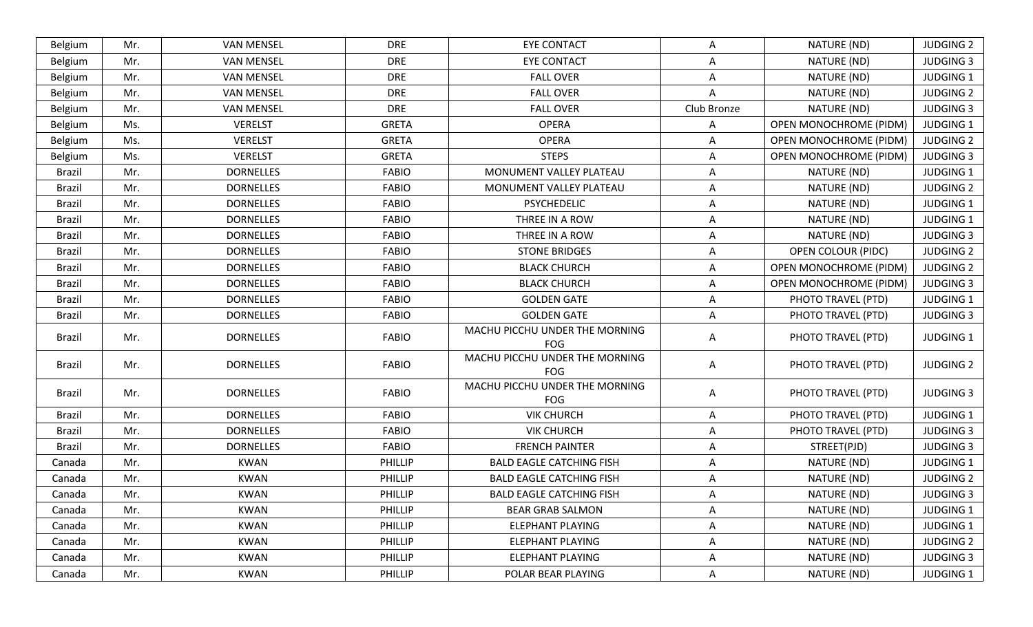| Belgium | Mr. | VAN MENSEL | DRE | EYE CONTACT | A | NATURE (ND) | JUDGING 2 |
|---|---|---|---|---|---|---|---|
| Belgium | Mr. | VAN MENSEL | DRE | EYE CONTACT | A | NATURE (ND) | JUDGING 3 |
| Belgium | Mr. | VAN MENSEL | DRE | FALL OVER | A | NATURE (ND) | JUDGING 1 |
| Belgium | Mr. | VAN MENSEL | DRE | FALL OVER | A | NATURE (ND) | JUDGING 2 |
| Belgium | Mr. | VAN MENSEL | DRE | FALL OVER | Club Bronze | NATURE (ND) | JUDGING 3 |
| Belgium | Ms. | VERELST | GRETA | OPERA | A | OPEN MONOCHROME (PIDM) | JUDGING 1 |
| Belgium | Ms. | VERELST | GRETA | OPERA | A | OPEN MONOCHROME (PIDM) | JUDGING 2 |
| Belgium | Ms. | VERELST | GRETA | STEPS | A | OPEN MONOCHROME (PIDM) | JUDGING 3 |
| Brazil | Mr. | DORNELLES | FABIO | MONUMENT VALLEY PLATEAU | A | NATURE (ND) | JUDGING 1 |
| Brazil | Mr. | DORNELLES | FABIO | MONUMENT VALLEY PLATEAU | A | NATURE (ND) | JUDGING 2 |
| Brazil | Mr. | DORNELLES | FABIO | PSYCHEDELIC | A | NATURE (ND) | JUDGING 1 |
| Brazil | Mr. | DORNELLES | FABIO | THREE IN A ROW | A | NATURE (ND) | JUDGING 1 |
| Brazil | Mr. | DORNELLES | FABIO | THREE IN A ROW | A | NATURE (ND) | JUDGING 3 |
| Brazil | Mr. | DORNELLES | FABIO | STONE BRIDGES | A | OPEN COLOUR (PIDC) | JUDGING 2 |
| Brazil | Mr. | DORNELLES | FABIO | BLACK CHURCH | A | OPEN MONOCHROME (PIDM) | JUDGING 2 |
| Brazil | Mr. | DORNELLES | FABIO | BLACK CHURCH | A | OPEN MONOCHROME (PIDM) | JUDGING 3 |
| Brazil | Mr. | DORNELLES | FABIO | GOLDEN GATE | A | PHOTO TRAVEL (PTD) | JUDGING 1 |
| Brazil | Mr. | DORNELLES | FABIO | GOLDEN GATE | A | PHOTO TRAVEL (PTD) | JUDGING 3 |
| Brazil | Mr. | DORNELLES | FABIO | MACHU PICCHU UNDER THE MORNING FOG | A | PHOTO TRAVEL (PTD) | JUDGING 1 |
| Brazil | Mr. | DORNELLES | FABIO | MACHU PICCHU UNDER THE MORNING FOG | A | PHOTO TRAVEL (PTD) | JUDGING 2 |
| Brazil | Mr. | DORNELLES | FABIO | MACHU PICCHU UNDER THE MORNING FOG | A | PHOTO TRAVEL (PTD) | JUDGING 3 |
| Brazil | Mr. | DORNELLES | FABIO | VIK CHURCH | A | PHOTO TRAVEL (PTD) | JUDGING 1 |
| Brazil | Mr. | DORNELLES | FABIO | VIK CHURCH | A | PHOTO TRAVEL (PTD) | JUDGING 3 |
| Brazil | Mr. | DORNELLES | FABIO | FRENCH PAINTER | A | STREET(PJD) | JUDGING 3 |
| Canada | Mr. | KWAN | PHILLIP | BALD EAGLE CATCHING FISH | A | NATURE (ND) | JUDGING 1 |
| Canada | Mr. | KWAN | PHILLIP | BALD EAGLE CATCHING FISH | A | NATURE (ND) | JUDGING 2 |
| Canada | Mr. | KWAN | PHILLIP | BALD EAGLE CATCHING FISH | A | NATURE (ND) | JUDGING 3 |
| Canada | Mr. | KWAN | PHILLIP | BEAR GRAB SALMON | A | NATURE (ND) | JUDGING 1 |
| Canada | Mr. | KWAN | PHILLIP | ELEPHANT PLAYING | A | NATURE (ND) | JUDGING 1 |
| Canada | Mr. | KWAN | PHILLIP | ELEPHANT PLAYING | A | NATURE (ND) | JUDGING 2 |
| Canada | Mr. | KWAN | PHILLIP | ELEPHANT PLAYING | A | NATURE (ND) | JUDGING 3 |
| Canada | Mr. | KWAN | PHILLIP | POLAR BEAR PLAYING | A | NATURE (ND) | JUDGING 1 |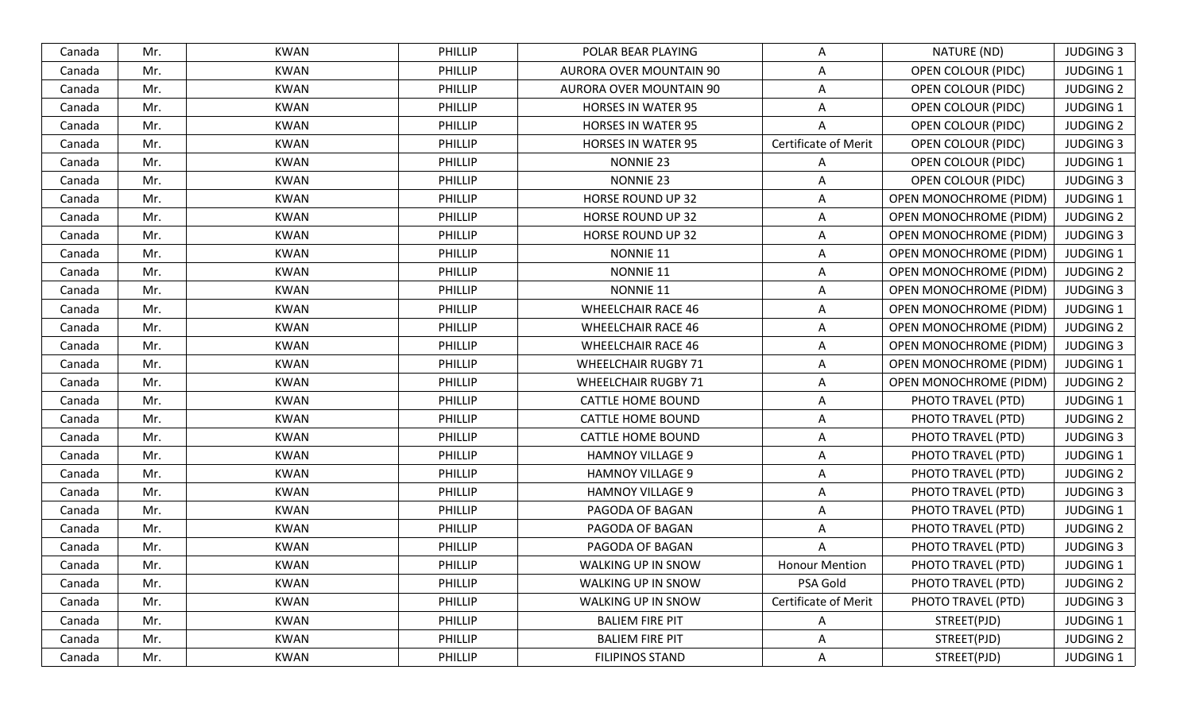| Canada | Mr. | KWAN | PHILLIP | POLAR BEAR PLAYING | A | NATURE (ND) | JUDGING 3 |
|---|---|---|---|---|---|---|---|
| Canada | Mr. | KWAN | PHILLIP | AURORA OVER MOUNTAIN 90 | A | OPEN COLOUR (PIDC) | JUDGING 1 |
| Canada | Mr. | KWAN | PHILLIP | AURORA OVER MOUNTAIN 90 | A | OPEN COLOUR (PIDC) | JUDGING 2 |
| Canada | Mr. | KWAN | PHILLIP | HORSES IN WATER 95 | A | OPEN COLOUR (PIDC) | JUDGING 1 |
| Canada | Mr. | KWAN | PHILLIP | HORSES IN WATER 95 | A | OPEN COLOUR (PIDC) | JUDGING 2 |
| Canada | Mr. | KWAN | PHILLIP | HORSES IN WATER 95 | Certificate of Merit | OPEN COLOUR (PIDC) | JUDGING 3 |
| Canada | Mr. | KWAN | PHILLIP | NONNIE 23 | A | OPEN COLOUR (PIDC) | JUDGING 1 |
| Canada | Mr. | KWAN | PHILLIP | NONNIE 23 | A | OPEN COLOUR (PIDC) | JUDGING 3 |
| Canada | Mr. | KWAN | PHILLIP | HORSE ROUND UP 32 | A | OPEN MONOCHROME (PIDM) | JUDGING 1 |
| Canada | Mr. | KWAN | PHILLIP | HORSE ROUND UP 32 | A | OPEN MONOCHROME (PIDM) | JUDGING 2 |
| Canada | Mr. | KWAN | PHILLIP | HORSE ROUND UP 32 | A | OPEN MONOCHROME (PIDM) | JUDGING 3 |
| Canada | Mr. | KWAN | PHILLIP | NONNIE 11 | A | OPEN MONOCHROME (PIDM) | JUDGING 1 |
| Canada | Mr. | KWAN | PHILLIP | NONNIE 11 | A | OPEN MONOCHROME (PIDM) | JUDGING 2 |
| Canada | Mr. | KWAN | PHILLIP | NONNIE 11 | A | OPEN MONOCHROME (PIDM) | JUDGING 3 |
| Canada | Mr. | KWAN | PHILLIP | WHEELCHAIR RACE 46 | A | OPEN MONOCHROME (PIDM) | JUDGING 1 |
| Canada | Mr. | KWAN | PHILLIP | WHEELCHAIR RACE 46 | A | OPEN MONOCHROME (PIDM) | JUDGING 2 |
| Canada | Mr. | KWAN | PHILLIP | WHEELCHAIR RACE 46 | A | OPEN MONOCHROME (PIDM) | JUDGING 3 |
| Canada | Mr. | KWAN | PHILLIP | WHEELCHAIR RUGBY 71 | A | OPEN MONOCHROME (PIDM) | JUDGING 1 |
| Canada | Mr. | KWAN | PHILLIP | WHEELCHAIR RUGBY 71 | A | OPEN MONOCHROME (PIDM) | JUDGING 2 |
| Canada | Mr. | KWAN | PHILLIP | CATTLE HOME BOUND | A | PHOTO TRAVEL (PTD) | JUDGING 1 |
| Canada | Mr. | KWAN | PHILLIP | CATTLE HOME BOUND | A | PHOTO TRAVEL (PTD) | JUDGING 2 |
| Canada | Mr. | KWAN | PHILLIP | CATTLE HOME BOUND | A | PHOTO TRAVEL (PTD) | JUDGING 3 |
| Canada | Mr. | KWAN | PHILLIP | HAMNOY VILLAGE 9 | A | PHOTO TRAVEL (PTD) | JUDGING 1 |
| Canada | Mr. | KWAN | PHILLIP | HAMNOY VILLAGE 9 | A | PHOTO TRAVEL (PTD) | JUDGING 2 |
| Canada | Mr. | KWAN | PHILLIP | HAMNOY VILLAGE 9 | A | PHOTO TRAVEL (PTD) | JUDGING 3 |
| Canada | Mr. | KWAN | PHILLIP | PAGODA OF BAGAN | A | PHOTO TRAVEL (PTD) | JUDGING 1 |
| Canada | Mr. | KWAN | PHILLIP | PAGODA OF BAGAN | A | PHOTO TRAVEL (PTD) | JUDGING 2 |
| Canada | Mr. | KWAN | PHILLIP | PAGODA OF BAGAN | A | PHOTO TRAVEL (PTD) | JUDGING 3 |
| Canada | Mr. | KWAN | PHILLIP | WALKING UP IN SNOW | Honour Mention | PHOTO TRAVEL (PTD) | JUDGING 1 |
| Canada | Mr. | KWAN | PHILLIP | WALKING UP IN SNOW | PSA Gold | PHOTO TRAVEL (PTD) | JUDGING 2 |
| Canada | Mr. | KWAN | PHILLIP | WALKING UP IN SNOW | Certificate of Merit | PHOTO TRAVEL (PTD) | JUDGING 3 |
| Canada | Mr. | KWAN | PHILLIP | BALIEM FIRE PIT | A | STREET(PJD) | JUDGING 1 |
| Canada | Mr. | KWAN | PHILLIP | BALIEM FIRE PIT | A | STREET(PJD) | JUDGING 2 |
| Canada | Mr. | KWAN | PHILLIP | FILIPINOS STAND | A | STREET(PJD) | JUDGING 1 |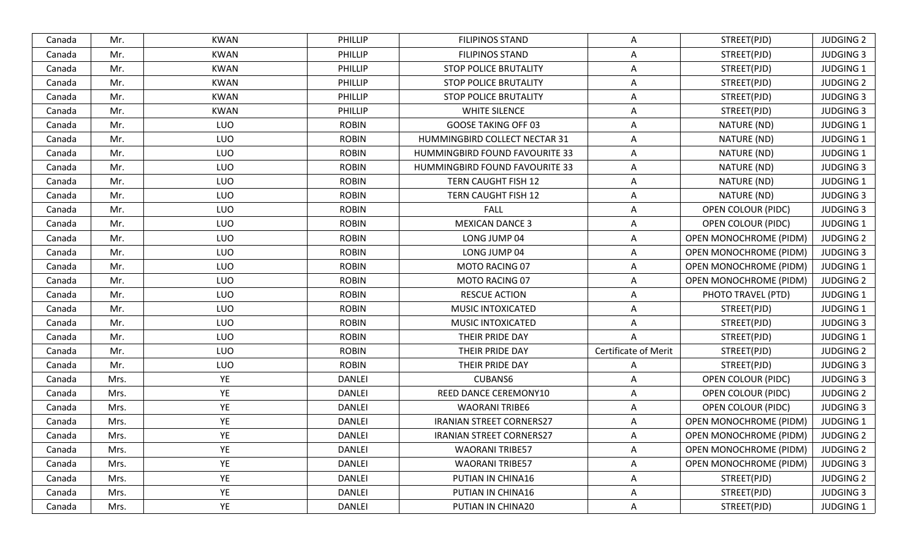| Canada | Mr. | KWAN | PHILLIP | FILIPINOS STAND | A | STREET(PJD) | JUDGING 2 |
|---|---|---|---|---|---|---|---|
| Canada | Mr. | KWAN | PHILLIP | FILIPINOS STAND | A | STREET(PJD) | JUDGING 3 |
| Canada | Mr. | KWAN | PHILLIP | STOP POLICE BRUTALITY | A | STREET(PJD) | JUDGING 1 |
| Canada | Mr. | KWAN | PHILLIP | STOP POLICE BRUTALITY | A | STREET(PJD) | JUDGING 2 |
| Canada | Mr. | KWAN | PHILLIP | STOP POLICE BRUTALITY | A | STREET(PJD) | JUDGING 3 |
| Canada | Mr. | KWAN | PHILLIP | WHITE SILENCE | A | STREET(PJD) | JUDGING 3 |
| Canada | Mr. | LUO | ROBIN | GOOSE TAKING OFF 03 | A | NATURE (ND) | JUDGING 1 |
| Canada | Mr. | LUO | ROBIN | HUMMINGBIRD COLLECT NECTAR 31 | A | NATURE (ND) | JUDGING 1 |
| Canada | Mr. | LUO | ROBIN | HUMMINGBIRD FOUND FAVOURITE 33 | A | NATURE (ND) | JUDGING 1 |
| Canada | Mr. | LUO | ROBIN | HUMMINGBIRD FOUND FAVOURITE 33 | A | NATURE (ND) | JUDGING 3 |
| Canada | Mr. | LUO | ROBIN | TERN CAUGHT FISH 12 | A | NATURE (ND) | JUDGING 1 |
| Canada | Mr. | LUO | ROBIN | TERN CAUGHT FISH 12 | A | NATURE (ND) | JUDGING 3 |
| Canada | Mr. | LUO | ROBIN | FALL | A | OPEN COLOUR (PIDC) | JUDGING 3 |
| Canada | Mr. | LUO | ROBIN | MEXICAN DANCE 3 | A | OPEN COLOUR (PIDC) | JUDGING 1 |
| Canada | Mr. | LUO | ROBIN | LONG JUMP 04 | A | OPEN MONOCHROME (PIDM) | JUDGING 2 |
| Canada | Mr. | LUO | ROBIN | LONG JUMP 04 | A | OPEN MONOCHROME (PIDM) | JUDGING 3 |
| Canada | Mr. | LUO | ROBIN | MOTO RACING 07 | A | OPEN MONOCHROME (PIDM) | JUDGING 1 |
| Canada | Mr. | LUO | ROBIN | MOTO RACING 07 | A | OPEN MONOCHROME (PIDM) | JUDGING 2 |
| Canada | Mr. | LUO | ROBIN | RESCUE ACTION | A | PHOTO TRAVEL (PTD) | JUDGING 1 |
| Canada | Mr. | LUO | ROBIN | MUSIC INTOXICATED | A | STREET(PJD) | JUDGING 1 |
| Canada | Mr. | LUO | ROBIN | MUSIC INTOXICATED | A | STREET(PJD) | JUDGING 3 |
| Canada | Mr. | LUO | ROBIN | THEIR PRIDE DAY | A | STREET(PJD) | JUDGING 1 |
| Canada | Mr. | LUO | ROBIN | THEIR PRIDE DAY | Certificate of Merit | STREET(PJD) | JUDGING 2 |
| Canada | Mr. | LUO | ROBIN | THEIR PRIDE DAY | A | STREET(PJD) | JUDGING 3 |
| Canada | Mrs. | YE | DANLEI | CUBANS6 | A | OPEN COLOUR (PIDC) | JUDGING 3 |
| Canada | Mrs. | YE | DANLEI | REED DANCE CEREMONY10 | A | OPEN COLOUR (PIDC) | JUDGING 2 |
| Canada | Mrs. | YE | DANLEI | WAORANI TRIBE6 | A | OPEN COLOUR (PIDC) | JUDGING 3 |
| Canada | Mrs. | YE | DANLEI | IRANIAN STREET CORNERS27 | A | OPEN MONOCHROME (PIDM) | JUDGING 1 |
| Canada | Mrs. | YE | DANLEI | IRANIAN STREET CORNERS27 | A | OPEN MONOCHROME (PIDM) | JUDGING 2 |
| Canada | Mrs. | YE | DANLEI | WAORANI TRIBE57 | A | OPEN MONOCHROME (PIDM) | JUDGING 2 |
| Canada | Mrs. | YE | DANLEI | WAORANI TRIBE57 | A | OPEN MONOCHROME (PIDM) | JUDGING 3 |
| Canada | Mrs. | YE | DANLEI | PUTIAN IN CHINA16 | A | STREET(PJD) | JUDGING 2 |
| Canada | Mrs. | YE | DANLEI | PUTIAN IN CHINA16 | A | STREET(PJD) | JUDGING 3 |
| Canada | Mrs. | YE | DANLEI | PUTIAN IN CHINA20 | A | STREET(PJD) | JUDGING 1 |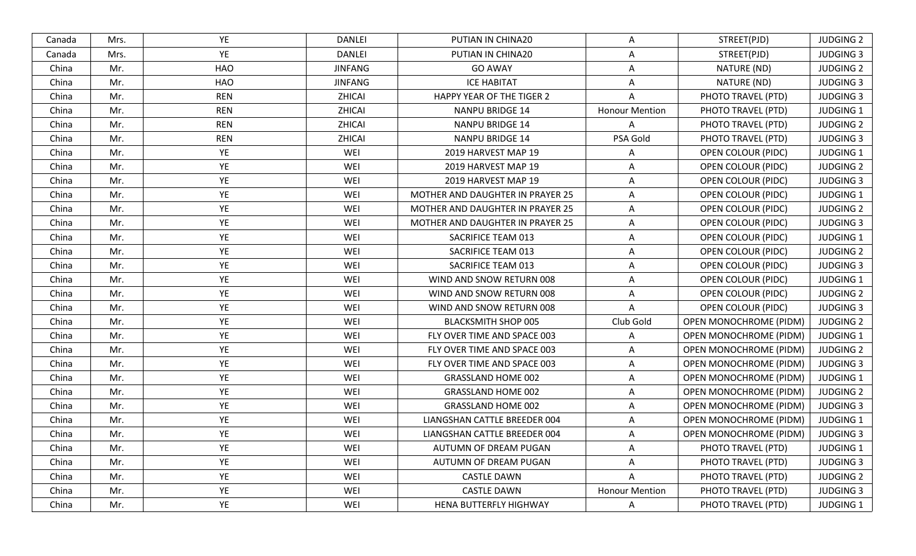| Canada | Mrs. | YE | DANLEI | PUTIAN IN CHINA20 | A | STREET(PJD) | JUDGING 2 |
|---|---|---|---|---|---|---|---|
| Canada | Mrs. | YE | DANLEI | PUTIAN IN CHINA20 | A | STREET(PJD) | JUDGING 3 |
| China | Mr. | HAO | JINFANG | GO AWAY | A | NATURE (ND) | JUDGING 2 |
| China | Mr. | HAO | JINFANG | ICE HABITAT | A | NATURE (ND) | JUDGING 3 |
| China | Mr. | REN | ZHICAI | HAPPY YEAR OF THE TIGER 2 | A | PHOTO TRAVEL (PTD) | JUDGING 3 |
| China | Mr. | REN | ZHICAI | NANPU BRIDGE 14 | Honour Mention | PHOTO TRAVEL (PTD) | JUDGING 1 |
| China | Mr. | REN | ZHICAI | NANPU BRIDGE 14 | A | PHOTO TRAVEL (PTD) | JUDGING 2 |
| China | Mr. | REN | ZHICAI | NANPU BRIDGE 14 | PSA Gold | PHOTO TRAVEL (PTD) | JUDGING 3 |
| China | Mr. | YE | WEI | 2019 HARVEST MAP 19 | A | OPEN COLOUR (PIDC) | JUDGING 1 |
| China | Mr. | YE | WEI | 2019 HARVEST MAP 19 | A | OPEN COLOUR (PIDC) | JUDGING 2 |
| China | Mr. | YE | WEI | 2019 HARVEST MAP 19 | A | OPEN COLOUR (PIDC) | JUDGING 3 |
| China | Mr. | YE | WEI | MOTHER AND DAUGHTER IN PRAYER 25 | A | OPEN COLOUR (PIDC) | JUDGING 1 |
| China | Mr. | YE | WEI | MOTHER AND DAUGHTER IN PRAYER 25 | A | OPEN COLOUR (PIDC) | JUDGING 2 |
| China | Mr. | YE | WEI | MOTHER AND DAUGHTER IN PRAYER 25 | A | OPEN COLOUR (PIDC) | JUDGING 3 |
| China | Mr. | YE | WEI | SACRIFICE TEAM 013 | A | OPEN COLOUR (PIDC) | JUDGING 1 |
| China | Mr. | YE | WEI | SACRIFICE TEAM 013 | A | OPEN COLOUR (PIDC) | JUDGING 2 |
| China | Mr. | YE | WEI | SACRIFICE TEAM 013 | A | OPEN COLOUR (PIDC) | JUDGING 3 |
| China | Mr. | YE | WEI | WIND AND SNOW RETURN 008 | A | OPEN COLOUR (PIDC) | JUDGING 1 |
| China | Mr. | YE | WEI | WIND AND SNOW RETURN 008 | A | OPEN COLOUR (PIDC) | JUDGING 2 |
| China | Mr. | YE | WEI | WIND AND SNOW RETURN 008 | A | OPEN COLOUR (PIDC) | JUDGING 3 |
| China | Mr. | YE | WEI | BLACKSMITH SHOP 005 | Club Gold | OPEN MONOCHROME (PIDM) | JUDGING 2 |
| China | Mr. | YE | WEI | FLY OVER TIME AND SPACE 003 | A | OPEN MONOCHROME (PIDM) | JUDGING 1 |
| China | Mr. | YE | WEI | FLY OVER TIME AND SPACE 003 | A | OPEN MONOCHROME (PIDM) | JUDGING 2 |
| China | Mr. | YE | WEI | FLY OVER TIME AND SPACE 003 | A | OPEN MONOCHROME (PIDM) | JUDGING 3 |
| China | Mr. | YE | WEI | GRASSLAND HOME 002 | A | OPEN MONOCHROME (PIDM) | JUDGING 1 |
| China | Mr. | YE | WEI | GRASSLAND HOME 002 | A | OPEN MONOCHROME (PIDM) | JUDGING 2 |
| China | Mr. | YE | WEI | GRASSLAND HOME 002 | A | OPEN MONOCHROME (PIDM) | JUDGING 3 |
| China | Mr. | YE | WEI | LIANGSHAN CATTLE BREEDER 004 | A | OPEN MONOCHROME (PIDM) | JUDGING 1 |
| China | Mr. | YE | WEI | LIANGSHAN CATTLE BREEDER 004 | A | OPEN MONOCHROME (PIDM) | JUDGING 3 |
| China | Mr. | YE | WEI | AUTUMN OF DREAM PUGAN | A | PHOTO TRAVEL (PTD) | JUDGING 1 |
| China | Mr. | YE | WEI | AUTUMN OF DREAM PUGAN | A | PHOTO TRAVEL (PTD) | JUDGING 3 |
| China | Mr. | YE | WEI | CASTLE DAWN | A | PHOTO TRAVEL (PTD) | JUDGING 2 |
| China | Mr. | YE | WEI | CASTLE DAWN | Honour Mention | PHOTO TRAVEL (PTD) | JUDGING 3 |
| China | Mr. | YE | WEI | HENA BUTTERFLY HIGHWAY | A | PHOTO TRAVEL (PTD) | JUDGING 1 |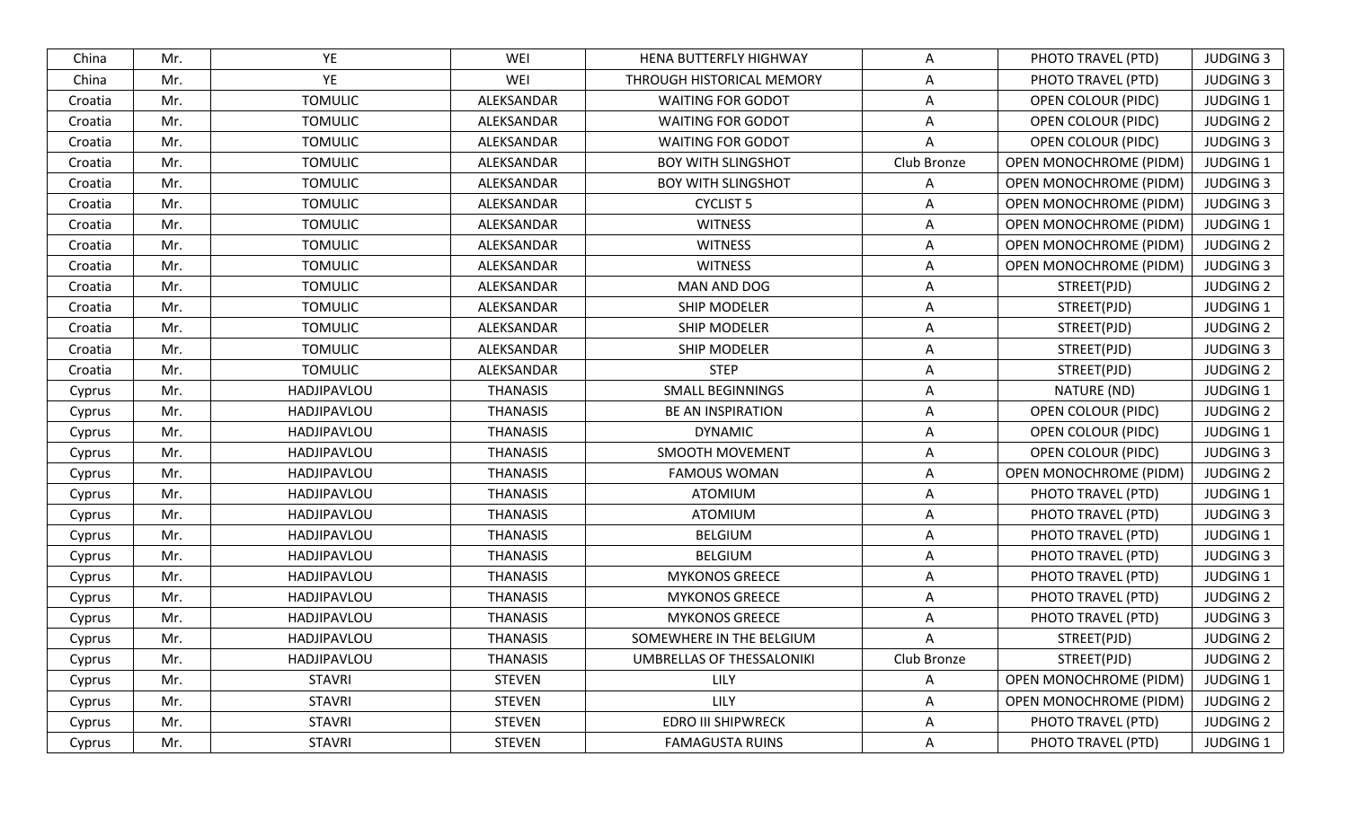| China | Mr. | YE | WEI | HENA BUTTERFLY HIGHWAY | A | PHOTO TRAVEL (PTD) | JUDGING 3 |
|---|---|---|---|---|---|---|---|
| China | Mr. | YE | WEI | THROUGH HISTORICAL MEMORY | A | PHOTO TRAVEL (PTD) | JUDGING 3 |
| Croatia | Mr. | TOMULIC | ALEKSANDAR | WAITING FOR GODOT | A | OPEN COLOUR (PIDC) | JUDGING 1 |
| Croatia | Mr. | TOMULIC | ALEKSANDAR | WAITING FOR GODOT | A | OPEN COLOUR (PIDC) | JUDGING 2 |
| Croatia | Mr. | TOMULIC | ALEKSANDAR | WAITING FOR GODOT | A | OPEN COLOUR (PIDC) | JUDGING 3 |
| Croatia | Mr. | TOMULIC | ALEKSANDAR | BOY WITH SLINGSHOT | Club Bronze | OPEN MONOCHROME (PIDM) | JUDGING 1 |
| Croatia | Mr. | TOMULIC | ALEKSANDAR | BOY WITH SLINGSHOT | A | OPEN MONOCHROME (PIDM) | JUDGING 3 |
| Croatia | Mr. | TOMULIC | ALEKSANDAR | CYCLIST 5 | A | OPEN MONOCHROME (PIDM) | JUDGING 3 |
| Croatia | Mr. | TOMULIC | ALEKSANDAR | WITNESS | A | OPEN MONOCHROME (PIDM) | JUDGING 1 |
| Croatia | Mr. | TOMULIC | ALEKSANDAR | WITNESS | A | OPEN MONOCHROME (PIDM) | JUDGING 2 |
| Croatia | Mr. | TOMULIC | ALEKSANDAR | WITNESS | A | OPEN MONOCHROME (PIDM) | JUDGING 3 |
| Croatia | Mr. | TOMULIC | ALEKSANDAR | MAN AND DOG | A | STREET(PJD) | JUDGING 2 |
| Croatia | Mr. | TOMULIC | ALEKSANDAR | SHIP MODELER | A | STREET(PJD) | JUDGING 1 |
| Croatia | Mr. | TOMULIC | ALEKSANDAR | SHIP MODELER | A | STREET(PJD) | JUDGING 2 |
| Croatia | Mr. | TOMULIC | ALEKSANDAR | SHIP MODELER | A | STREET(PJD) | JUDGING 3 |
| Croatia | Mr. | TOMULIC | ALEKSANDAR | STEP | A | STREET(PJD) | JUDGING 2 |
| Cyprus | Mr. | HADJIPAVLOU | THANASIS | SMALL BEGINNINGS | A | NATURE (ND) | JUDGING 1 |
| Cyprus | Mr. | HADJIPAVLOU | THANASIS | BE AN INSPIRATION | A | OPEN COLOUR (PIDC) | JUDGING 2 |
| Cyprus | Mr. | HADJIPAVLOU | THANASIS | DYNAMIC | A | OPEN COLOUR (PIDC) | JUDGING 1 |
| Cyprus | Mr. | HADJIPAVLOU | THANASIS | SMOOTH MOVEMENT | A | OPEN COLOUR (PIDC) | JUDGING 3 |
| Cyprus | Mr. | HADJIPAVLOU | THANASIS | FAMOUS WOMAN | A | OPEN MONOCHROME (PIDM) | JUDGING 2 |
| Cyprus | Mr. | HADJIPAVLOU | THANASIS | ATOMIUM | A | PHOTO TRAVEL (PTD) | JUDGING 1 |
| Cyprus | Mr. | HADJIPAVLOU | THANASIS | ATOMIUM | A | PHOTO TRAVEL (PTD) | JUDGING 3 |
| Cyprus | Mr. | HADJIPAVLOU | THANASIS | BELGIUM | A | PHOTO TRAVEL (PTD) | JUDGING 1 |
| Cyprus | Mr. | HADJIPAVLOU | THANASIS | BELGIUM | A | PHOTO TRAVEL (PTD) | JUDGING 3 |
| Cyprus | Mr. | HADJIPAVLOU | THANASIS | MYKONOS GREECE | A | PHOTO TRAVEL (PTD) | JUDGING 1 |
| Cyprus | Mr. | HADJIPAVLOU | THANASIS | MYKONOS GREECE | A | PHOTO TRAVEL (PTD) | JUDGING 2 |
| Cyprus | Mr. | HADJIPAVLOU | THANASIS | MYKONOS GREECE | A | PHOTO TRAVEL (PTD) | JUDGING 3 |
| Cyprus | Mr. | HADJIPAVLOU | THANASIS | SOMEWHERE IN THE BELGIUM | A | STREET(PJD) | JUDGING 2 |
| Cyprus | Mr. | HADJIPAVLOU | THANASIS | UMBRELLAS OF THESSALONIKI | Club Bronze | STREET(PJD) | JUDGING 2 |
| Cyprus | Mr. | STAVRI | STEVEN | LILY | A | OPEN MONOCHROME (PIDM) | JUDGING 1 |
| Cyprus | Mr. | STAVRI | STEVEN | LILY | A | OPEN MONOCHROME (PIDM) | JUDGING 2 |
| Cyprus | Mr. | STAVRI | STEVEN | EDRO III SHIPWRECK | A | PHOTO TRAVEL (PTD) | JUDGING 2 |
| Cyprus | Mr. | STAVRI | STEVEN | FAMAGUSTA RUINS | A | PHOTO TRAVEL (PTD) | JUDGING 1 |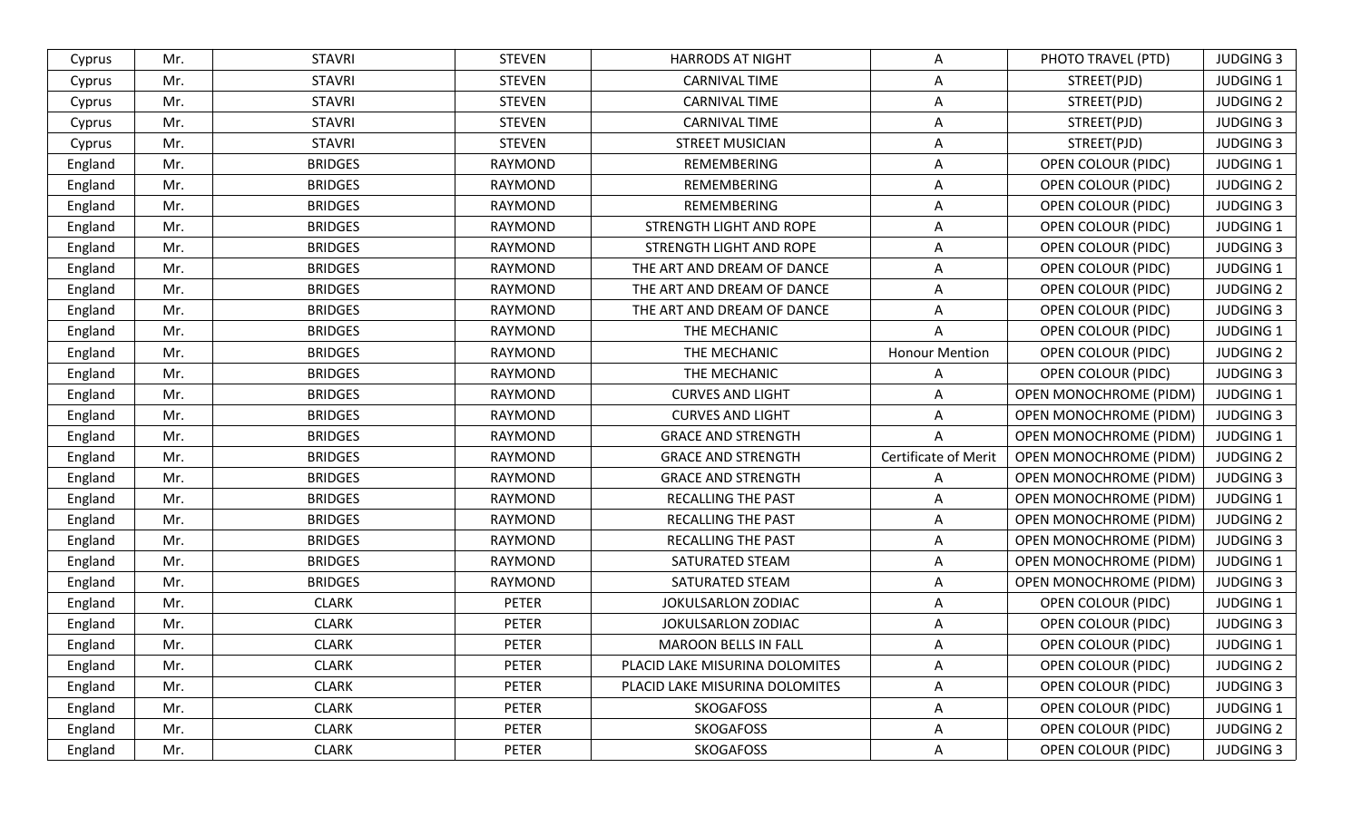| Cyprus | Mr. | STAVRI | STEVEN | HARRODS AT NIGHT | A | PHOTO TRAVEL (PTD) | JUDGING 3 |
|---|---|---|---|---|---|---|---|
| Cyprus | Mr. | STAVRI | STEVEN | CARNIVAL TIME | A | STREET(PJD) | JUDGING 1 |
| Cyprus | Mr. | STAVRI | STEVEN | CARNIVAL TIME | A | STREET(PJD) | JUDGING 2 |
| Cyprus | Mr. | STAVRI | STEVEN | CARNIVAL TIME | A | STREET(PJD) | JUDGING 3 |
| Cyprus | Mr. | STAVRI | STEVEN | STREET MUSICIAN | A | STREET(PJD) | JUDGING 3 |
| England | Mr. | BRIDGES | RAYMOND | REMEMBERING | A | OPEN COLOUR (PIDC) | JUDGING 1 |
| England | Mr. | BRIDGES | RAYMOND | REMEMBERING | A | OPEN COLOUR (PIDC) | JUDGING 2 |
| England | Mr. | BRIDGES | RAYMOND | REMEMBERING | A | OPEN COLOUR (PIDC) | JUDGING 3 |
| England | Mr. | BRIDGES | RAYMOND | STRENGTH LIGHT AND ROPE | A | OPEN COLOUR (PIDC) | JUDGING 1 |
| England | Mr. | BRIDGES | RAYMOND | STRENGTH LIGHT AND ROPE | A | OPEN COLOUR (PIDC) | JUDGING 3 |
| England | Mr. | BRIDGES | RAYMOND | THE ART AND DREAM OF DANCE | A | OPEN COLOUR (PIDC) | JUDGING 1 |
| England | Mr. | BRIDGES | RAYMOND | THE ART AND DREAM OF DANCE | A | OPEN COLOUR (PIDC) | JUDGING 2 |
| England | Mr. | BRIDGES | RAYMOND | THE ART AND DREAM OF DANCE | A | OPEN COLOUR (PIDC) | JUDGING 3 |
| England | Mr. | BRIDGES | RAYMOND | THE MECHANIC | A | OPEN COLOUR (PIDC) | JUDGING 1 |
| England | Mr. | BRIDGES | RAYMOND | THE MECHANIC | Honour Mention | OPEN COLOUR (PIDC) | JUDGING 2 |
| England | Mr. | BRIDGES | RAYMOND | THE MECHANIC | A | OPEN COLOUR (PIDC) | JUDGING 3 |
| England | Mr. | BRIDGES | RAYMOND | CURVES AND LIGHT | A | OPEN MONOCHROME (PIDM) | JUDGING 1 |
| England | Mr. | BRIDGES | RAYMOND | CURVES AND LIGHT | A | OPEN MONOCHROME (PIDM) | JUDGING 3 |
| England | Mr. | BRIDGES | RAYMOND | GRACE AND STRENGTH | A | OPEN MONOCHROME (PIDM) | JUDGING 1 |
| England | Mr. | BRIDGES | RAYMOND | GRACE AND STRENGTH | Certificate of Merit | OPEN MONOCHROME (PIDM) | JUDGING 2 |
| England | Mr. | BRIDGES | RAYMOND | GRACE AND STRENGTH | A | OPEN MONOCHROME (PIDM) | JUDGING 3 |
| England | Mr. | BRIDGES | RAYMOND | RECALLING THE PAST | A | OPEN MONOCHROME (PIDM) | JUDGING 1 |
| England | Mr. | BRIDGES | RAYMOND | RECALLING THE PAST | A | OPEN MONOCHROME (PIDM) | JUDGING 2 |
| England | Mr. | BRIDGES | RAYMOND | RECALLING THE PAST | A | OPEN MONOCHROME (PIDM) | JUDGING 3 |
| England | Mr. | BRIDGES | RAYMOND | SATURATED STEAM | A | OPEN MONOCHROME (PIDM) | JUDGING 1 |
| England | Mr. | BRIDGES | RAYMOND | SATURATED STEAM | A | OPEN MONOCHROME (PIDM) | JUDGING 3 |
| England | Mr. | CLARK | PETER | JOKULSARLON ZODIAC | A | OPEN COLOUR (PIDC) | JUDGING 1 |
| England | Mr. | CLARK | PETER | JOKULSARLON ZODIAC | A | OPEN COLOUR (PIDC) | JUDGING 3 |
| England | Mr. | CLARK | PETER | MAROON BELLS IN FALL | A | OPEN COLOUR (PIDC) | JUDGING 1 |
| England | Mr. | CLARK | PETER | PLACID LAKE MISURINA DOLOMITES | A | OPEN COLOUR (PIDC) | JUDGING 2 |
| England | Mr. | CLARK | PETER | PLACID LAKE MISURINA DOLOMITES | A | OPEN COLOUR (PIDC) | JUDGING 3 |
| England | Mr. | CLARK | PETER | SKOGAFOSS | A | OPEN COLOUR (PIDC) | JUDGING 1 |
| England | Mr. | CLARK | PETER | SKOGAFOSS | A | OPEN COLOUR (PIDC) | JUDGING 2 |
| England | Mr. | CLARK | PETER | SKOGAFOSS | A | OPEN COLOUR (PIDC) | JUDGING 3 |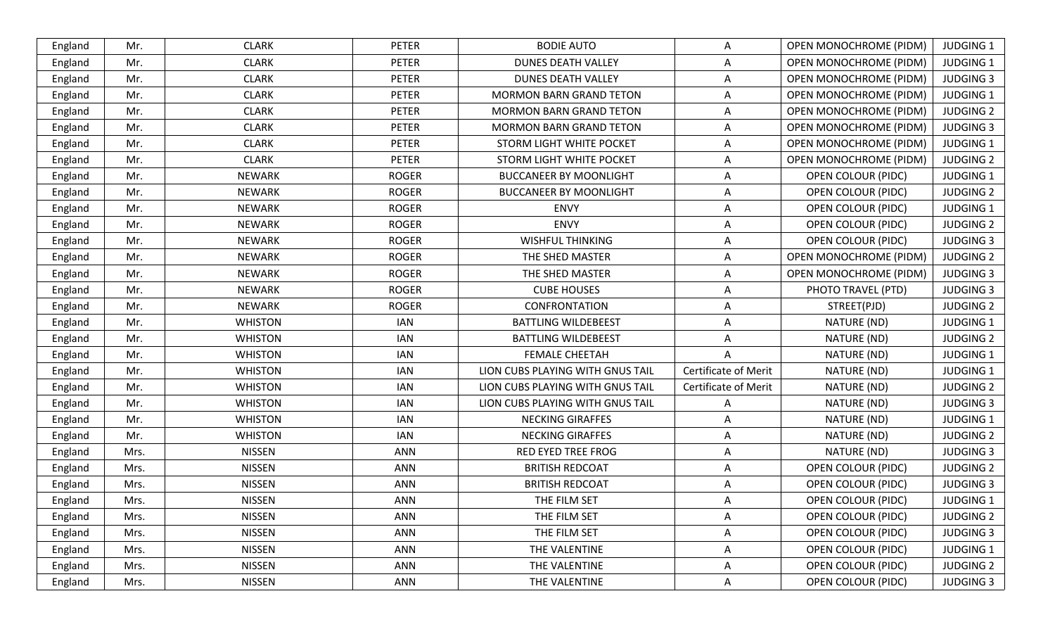| England | Mr. | CLARK | PETER | BODIE AUTO | A | OPEN MONOCHROME (PIDM) | JUDGING 1 |
|---|---|---|---|---|---|---|---|
| England | Mr. | CLARK | PETER | DUNES DEATH VALLEY | A | OPEN MONOCHROME (PIDM) | JUDGING 1 |
| England | Mr. | CLARK | PETER | DUNES DEATH VALLEY | A | OPEN MONOCHROME (PIDM) | JUDGING 3 |
| England | Mr. | CLARK | PETER | MORMON BARN GRAND TETON | A | OPEN MONOCHROME (PIDM) | JUDGING 1 |
| England | Mr. | CLARK | PETER | MORMON BARN GRAND TETON | A | OPEN MONOCHROME (PIDM) | JUDGING 2 |
| England | Mr. | CLARK | PETER | MORMON BARN GRAND TETON | A | OPEN MONOCHROME (PIDM) | JUDGING 3 |
| England | Mr. | CLARK | PETER | STORM LIGHT WHITE POCKET | A | OPEN MONOCHROME (PIDM) | JUDGING 1 |
| England | Mr. | CLARK | PETER | STORM LIGHT WHITE POCKET | A | OPEN MONOCHROME (PIDM) | JUDGING 2 |
| England | Mr. | NEWARK | ROGER | BUCCANEER BY MOONLIGHT | A | OPEN COLOUR (PIDC) | JUDGING 1 |
| England | Mr. | NEWARK | ROGER | BUCCANEER BY MOONLIGHT | A | OPEN COLOUR (PIDC) | JUDGING 2 |
| England | Mr. | NEWARK | ROGER | ENVY | A | OPEN COLOUR (PIDC) | JUDGING 1 |
| England | Mr. | NEWARK | ROGER | ENVY | A | OPEN COLOUR (PIDC) | JUDGING 2 |
| England | Mr. | NEWARK | ROGER | WISHFUL THINKING | A | OPEN COLOUR (PIDC) | JUDGING 3 |
| England | Mr. | NEWARK | ROGER | THE SHED MASTER | A | OPEN MONOCHROME (PIDM) | JUDGING 2 |
| England | Mr. | NEWARK | ROGER | THE SHED MASTER | A | OPEN MONOCHROME (PIDM) | JUDGING 3 |
| England | Mr. | NEWARK | ROGER | CUBE HOUSES | A | PHOTO TRAVEL (PTD) | JUDGING 3 |
| England | Mr. | NEWARK | ROGER | CONFRONTATION | A | STREET(PJD) | JUDGING 2 |
| England | Mr. | WHISTON | IAN | BATTLING WILDEBEEST | A | NATURE (ND) | JUDGING 1 |
| England | Mr. | WHISTON | IAN | BATTLING WILDEBEEST | A | NATURE (ND) | JUDGING 2 |
| England | Mr. | WHISTON | IAN | FEMALE CHEETAH | A | NATURE (ND) | JUDGING 1 |
| England | Mr. | WHISTON | IAN | LION CUBS PLAYING WITH GNUS TAIL | Certificate of Merit | NATURE (ND) | JUDGING 1 |
| England | Mr. | WHISTON | IAN | LION CUBS PLAYING WITH GNUS TAIL | Certificate of Merit | NATURE (ND) | JUDGING 2 |
| England | Mr. | WHISTON | IAN | LION CUBS PLAYING WITH GNUS TAIL | A | NATURE (ND) | JUDGING 3 |
| England | Mr. | WHISTON | IAN | NECKING GIRAFFES | A | NATURE (ND) | JUDGING 1 |
| England | Mr. | WHISTON | IAN | NECKING GIRAFFES | A | NATURE (ND) | JUDGING 2 |
| England | Mrs. | NISSEN | ANN | RED EYED TREE FROG | A | NATURE (ND) | JUDGING 3 |
| England | Mrs. | NISSEN | ANN | BRITISH REDCOAT | A | OPEN COLOUR (PIDC) | JUDGING 2 |
| England | Mrs. | NISSEN | ANN | BRITISH REDCOAT | A | OPEN COLOUR (PIDC) | JUDGING 3 |
| England | Mrs. | NISSEN | ANN | THE FILM SET | A | OPEN COLOUR (PIDC) | JUDGING 1 |
| England | Mrs. | NISSEN | ANN | THE FILM SET | A | OPEN COLOUR (PIDC) | JUDGING 2 |
| England | Mrs. | NISSEN | ANN | THE FILM SET | A | OPEN COLOUR (PIDC) | JUDGING 3 |
| England | Mrs. | NISSEN | ANN | THE VALENTINE | A | OPEN COLOUR (PIDC) | JUDGING 1 |
| England | Mrs. | NISSEN | ANN | THE VALENTINE | A | OPEN COLOUR (PIDC) | JUDGING 2 |
| England | Mrs. | NISSEN | ANN | THE VALENTINE | A | OPEN COLOUR (PIDC) | JUDGING 3 |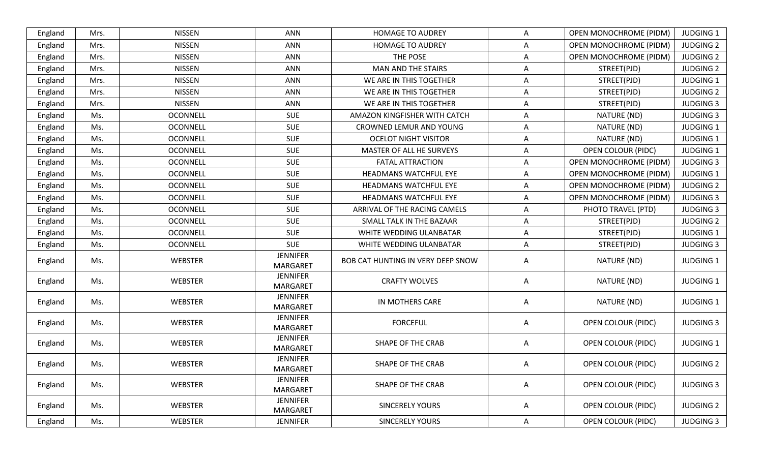| England | Mrs. | NISSEN | ANN | HOMAGE TO AUDREY | A | OPEN MONOCHROME (PIDM) | JUDGING 1 |
|---|---|---|---|---|---|---|---|
| England | Mrs. | NISSEN | ANN | HOMAGE TO AUDREY | A | OPEN MONOCHROME (PIDM) | JUDGING 2 |
| England | Mrs. | NISSEN | ANN | THE POSE | A | OPEN MONOCHROME (PIDM) | JUDGING 2 |
| England | Mrs. | NISSEN | ANN | MAN AND THE STAIRS | A | STREET(PJD) | JUDGING 2 |
| England | Mrs. | NISSEN | ANN | WE ARE IN THIS TOGETHER | A | STREET(PJD) | JUDGING 1 |
| England | Mrs. | NISSEN | ANN | WE ARE IN THIS TOGETHER | A | STREET(PJD) | JUDGING 2 |
| England | Mrs. | NISSEN | ANN | WE ARE IN THIS TOGETHER | A | STREET(PJD) | JUDGING 3 |
| England | Ms. | OCONNELL | SUE | AMAZON KINGFISHER WITH CATCH | A | NATURE (ND) | JUDGING 3 |
| England | Ms. | OCONNELL | SUE | CROWNED LEMUR AND YOUNG | A | NATURE (ND) | JUDGING 1 |
| England | Ms. | OCONNELL | SUE | OCELOT NIGHT VISITOR | A | NATURE (ND) | JUDGING 1 |
| England | Ms. | OCONNELL | SUE | MASTER OF ALL HE SURVEYS | A | OPEN COLOUR (PIDC) | JUDGING 1 |
| England | Ms. | OCONNELL | SUE | FATAL ATTRACTION | A | OPEN MONOCHROME (PIDM) | JUDGING 3 |
| England | Ms. | OCONNELL | SUE | HEADMANS WATCHFUL EYE | A | OPEN MONOCHROME (PIDM) | JUDGING 1 |
| England | Ms. | OCONNELL | SUE | HEADMANS WATCHFUL EYE | A | OPEN MONOCHROME (PIDM) | JUDGING 2 |
| England | Ms. | OCONNELL | SUE | HEADMANS WATCHFUL EYE | A | OPEN MONOCHROME (PIDM) | JUDGING 3 |
| England | Ms. | OCONNELL | SUE | ARRIVAL OF THE RACING CAMELS | A | PHOTO TRAVEL (PTD) | JUDGING 3 |
| England | Ms. | OCONNELL | SUE | SMALL TALK IN THE BAZAAR | A | STREET(PJD) | JUDGING 2 |
| England | Ms. | OCONNELL | SUE | WHITE WEDDING ULANBATAR | A | STREET(PJD) | JUDGING 1 |
| England | Ms. | OCONNELL | SUE | WHITE WEDDING ULANBATAR | A | STREET(PJD) | JUDGING 3 |
| England | Ms. | WEBSTER | JENNIFER MARGARET | BOB CAT HUNTING IN VERY DEEP SNOW | A | NATURE (ND) | JUDGING 1 |
| England | Ms. | WEBSTER | JENNIFER MARGARET | CRAFTY WOLVES | A | NATURE (ND) | JUDGING 1 |
| England | Ms. | WEBSTER | JENNIFER MARGARET | IN MOTHERS CARE | A | NATURE (ND) | JUDGING 1 |
| England | Ms. | WEBSTER | JENNIFER MARGARET | FORCEFUL | A | OPEN COLOUR (PIDC) | JUDGING 3 |
| England | Ms. | WEBSTER | JENNIFER MARGARET | SHAPE OF THE CRAB | A | OPEN COLOUR (PIDC) | JUDGING 1 |
| England | Ms. | WEBSTER | JENNIFER MARGARET | SHAPE OF THE CRAB | A | OPEN COLOUR (PIDC) | JUDGING 2 |
| England | Ms. | WEBSTER | JENNIFER MARGARET | SHAPE OF THE CRAB | A | OPEN COLOUR (PIDC) | JUDGING 3 |
| England | Ms. | WEBSTER | JENNIFER MARGARET | SINCERELY YOURS | A | OPEN COLOUR (PIDC) | JUDGING 2 |
| England | Ms. | WEBSTER | JENNIFER | SINCERELY YOURS | A | OPEN COLOUR (PIDC) | JUDGING 3 |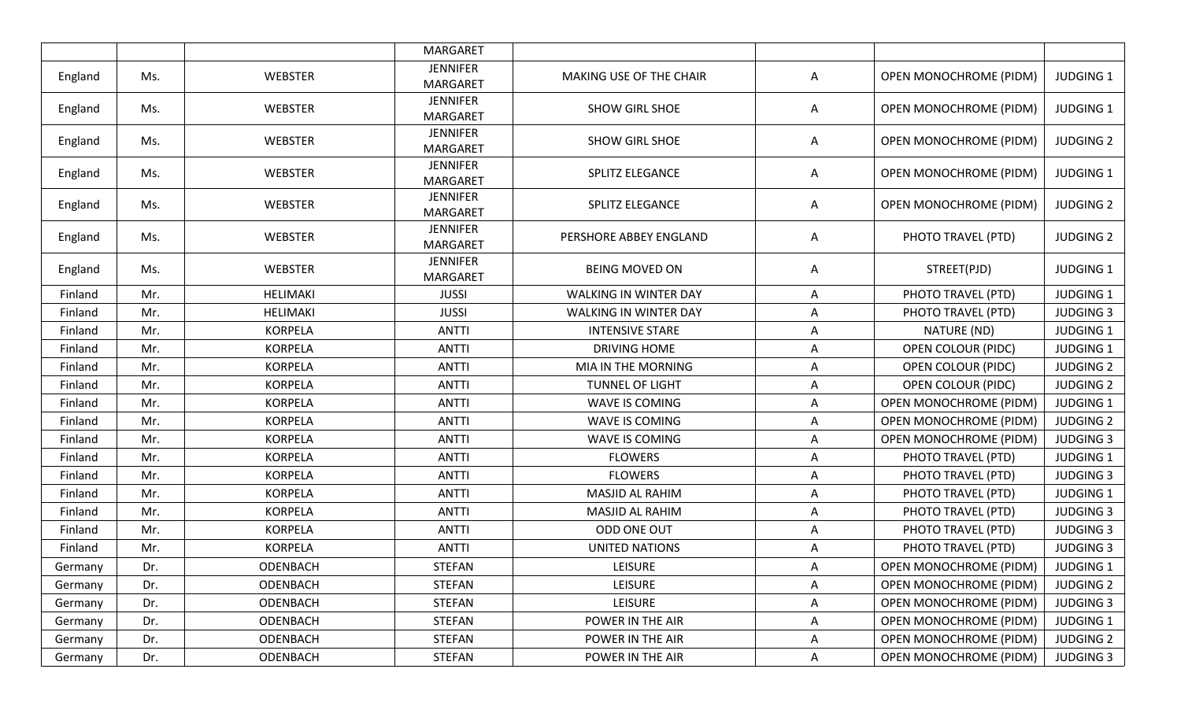| | | | MARGARET | | | | |
|---|---|---|---|---|---|---|---|
| England | Ms. | WEBSTER | JENNIFER MARGARET | MAKING USE OF THE CHAIR | A | OPEN MONOCHROME (PIDM) | JUDGING 1 |
| England | Ms. | WEBSTER | JENNIFER MARGARET | SHOW GIRL SHOE | A | OPEN MONOCHROME (PIDM) | JUDGING 1 |
| England | Ms. | WEBSTER | JENNIFER MARGARET | SHOW GIRL SHOE | A | OPEN MONOCHROME (PIDM) | JUDGING 2 |
| England | Ms. | WEBSTER | JENNIFER MARGARET | SPLITZ ELEGANCE | A | OPEN MONOCHROME (PIDM) | JUDGING 1 |
| England | Ms. | WEBSTER | JENNIFER MARGARET | SPLITZ ELEGANCE | A | OPEN MONOCHROME (PIDM) | JUDGING 2 |
| England | Ms. | WEBSTER | JENNIFER MARGARET | PERSHORE ABBEY ENGLAND | A | PHOTO TRAVEL (PTD) | JUDGING 2 |
| England | Ms. | WEBSTER | JENNIFER MARGARET | BEING MOVED ON | A | STREET(PJD) | JUDGING 1 |
| Finland | Mr. | HELIMAKI | JUSSI | WALKING IN WINTER DAY | A | PHOTO TRAVEL (PTD) | JUDGING 1 |
| Finland | Mr. | HELIMAKI | JUSSI | WALKING IN WINTER DAY | A | PHOTO TRAVEL (PTD) | JUDGING 3 |
| Finland | Mr. | KORPELA | ANTTI | INTENSIVE STARE | A | NATURE (ND) | JUDGING 1 |
| Finland | Mr. | KORPELA | ANTTI | DRIVING HOME | A | OPEN COLOUR (PIDC) | JUDGING 1 |
| Finland | Mr. | KORPELA | ANTTI | MIA IN THE MORNING | A | OPEN COLOUR (PIDC) | JUDGING 2 |
| Finland | Mr. | KORPELA | ANTTI | TUNNEL OF LIGHT | A | OPEN COLOUR (PIDC) | JUDGING 2 |
| Finland | Mr. | KORPELA | ANTTI | WAVE IS COMING | A | OPEN MONOCHROME (PIDM) | JUDGING 1 |
| Finland | Mr. | KORPELA | ANTTI | WAVE IS COMING | A | OPEN MONOCHROME (PIDM) | JUDGING 2 |
| Finland | Mr. | KORPELA | ANTTI | WAVE IS COMING | A | OPEN MONOCHROME (PIDM) | JUDGING 3 |
| Finland | Mr. | KORPELA | ANTTI | FLOWERS | A | PHOTO TRAVEL (PTD) | JUDGING 1 |
| Finland | Mr. | KORPELA | ANTTI | FLOWERS | A | PHOTO TRAVEL (PTD) | JUDGING 3 |
| Finland | Mr. | KORPELA | ANTTI | MASJID AL RAHIM | A | PHOTO TRAVEL (PTD) | JUDGING 1 |
| Finland | Mr. | KORPELA | ANTTI | MASJID AL RAHIM | A | PHOTO TRAVEL (PTD) | JUDGING 3 |
| Finland | Mr. | KORPELA | ANTTI | ODD ONE OUT | A | PHOTO TRAVEL (PTD) | JUDGING 3 |
| Finland | Mr. | KORPELA | ANTTI | UNITED NATIONS | A | PHOTO TRAVEL (PTD) | JUDGING 3 |
| Germany | Dr. | ODENBACH | STEFAN | LEISURE | A | OPEN MONOCHROME (PIDM) | JUDGING 1 |
| Germany | Dr. | ODENBACH | STEFAN | LEISURE | A | OPEN MONOCHROME (PIDM) | JUDGING 2 |
| Germany | Dr. | ODENBACH | STEFAN | LEISURE | A | OPEN MONOCHROME (PIDM) | JUDGING 3 |
| Germany | Dr. | ODENBACH | STEFAN | POWER IN THE AIR | A | OPEN MONOCHROME (PIDM) | JUDGING 1 |
| Germany | Dr. | ODENBACH | STEFAN | POWER IN THE AIR | A | OPEN MONOCHROME (PIDM) | JUDGING 2 |
| Germany | Dr. | ODENBACH | STEFAN | POWER IN THE AIR | A | OPEN MONOCHROME (PIDM) | JUDGING 3 |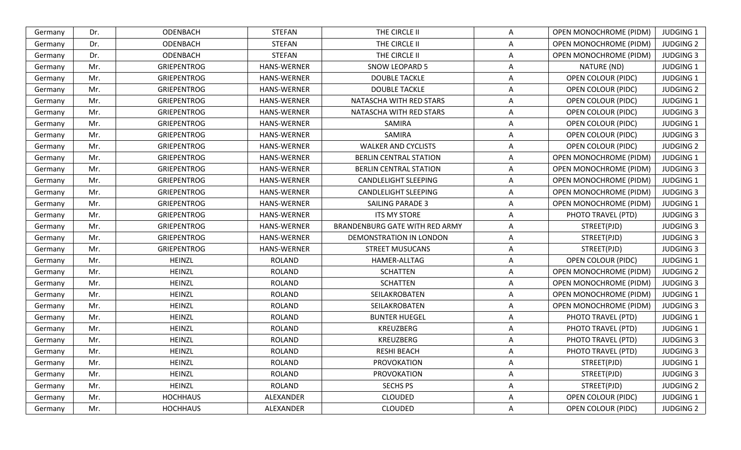| Germany | Dr. | ODENBACH | STEFAN | THE CIRCLE II | A | OPEN MONOCHROME (PIDM) | JUDGING 1 |
|---|---|---|---|---|---|---|---|
| Germany | Dr. | ODENBACH | STEFAN | THE CIRCLE II | A | OPEN MONOCHROME (PIDM) | JUDGING 2 |
| Germany | Dr. | ODENBACH | STEFAN | THE CIRCLE II | A | OPEN MONOCHROME (PIDM) | JUDGING 3 |
| Germany | Mr. | GRIEPENTROG | HANS-WERNER | SNOW LEOPARD 5 | A | NATURE (ND) | JUDGING 1 |
| Germany | Mr. | GRIEPENTROG | HANS-WERNER | DOUBLE TACKLE | A | OPEN COLOUR (PIDC) | JUDGING 1 |
| Germany | Mr. | GRIEPENTROG | HANS-WERNER | DOUBLE TACKLE | A | OPEN COLOUR (PIDC) | JUDGING 2 |
| Germany | Mr. | GRIEPENTROG | HANS-WERNER | NATASCHA WITH RED STARS | A | OPEN COLOUR (PIDC) | JUDGING 1 |
| Germany | Mr. | GRIEPENTROG | HANS-WERNER | NATASCHA WITH RED STARS | A | OPEN COLOUR (PIDC) | JUDGING 3 |
| Germany | Mr. | GRIEPENTROG | HANS-WERNER | SAMIRA | A | OPEN COLOUR (PIDC) | JUDGING 1 |
| Germany | Mr. | GRIEPENTROG | HANS-WERNER | SAMIRA | A | OPEN COLOUR (PIDC) | JUDGING 3 |
| Germany | Mr. | GRIEPENTROG | HANS-WERNER | WALKER AND CYCLISTS | A | OPEN COLOUR (PIDC) | JUDGING 2 |
| Germany | Mr. | GRIEPENTROG | HANS-WERNER | BERLIN CENTRAL STATION | A | OPEN MONOCHROME (PIDM) | JUDGING 1 |
| Germany | Mr. | GRIEPENTROG | HANS-WERNER | BERLIN CENTRAL STATION | A | OPEN MONOCHROME (PIDM) | JUDGING 3 |
| Germany | Mr. | GRIEPENTROG | HANS-WERNER | CANDLELIGHT SLEEPING | A | OPEN MONOCHROME (PIDM) | JUDGING 1 |
| Germany | Mr. | GRIEPENTROG | HANS-WERNER | CANDLELIGHT SLEEPING | A | OPEN MONOCHROME (PIDM) | JUDGING 3 |
| Germany | Mr. | GRIEPENTROG | HANS-WERNER | SAILING PARADE 3 | A | OPEN MONOCHROME (PIDM) | JUDGING 1 |
| Germany | Mr. | GRIEPENTROG | HANS-WERNER | ITS MY STORE | A | PHOTO TRAVEL (PTD) | JUDGING 3 |
| Germany | Mr. | GRIEPENTROG | HANS-WERNER | BRANDENBURG GATE WITH RED ARMY | A | STREET(PJD) | JUDGING 3 |
| Germany | Mr. | GRIEPENTROG | HANS-WERNER | DEMONSTRATION IN LONDON | A | STREET(PJD) | JUDGING 3 |
| Germany | Mr. | GRIEPENTROG | HANS-WERNER | STREET MUSUCANS | A | STREET(PJD) | JUDGING 3 |
| Germany | Mr. | HEINZL | ROLAND | HAMER-ALLTAG | A | OPEN COLOUR (PIDC) | JUDGING 1 |
| Germany | Mr. | HEINZL | ROLAND | SCHATTEN | A | OPEN MONOCHROME (PIDM) | JUDGING 2 |
| Germany | Mr. | HEINZL | ROLAND | SCHATTEN | A | OPEN MONOCHROME (PIDM) | JUDGING 3 |
| Germany | Mr. | HEINZL | ROLAND | SEILAKROBATEN | A | OPEN MONOCHROME (PIDM) | JUDGING 1 |
| Germany | Mr. | HEINZL | ROLAND | SEILAKROBATEN | A | OPEN MONOCHROME (PIDM) | JUDGING 3 |
| Germany | Mr. | HEINZL | ROLAND | BUNTER HUEGEL | A | PHOTO TRAVEL (PTD) | JUDGING 1 |
| Germany | Mr. | HEINZL | ROLAND | KREUZBERG | A | PHOTO TRAVEL (PTD) | JUDGING 1 |
| Germany | Mr. | HEINZL | ROLAND | KREUZBERG | A | PHOTO TRAVEL (PTD) | JUDGING 3 |
| Germany | Mr. | HEINZL | ROLAND | RESHI BEACH | A | PHOTO TRAVEL (PTD) | JUDGING 3 |
| Germany | Mr. | HEINZL | ROLAND | PROVOKATION | A | STREET(PJD) | JUDGING 1 |
| Germany | Mr. | HEINZL | ROLAND | PROVOKATION | A | STREET(PJD) | JUDGING 3 |
| Germany | Mr. | HEINZL | ROLAND | SECHS PS | A | STREET(PJD) | JUDGING 2 |
| Germany | Mr. | HOCHHAUS | ALEXANDER | CLOUDED | A | OPEN COLOUR (PIDC) | JUDGING 1 |
| Germany | Mr. | HOCHHAUS | ALEXANDER | CLOUDED | A | OPEN COLOUR (PIDC) | JUDGING 2 |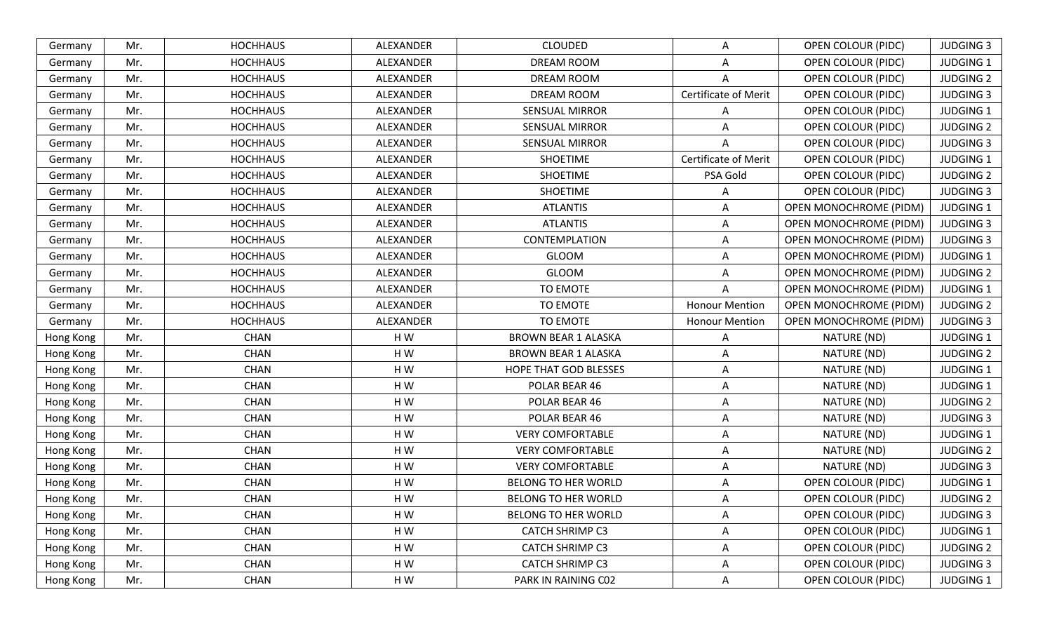| | | | | | | | |
|---|---|---|---|---|---|---|---|
| Germany | Mr. | HOCHHAUS | ALEXANDER | CLOUDED | A | OPEN COLOUR (PIDC) | JUDGING 3 |
| Germany | Mr. | HOCHHAUS | ALEXANDER | DREAM ROOM | A | OPEN COLOUR (PIDC) | JUDGING 1 |
| Germany | Mr. | HOCHHAUS | ALEXANDER | DREAM ROOM | A | OPEN COLOUR (PIDC) | JUDGING 2 |
| Germany | Mr. | HOCHHAUS | ALEXANDER | DREAM ROOM | Certificate of Merit | OPEN COLOUR (PIDC) | JUDGING 3 |
| Germany | Mr. | HOCHHAUS | ALEXANDER | SENSUAL MIRROR | A | OPEN COLOUR (PIDC) | JUDGING 1 |
| Germany | Mr. | HOCHHAUS | ALEXANDER | SENSUAL MIRROR | A | OPEN COLOUR (PIDC) | JUDGING 2 |
| Germany | Mr. | HOCHHAUS | ALEXANDER | SENSUAL MIRROR | A | OPEN COLOUR (PIDC) | JUDGING 3 |
| Germany | Mr. | HOCHHAUS | ALEXANDER | SHOETIME | Certificate of Merit | OPEN COLOUR (PIDC) | JUDGING 1 |
| Germany | Mr. | HOCHHAUS | ALEXANDER | SHOETIME | PSA Gold | OPEN COLOUR (PIDC) | JUDGING 2 |
| Germany | Mr. | HOCHHAUS | ALEXANDER | SHOETIME | A | OPEN COLOUR (PIDC) | JUDGING 3 |
| Germany | Mr. | HOCHHAUS | ALEXANDER | ATLANTIS | A | OPEN MONOCHROME (PIDM) | JUDGING 1 |
| Germany | Mr. | HOCHHAUS | ALEXANDER | ATLANTIS | A | OPEN MONOCHROME (PIDM) | JUDGING 3 |
| Germany | Mr. | HOCHHAUS | ALEXANDER | CONTEMPLATION | A | OPEN MONOCHROME (PIDM) | JUDGING 3 |
| Germany | Mr. | HOCHHAUS | ALEXANDER | GLOOM | A | OPEN MONOCHROME (PIDM) | JUDGING 1 |
| Germany | Mr. | HOCHHAUS | ALEXANDER | GLOOM | A | OPEN MONOCHROME (PIDM) | JUDGING 2 |
| Germany | Mr. | HOCHHAUS | ALEXANDER | TO EMOTE | A | OPEN MONOCHROME (PIDM) | JUDGING 1 |
| Germany | Mr. | HOCHHAUS | ALEXANDER | TO EMOTE | Honour Mention | OPEN MONOCHROME (PIDM) | JUDGING 2 |
| Germany | Mr. | HOCHHAUS | ALEXANDER | TO EMOTE | Honour Mention | OPEN MONOCHROME (PIDM) | JUDGING 3 |
| Hong Kong | Mr. | CHAN | H W | BROWN BEAR 1 ALASKA | A | NATURE (ND) | JUDGING 1 |
| Hong Kong | Mr. | CHAN | H W | BROWN BEAR 1 ALASKA | A | NATURE (ND) | JUDGING 2 |
| Hong Kong | Mr. | CHAN | H W | HOPE THAT GOD BLESSES | A | NATURE (ND) | JUDGING 1 |
| Hong Kong | Mr. | CHAN | H W | POLAR BEAR 46 | A | NATURE (ND) | JUDGING 1 |
| Hong Kong | Mr. | CHAN | H W | POLAR BEAR 46 | A | NATURE (ND) | JUDGING 2 |
| Hong Kong | Mr. | CHAN | H W | POLAR BEAR 46 | A | NATURE (ND) | JUDGING 3 |
| Hong Kong | Mr. | CHAN | H W | VERY COMFORTABLE | A | NATURE (ND) | JUDGING 1 |
| Hong Kong | Mr. | CHAN | H W | VERY COMFORTABLE | A | NATURE (ND) | JUDGING 2 |
| Hong Kong | Mr. | CHAN | H W | VERY COMFORTABLE | A | NATURE (ND) | JUDGING 3 |
| Hong Kong | Mr. | CHAN | H W | BELONG TO HER WORLD | A | OPEN COLOUR (PIDC) | JUDGING 1 |
| Hong Kong | Mr. | CHAN | H W | BELONG TO HER WORLD | A | OPEN COLOUR (PIDC) | JUDGING 2 |
| Hong Kong | Mr. | CHAN | H W | BELONG TO HER WORLD | A | OPEN COLOUR (PIDC) | JUDGING 3 |
| Hong Kong | Mr. | CHAN | H W | CATCH SHRIMP C3 | A | OPEN COLOUR (PIDC) | JUDGING 1 |
| Hong Kong | Mr. | CHAN | H W | CATCH SHRIMP C3 | A | OPEN COLOUR (PIDC) | JUDGING 2 |
| Hong Kong | Mr. | CHAN | H W | CATCH SHRIMP C3 | A | OPEN COLOUR (PIDC) | JUDGING 3 |
| Hong Kong | Mr. | CHAN | H W | PARK IN RAINING C02 | A | OPEN COLOUR (PIDC) | JUDGING 1 |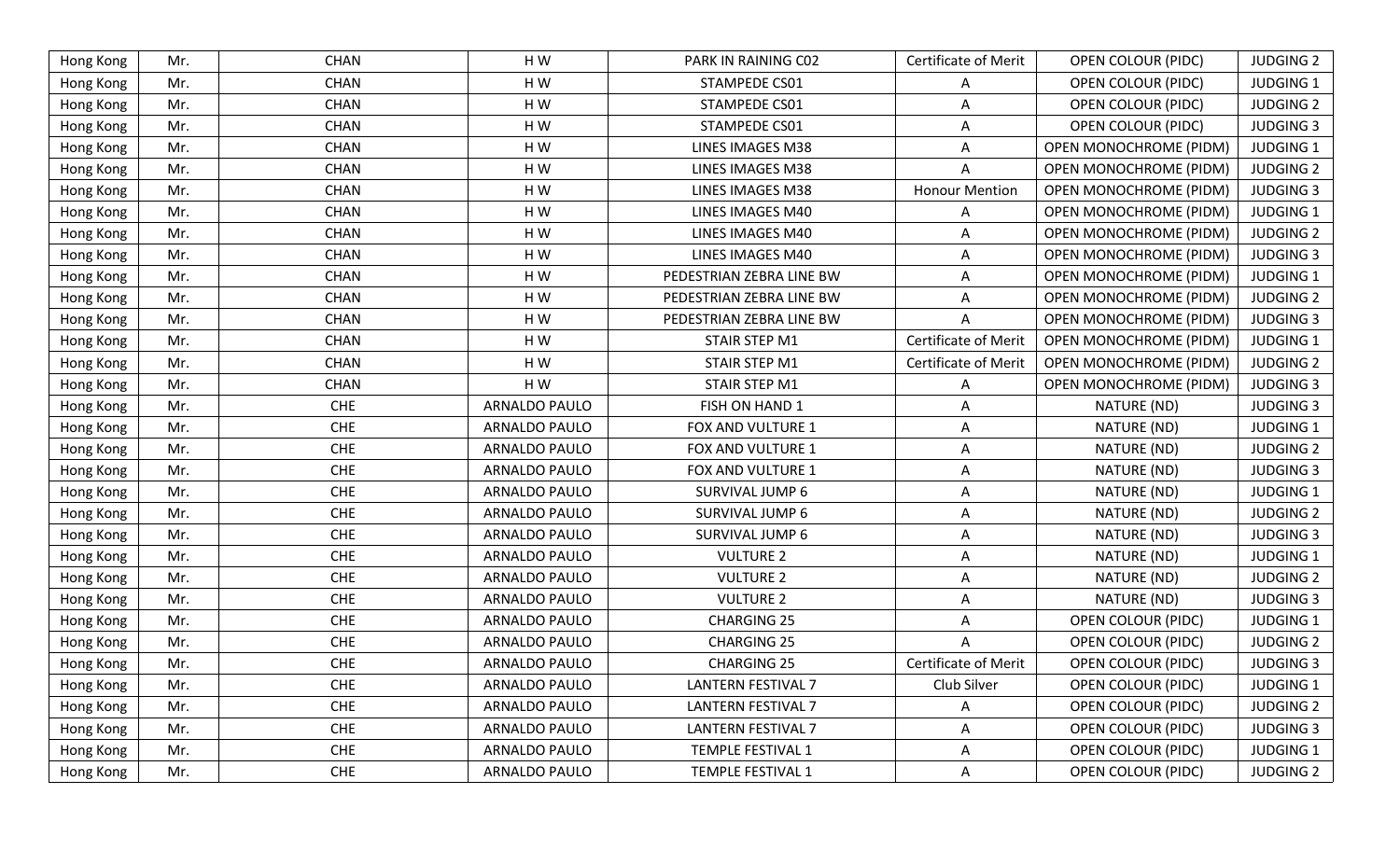| Hong Kong | Mr. | CHAN | H W | PARK IN RAINING C02 | Certificate of Merit | OPEN COLOUR (PIDC) | JUDGING 2 |
|---|---|---|---|---|---|---|---|
| Hong Kong | Mr. | CHAN | H W | STAMPEDE CS01 | A | OPEN COLOUR (PIDC) | JUDGING 1 |
| Hong Kong | Mr. | CHAN | H W | STAMPEDE CS01 | A | OPEN COLOUR (PIDC) | JUDGING 2 |
| Hong Kong | Mr. | CHAN | H W | STAMPEDE CS01 | A | OPEN COLOUR (PIDC) | JUDGING 3 |
| Hong Kong | Mr. | CHAN | H W | LINES IMAGES M38 | A | OPEN MONOCHROME (PIDM) | JUDGING 1 |
| Hong Kong | Mr. | CHAN | H W | LINES IMAGES M38 | A | OPEN MONOCHROME (PIDM) | JUDGING 2 |
| Hong Kong | Mr. | CHAN | H W | LINES IMAGES M38 | Honour Mention | OPEN MONOCHROME (PIDM) | JUDGING 3 |
| Hong Kong | Mr. | CHAN | H W | LINES IMAGES M40 | A | OPEN MONOCHROME (PIDM) | JUDGING 1 |
| Hong Kong | Mr. | CHAN | H W | LINES IMAGES M40 | A | OPEN MONOCHROME (PIDM) | JUDGING 2 |
| Hong Kong | Mr. | CHAN | H W | LINES IMAGES M40 | A | OPEN MONOCHROME (PIDM) | JUDGING 3 |
| Hong Kong | Mr. | CHAN | H W | PEDESTRIAN ZEBRA LINE BW | A | OPEN MONOCHROME (PIDM) | JUDGING 1 |
| Hong Kong | Mr. | CHAN | H W | PEDESTRIAN ZEBRA LINE BW | A | OPEN MONOCHROME (PIDM) | JUDGING 2 |
| Hong Kong | Mr. | CHAN | H W | PEDESTRIAN ZEBRA LINE BW | A | OPEN MONOCHROME (PIDM) | JUDGING 3 |
| Hong Kong | Mr. | CHAN | H W | STAIR STEP M1 | Certificate of Merit | OPEN MONOCHROME (PIDM) | JUDGING 1 |
| Hong Kong | Mr. | CHAN | H W | STAIR STEP M1 | Certificate of Merit | OPEN MONOCHROME (PIDM) | JUDGING 2 |
| Hong Kong | Mr. | CHAN | H W | STAIR STEP M1 | A | OPEN MONOCHROME (PIDM) | JUDGING 3 |
| Hong Kong | Mr. | CHE | ARNALDO PAULO | FISH ON HAND 1 | A | NATURE (ND) | JUDGING 3 |
| Hong Kong | Mr. | CHE | ARNALDO PAULO | FOX AND VULTURE 1 | A | NATURE (ND) | JUDGING 1 |
| Hong Kong | Mr. | CHE | ARNALDO PAULO | FOX AND VULTURE 1 | A | NATURE (ND) | JUDGING 2 |
| Hong Kong | Mr. | CHE | ARNALDO PAULO | FOX AND VULTURE 1 | A | NATURE (ND) | JUDGING 3 |
| Hong Kong | Mr. | CHE | ARNALDO PAULO | SURVIVAL JUMP 6 | A | NATURE (ND) | JUDGING 1 |
| Hong Kong | Mr. | CHE | ARNALDO PAULO | SURVIVAL JUMP 6 | A | NATURE (ND) | JUDGING 2 |
| Hong Kong | Mr. | CHE | ARNALDO PAULO | SURVIVAL JUMP 6 | A | NATURE (ND) | JUDGING 3 |
| Hong Kong | Mr. | CHE | ARNALDO PAULO | VULTURE 2 | A | NATURE (ND) | JUDGING 1 |
| Hong Kong | Mr. | CHE | ARNALDO PAULO | VULTURE 2 | A | NATURE (ND) | JUDGING 2 |
| Hong Kong | Mr. | CHE | ARNALDO PAULO | VULTURE 2 | A | NATURE (ND) | JUDGING 3 |
| Hong Kong | Mr. | CHE | ARNALDO PAULO | CHARGING 25 | A | OPEN COLOUR (PIDC) | JUDGING 1 |
| Hong Kong | Mr. | CHE | ARNALDO PAULO | CHARGING 25 | A | OPEN COLOUR (PIDC) | JUDGING 2 |
| Hong Kong | Mr. | CHE | ARNALDO PAULO | CHARGING 25 | Certificate of Merit | OPEN COLOUR (PIDC) | JUDGING 3 |
| Hong Kong | Mr. | CHE | ARNALDO PAULO | LANTERN FESTIVAL 7 | Club Silver | OPEN COLOUR (PIDC) | JUDGING 1 |
| Hong Kong | Mr. | CHE | ARNALDO PAULO | LANTERN FESTIVAL 7 | A | OPEN COLOUR (PIDC) | JUDGING 2 |
| Hong Kong | Mr. | CHE | ARNALDO PAULO | LANTERN FESTIVAL 7 | A | OPEN COLOUR (PIDC) | JUDGING 3 |
| Hong Kong | Mr. | CHE | ARNALDO PAULO | TEMPLE FESTIVAL 1 | A | OPEN COLOUR (PIDC) | JUDGING 1 |
| Hong Kong | Mr. | CHE | ARNALDO PAULO | TEMPLE FESTIVAL 1 | A | OPEN COLOUR (PIDC) | JUDGING 2 |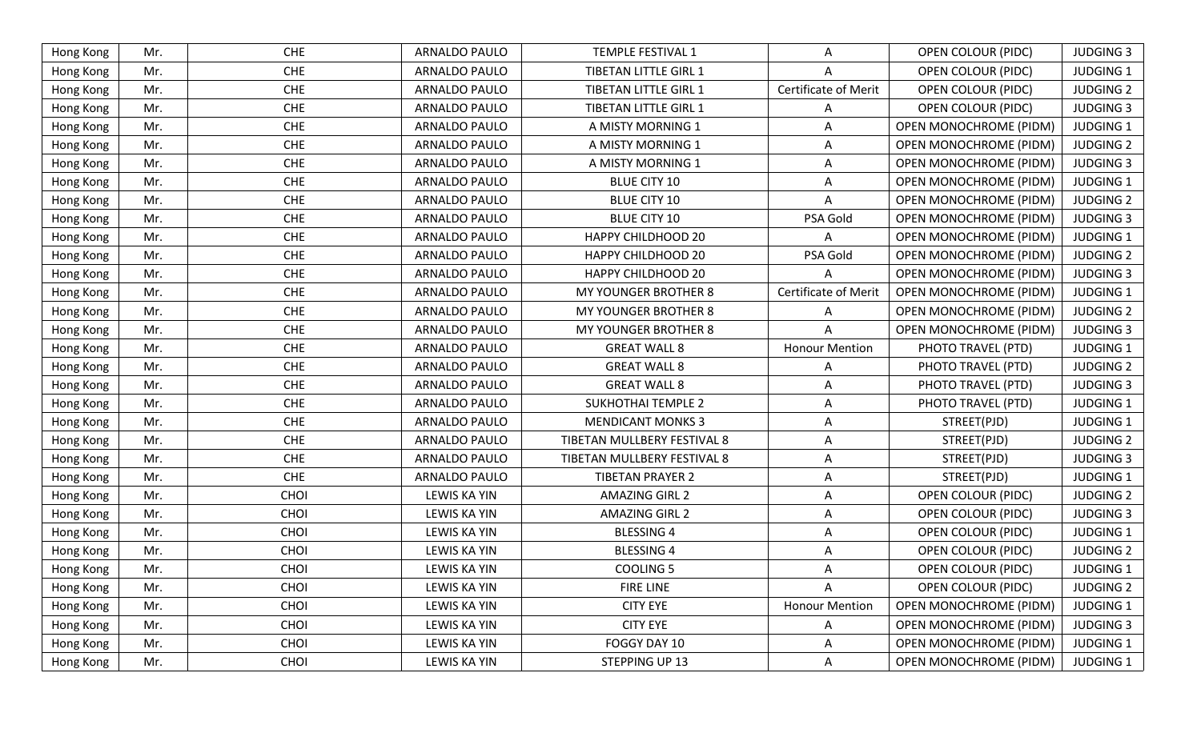| Hong Kong | Mr. | CHE | ARNALDO PAULO | TEMPLE FESTIVAL 1 | A | OPEN COLOUR (PIDC) | JUDGING 3 |
|---|---|---|---|---|---|---|---|
| Hong Kong | Mr. | CHE | ARNALDO PAULO | TIBETAN LITTLE GIRL 1 | A | OPEN COLOUR (PIDC) | JUDGING 1 |
| Hong Kong | Mr. | CHE | ARNALDO PAULO | TIBETAN LITTLE GIRL 1 | Certificate of Merit | OPEN COLOUR (PIDC) | JUDGING 2 |
| Hong Kong | Mr. | CHE | ARNALDO PAULO | TIBETAN LITTLE GIRL 1 | A | OPEN COLOUR (PIDC) | JUDGING 3 |
| Hong Kong | Mr. | CHE | ARNALDO PAULO | A MISTY MORNING 1 | A | OPEN MONOCHROME (PIDM) | JUDGING 1 |
| Hong Kong | Mr. | CHE | ARNALDO PAULO | A MISTY MORNING 1 | A | OPEN MONOCHROME (PIDM) | JUDGING 2 |
| Hong Kong | Mr. | CHE | ARNALDO PAULO | A MISTY MORNING 1 | A | OPEN MONOCHROME (PIDM) | JUDGING 3 |
| Hong Kong | Mr. | CHE | ARNALDO PAULO | BLUE CITY 10 | A | OPEN MONOCHROME (PIDM) | JUDGING 1 |
| Hong Kong | Mr. | CHE | ARNALDO PAULO | BLUE CITY 10 | A | OPEN MONOCHROME (PIDM) | JUDGING 2 |
| Hong Kong | Mr. | CHE | ARNALDO PAULO | BLUE CITY 10 | PSA Gold | OPEN MONOCHROME (PIDM) | JUDGING 3 |
| Hong Kong | Mr. | CHE | ARNALDO PAULO | HAPPY CHILDHOOD 20 | A | OPEN MONOCHROME (PIDM) | JUDGING 1 |
| Hong Kong | Mr. | CHE | ARNALDO PAULO | HAPPY CHILDHOOD 20 | PSA Gold | OPEN MONOCHROME (PIDM) | JUDGING 2 |
| Hong Kong | Mr. | CHE | ARNALDO PAULO | HAPPY CHILDHOOD 20 | A | OPEN MONOCHROME (PIDM) | JUDGING 3 |
| Hong Kong | Mr. | CHE | ARNALDO PAULO | MY YOUNGER BROTHER 8 | Certificate of Merit | OPEN MONOCHROME (PIDM) | JUDGING 1 |
| Hong Kong | Mr. | CHE | ARNALDO PAULO | MY YOUNGER BROTHER 8 | A | OPEN MONOCHROME (PIDM) | JUDGING 2 |
| Hong Kong | Mr. | CHE | ARNALDO PAULO | MY YOUNGER BROTHER 8 | A | OPEN MONOCHROME (PIDM) | JUDGING 3 |
| Hong Kong | Mr. | CHE | ARNALDO PAULO | GREAT WALL 8 | Honour Mention | PHOTO TRAVEL (PTD) | JUDGING 1 |
| Hong Kong | Mr. | CHE | ARNALDO PAULO | GREAT WALL 8 | A | PHOTO TRAVEL (PTD) | JUDGING 2 |
| Hong Kong | Mr. | CHE | ARNALDO PAULO | GREAT WALL 8 | A | PHOTO TRAVEL (PTD) | JUDGING 3 |
| Hong Kong | Mr. | CHE | ARNALDO PAULO | SUKHOTHAI TEMPLE 2 | A | PHOTO TRAVEL (PTD) | JUDGING 1 |
| Hong Kong | Mr. | CHE | ARNALDO PAULO | MENDICANT MONKS 3 | A | STREET(PJD) | JUDGING 1 |
| Hong Kong | Mr. | CHE | ARNALDO PAULO | TIBETAN MULLBERY FESTIVAL 8 | A | STREET(PJD) | JUDGING 2 |
| Hong Kong | Mr. | CHE | ARNALDO PAULO | TIBETAN MULLBERY FESTIVAL 8 | A | STREET(PJD) | JUDGING 3 |
| Hong Kong | Mr. | CHE | ARNALDO PAULO | TIBETAN PRAYER 2 | A | STREET(PJD) | JUDGING 1 |
| Hong Kong | Mr. | CHOI | LEWIS KA YIN | AMAZING GIRL 2 | A | OPEN COLOUR (PIDC) | JUDGING 2 |
| Hong Kong | Mr. | CHOI | LEWIS KA YIN | AMAZING GIRL 2 | A | OPEN COLOUR (PIDC) | JUDGING 3 |
| Hong Kong | Mr. | CHOI | LEWIS KA YIN | BLESSING 4 | A | OPEN COLOUR (PIDC) | JUDGING 1 |
| Hong Kong | Mr. | CHOI | LEWIS KA YIN | BLESSING 4 | A | OPEN COLOUR (PIDC) | JUDGING 2 |
| Hong Kong | Mr. | CHOI | LEWIS KA YIN | COOLING 5 | A | OPEN COLOUR (PIDC) | JUDGING 1 |
| Hong Kong | Mr. | CHOI | LEWIS KA YIN | FIRE LINE | A | OPEN COLOUR (PIDC) | JUDGING 2 |
| Hong Kong | Mr. | CHOI | LEWIS KA YIN | CITY EYE | Honour Mention | OPEN MONOCHROME (PIDM) | JUDGING 1 |
| Hong Kong | Mr. | CHOI | LEWIS KA YIN | CITY EYE | A | OPEN MONOCHROME (PIDM) | JUDGING 3 |
| Hong Kong | Mr. | CHOI | LEWIS KA YIN | FOGGY DAY 10 | A | OPEN MONOCHROME (PIDM) | JUDGING 1 |
| Hong Kong | Mr. | CHOI | LEWIS KA YIN | STEPPING UP 13 | A | OPEN MONOCHROME (PIDM) | JUDGING 1 |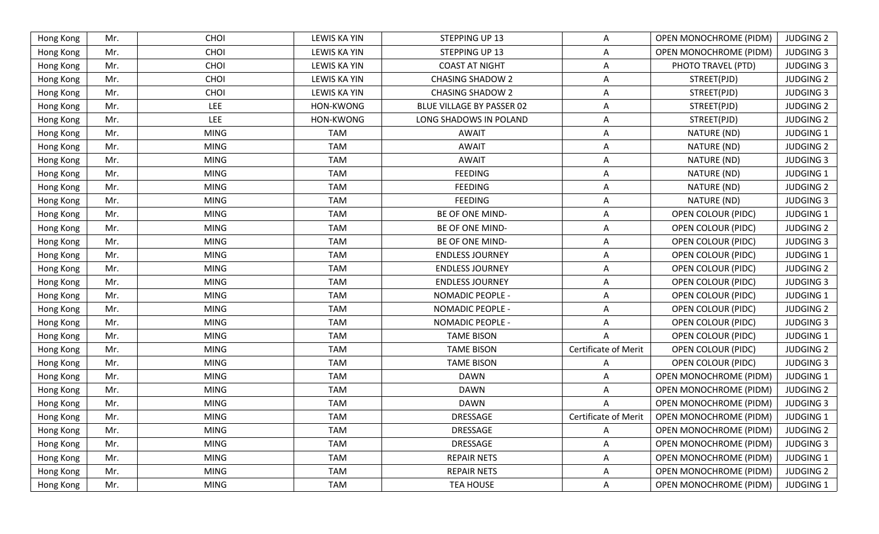| Hong Kong | Mr. | CHOI | LEWIS KA YIN | STEPPING UP 13 | A | OPEN MONOCHROME (PIDM) | JUDGING 2 |
|---|---|---|---|---|---|---|---|
| Hong Kong | Mr. | CHOI | LEWIS KA YIN | STEPPING UP 13 | A | OPEN MONOCHROME (PIDM) | JUDGING 3 |
| Hong Kong | Mr. | CHOI | LEWIS KA YIN | COAST AT NIGHT | A | PHOTO TRAVEL (PTD) | JUDGING 3 |
| Hong Kong | Mr. | CHOI | LEWIS KA YIN | CHASING SHADOW 2 | A | STREET(PJD) | JUDGING 2 |
| Hong Kong | Mr. | CHOI | LEWIS KA YIN | CHASING SHADOW 2 | A | STREET(PJD) | JUDGING 3 |
| Hong Kong | Mr. | LEE | HON-KWONG | BLUE VILLAGE BY PASSER 02 | A | STREET(PJD) | JUDGING 2 |
| Hong Kong | Mr. | LEE | HON-KWONG | LONG SHADOWS IN POLAND | A | STREET(PJD) | JUDGING 2 |
| Hong Kong | Mr. | MING | TAM | AWAIT | A | NATURE (ND) | JUDGING 1 |
| Hong Kong | Mr. | MING | TAM | AWAIT | A | NATURE (ND) | JUDGING 2 |
| Hong Kong | Mr. | MING | TAM | AWAIT | A | NATURE (ND) | JUDGING 3 |
| Hong Kong | Mr. | MING | TAM | FEEDING | A | NATURE (ND) | JUDGING 1 |
| Hong Kong | Mr. | MING | TAM | FEEDING | A | NATURE (ND) | JUDGING 2 |
| Hong Kong | Mr. | MING | TAM | FEEDING | A | NATURE (ND) | JUDGING 3 |
| Hong Kong | Mr. | MING | TAM | BE OF ONE MIND- | A | OPEN COLOUR (PIDC) | JUDGING 1 |
| Hong Kong | Mr. | MING | TAM | BE OF ONE MIND- | A | OPEN COLOUR (PIDC) | JUDGING 2 |
| Hong Kong | Mr. | MING | TAM | BE OF ONE MIND- | A | OPEN COLOUR (PIDC) | JUDGING 3 |
| Hong Kong | Mr. | MING | TAM | ENDLESS JOURNEY | A | OPEN COLOUR (PIDC) | JUDGING 1 |
| Hong Kong | Mr. | MING | TAM | ENDLESS JOURNEY | A | OPEN COLOUR (PIDC) | JUDGING 2 |
| Hong Kong | Mr. | MING | TAM | ENDLESS JOURNEY | A | OPEN COLOUR (PIDC) | JUDGING 3 |
| Hong Kong | Mr. | MING | TAM | NOMADIC PEOPLE - | A | OPEN COLOUR (PIDC) | JUDGING 1 |
| Hong Kong | Mr. | MING | TAM | NOMADIC PEOPLE - | A | OPEN COLOUR (PIDC) | JUDGING 2 |
| Hong Kong | Mr. | MING | TAM | NOMADIC PEOPLE - | A | OPEN COLOUR (PIDC) | JUDGING 3 |
| Hong Kong | Mr. | MING | TAM | TAME BISON | A | OPEN COLOUR (PIDC) | JUDGING 1 |
| Hong Kong | Mr. | MING | TAM | TAME BISON | Certificate of Merit | OPEN COLOUR (PIDC) | JUDGING 2 |
| Hong Kong | Mr. | MING | TAM | TAME BISON | A | OPEN COLOUR (PIDC) | JUDGING 3 |
| Hong Kong | Mr. | MING | TAM | DAWN | A | OPEN MONOCHROME (PIDM) | JUDGING 1 |
| Hong Kong | Mr. | MING | TAM | DAWN | A | OPEN MONOCHROME (PIDM) | JUDGING 2 |
| Hong Kong | Mr. | MING | TAM | DAWN | A | OPEN MONOCHROME (PIDM) | JUDGING 3 |
| Hong Kong | Mr. | MING | TAM | DRESSAGE | Certificate of Merit | OPEN MONOCHROME (PIDM) | JUDGING 1 |
| Hong Kong | Mr. | MING | TAM | DRESSAGE | A | OPEN MONOCHROME (PIDM) | JUDGING 2 |
| Hong Kong | Mr. | MING | TAM | DRESSAGE | A | OPEN MONOCHROME (PIDM) | JUDGING 3 |
| Hong Kong | Mr. | MING | TAM | REPAIR NETS | A | OPEN MONOCHROME (PIDM) | JUDGING 1 |
| Hong Kong | Mr. | MING | TAM | REPAIR NETS | A | OPEN MONOCHROME (PIDM) | JUDGING 2 |
| Hong Kong | Mr. | MING | TAM | TEA HOUSE | A | OPEN MONOCHROME (PIDM) | JUDGING 1 |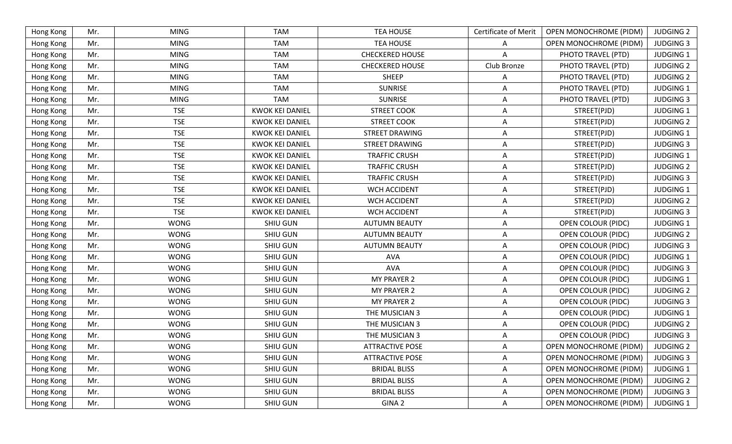| Hong Kong | Mr. | MING | TAM | TEA HOUSE | Certificate of Merit | OPEN MONOCHROME (PIDM) | JUDGING 2 |
|---|---|---|---|---|---|---|---|
| Hong Kong | Mr. | MING | TAM | TEA HOUSE | A | OPEN MONOCHROME (PIDM) | JUDGING 3 |
| Hong Kong | Mr. | MING | TAM | CHECKERED HOUSE | A | PHOTO TRAVEL (PTD) | JUDGING 1 |
| Hong Kong | Mr. | MING | TAM | CHECKERED HOUSE | Club Bronze | PHOTO TRAVEL (PTD) | JUDGING 2 |
| Hong Kong | Mr. | MING | TAM | SHEEP | A | PHOTO TRAVEL (PTD) | JUDGING 2 |
| Hong Kong | Mr. | MING | TAM | SUNRISE | A | PHOTO TRAVEL (PTD) | JUDGING 1 |
| Hong Kong | Mr. | MING | TAM | SUNRISE | A | PHOTO TRAVEL (PTD) | JUDGING 3 |
| Hong Kong | Mr. | TSE | KWOK KEI DANIEL | STREET COOK | A | STREET(PJD) | JUDGING 1 |
| Hong Kong | Mr. | TSE | KWOK KEI DANIEL | STREET COOK | A | STREET(PJD) | JUDGING 2 |
| Hong Kong | Mr. | TSE | KWOK KEI DANIEL | STREET DRAWING | A | STREET(PJD) | JUDGING 1 |
| Hong Kong | Mr. | TSE | KWOK KEI DANIEL | STREET DRAWING | A | STREET(PJD) | JUDGING 3 |
| Hong Kong | Mr. | TSE | KWOK KEI DANIEL | TRAFFIC CRUSH | A | STREET(PJD) | JUDGING 1 |
| Hong Kong | Mr. | TSE | KWOK KEI DANIEL | TRAFFIC CRUSH | A | STREET(PJD) | JUDGING 2 |
| Hong Kong | Mr. | TSE | KWOK KEI DANIEL | TRAFFIC CRUSH | A | STREET(PJD) | JUDGING 3 |
| Hong Kong | Mr. | TSE | KWOK KEI DANIEL | WCH ACCIDENT | A | STREET(PJD) | JUDGING 1 |
| Hong Kong | Mr. | TSE | KWOK KEI DANIEL | WCH ACCIDENT | A | STREET(PJD) | JUDGING 2 |
| Hong Kong | Mr. | TSE | KWOK KEI DANIEL | WCH ACCIDENT | A | STREET(PJD) | JUDGING 3 |
| Hong Kong | Mr. | WONG | SHIU GUN | AUTUMN BEAUTY | A | OPEN COLOUR (PIDC) | JUDGING 1 |
| Hong Kong | Mr. | WONG | SHIU GUN | AUTUMN BEAUTY | A | OPEN COLOUR (PIDC) | JUDGING 2 |
| Hong Kong | Mr. | WONG | SHIU GUN | AUTUMN BEAUTY | A | OPEN COLOUR (PIDC) | JUDGING 3 |
| Hong Kong | Mr. | WONG | SHIU GUN | AVA | A | OPEN COLOUR (PIDC) | JUDGING 1 |
| Hong Kong | Mr. | WONG | SHIU GUN | AVA | A | OPEN COLOUR (PIDC) | JUDGING 3 |
| Hong Kong | Mr. | WONG | SHIU GUN | MY PRAYER 2 | A | OPEN COLOUR (PIDC) | JUDGING 1 |
| Hong Kong | Mr. | WONG | SHIU GUN | MY PRAYER 2 | A | OPEN COLOUR (PIDC) | JUDGING 2 |
| Hong Kong | Mr. | WONG | SHIU GUN | MY PRAYER 2 | A | OPEN COLOUR (PIDC) | JUDGING 3 |
| Hong Kong | Mr. | WONG | SHIU GUN | THE MUSICIAN 3 | A | OPEN COLOUR (PIDC) | JUDGING 1 |
| Hong Kong | Mr. | WONG | SHIU GUN | THE MUSICIAN 3 | A | OPEN COLOUR (PIDC) | JUDGING 2 |
| Hong Kong | Mr. | WONG | SHIU GUN | THE MUSICIAN 3 | A | OPEN COLOUR (PIDC) | JUDGING 3 |
| Hong Kong | Mr. | WONG | SHIU GUN | ATTRACTIVE POSE | A | OPEN MONOCHROME (PIDM) | JUDGING 2 |
| Hong Kong | Mr. | WONG | SHIU GUN | ATTRACTIVE POSE | A | OPEN MONOCHROME (PIDM) | JUDGING 3 |
| Hong Kong | Mr. | WONG | SHIU GUN | BRIDAL BLISS | A | OPEN MONOCHROME (PIDM) | JUDGING 1 |
| Hong Kong | Mr. | WONG | SHIU GUN | BRIDAL BLISS | A | OPEN MONOCHROME (PIDM) | JUDGING 2 |
| Hong Kong | Mr. | WONG | SHIU GUN | BRIDAL BLISS | A | OPEN MONOCHROME (PIDM) | JUDGING 3 |
| Hong Kong | Mr. | WONG | SHIU GUN | GINA 2 | A | OPEN MONOCHROME (PIDM) | JUDGING 1 |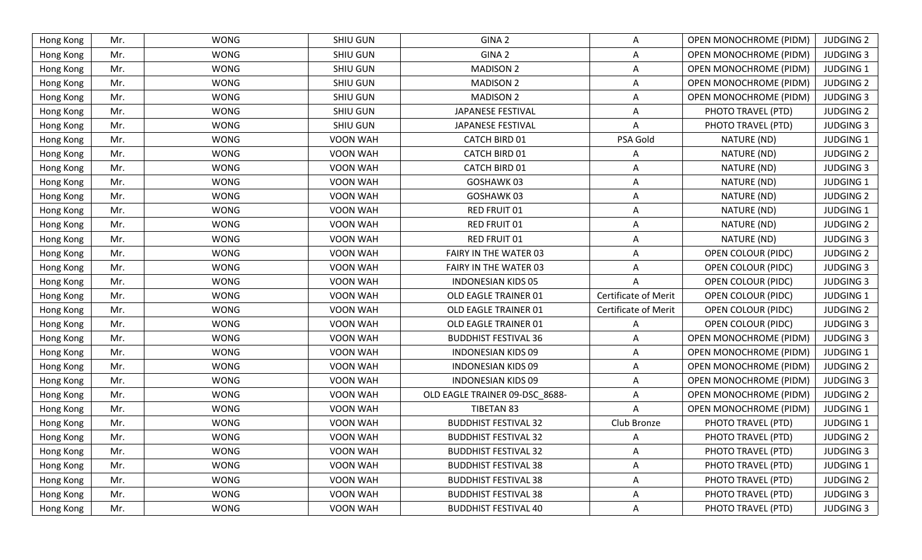| Hong Kong | Mr. | WONG | SHIU GUN | GINA 2 | A | OPEN MONOCHROME (PIDM) | JUDGING 2 |
|---|---|---|---|---|---|---|---|
| Hong Kong | Mr. | WONG | SHIU GUN | GINA 2 | A | OPEN MONOCHROME (PIDM) | JUDGING 3 |
| Hong Kong | Mr. | WONG | SHIU GUN | MADISON 2 | A | OPEN MONOCHROME (PIDM) | JUDGING 1 |
| Hong Kong | Mr. | WONG | SHIU GUN | MADISON 2 | A | OPEN MONOCHROME (PIDM) | JUDGING 2 |
| Hong Kong | Mr. | WONG | SHIU GUN | MADISON 2 | A | OPEN MONOCHROME (PIDM) | JUDGING 3 |
| Hong Kong | Mr. | WONG | SHIU GUN | JAPANESE FESTIVAL | A | PHOTO TRAVEL (PTD) | JUDGING 2 |
| Hong Kong | Mr. | WONG | SHIU GUN | JAPANESE FESTIVAL | A | PHOTO TRAVEL (PTD) | JUDGING 3 |
| Hong Kong | Mr. | WONG | VOON WAH | CATCH BIRD 01 | PSA Gold | NATURE (ND) | JUDGING 1 |
| Hong Kong | Mr. | WONG | VOON WAH | CATCH BIRD 01 | A | NATURE (ND) | JUDGING 2 |
| Hong Kong | Mr. | WONG | VOON WAH | CATCH BIRD 01 | A | NATURE (ND) | JUDGING 3 |
| Hong Kong | Mr. | WONG | VOON WAH | GOSHAWK 03 | A | NATURE (ND) | JUDGING 1 |
| Hong Kong | Mr. | WONG | VOON WAH | GOSHAWK 03 | A | NATURE (ND) | JUDGING 2 |
| Hong Kong | Mr. | WONG | VOON WAH | RED FRUIT 01 | A | NATURE (ND) | JUDGING 1 |
| Hong Kong | Mr. | WONG | VOON WAH | RED FRUIT 01 | A | NATURE (ND) | JUDGING 2 |
| Hong Kong | Mr. | WONG | VOON WAH | RED FRUIT 01 | A | NATURE (ND) | JUDGING 3 |
| Hong Kong | Mr. | WONG | VOON WAH | FAIRY IN THE WATER 03 | A | OPEN COLOUR (PIDC) | JUDGING 2 |
| Hong Kong | Mr. | WONG | VOON WAH | FAIRY IN THE WATER 03 | A | OPEN COLOUR (PIDC) | JUDGING 3 |
| Hong Kong | Mr. | WONG | VOON WAH | INDONESIAN KIDS 05 | A | OPEN COLOUR (PIDC) | JUDGING 3 |
| Hong Kong | Mr. | WONG | VOON WAH | OLD EAGLE TRAINER 01 | Certificate of Merit | OPEN COLOUR (PIDC) | JUDGING 1 |
| Hong Kong | Mr. | WONG | VOON WAH | OLD EAGLE TRAINER 01 | Certificate of Merit | OPEN COLOUR (PIDC) | JUDGING 2 |
| Hong Kong | Mr. | WONG | VOON WAH | OLD EAGLE TRAINER 01 | A | OPEN COLOUR (PIDC) | JUDGING 3 |
| Hong Kong | Mr. | WONG | VOON WAH | BUDDHIST FESTIVAL 36 | A | OPEN MONOCHROME (PIDM) | JUDGING 3 |
| Hong Kong | Mr. | WONG | VOON WAH | INDONESIAN KIDS 09 | A | OPEN MONOCHROME (PIDM) | JUDGING 1 |
| Hong Kong | Mr. | WONG | VOON WAH | INDONESIAN KIDS 09 | A | OPEN MONOCHROME (PIDM) | JUDGING 2 |
| Hong Kong | Mr. | WONG | VOON WAH | INDONESIAN KIDS 09 | A | OPEN MONOCHROME (PIDM) | JUDGING 3 |
| Hong Kong | Mr. | WONG | VOON WAH | OLD EAGLE TRAINER 09-DSC_8688- | A | OPEN MONOCHROME (PIDM) | JUDGING 2 |
| Hong Kong | Mr. | WONG | VOON WAH | TIBETAN 83 | A | OPEN MONOCHROME (PIDM) | JUDGING 1 |
| Hong Kong | Mr. | WONG | VOON WAH | BUDDHIST FESTIVAL 32 | Club Bronze | PHOTO TRAVEL (PTD) | JUDGING 1 |
| Hong Kong | Mr. | WONG | VOON WAH | BUDDHIST FESTIVAL 32 | A | PHOTO TRAVEL (PTD) | JUDGING 2 |
| Hong Kong | Mr. | WONG | VOON WAH | BUDDHIST FESTIVAL 32 | A | PHOTO TRAVEL (PTD) | JUDGING 3 |
| Hong Kong | Mr. | WONG | VOON WAH | BUDDHIST FESTIVAL 38 | A | PHOTO TRAVEL (PTD) | JUDGING 1 |
| Hong Kong | Mr. | WONG | VOON WAH | BUDDHIST FESTIVAL 38 | A | PHOTO TRAVEL (PTD) | JUDGING 2 |
| Hong Kong | Mr. | WONG | VOON WAH | BUDDHIST FESTIVAL 38 | A | PHOTO TRAVEL (PTD) | JUDGING 3 |
| Hong Kong | Mr. | WONG | VOON WAH | BUDDHIST FESTIVAL 40 | A | PHOTO TRAVEL (PTD) | JUDGING 3 |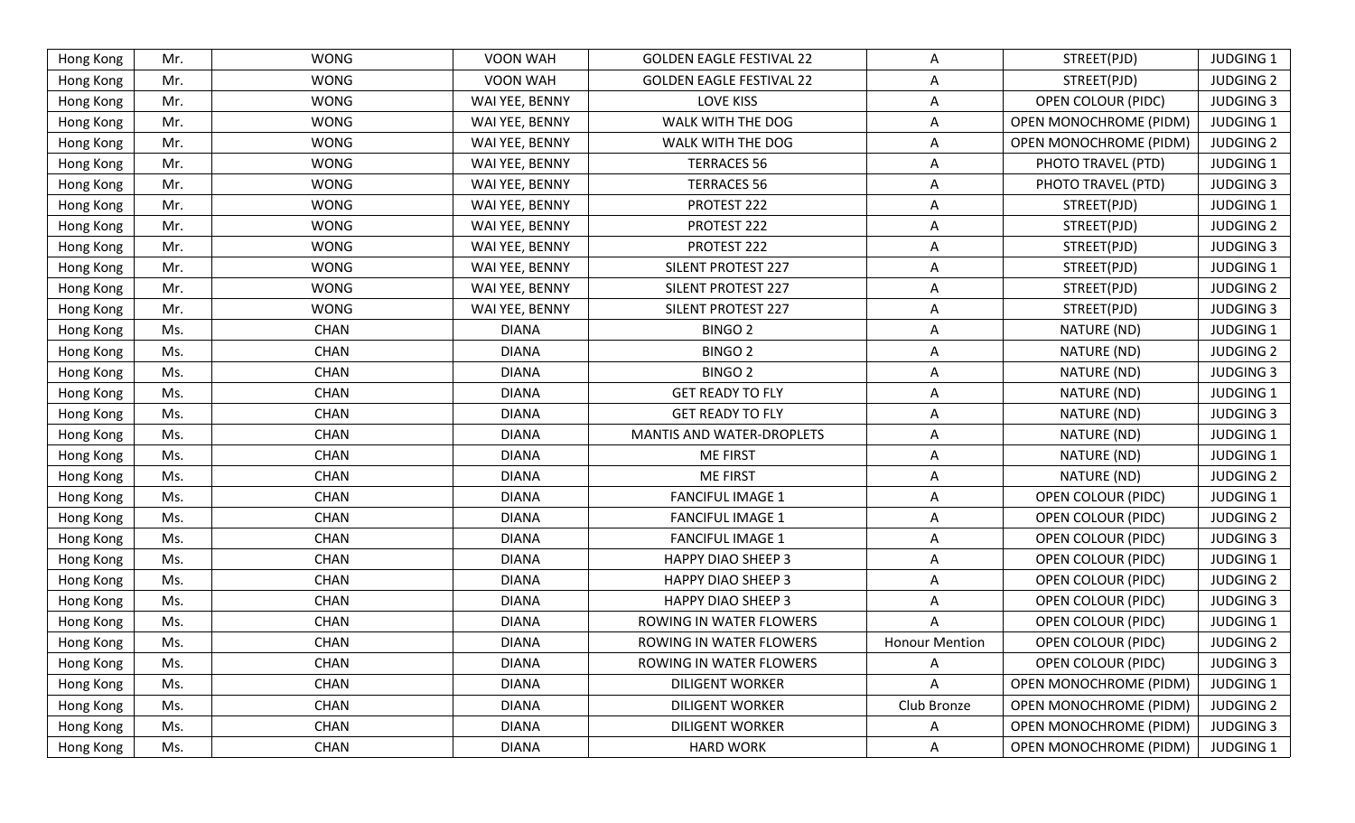| Hong Kong | Mr. | WONG | VOON WAH | GOLDEN EAGLE FESTIVAL 22 | A | STREET(PJD) | JUDGING 1 |
|---|---|---|---|---|---|---|---|
| Hong Kong | Mr. | WONG | VOON WAH | GOLDEN EAGLE FESTIVAL 22 | A | STREET(PJD) | JUDGING 2 |
| Hong Kong | Mr. | WONG | WAI YEE, BENNY | LOVE KISS | A | OPEN COLOUR (PIDC) | JUDGING 3 |
| Hong Kong | Mr. | WONG | WAI YEE, BENNY | WALK WITH THE DOG | A | OPEN MONOCHROME (PIDM) | JUDGING 1 |
| Hong Kong | Mr. | WONG | WAI YEE, BENNY | WALK WITH THE DOG | A | OPEN MONOCHROME (PIDM) | JUDGING 2 |
| Hong Kong | Mr. | WONG | WAI YEE, BENNY | TERRACES 56 | A | PHOTO TRAVEL (PTD) | JUDGING 1 |
| Hong Kong | Mr. | WONG | WAI YEE, BENNY | TERRACES 56 | A | PHOTO TRAVEL (PTD) | JUDGING 3 |
| Hong Kong | Mr. | WONG | WAI YEE, BENNY | PROTEST 222 | A | STREET(PJD) | JUDGING 1 |
| Hong Kong | Mr. | WONG | WAI YEE, BENNY | PROTEST 222 | A | STREET(PJD) | JUDGING 2 |
| Hong Kong | Mr. | WONG | WAI YEE, BENNY | PROTEST 222 | A | STREET(PJD) | JUDGING 3 |
| Hong Kong | Mr. | WONG | WAI YEE, BENNY | SILENT PROTEST 227 | A | STREET(PJD) | JUDGING 1 |
| Hong Kong | Mr. | WONG | WAI YEE, BENNY | SILENT PROTEST 227 | A | STREET(PJD) | JUDGING 2 |
| Hong Kong | Mr. | WONG | WAI YEE, BENNY | SILENT PROTEST 227 | A | STREET(PJD) | JUDGING 3 |
| Hong Kong | Ms. | CHAN | DIANA | BINGO 2 | A | NATURE (ND) | JUDGING 1 |
| Hong Kong | Ms. | CHAN | DIANA | BINGO 2 | A | NATURE (ND) | JUDGING 2 |
| Hong Kong | Ms. | CHAN | DIANA | BINGO 2 | A | NATURE (ND) | JUDGING 3 |
| Hong Kong | Ms. | CHAN | DIANA | GET READY TO FLY | A | NATURE (ND) | JUDGING 1 |
| Hong Kong | Ms. | CHAN | DIANA | GET READY TO FLY | A | NATURE (ND) | JUDGING 3 |
| Hong Kong | Ms. | CHAN | DIANA | MANTIS AND WATER-DROPLETS | A | NATURE (ND) | JUDGING 1 |
| Hong Kong | Ms. | CHAN | DIANA | ME FIRST | A | NATURE (ND) | JUDGING 1 |
| Hong Kong | Ms. | CHAN | DIANA | ME FIRST | A | NATURE (ND) | JUDGING 2 |
| Hong Kong | Ms. | CHAN | DIANA | FANCIFUL IMAGE 1 | A | OPEN COLOUR (PIDC) | JUDGING 1 |
| Hong Kong | Ms. | CHAN | DIANA | FANCIFUL IMAGE 1 | A | OPEN COLOUR (PIDC) | JUDGING 2 |
| Hong Kong | Ms. | CHAN | DIANA | FANCIFUL IMAGE 1 | A | OPEN COLOUR (PIDC) | JUDGING 3 |
| Hong Kong | Ms. | CHAN | DIANA | HAPPY DIAO SHEEP 3 | A | OPEN COLOUR (PIDC) | JUDGING 1 |
| Hong Kong | Ms. | CHAN | DIANA | HAPPY DIAO SHEEP 3 | A | OPEN COLOUR (PIDC) | JUDGING 2 |
| Hong Kong | Ms. | CHAN | DIANA | HAPPY DIAO SHEEP 3 | A | OPEN COLOUR (PIDC) | JUDGING 3 |
| Hong Kong | Ms. | CHAN | DIANA | ROWING IN WATER FLOWERS | A | OPEN COLOUR (PIDC) | JUDGING 1 |
| Hong Kong | Ms. | CHAN | DIANA | ROWING IN WATER FLOWERS | Honour Mention | OPEN COLOUR (PIDC) | JUDGING 2 |
| Hong Kong | Ms. | CHAN | DIANA | ROWING IN WATER FLOWERS | A | OPEN COLOUR (PIDC) | JUDGING 3 |
| Hong Kong | Ms. | CHAN | DIANA | DILIGENT WORKER | A | OPEN MONOCHROME (PIDM) | JUDGING 1 |
| Hong Kong | Ms. | CHAN | DIANA | DILIGENT WORKER | Club Bronze | OPEN MONOCHROME (PIDM) | JUDGING 2 |
| Hong Kong | Ms. | CHAN | DIANA | DILIGENT WORKER | A | OPEN MONOCHROME (PIDM) | JUDGING 3 |
| Hong Kong | Ms. | CHAN | DIANA | HARD WORK | A | OPEN MONOCHROME (PIDM) | JUDGING 1 |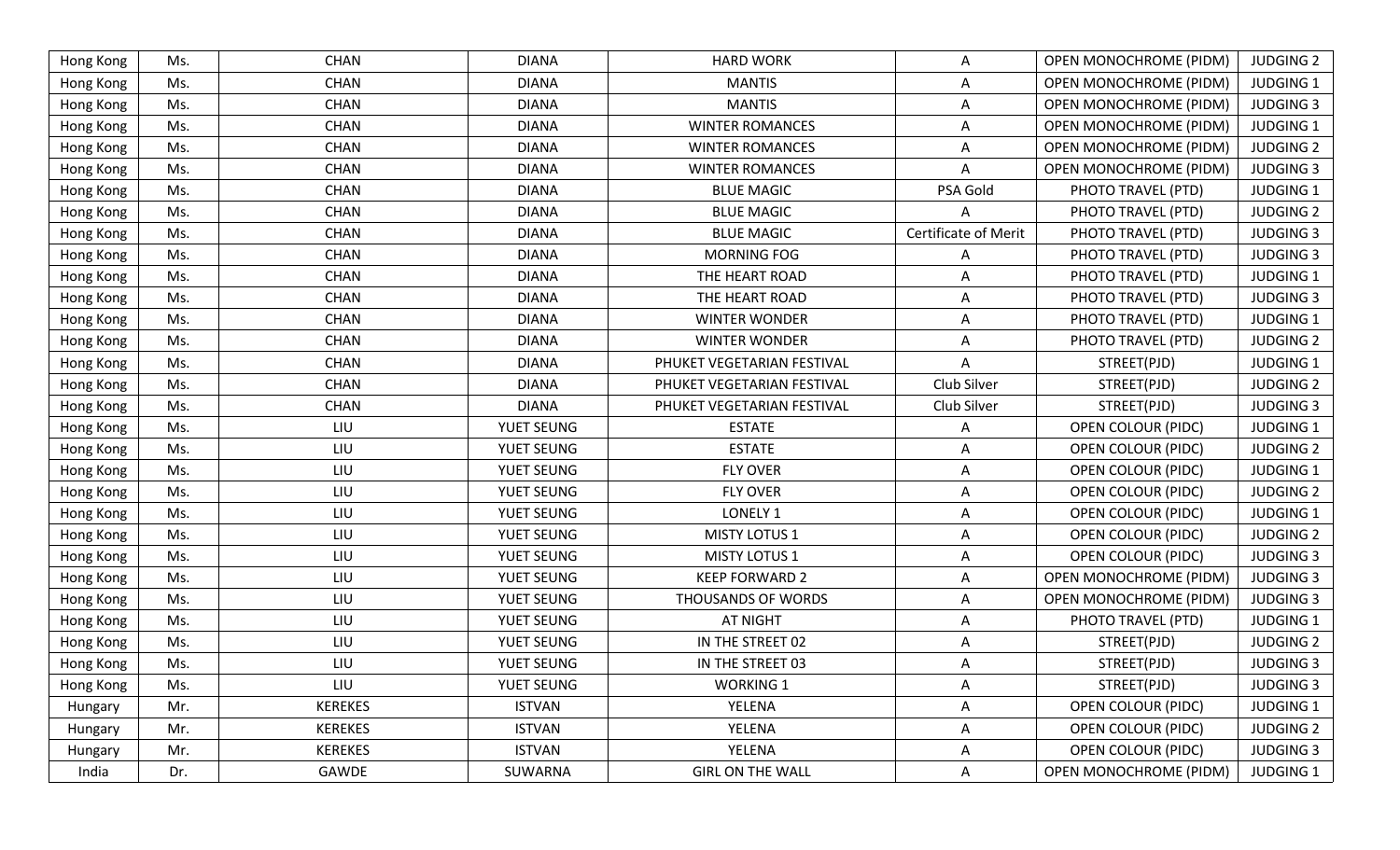| Hong Kong | Ms. | CHAN | DIANA | HARD WORK | A | OPEN MONOCHROME (PIDM) | JUDGING 2 |
|---|---|---|---|---|---|---|---|
| Hong Kong | Ms. | CHAN | DIANA | MANTIS | A | OPEN MONOCHROME (PIDM) | JUDGING 1 |
| Hong Kong | Ms. | CHAN | DIANA | MANTIS | A | OPEN MONOCHROME (PIDM) | JUDGING 3 |
| Hong Kong | Ms. | CHAN | DIANA | WINTER ROMANCES | A | OPEN MONOCHROME (PIDM) | JUDGING 1 |
| Hong Kong | Ms. | CHAN | DIANA | WINTER ROMANCES | A | OPEN MONOCHROME (PIDM) | JUDGING 2 |
| Hong Kong | Ms. | CHAN | DIANA | WINTER ROMANCES | A | OPEN MONOCHROME (PIDM) | JUDGING 3 |
| Hong Kong | Ms. | CHAN | DIANA | BLUE MAGIC | PSA Gold | PHOTO TRAVEL (PTD) | JUDGING 1 |
| Hong Kong | Ms. | CHAN | DIANA | BLUE MAGIC | A | PHOTO TRAVEL (PTD) | JUDGING 2 |
| Hong Kong | Ms. | CHAN | DIANA | BLUE MAGIC | Certificate of Merit | PHOTO TRAVEL (PTD) | JUDGING 3 |
| Hong Kong | Ms. | CHAN | DIANA | MORNING FOG | A | PHOTO TRAVEL (PTD) | JUDGING 3 |
| Hong Kong | Ms. | CHAN | DIANA | THE HEART ROAD | A | PHOTO TRAVEL (PTD) | JUDGING 1 |
| Hong Kong | Ms. | CHAN | DIANA | THE HEART ROAD | A | PHOTO TRAVEL (PTD) | JUDGING 3 |
| Hong Kong | Ms. | CHAN | DIANA | WINTER WONDER | A | PHOTO TRAVEL (PTD) | JUDGING 1 |
| Hong Kong | Ms. | CHAN | DIANA | WINTER WONDER | A | PHOTO TRAVEL (PTD) | JUDGING 2 |
| Hong Kong | Ms. | CHAN | DIANA | PHUKET VEGETARIAN FESTIVAL | A | STREET(PJD) | JUDGING 1 |
| Hong Kong | Ms. | CHAN | DIANA | PHUKET VEGETARIAN FESTIVAL | Club Silver | STREET(PJD) | JUDGING 2 |
| Hong Kong | Ms. | CHAN | DIANA | PHUKET VEGETARIAN FESTIVAL | Club Silver | STREET(PJD) | JUDGING 3 |
| Hong Kong | Ms. | LIU | YUET SEUNG | ESTATE | A | OPEN COLOUR (PIDC) | JUDGING 1 |
| Hong Kong | Ms. | LIU | YUET SEUNG | ESTATE | A | OPEN COLOUR (PIDC) | JUDGING 2 |
| Hong Kong | Ms. | LIU | YUET SEUNG | FLY OVER | A | OPEN COLOUR (PIDC) | JUDGING 1 |
| Hong Kong | Ms. | LIU | YUET SEUNG | FLY OVER | A | OPEN COLOUR (PIDC) | JUDGING 2 |
| Hong Kong | Ms. | LIU | YUET SEUNG | LONELY 1 | A | OPEN COLOUR (PIDC) | JUDGING 1 |
| Hong Kong | Ms. | LIU | YUET SEUNG | MISTY LOTUS 1 | A | OPEN COLOUR (PIDC) | JUDGING 2 |
| Hong Kong | Ms. | LIU | YUET SEUNG | MISTY LOTUS 1 | A | OPEN COLOUR (PIDC) | JUDGING 3 |
| Hong Kong | Ms. | LIU | YUET SEUNG | KEEP FORWARD 2 | A | OPEN MONOCHROME (PIDM) | JUDGING 3 |
| Hong Kong | Ms. | LIU | YUET SEUNG | THOUSANDS OF WORDS | A | OPEN MONOCHROME (PIDM) | JUDGING 3 |
| Hong Kong | Ms. | LIU | YUET SEUNG | AT NIGHT | A | PHOTO TRAVEL (PTD) | JUDGING 1 |
| Hong Kong | Ms. | LIU | YUET SEUNG | IN THE STREET 02 | A | STREET(PJD) | JUDGING 2 |
| Hong Kong | Ms. | LIU | YUET SEUNG | IN THE STREET 03 | A | STREET(PJD) | JUDGING 3 |
| Hong Kong | Ms. | LIU | YUET SEUNG | WORKING 1 | A | STREET(PJD) | JUDGING 3 |
| Hungary | Mr. | KEREKES | ISTVAN | YELENA | A | OPEN COLOUR (PIDC) | JUDGING 1 |
| Hungary | Mr. | KEREKES | ISTVAN | YELENA | A | OPEN COLOUR (PIDC) | JUDGING 2 |
| Hungary | Mr. | KEREKES | ISTVAN | YELENA | A | OPEN COLOUR (PIDC) | JUDGING 3 |
| India | Dr. | GAWDE | SUWARNA | GIRL ON THE WALL | A | OPEN MONOCHROME (PIDM) | JUDGING 1 |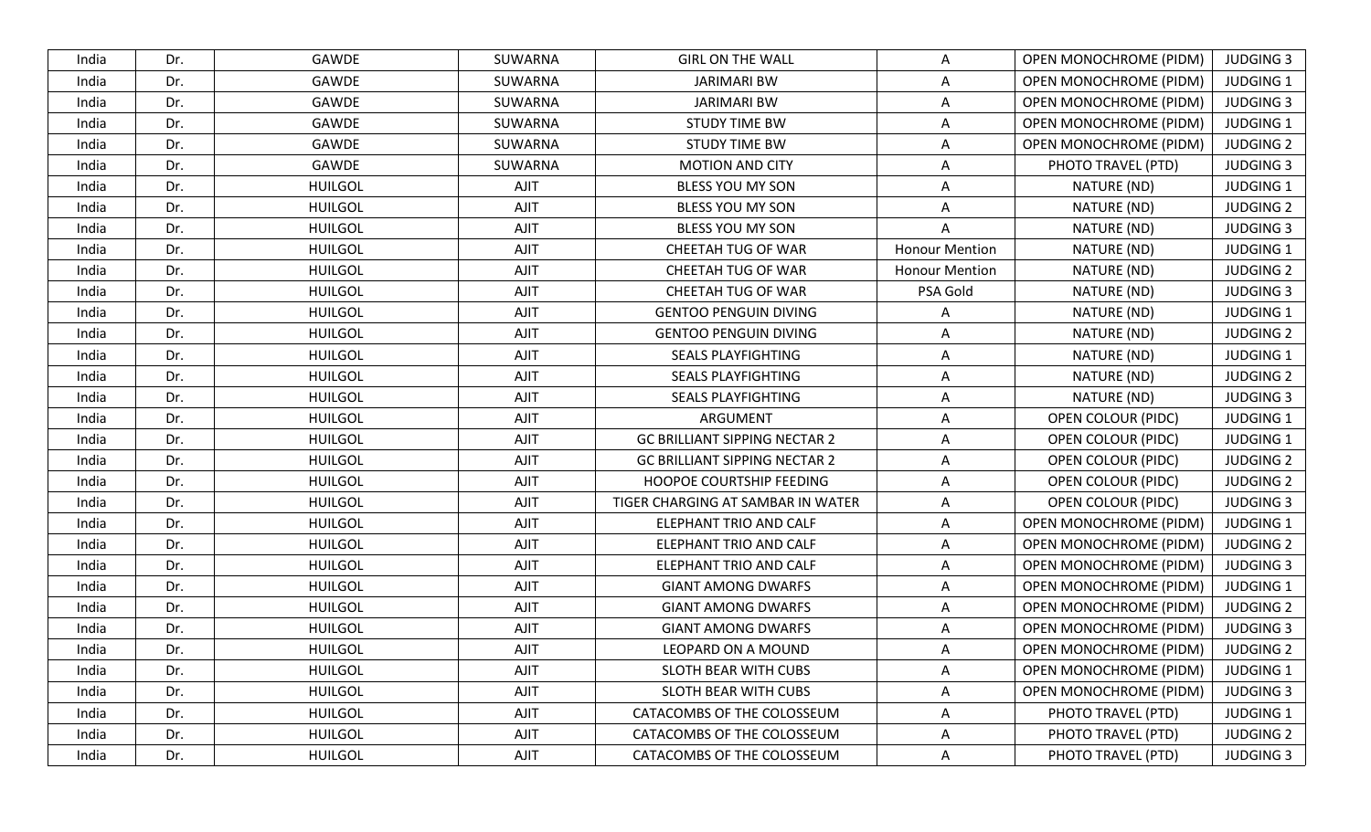| India | Dr. | GAWDE | SUWARNA | GIRL ON THE WALL | A | OPEN MONOCHROME (PIDM) | JUDGING 3 |
|---|---|---|---|---|---|---|---|
| India | Dr. | GAWDE | SUWARNA | JARIMARI BW | A | OPEN MONOCHROME (PIDM) | JUDGING 1 |
| India | Dr. | GAWDE | SUWARNA | JARIMARI BW | A | OPEN MONOCHROME (PIDM) | JUDGING 3 |
| India | Dr. | GAWDE | SUWARNA | STUDY TIME BW | A | OPEN MONOCHROME (PIDM) | JUDGING 1 |
| India | Dr. | GAWDE | SUWARNA | STUDY TIME BW | A | OPEN MONOCHROME (PIDM) | JUDGING 2 |
| India | Dr. | GAWDE | SUWARNA | MOTION AND CITY | A | PHOTO TRAVEL (PTD) | JUDGING 3 |
| India | Dr. | HUILGOL | AJIT | BLESS YOU MY SON | A | NATURE (ND) | JUDGING 1 |
| India | Dr. | HUILGOL | AJIT | BLESS YOU MY SON | A | NATURE (ND) | JUDGING 2 |
| India | Dr. | HUILGOL | AJIT | BLESS YOU MY SON | A | NATURE (ND) | JUDGING 3 |
| India | Dr. | HUILGOL | AJIT | CHEETAH TUG OF WAR | Honour Mention | NATURE (ND) | JUDGING 1 |
| India | Dr. | HUILGOL | AJIT | CHEETAH TUG OF WAR | Honour Mention | NATURE (ND) | JUDGING 2 |
| India | Dr. | HUILGOL | AJIT | CHEETAH TUG OF WAR | PSA Gold | NATURE (ND) | JUDGING 3 |
| India | Dr. | HUILGOL | AJIT | GENTOO PENGUIN DIVING | A | NATURE (ND) | JUDGING 1 |
| India | Dr. | HUILGOL | AJIT | GENTOO PENGUIN DIVING | A | NATURE (ND) | JUDGING 2 |
| India | Dr. | HUILGOL | AJIT | SEALS PLAYFIGHTING | A | NATURE (ND) | JUDGING 1 |
| India | Dr. | HUILGOL | AJIT | SEALS PLAYFIGHTING | A | NATURE (ND) | JUDGING 2 |
| India | Dr. | HUILGOL | AJIT | SEALS PLAYFIGHTING | A | NATURE (ND) | JUDGING 3 |
| India | Dr. | HUILGOL | AJIT | ARGUMENT | A | OPEN COLOUR (PIDC) | JUDGING 1 |
| India | Dr. | HUILGOL | AJIT | GC BRILLIANT SIPPING NECTAR 2 | A | OPEN COLOUR (PIDC) | JUDGING 1 |
| India | Dr. | HUILGOL | AJIT | GC BRILLIANT SIPPING NECTAR 2 | A | OPEN COLOUR (PIDC) | JUDGING 2 |
| India | Dr. | HUILGOL | AJIT | HOOPOE COURTSHIP FEEDING | A | OPEN COLOUR (PIDC) | JUDGING 2 |
| India | Dr. | HUILGOL | AJIT | TIGER CHARGING AT SAMBAR IN WATER | A | OPEN COLOUR (PIDC) | JUDGING 3 |
| India | Dr. | HUILGOL | AJIT | ELEPHANT TRIO AND CALF | A | OPEN MONOCHROME (PIDM) | JUDGING 1 |
| India | Dr. | HUILGOL | AJIT | ELEPHANT TRIO AND CALF | A | OPEN MONOCHROME (PIDM) | JUDGING 2 |
| India | Dr. | HUILGOL | AJIT | ELEPHANT TRIO AND CALF | A | OPEN MONOCHROME (PIDM) | JUDGING 3 |
| India | Dr. | HUILGOL | AJIT | GIANT AMONG DWARFS | A | OPEN MONOCHROME (PIDM) | JUDGING 1 |
| India | Dr. | HUILGOL | AJIT | GIANT AMONG DWARFS | A | OPEN MONOCHROME (PIDM) | JUDGING 2 |
| India | Dr. | HUILGOL | AJIT | GIANT AMONG DWARFS | A | OPEN MONOCHROME (PIDM) | JUDGING 3 |
| India | Dr. | HUILGOL | AJIT | LEOPARD ON A MOUND | A | OPEN MONOCHROME (PIDM) | JUDGING 2 |
| India | Dr. | HUILGOL | AJIT | SLOTH BEAR WITH CUBS | A | OPEN MONOCHROME (PIDM) | JUDGING 1 |
| India | Dr. | HUILGOL | AJIT | SLOTH BEAR WITH CUBS | A | OPEN MONOCHROME (PIDM) | JUDGING 3 |
| India | Dr. | HUILGOL | AJIT | CATACOMBS OF THE COLOSSEUM | A | PHOTO TRAVEL (PTD) | JUDGING 1 |
| India | Dr. | HUILGOL | AJIT | CATACOMBS OF THE COLOSSEUM | A | PHOTO TRAVEL (PTD) | JUDGING 2 |
| India | Dr. | HUILGOL | AJIT | CATACOMBS OF THE COLOSSEUM | A | PHOTO TRAVEL (PTD) | JUDGING 3 |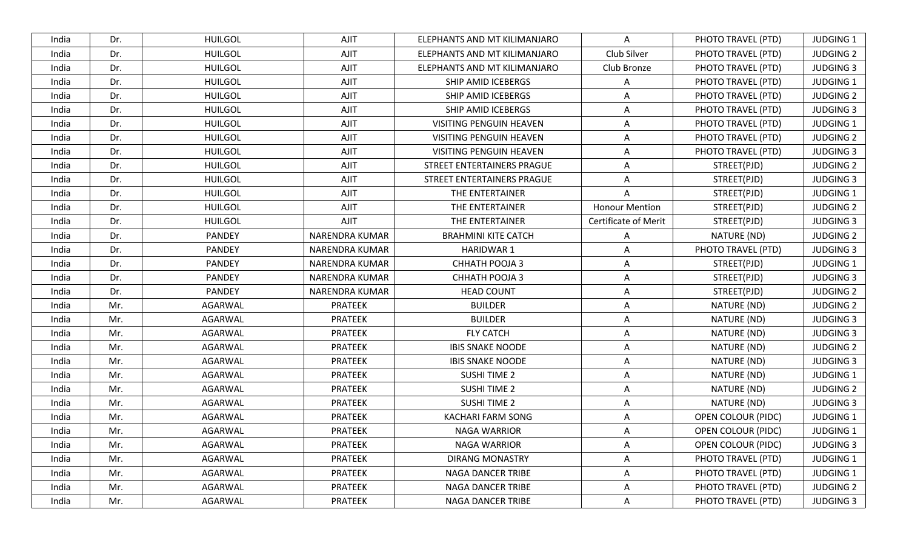| India | Dr. | HUILGOL | AJIT | ELEPHANTS AND MT KILIMANJARO | A | PHOTO TRAVEL (PTD) | JUDGING 1 |
|---|---|---|---|---|---|---|---|
| India | Dr. | HUILGOL | AJIT | ELEPHANTS AND MT KILIMANJARO | Club Silver | PHOTO TRAVEL (PTD) | JUDGING 2 |
| India | Dr. | HUILGOL | AJIT | ELEPHANTS AND MT KILIMANJARO | Club Bronze | PHOTO TRAVEL (PTD) | JUDGING 3 |
| India | Dr. | HUILGOL | AJIT | SHIP AMID ICEBERGS | A | PHOTO TRAVEL (PTD) | JUDGING 1 |
| India | Dr. | HUILGOL | AJIT | SHIP AMID ICEBERGS | A | PHOTO TRAVEL (PTD) | JUDGING 2 |
| India | Dr. | HUILGOL | AJIT | SHIP AMID ICEBERGS | A | PHOTO TRAVEL (PTD) | JUDGING 3 |
| India | Dr. | HUILGOL | AJIT | VISITING PENGUIN HEAVEN | A | PHOTO TRAVEL (PTD) | JUDGING 1 |
| India | Dr. | HUILGOL | AJIT | VISITING PENGUIN HEAVEN | A | PHOTO TRAVEL (PTD) | JUDGING 2 |
| India | Dr. | HUILGOL | AJIT | VISITING PENGUIN HEAVEN | A | PHOTO TRAVEL (PTD) | JUDGING 3 |
| India | Dr. | HUILGOL | AJIT | STREET ENTERTAINERS PRAGUE | A | STREET(PJD) | JUDGING 2 |
| India | Dr. | HUILGOL | AJIT | STREET ENTERTAINERS PRAGUE | A | STREET(PJD) | JUDGING 3 |
| India | Dr. | HUILGOL | AJIT | THE ENTERTAINER | A | STREET(PJD) | JUDGING 1 |
| India | Dr. | HUILGOL | AJIT | THE ENTERTAINER | Honour Mention | STREET(PJD) | JUDGING 2 |
| India | Dr. | HUILGOL | AJIT | THE ENTERTAINER | Certificate of Merit | STREET(PJD) | JUDGING 3 |
| India | Dr. | PANDEY | NARENDRA KUMAR | BRAHMINI KITE CATCH | A | NATURE (ND) | JUDGING 2 |
| India | Dr. | PANDEY | NARENDRA KUMAR | HARIDWAR 1 | A | PHOTO TRAVEL (PTD) | JUDGING 3 |
| India | Dr. | PANDEY | NARENDRA KUMAR | CHHATH POOJA 3 | A | STREET(PJD) | JUDGING 1 |
| India | Dr. | PANDEY | NARENDRA KUMAR | CHHATH POOJA 3 | A | STREET(PJD) | JUDGING 3 |
| India | Dr. | PANDEY | NARENDRA KUMAR | HEAD COUNT | A | STREET(PJD) | JUDGING 2 |
| India | Mr. | AGARWAL | PRATEEK | BUILDER | A | NATURE (ND) | JUDGING 2 |
| India | Mr. | AGARWAL | PRATEEK | BUILDER | A | NATURE (ND) | JUDGING 3 |
| India | Mr. | AGARWAL | PRATEEK | FLY CATCH | A | NATURE (ND) | JUDGING 3 |
| India | Mr. | AGARWAL | PRATEEK | IBIS SNAKE NOODE | A | NATURE (ND) | JUDGING 2 |
| India | Mr. | AGARWAL | PRATEEK | IBIS SNAKE NOODE | A | NATURE (ND) | JUDGING 3 |
| India | Mr. | AGARWAL | PRATEEK | SUSHI TIME 2 | A | NATURE (ND) | JUDGING 1 |
| India | Mr. | AGARWAL | PRATEEK | SUSHI TIME 2 | A | NATURE (ND) | JUDGING 2 |
| India | Mr. | AGARWAL | PRATEEK | SUSHI TIME 2 | A | NATURE (ND) | JUDGING 3 |
| India | Mr. | AGARWAL | PRATEEK | KACHARI FARM SONG | A | OPEN COLOUR (PIDC) | JUDGING 1 |
| India | Mr. | AGARWAL | PRATEEK | NAGA WARRIOR | A | OPEN COLOUR (PIDC) | JUDGING 1 |
| India | Mr. | AGARWAL | PRATEEK | NAGA WARRIOR | A | OPEN COLOUR (PIDC) | JUDGING 3 |
| India | Mr. | AGARWAL | PRATEEK | DIRANG MONASTRY | A | PHOTO TRAVEL (PTD) | JUDGING 1 |
| India | Mr. | AGARWAL | PRATEEK | NAGA DANCER TRIBE | A | PHOTO TRAVEL (PTD) | JUDGING 1 |
| India | Mr. | AGARWAL | PRATEEK | NAGA DANCER TRIBE | A | PHOTO TRAVEL (PTD) | JUDGING 2 |
| India | Mr. | AGARWAL | PRATEEK | NAGA DANCER TRIBE | A | PHOTO TRAVEL (PTD) | JUDGING 3 |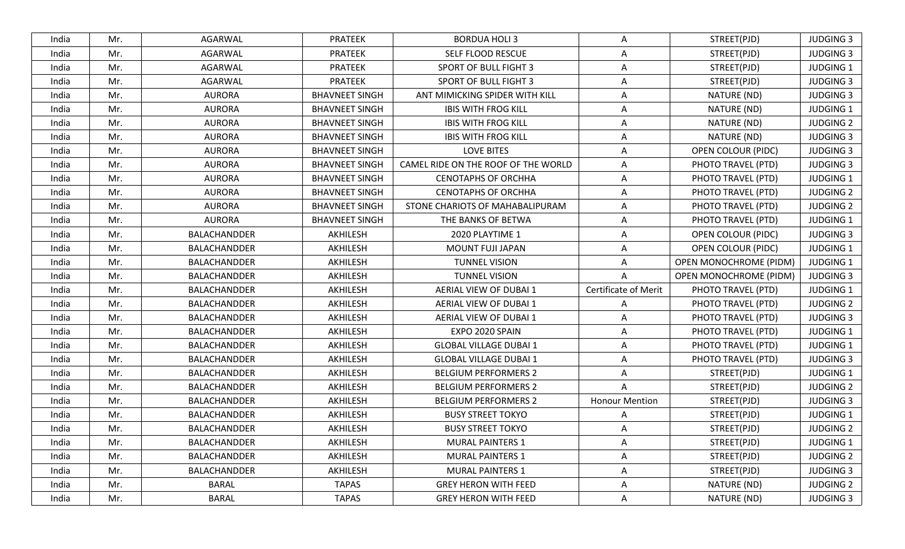| India | Mr. | AGARWAL | PRATEEK | BORDUA HOLI 3 | A | STREET(PJD) | JUDGING 3 |
|---|---|---|---|---|---|---|---|
| India | Mr. | AGARWAL | PRATEEK | SELF FLOOD RESCUE | A | STREET(PJD) | JUDGING 3 |
| India | Mr. | AGARWAL | PRATEEK | SPORT OF BULL FIGHT 3 | A | STREET(PJD) | JUDGING 1 |
| India | Mr. | AGARWAL | PRATEEK | SPORT OF BULL FIGHT 3 | A | STREET(PJD) | JUDGING 3 |
| India | Mr. | AURORA | BHAVNEET SINGH | ANT MIMICKING SPIDER WITH KILL | A | NATURE (ND) | JUDGING 3 |
| India | Mr. | AURORA | BHAVNEET SINGH | IBIS WITH FROG KILL | A | NATURE (ND) | JUDGING 1 |
| India | Mr. | AURORA | BHAVNEET SINGH | IBIS WITH FROG KILL | A | NATURE (ND) | JUDGING 2 |
| India | Mr. | AURORA | BHAVNEET SINGH | IBIS WITH FROG KILL | A | NATURE (ND) | JUDGING 3 |
| India | Mr. | AURORA | BHAVNEET SINGH | LOVE BITES | A | OPEN COLOUR (PIDC) | JUDGING 3 |
| India | Mr. | AURORA | BHAVNEET SINGH | CAMEL RIDE ON THE ROOF OF THE WORLD | A | PHOTO TRAVEL (PTD) | JUDGING 3 |
| India | Mr. | AURORA | BHAVNEET SINGH | CENOTAPHS OF ORCHHA | A | PHOTO TRAVEL (PTD) | JUDGING 1 |
| India | Mr. | AURORA | BHAVNEET SINGH | CENOTAPHS OF ORCHHA | A | PHOTO TRAVEL (PTD) | JUDGING 2 |
| India | Mr. | AURORA | BHAVNEET SINGH | STONE CHARIOTS OF MAHABALIPURAM | A | PHOTO TRAVEL (PTD) | JUDGING 2 |
| India | Mr. | AURORA | BHAVNEET SINGH | THE BANKS OF BETWA | A | PHOTO TRAVEL (PTD) | JUDGING 1 |
| India | Mr. | BALACHANDDER | AKHILESH | 2020 PLAYTIME 1 | A | OPEN COLOUR (PIDC) | JUDGING 3 |
| India | Mr. | BALACHANDDER | AKHILESH | MOUNT FUJI JAPAN | A | OPEN COLOUR (PIDC) | JUDGING 1 |
| India | Mr. | BALACHANDDER | AKHILESH | TUNNEL VISION | A | OPEN MONOCHROME (PIDM) | JUDGING 1 |
| India | Mr. | BALACHANDDER | AKHILESH | TUNNEL VISION | A | OPEN MONOCHROME (PIDM) | JUDGING 3 |
| India | Mr. | BALACHANDDER | AKHILESH | AERIAL VIEW OF DUBAI 1 | Certificate of Merit | PHOTO TRAVEL (PTD) | JUDGING 1 |
| India | Mr. | BALACHANDDER | AKHILESH | AERIAL VIEW OF DUBAI 1 | A | PHOTO TRAVEL (PTD) | JUDGING 2 |
| India | Mr. | BALACHANDDER | AKHILESH | AERIAL VIEW OF DUBAI 1 | A | PHOTO TRAVEL (PTD) | JUDGING 3 |
| India | Mr. | BALACHANDDER | AKHILESH | EXPO 2020 SPAIN | A | PHOTO TRAVEL (PTD) | JUDGING 1 |
| India | Mr. | BALACHANDDER | AKHILESH | GLOBAL VILLAGE DUBAI 1 | A | PHOTO TRAVEL (PTD) | JUDGING 1 |
| India | Mr. | BALACHANDDER | AKHILESH | GLOBAL VILLAGE DUBAI 1 | A | PHOTO TRAVEL (PTD) | JUDGING 3 |
| India | Mr. | BALACHANDDER | AKHILESH | BELGIUM PERFORMERS 2 | A | STREET(PJD) | JUDGING 1 |
| India | Mr. | BALACHANDDER | AKHILESH | BELGIUM PERFORMERS 2 | A | STREET(PJD) | JUDGING 2 |
| India | Mr. | BALACHANDDER | AKHILESH | BELGIUM PERFORMERS 2 | Honour Mention | STREET(PJD) | JUDGING 3 |
| India | Mr. | BALACHANDDER | AKHILESH | BUSY STREET TOKYO | A | STREET(PJD) | JUDGING 1 |
| India | Mr. | BALACHANDDER | AKHILESH | BUSY STREET TOKYO | A | STREET(PJD) | JUDGING 2 |
| India | Mr. | BALACHANDDER | AKHILESH | MURAL PAINTERS 1 | A | STREET(PJD) | JUDGING 1 |
| India | Mr. | BALACHANDDER | AKHILESH | MURAL PAINTERS 1 | A | STREET(PJD) | JUDGING 2 |
| India | Mr. | BALACHANDDER | AKHILESH | MURAL PAINTERS 1 | A | STREET(PJD) | JUDGING 3 |
| India | Mr. | BARAL | TAPAS | GREY HERON WITH FEED | A | NATURE (ND) | JUDGING 2 |
| India | Mr. | BARAL | TAPAS | GREY HERON WITH FEED | A | NATURE (ND) | JUDGING 3 |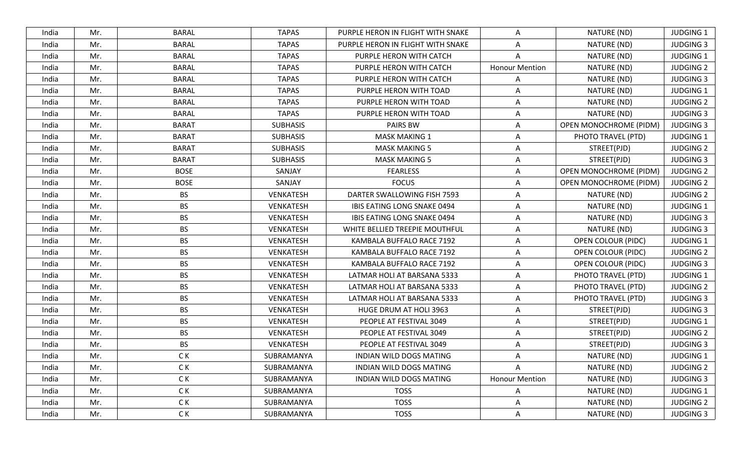| India | Mr. | BARAL | TAPAS | PURPLE HERON IN FLIGHT WITH SNAKE | A | NATURE (ND) | JUDGING 1 |
|---|---|---|---|---|---|---|---|
| India | Mr. | BARAL | TAPAS | PURPLE HERON IN FLIGHT WITH SNAKE | A | NATURE (ND) | JUDGING 3 |
| India | Mr. | BARAL | TAPAS | PURPLE HERON WITH CATCH | A | NATURE (ND) | JUDGING 1 |
| India | Mr. | BARAL | TAPAS | PURPLE HERON WITH CATCH | Honour Mention | NATURE (ND) | JUDGING 2 |
| India | Mr. | BARAL | TAPAS | PURPLE HERON WITH CATCH | A | NATURE (ND) | JUDGING 3 |
| India | Mr. | BARAL | TAPAS | PURPLE HERON WITH TOAD | A | NATURE (ND) | JUDGING 1 |
| India | Mr. | BARAL | TAPAS | PURPLE HERON WITH TOAD | A | NATURE (ND) | JUDGING 2 |
| India | Mr. | BARAL | TAPAS | PURPLE HERON WITH TOAD | A | NATURE (ND) | JUDGING 3 |
| India | Mr. | BARAT | SUBHASIS | PAIRS BW | A | OPEN MONOCHROME (PIDM) | JUDGING 3 |
| India | Mr. | BARAT | SUBHASIS | MASK MAKING 1 | A | PHOTO TRAVEL (PTD) | JUDGING 1 |
| India | Mr. | BARAT | SUBHASIS | MASK MAKING 5 | A | STREET(PJD) | JUDGING 2 |
| India | Mr. | BARAT | SUBHASIS | MASK MAKING 5 | A | STREET(PJD) | JUDGING 3 |
| India | Mr. | BOSE | SANJAY | FEARLESS | A | OPEN MONOCHROME (PIDM) | JUDGING 2 |
| India | Mr. | BOSE | SANJAY | FOCUS | A | OPEN MONOCHROME (PIDM) | JUDGING 2 |
| India | Mr. | BS | VENKATESH | DARTER SWALLOWING FISH 7593 | A | NATURE (ND) | JUDGING 2 |
| India | Mr. | BS | VENKATESH | IBIS EATING LONG SNAKE 0494 | A | NATURE (ND) | JUDGING 1 |
| India | Mr. | BS | VENKATESH | IBIS EATING LONG SNAKE 0494 | A | NATURE (ND) | JUDGING 3 |
| India | Mr. | BS | VENKATESH | WHITE BELLIED TREEPIE MOUTHFUL | A | NATURE (ND) | JUDGING 3 |
| India | Mr. | BS | VENKATESH | KAMBALA BUFFALO RACE 7192 | A | OPEN COLOUR (PIDC) | JUDGING 1 |
| India | Mr. | BS | VENKATESH | KAMBALA BUFFALO RACE 7192 | A | OPEN COLOUR (PIDC) | JUDGING 2 |
| India | Mr. | BS | VENKATESH | KAMBALA BUFFALO RACE 7192 | A | OPEN COLOUR (PIDC) | JUDGING 3 |
| India | Mr. | BS | VENKATESH | LATMAR HOLI AT BARSANA 5333 | A | PHOTO TRAVEL (PTD) | JUDGING 1 |
| India | Mr. | BS | VENKATESH | LATMAR HOLI AT BARSANA 5333 | A | PHOTO TRAVEL (PTD) | JUDGING 2 |
| India | Mr. | BS | VENKATESH | LATMAR HOLI AT BARSANA 5333 | A | PHOTO TRAVEL (PTD) | JUDGING 3 |
| India | Mr. | BS | VENKATESH | HUGE DRUM AT HOLI 3963 | A | STREET(PJD) | JUDGING 3 |
| India | Mr. | BS | VENKATESH | PEOPLE AT FESTIVAL 3049 | A | STREET(PJD) | JUDGING 1 |
| India | Mr. | BS | VENKATESH | PEOPLE AT FESTIVAL 3049 | A | STREET(PJD) | JUDGING 2 |
| India | Mr. | BS | VENKATESH | PEOPLE AT FESTIVAL 3049 | A | STREET(PJD) | JUDGING 3 |
| India | Mr. | C K | SUBRAMANYA | INDIAN WILD DOGS MATING | A | NATURE (ND) | JUDGING 1 |
| India | Mr. | C K | SUBRAMANYA | INDIAN WILD DOGS MATING | A | NATURE (ND) | JUDGING 2 |
| India | Mr. | C K | SUBRAMANYA | INDIAN WILD DOGS MATING | Honour Mention | NATURE (ND) | JUDGING 3 |
| India | Mr. | C K | SUBRAMANYA | TOSS | A | NATURE (ND) | JUDGING 1 |
| India | Mr. | C K | SUBRAMANYA | TOSS | A | NATURE (ND) | JUDGING 2 |
| India | Mr. | C K | SUBRAMANYA | TOSS | A | NATURE (ND) | JUDGING 3 |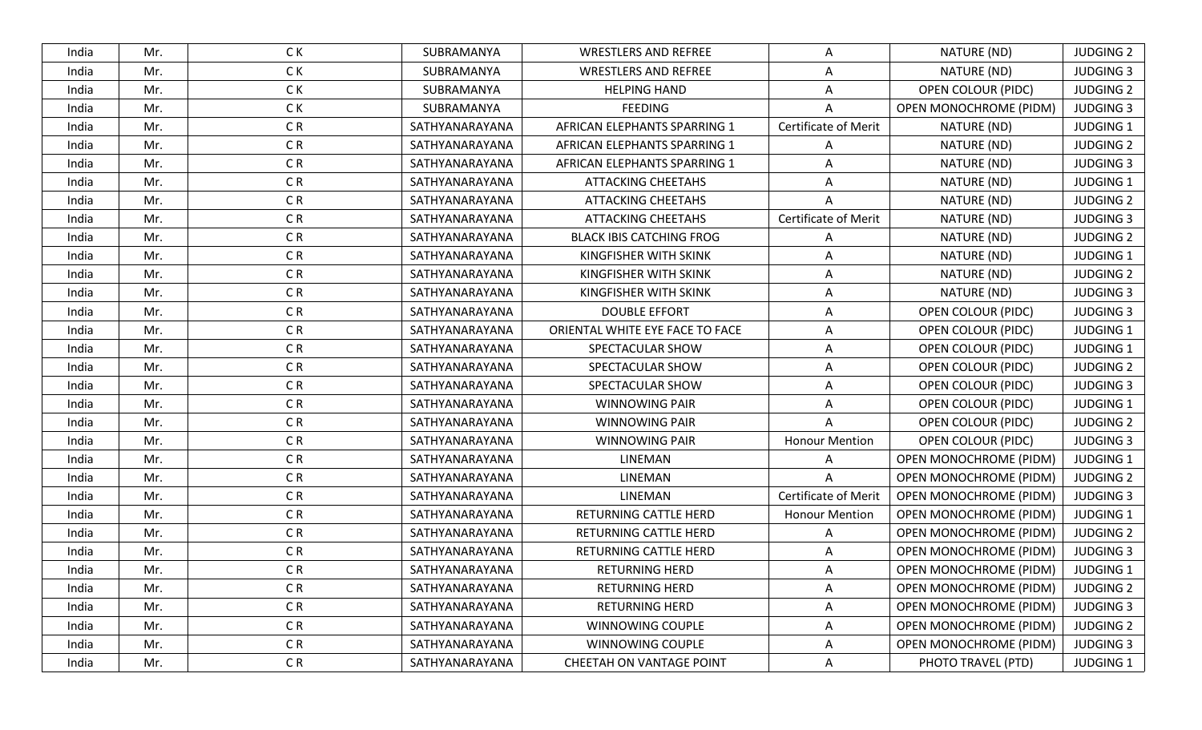| India | Mr. | C K | SUBRAMANYA | WRESTLERS AND REFREE | A | NATURE (ND) | JUDGING 2 |
|---|---|---|---|---|---|---|---|
| India | Mr. | C K | SUBRAMANYA | WRESTLERS AND REFREE | A | NATURE (ND) | JUDGING 3 |
| India | Mr. | C K | SUBRAMANYA | HELPING HAND | A | OPEN COLOUR (PIDC) | JUDGING 2 |
| India | Mr. | C K | SUBRAMANYA | FEEDING | A | OPEN MONOCHROME (PIDM) | JUDGING 3 |
| India | Mr. | C R | SATHYANARAYANA | AFRICAN ELEPHANTS SPARRING 1 | Certificate of Merit | NATURE (ND) | JUDGING 1 |
| India | Mr. | C R | SATHYANARAYANA | AFRICAN ELEPHANTS SPARRING 1 | A | NATURE (ND) | JUDGING 2 |
| India | Mr. | C R | SATHYANARAYANA | AFRICAN ELEPHANTS SPARRING 1 | A | NATURE (ND) | JUDGING 3 |
| India | Mr. | C R | SATHYANARAYANA | ATTACKING CHEETAHS | A | NATURE (ND) | JUDGING 1 |
| India | Mr. | C R | SATHYANARAYANA | ATTACKING CHEETAHS | A | NATURE (ND) | JUDGING 2 |
| India | Mr. | C R | SATHYANARAYANA | ATTACKING CHEETAHS | Certificate of Merit | NATURE (ND) | JUDGING 3 |
| India | Mr. | C R | SATHYANARAYANA | BLACK IBIS CATCHING FROG | A | NATURE (ND) | JUDGING 2 |
| India | Mr. | C R | SATHYANARAYANA | KINGFISHER WITH SKINK | A | NATURE (ND) | JUDGING 1 |
| India | Mr. | C R | SATHYANARAYANA | KINGFISHER WITH SKINK | A | NATURE (ND) | JUDGING 2 |
| India | Mr. | C R | SATHYANARAYANA | KINGFISHER WITH SKINK | A | NATURE (ND) | JUDGING 3 |
| India | Mr. | C R | SATHYANARAYANA | DOUBLE EFFORT | A | OPEN COLOUR (PIDC) | JUDGING 3 |
| India | Mr. | C R | SATHYANARAYANA | ORIENTAL WHITE EYE FACE TO FACE | A | OPEN COLOUR (PIDC) | JUDGING 1 |
| India | Mr. | C R | SATHYANARAYANA | SPECTACULAR SHOW | A | OPEN COLOUR (PIDC) | JUDGING 1 |
| India | Mr. | C R | SATHYANARAYANA | SPECTACULAR SHOW | A | OPEN COLOUR (PIDC) | JUDGING 2 |
| India | Mr. | C R | SATHYANARAYANA | SPECTACULAR SHOW | A | OPEN COLOUR (PIDC) | JUDGING 3 |
| India | Mr. | C R | SATHYANARAYANA | WINNOWING PAIR | A | OPEN COLOUR (PIDC) | JUDGING 1 |
| India | Mr. | C R | SATHYANARAYANA | WINNOWING PAIR | A | OPEN COLOUR (PIDC) | JUDGING 2 |
| India | Mr. | C R | SATHYANARAYANA | WINNOWING PAIR | Honour Mention | OPEN COLOUR (PIDC) | JUDGING 3 |
| India | Mr. | C R | SATHYANARAYANA | LINEMAN | A | OPEN MONOCHROME (PIDM) | JUDGING 1 |
| India | Mr. | C R | SATHYANARAYANA | LINEMAN | A | OPEN MONOCHROME (PIDM) | JUDGING 2 |
| India | Mr. | C R | SATHYANARAYANA | LINEMAN | Certificate of Merit | OPEN MONOCHROME (PIDM) | JUDGING 3 |
| India | Mr. | C R | SATHYANARAYANA | RETURNING CATTLE HERD | Honour Mention | OPEN MONOCHROME (PIDM) | JUDGING 1 |
| India | Mr. | C R | SATHYANARAYANA | RETURNING CATTLE HERD | A | OPEN MONOCHROME (PIDM) | JUDGING 2 |
| India | Mr. | C R | SATHYANARAYANA | RETURNING CATTLE HERD | A | OPEN MONOCHROME (PIDM) | JUDGING 3 |
| India | Mr. | C R | SATHYANARAYANA | RETURNING HERD | A | OPEN MONOCHROME (PIDM) | JUDGING 1 |
| India | Mr. | C R | SATHYANARAYANA | RETURNING HERD | A | OPEN MONOCHROME (PIDM) | JUDGING 2 |
| India | Mr. | C R | SATHYANARAYANA | RETURNING HERD | A | OPEN MONOCHROME (PIDM) | JUDGING 3 |
| India | Mr. | C R | SATHYANARAYANA | WINNOWING COUPLE | A | OPEN MONOCHROME (PIDM) | JUDGING 2 |
| India | Mr. | C R | SATHYANARAYANA | WINNOWING COUPLE | A | OPEN MONOCHROME (PIDM) | JUDGING 3 |
| India | Mr. | C R | SATHYANARAYANA | CHEETAH ON VANTAGE POINT | A | PHOTO TRAVEL (PTD) | JUDGING 1 |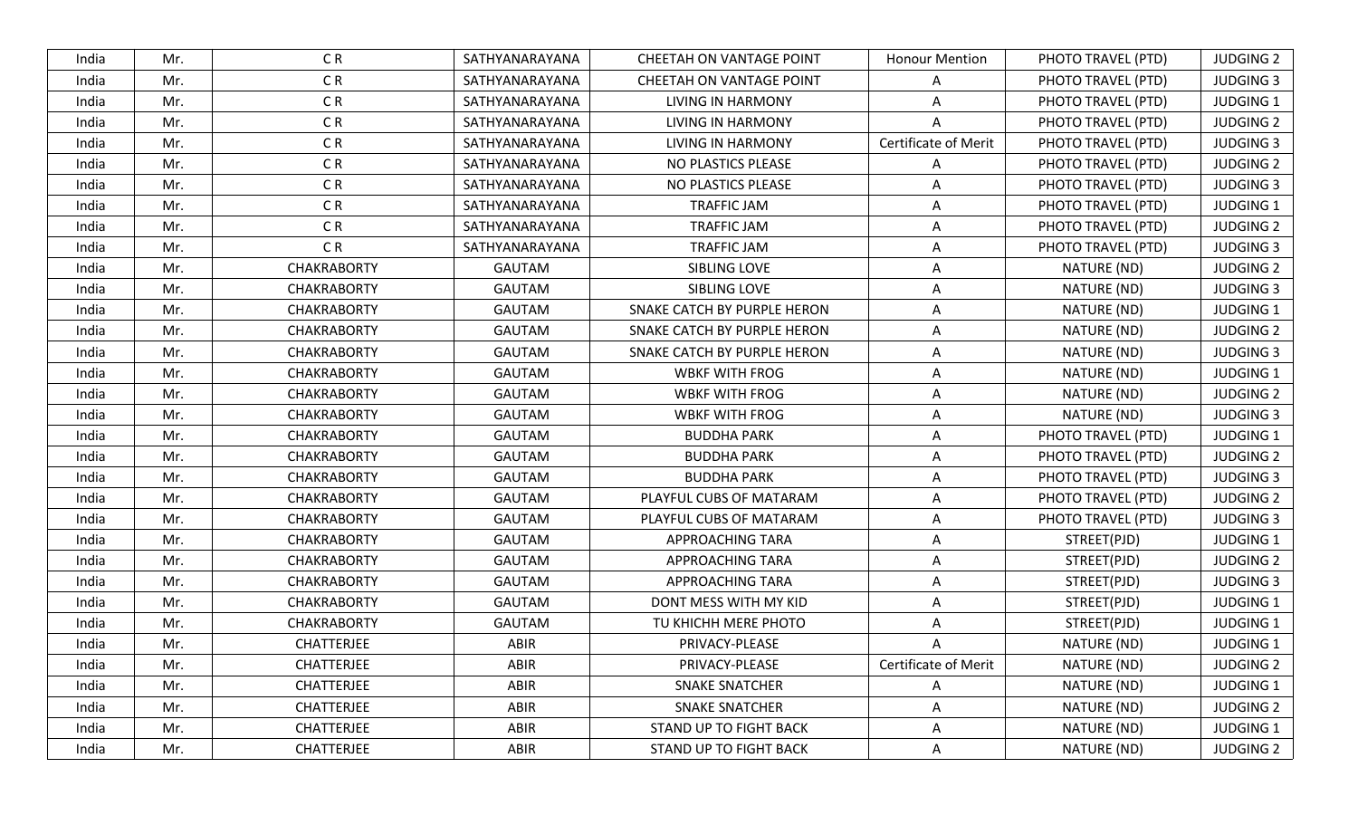| India | Mr. | C R | SATHYANARAYANA | CHEETAH ON VANTAGE POINT | Honour Mention | PHOTO TRAVEL (PTD) | JUDGING 2 |
|---|---|---|---|---|---|---|---|
| India | Mr. | C R | SATHYANARAYANA | CHEETAH ON VANTAGE POINT | A | PHOTO TRAVEL (PTD) | JUDGING 3 |
| India | Mr. | C R | SATHYANARAYANA | LIVING IN HARMONY | A | PHOTO TRAVEL (PTD) | JUDGING 1 |
| India | Mr. | C R | SATHYANARAYANA | LIVING IN HARMONY | A | PHOTO TRAVEL (PTD) | JUDGING 2 |
| India | Mr. | C R | SATHYANARAYANA | LIVING IN HARMONY | Certificate of Merit | PHOTO TRAVEL (PTD) | JUDGING 3 |
| India | Mr. | C R | SATHYANARAYANA | NO PLASTICS PLEASE | A | PHOTO TRAVEL (PTD) | JUDGING 2 |
| India | Mr. | C R | SATHYANARAYANA | NO PLASTICS PLEASE | A | PHOTO TRAVEL (PTD) | JUDGING 3 |
| India | Mr. | C R | SATHYANARAYANA | TRAFFIC JAM | A | PHOTO TRAVEL (PTD) | JUDGING 1 |
| India | Mr. | C R | SATHYANARAYANA | TRAFFIC JAM | A | PHOTO TRAVEL (PTD) | JUDGING 2 |
| India | Mr. | C R | SATHYANARAYANA | TRAFFIC JAM | A | PHOTO TRAVEL (PTD) | JUDGING 3 |
| India | Mr. | CHAKRABORTY | GAUTAM | SIBLING LOVE | A | NATURE (ND) | JUDGING 2 |
| India | Mr. | CHAKRABORTY | GAUTAM | SIBLING LOVE | A | NATURE (ND) | JUDGING 3 |
| India | Mr. | CHAKRABORTY | GAUTAM | SNAKE CATCH BY PURPLE HERON | A | NATURE (ND) | JUDGING 1 |
| India | Mr. | CHAKRABORTY | GAUTAM | SNAKE CATCH BY PURPLE HERON | A | NATURE (ND) | JUDGING 2 |
| India | Mr. | CHAKRABORTY | GAUTAM | SNAKE CATCH BY PURPLE HERON | A | NATURE (ND) | JUDGING 3 |
| India | Mr. | CHAKRABORTY | GAUTAM | WBKF WITH FROG | A | NATURE (ND) | JUDGING 1 |
| India | Mr. | CHAKRABORTY | GAUTAM | WBKF WITH FROG | A | NATURE (ND) | JUDGING 2 |
| India | Mr. | CHAKRABORTY | GAUTAM | WBKF WITH FROG | A | NATURE (ND) | JUDGING 3 |
| India | Mr. | CHAKRABORTY | GAUTAM | BUDDHA PARK | A | PHOTO TRAVEL (PTD) | JUDGING 1 |
| India | Mr. | CHAKRABORTY | GAUTAM | BUDDHA PARK | A | PHOTO TRAVEL (PTD) | JUDGING 2 |
| India | Mr. | CHAKRABORTY | GAUTAM | BUDDHA PARK | A | PHOTO TRAVEL (PTD) | JUDGING 3 |
| India | Mr. | CHAKRABORTY | GAUTAM | PLAYFUL CUBS OF MATARAM | A | PHOTO TRAVEL (PTD) | JUDGING 2 |
| India | Mr. | CHAKRABORTY | GAUTAM | PLAYFUL CUBS OF MATARAM | A | PHOTO TRAVEL (PTD) | JUDGING 3 |
| India | Mr. | CHAKRABORTY | GAUTAM | APPROACHING TARA | A | STREET(PJD) | JUDGING 1 |
| India | Mr. | CHAKRABORTY | GAUTAM | APPROACHING TARA | A | STREET(PJD) | JUDGING 2 |
| India | Mr. | CHAKRABORTY | GAUTAM | APPROACHING TARA | A | STREET(PJD) | JUDGING 3 |
| India | Mr. | CHAKRABORTY | GAUTAM | DONT MESS WITH MY KID | A | STREET(PJD) | JUDGING 1 |
| India | Mr. | CHAKRABORTY | GAUTAM | TU KHICHH MERE PHOTO | A | STREET(PJD) | JUDGING 1 |
| India | Mr. | CHATTERJEE | ABIR | PRIVACY-PLEASE | A | NATURE (ND) | JUDGING 1 |
| India | Mr. | CHATTERJEE | ABIR | PRIVACY-PLEASE | Certificate of Merit | NATURE (ND) | JUDGING 2 |
| India | Mr. | CHATTERJEE | ABIR | SNAKE SNATCHER | A | NATURE (ND) | JUDGING 1 |
| India | Mr. | CHATTERJEE | ABIR | SNAKE SNATCHER | A | NATURE (ND) | JUDGING 2 |
| India | Mr. | CHATTERJEE | ABIR | STAND UP TO FIGHT BACK | A | NATURE (ND) | JUDGING 1 |
| India | Mr. | CHATTERJEE | ABIR | STAND UP TO FIGHT BACK | A | NATURE (ND) | JUDGING 2 |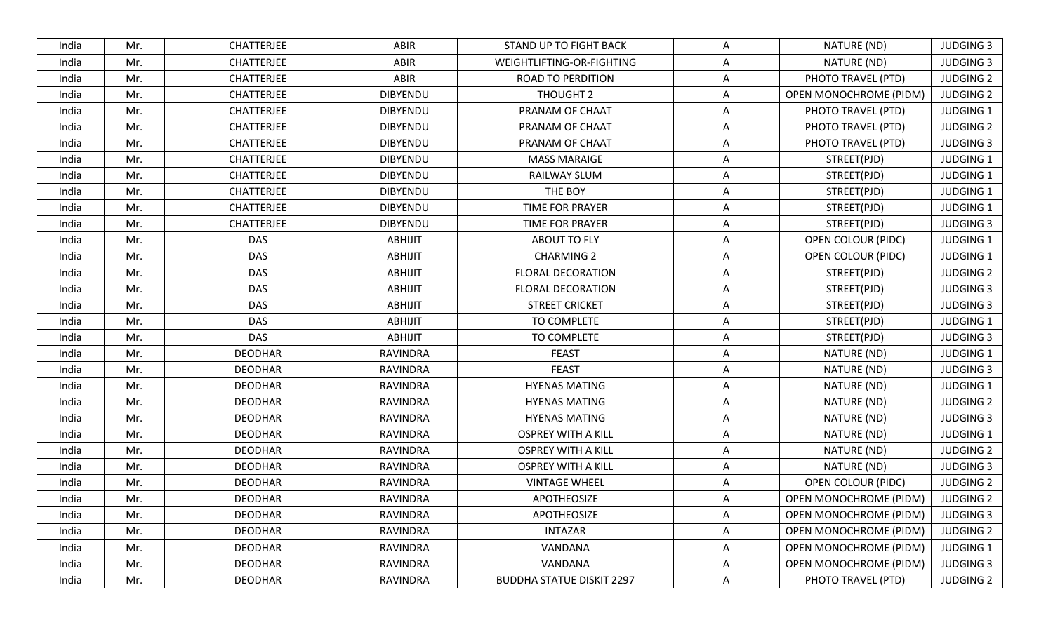| India | Mr. | CHATTERJEE | ABIR | STAND UP TO FIGHT BACK | A | NATURE (ND) | JUDGING 3 |
|---|---|---|---|---|---|---|---|
| India | Mr. | CHATTERJEE | ABIR | WEIGHTLIFTING-OR-FIGHTING | A | NATURE (ND) | JUDGING 3 |
| India | Mr. | CHATTERJEE | ABIR | ROAD TO PERDITION | A | PHOTO TRAVEL (PTD) | JUDGING 2 |
| India | Mr. | CHATTERJEE | DIBYENDU | THOUGHT 2 | A | OPEN MONOCHROME (PIDM) | JUDGING 2 |
| India | Mr. | CHATTERJEE | DIBYENDU | PRANAM OF CHAAT | A | PHOTO TRAVEL (PTD) | JUDGING 1 |
| India | Mr. | CHATTERJEE | DIBYENDU | PRANAM OF CHAAT | A | PHOTO TRAVEL (PTD) | JUDGING 2 |
| India | Mr. | CHATTERJEE | DIBYENDU | PRANAM OF CHAAT | A | PHOTO TRAVEL (PTD) | JUDGING 3 |
| India | Mr. | CHATTERJEE | DIBYENDU | MASS MARAIGE | A | STREET(PJD) | JUDGING 1 |
| India | Mr. | CHATTERJEE | DIBYENDU | RAILWAY SLUM | A | STREET(PJD) | JUDGING 1 |
| India | Mr. | CHATTERJEE | DIBYENDU | THE BOY | A | STREET(PJD) | JUDGING 1 |
| India | Mr. | CHATTERJEE | DIBYENDU | TIME FOR PRAYER | A | STREET(PJD) | JUDGING 1 |
| India | Mr. | CHATTERJEE | DIBYENDU | TIME FOR PRAYER | A | STREET(PJD) | JUDGING 3 |
| India | Mr. | DAS | ABHIJIT | ABOUT TO FLY | A | OPEN COLOUR (PIDC) | JUDGING 1 |
| India | Mr. | DAS | ABHIJIT | CHARMING 2 | A | OPEN COLOUR (PIDC) | JUDGING 1 |
| India | Mr. | DAS | ABHIJIT | FLORAL DECORATION | A | STREET(PJD) | JUDGING 2 |
| India | Mr. | DAS | ABHIJIT | FLORAL DECORATION | A | STREET(PJD) | JUDGING 3 |
| India | Mr. | DAS | ABHIJIT | STREET CRICKET | A | STREET(PJD) | JUDGING 3 |
| India | Mr. | DAS | ABHIJIT | TO COMPLETE | A | STREET(PJD) | JUDGING 1 |
| India | Mr. | DAS | ABHIJIT | TO COMPLETE | A | STREET(PJD) | JUDGING 3 |
| India | Mr. | DEODHAR | RAVINDRA | FEAST | A | NATURE (ND) | JUDGING 1 |
| India | Mr. | DEODHAR | RAVINDRA | FEAST | A | NATURE (ND) | JUDGING 3 |
| India | Mr. | DEODHAR | RAVINDRA | HYENAS MATING | A | NATURE (ND) | JUDGING 1 |
| India | Mr. | DEODHAR | RAVINDRA | HYENAS MATING | A | NATURE (ND) | JUDGING 2 |
| India | Mr. | DEODHAR | RAVINDRA | HYENAS MATING | A | NATURE (ND) | JUDGING 3 |
| India | Mr. | DEODHAR | RAVINDRA | OSPREY WITH A KILL | A | NATURE (ND) | JUDGING 1 |
| India | Mr. | DEODHAR | RAVINDRA | OSPREY WITH A KILL | A | NATURE (ND) | JUDGING 2 |
| India | Mr. | DEODHAR | RAVINDRA | OSPREY WITH A KILL | A | NATURE (ND) | JUDGING 3 |
| India | Mr. | DEODHAR | RAVINDRA | VINTAGE WHEEL | A | OPEN COLOUR (PIDC) | JUDGING 2 |
| India | Mr. | DEODHAR | RAVINDRA | APOTHEOSIZE | A | OPEN MONOCHROME (PIDM) | JUDGING 2 |
| India | Mr. | DEODHAR | RAVINDRA | APOTHEOSIZE | A | OPEN MONOCHROME (PIDM) | JUDGING 3 |
| India | Mr. | DEODHAR | RAVINDRA | INTAZAR | A | OPEN MONOCHROME (PIDM) | JUDGING 2 |
| India | Mr. | DEODHAR | RAVINDRA | VANDANA | A | OPEN MONOCHROME (PIDM) | JUDGING 1 |
| India | Mr. | DEODHAR | RAVINDRA | VANDANA | A | OPEN MONOCHROME (PIDM) | JUDGING 3 |
| India | Mr. | DEODHAR | RAVINDRA | BUDDHA STATUE DISKIT 2297 | A | PHOTO TRAVEL (PTD) | JUDGING 2 |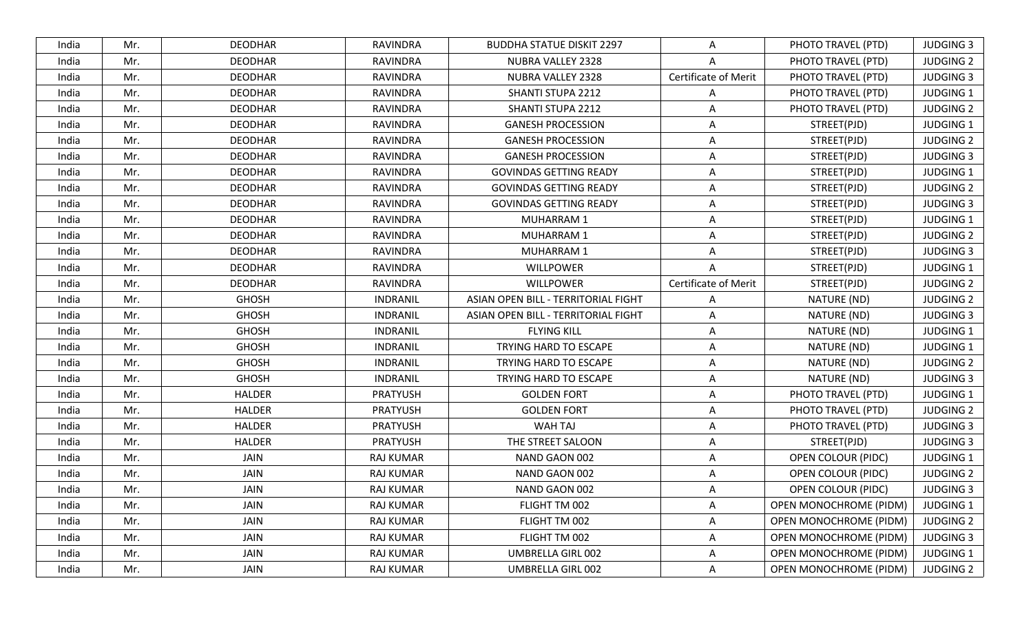| India | Mr. | DEODHAR | RAVINDRA | BUDDHA STATUE DISKIT 2297 | A | PHOTO TRAVEL (PTD) | JUDGING 3 |
|---|---|---|---|---|---|---|---|
| India | Mr. | DEODHAR | RAVINDRA | NUBRA VALLEY 2328 | A | PHOTO TRAVEL (PTD) | JUDGING 2 |
| India | Mr. | DEODHAR | RAVINDRA | NUBRA VALLEY 2328 | Certificate of Merit | PHOTO TRAVEL (PTD) | JUDGING 3 |
| India | Mr. | DEODHAR | RAVINDRA | SHANTI STUPA 2212 | A | PHOTO TRAVEL (PTD) | JUDGING 1 |
| India | Mr. | DEODHAR | RAVINDRA | SHANTI STUPA 2212 | A | PHOTO TRAVEL (PTD) | JUDGING 2 |
| India | Mr. | DEODHAR | RAVINDRA | GANESH PROCESSION | A | STREET(PJD) | JUDGING 1 |
| India | Mr. | DEODHAR | RAVINDRA | GANESH PROCESSION | A | STREET(PJD) | JUDGING 2 |
| India | Mr. | DEODHAR | RAVINDRA | GANESH PROCESSION | A | STREET(PJD) | JUDGING 3 |
| India | Mr. | DEODHAR | RAVINDRA | GOVINDAS GETTING READY | A | STREET(PJD) | JUDGING 1 |
| India | Mr. | DEODHAR | RAVINDRA | GOVINDAS GETTING READY | A | STREET(PJD) | JUDGING 2 |
| India | Mr. | DEODHAR | RAVINDRA | GOVINDAS GETTING READY | A | STREET(PJD) | JUDGING 3 |
| India | Mr. | DEODHAR | RAVINDRA | MUHARRAM 1 | A | STREET(PJD) | JUDGING 1 |
| India | Mr. | DEODHAR | RAVINDRA | MUHARRAM 1 | A | STREET(PJD) | JUDGING 2 |
| India | Mr. | DEODHAR | RAVINDRA | MUHARRAM 1 | A | STREET(PJD) | JUDGING 3 |
| India | Mr. | DEODHAR | RAVINDRA | WILLPOWER | A | STREET(PJD) | JUDGING 1 |
| India | Mr. | DEODHAR | RAVINDRA | WILLPOWER | Certificate of Merit | STREET(PJD) | JUDGING 2 |
| India | Mr. | GHOSH | INDRANIL | ASIAN OPEN BILL - TERRITORIAL FIGHT | A | NATURE (ND) | JUDGING 2 |
| India | Mr. | GHOSH | INDRANIL | ASIAN OPEN BILL - TERRITORIAL FIGHT | A | NATURE (ND) | JUDGING 3 |
| India | Mr. | GHOSH | INDRANIL | FLYING KILL | A | NATURE (ND) | JUDGING 1 |
| India | Mr. | GHOSH | INDRANIL | TRYING HARD TO ESCAPE | A | NATURE (ND) | JUDGING 1 |
| India | Mr. | GHOSH | INDRANIL | TRYING HARD TO ESCAPE | A | NATURE (ND) | JUDGING 2 |
| India | Mr. | GHOSH | INDRANIL | TRYING HARD TO ESCAPE | A | NATURE (ND) | JUDGING 3 |
| India | Mr. | HALDER | PRATYUSH | GOLDEN FORT | A | PHOTO TRAVEL (PTD) | JUDGING 1 |
| India | Mr. | HALDER | PRATYUSH | GOLDEN FORT | A | PHOTO TRAVEL (PTD) | JUDGING 2 |
| India | Mr. | HALDER | PRATYUSH | WAH TAJ | A | PHOTO TRAVEL (PTD) | JUDGING 3 |
| India | Mr. | HALDER | PRATYUSH | THE STREET SALOON | A | STREET(PJD) | JUDGING 3 |
| India | Mr. | JAIN | RAJ KUMAR | NAND GAON 002 | A | OPEN COLOUR (PIDC) | JUDGING 1 |
| India | Mr. | JAIN | RAJ KUMAR | NAND GAON 002 | A | OPEN COLOUR (PIDC) | JUDGING 2 |
| India | Mr. | JAIN | RAJ KUMAR | NAND GAON 002 | A | OPEN COLOUR (PIDC) | JUDGING 3 |
| India | Mr. | JAIN | RAJ KUMAR | FLIGHT TM 002 | A | OPEN MONOCHROME (PIDM) | JUDGING 1 |
| India | Mr. | JAIN | RAJ KUMAR | FLIGHT TM 002 | A | OPEN MONOCHROME (PIDM) | JUDGING 2 |
| India | Mr. | JAIN | RAJ KUMAR | FLIGHT TM 002 | A | OPEN MONOCHROME (PIDM) | JUDGING 3 |
| India | Mr. | JAIN | RAJ KUMAR | UMBRELLA GIRL 002 | A | OPEN MONOCHROME (PIDM) | JUDGING 1 |
| India | Mr. | JAIN | RAJ KUMAR | UMBRELLA GIRL 002 | A | OPEN MONOCHROME (PIDM) | JUDGING 2 |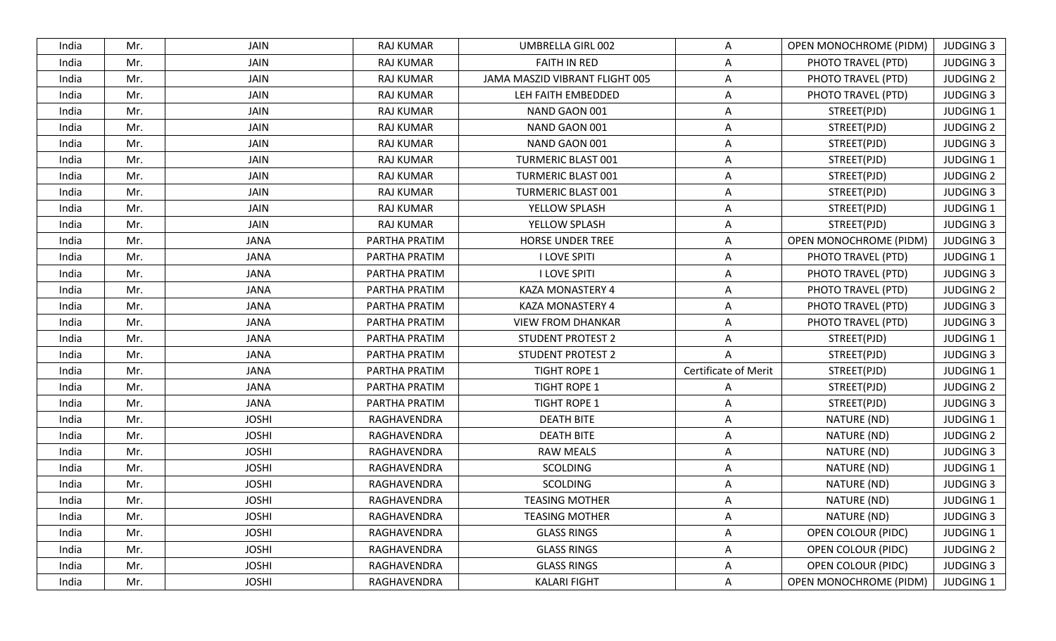| India | Mr. | JAIN | RAJ KUMAR | UMBRELLA GIRL 002 | A | OPEN MONOCHROME (PIDM) | JUDGING 3 |
|---|---|---|---|---|---|---|---|
| India | Mr. | JAIN | RAJ KUMAR | FAITH IN RED | A | PHOTO TRAVEL (PTD) | JUDGING 3 |
| India | Mr. | JAIN | RAJ KUMAR | JAMA MASZID VIBRANT FLIGHT 005 | A | PHOTO TRAVEL (PTD) | JUDGING 2 |
| India | Mr. | JAIN | RAJ KUMAR | LEH FAITH EMBEDDED | A | PHOTO TRAVEL (PTD) | JUDGING 3 |
| India | Mr. | JAIN | RAJ KUMAR | NAND GAON 001 | A | STREET(PJD) | JUDGING 1 |
| India | Mr. | JAIN | RAJ KUMAR | NAND GAON 001 | A | STREET(PJD) | JUDGING 2 |
| India | Mr. | JAIN | RAJ KUMAR | NAND GAON 001 | A | STREET(PJD) | JUDGING 3 |
| India | Mr. | JAIN | RAJ KUMAR | TURMERIC BLAST 001 | A | STREET(PJD) | JUDGING 1 |
| India | Mr. | JAIN | RAJ KUMAR | TURMERIC BLAST 001 | A | STREET(PJD) | JUDGING 2 |
| India | Mr. | JAIN | RAJ KUMAR | TURMERIC BLAST 001 | A | STREET(PJD) | JUDGING 3 |
| India | Mr. | JAIN | RAJ KUMAR | YELLOW SPLASH | A | STREET(PJD) | JUDGING 1 |
| India | Mr. | JAIN | RAJ KUMAR | YELLOW SPLASH | A | STREET(PJD) | JUDGING 3 |
| India | Mr. | JANA | PARTHA PRATIM | HORSE UNDER TREE | A | OPEN MONOCHROME (PIDM) | JUDGING 3 |
| India | Mr. | JANA | PARTHA PRATIM | I LOVE SPITI | A | PHOTO TRAVEL (PTD) | JUDGING 1 |
| India | Mr. | JANA | PARTHA PRATIM | I LOVE SPITI | A | PHOTO TRAVEL (PTD) | JUDGING 3 |
| India | Mr. | JANA | PARTHA PRATIM | KAZA MONASTERY 4 | A | PHOTO TRAVEL (PTD) | JUDGING 2 |
| India | Mr. | JANA | PARTHA PRATIM | KAZA MONASTERY 4 | A | PHOTO TRAVEL (PTD) | JUDGING 3 |
| India | Mr. | JANA | PARTHA PRATIM | VIEW FROM DHANKAR | A | PHOTO TRAVEL (PTD) | JUDGING 3 |
| India | Mr. | JANA | PARTHA PRATIM | STUDENT PROTEST 2 | A | STREET(PJD) | JUDGING 1 |
| India | Mr. | JANA | PARTHA PRATIM | STUDENT PROTEST 2 | A | STREET(PJD) | JUDGING 3 |
| India | Mr. | JANA | PARTHA PRATIM | TIGHT ROPE 1 | Certificate of Merit | STREET(PJD) | JUDGING 1 |
| India | Mr. | JANA | PARTHA PRATIM | TIGHT ROPE 1 | A | STREET(PJD) | JUDGING 2 |
| India | Mr. | JANA | PARTHA PRATIM | TIGHT ROPE 1 | A | STREET(PJD) | JUDGING 3 |
| India | Mr. | JOSHI | RAGHAVENDRA | DEATH BITE | A | NATURE (ND) | JUDGING 1 |
| India | Mr. | JOSHI | RAGHAVENDRA | DEATH BITE | A | NATURE (ND) | JUDGING 2 |
| India | Mr. | JOSHI | RAGHAVENDRA | RAW MEALS | A | NATURE (ND) | JUDGING 3 |
| India | Mr. | JOSHI | RAGHAVENDRA | SCOLDING | A | NATURE (ND) | JUDGING 1 |
| India | Mr. | JOSHI | RAGHAVENDRA | SCOLDING | A | NATURE (ND) | JUDGING 3 |
| India | Mr. | JOSHI | RAGHAVENDRA | TEASING MOTHER | A | NATURE (ND) | JUDGING 1 |
| India | Mr. | JOSHI | RAGHAVENDRA | TEASING MOTHER | A | NATURE (ND) | JUDGING 3 |
| India | Mr. | JOSHI | RAGHAVENDRA | GLASS RINGS | A | OPEN COLOUR (PIDC) | JUDGING 1 |
| India | Mr. | JOSHI | RAGHAVENDRA | GLASS RINGS | A | OPEN COLOUR (PIDC) | JUDGING 2 |
| India | Mr. | JOSHI | RAGHAVENDRA | GLASS RINGS | A | OPEN COLOUR (PIDC) | JUDGING 3 |
| India | Mr. | JOSHI | RAGHAVENDRA | KALARI FIGHT | A | OPEN MONOCHROME (PIDM) | JUDGING 1 |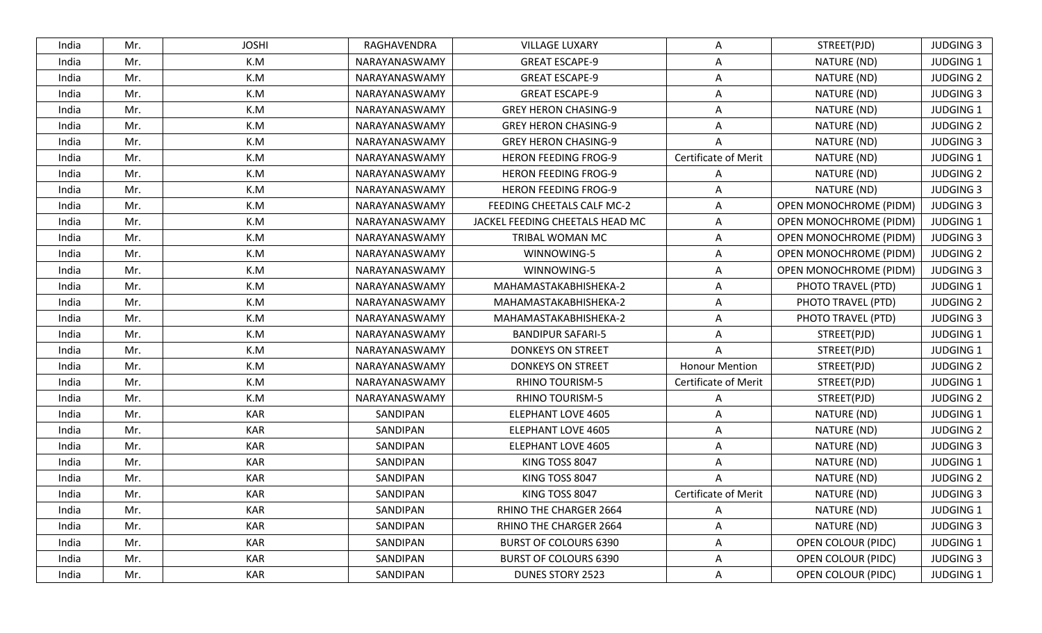| India | Mr. | JOSHI | RAGHAVENDRA | VILLAGE LUXARY | A | STREET(PJD) | JUDGING 3 |
|---|---|---|---|---|---|---|---|
| India | Mr. | K.M | NARAYANASWAMY | GREAT ESCAPE-9 | A | NATURE (ND) | JUDGING 1 |
| India | Mr. | K.M | NARAYANASWAMY | GREAT ESCAPE-9 | A | NATURE (ND) | JUDGING 2 |
| India | Mr. | K.M | NARAYANASWAMY | GREAT ESCAPE-9 | A | NATURE (ND) | JUDGING 3 |
| India | Mr. | K.M | NARAYANASWAMY | GREY HERON CHASING-9 | A | NATURE (ND) | JUDGING 1 |
| India | Mr. | K.M | NARAYANASWAMY | GREY HERON CHASING-9 | A | NATURE (ND) | JUDGING 2 |
| India | Mr. | K.M | NARAYANASWAMY | GREY HERON CHASING-9 | A | NATURE (ND) | JUDGING 3 |
| India | Mr. | K.M | NARAYANASWAMY | HERON FEEDING FROG-9 | Certificate of Merit | NATURE (ND) | JUDGING 1 |
| India | Mr. | K.M | NARAYANASWAMY | HERON FEEDING FROG-9 | A | NATURE (ND) | JUDGING 2 |
| India | Mr. | K.M | NARAYANASWAMY | HERON FEEDING FROG-9 | A | NATURE (ND) | JUDGING 3 |
| India | Mr. | K.M | NARAYANASWAMY | FEEDING CHEETALS CALF MC-2 | A | OPEN MONOCHROME (PIDM) | JUDGING 3 |
| India | Mr. | K.M | NARAYANASWAMY | JACKEL FEEDING CHEETALS HEAD MC | A | OPEN MONOCHROME (PIDM) | JUDGING 1 |
| India | Mr. | K.M | NARAYANASWAMY | TRIBAL WOMAN MC | A | OPEN MONOCHROME (PIDM) | JUDGING 3 |
| India | Mr. | K.M | NARAYANASWAMY | WINNOWING-5 | A | OPEN MONOCHROME (PIDM) | JUDGING 2 |
| India | Mr. | K.M | NARAYANASWAMY | WINNOWING-5 | A | OPEN MONOCHROME (PIDM) | JUDGING 3 |
| India | Mr. | K.M | NARAYANASWAMY | MAHAMASTAKABHISHEKA-2 | A | PHOTO TRAVEL (PTD) | JUDGING 1 |
| India | Mr. | K.M | NARAYANASWAMY | MAHAMASTAKABHISHEKA-2 | A | PHOTO TRAVEL (PTD) | JUDGING 2 |
| India | Mr. | K.M | NARAYANASWAMY | MAHAMASTAKABHISHEKA-2 | A | PHOTO TRAVEL (PTD) | JUDGING 3 |
| India | Mr. | K.M | NARAYANASWAMY | BANDIPUR SAFARI-5 | A | STREET(PJD) | JUDGING 1 |
| India | Mr. | K.M | NARAYANASWAMY | DONKEYS ON STREET | A | STREET(PJD) | JUDGING 1 |
| India | Mr. | K.M | NARAYANASWAMY | DONKEYS ON STREET | Honour Mention | STREET(PJD) | JUDGING 2 |
| India | Mr. | K.M | NARAYANASWAMY | RHINO TOURISM-5 | Certificate of Merit | STREET(PJD) | JUDGING 1 |
| India | Mr. | K.M | NARAYANASWAMY | RHINO TOURISM-5 | A | STREET(PJD) | JUDGING 2 |
| India | Mr. | KAR | SANDIPAN | ELEPHANT LOVE 4605 | A | NATURE (ND) | JUDGING 1 |
| India | Mr. | KAR | SANDIPAN | ELEPHANT LOVE 4605 | A | NATURE (ND) | JUDGING 2 |
| India | Mr. | KAR | SANDIPAN | ELEPHANT LOVE 4605 | A | NATURE (ND) | JUDGING 3 |
| India | Mr. | KAR | SANDIPAN | KING TOSS 8047 | A | NATURE (ND) | JUDGING 1 |
| India | Mr. | KAR | SANDIPAN | KING TOSS 8047 | A | NATURE (ND) | JUDGING 2 |
| India | Mr. | KAR | SANDIPAN | KING TOSS 8047 | Certificate of Merit | NATURE (ND) | JUDGING 3 |
| India | Mr. | KAR | SANDIPAN | RHINO THE CHARGER 2664 | A | NATURE (ND) | JUDGING 1 |
| India | Mr. | KAR | SANDIPAN | RHINO THE CHARGER 2664 | A | NATURE (ND) | JUDGING 3 |
| India | Mr. | KAR | SANDIPAN | BURST OF COLOURS 6390 | A | OPEN COLOUR (PIDC) | JUDGING 1 |
| India | Mr. | KAR | SANDIPAN | BURST OF COLOURS 6390 | A | OPEN COLOUR (PIDC) | JUDGING 3 |
| India | Mr. | KAR | SANDIPAN | DUNES STORY 2523 | A | OPEN COLOUR (PIDC) | JUDGING 1 |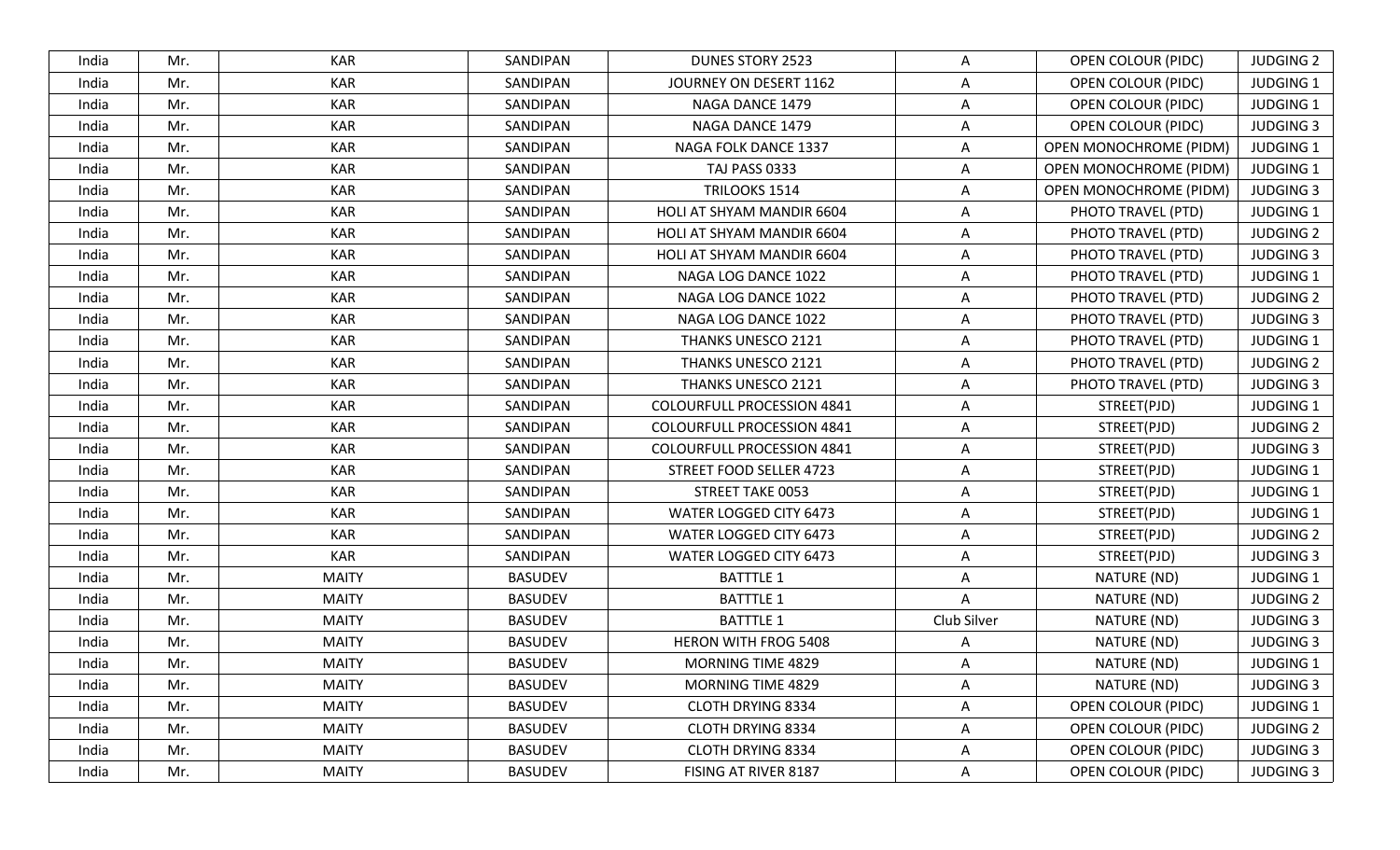| India | Mr. | KAR | SANDIPAN | DUNES STORY 2523 | A | OPEN COLOUR (PIDC) | JUDGING 2 |
|---|---|---|---|---|---|---|---|
| India | Mr. | KAR | SANDIPAN | JOURNEY ON DESERT 1162 | A | OPEN COLOUR (PIDC) | JUDGING 1 |
| India | Mr. | KAR | SANDIPAN | NAGA DANCE 1479 | A | OPEN COLOUR (PIDC) | JUDGING 1 |
| India | Mr. | KAR | SANDIPAN | NAGA DANCE 1479 | A | OPEN COLOUR (PIDC) | JUDGING 3 |
| India | Mr. | KAR | SANDIPAN | NAGA FOLK DANCE 1337 | A | OPEN MONOCHROME (PIDM) | JUDGING 1 |
| India | Mr. | KAR | SANDIPAN | TAJ PASS 0333 | A | OPEN MONOCHROME (PIDM) | JUDGING 1 |
| India | Mr. | KAR | SANDIPAN | TRILOOKS 1514 | A | OPEN MONOCHROME (PIDM) | JUDGING 3 |
| India | Mr. | KAR | SANDIPAN | HOLI AT SHYAM MANDIR 6604 | A | PHOTO TRAVEL (PTD) | JUDGING 1 |
| India | Mr. | KAR | SANDIPAN | HOLI AT SHYAM MANDIR 6604 | A | PHOTO TRAVEL (PTD) | JUDGING 2 |
| India | Mr. | KAR | SANDIPAN | HOLI AT SHYAM MANDIR 6604 | A | PHOTO TRAVEL (PTD) | JUDGING 3 |
| India | Mr. | KAR | SANDIPAN | NAGA LOG DANCE 1022 | A | PHOTO TRAVEL (PTD) | JUDGING 1 |
| India | Mr. | KAR | SANDIPAN | NAGA LOG DANCE 1022 | A | PHOTO TRAVEL (PTD) | JUDGING 2 |
| India | Mr. | KAR | SANDIPAN | NAGA LOG DANCE 1022 | A | PHOTO TRAVEL (PTD) | JUDGING 3 |
| India | Mr. | KAR | SANDIPAN | THANKS UNESCO 2121 | A | PHOTO TRAVEL (PTD) | JUDGING 1 |
| India | Mr. | KAR | SANDIPAN | THANKS UNESCO 2121 | A | PHOTO TRAVEL (PTD) | JUDGING 2 |
| India | Mr. | KAR | SANDIPAN | THANKS UNESCO 2121 | A | PHOTO TRAVEL (PTD) | JUDGING 3 |
| India | Mr. | KAR | SANDIPAN | COLOURFULL PROCESSION 4841 | A | STREET(PJD) | JUDGING 1 |
| India | Mr. | KAR | SANDIPAN | COLOURFULL PROCESSION 4841 | A | STREET(PJD) | JUDGING 2 |
| India | Mr. | KAR | SANDIPAN | COLOURFULL PROCESSION 4841 | A | STREET(PJD) | JUDGING 3 |
| India | Mr. | KAR | SANDIPAN | STREET FOOD SELLER 4723 | A | STREET(PJD) | JUDGING 1 |
| India | Mr. | KAR | SANDIPAN | STREET TAKE 0053 | A | STREET(PJD) | JUDGING 1 |
| India | Mr. | KAR | SANDIPAN | WATER LOGGED CITY 6473 | A | STREET(PJD) | JUDGING 1 |
| India | Mr. | KAR | SANDIPAN | WATER LOGGED CITY 6473 | A | STREET(PJD) | JUDGING 2 |
| India | Mr. | KAR | SANDIPAN | WATER LOGGED CITY 6473 | A | STREET(PJD) | JUDGING 3 |
| India | Mr. | MAITY | BASUDEV | BATTTLE 1 | A | NATURE (ND) | JUDGING 1 |
| India | Mr. | MAITY | BASUDEV | BATTTLE 1 | A | NATURE (ND) | JUDGING 2 |
| India | Mr. | MAITY | BASUDEV | BATTTLE 1 | Club Silver | NATURE (ND) | JUDGING 3 |
| India | Mr. | MAITY | BASUDEV | HERON WITH FROG 5408 | A | NATURE (ND) | JUDGING 3 |
| India | Mr. | MAITY | BASUDEV | MORNING TIME 4829 | A | NATURE (ND) | JUDGING 1 |
| India | Mr. | MAITY | BASUDEV | MORNING TIME 4829 | A | NATURE (ND) | JUDGING 3 |
| India | Mr. | MAITY | BASUDEV | CLOTH DRYING 8334 | A | OPEN COLOUR (PIDC) | JUDGING 1 |
| India | Mr. | MAITY | BASUDEV | CLOTH DRYING 8334 | A | OPEN COLOUR (PIDC) | JUDGING 2 |
| India | Mr. | MAITY | BASUDEV | CLOTH DRYING 8334 | A | OPEN COLOUR (PIDC) | JUDGING 3 |
| India | Mr. | MAITY | BASUDEV | FISING AT RIVER 8187 | A | OPEN COLOUR (PIDC) | JUDGING 3 |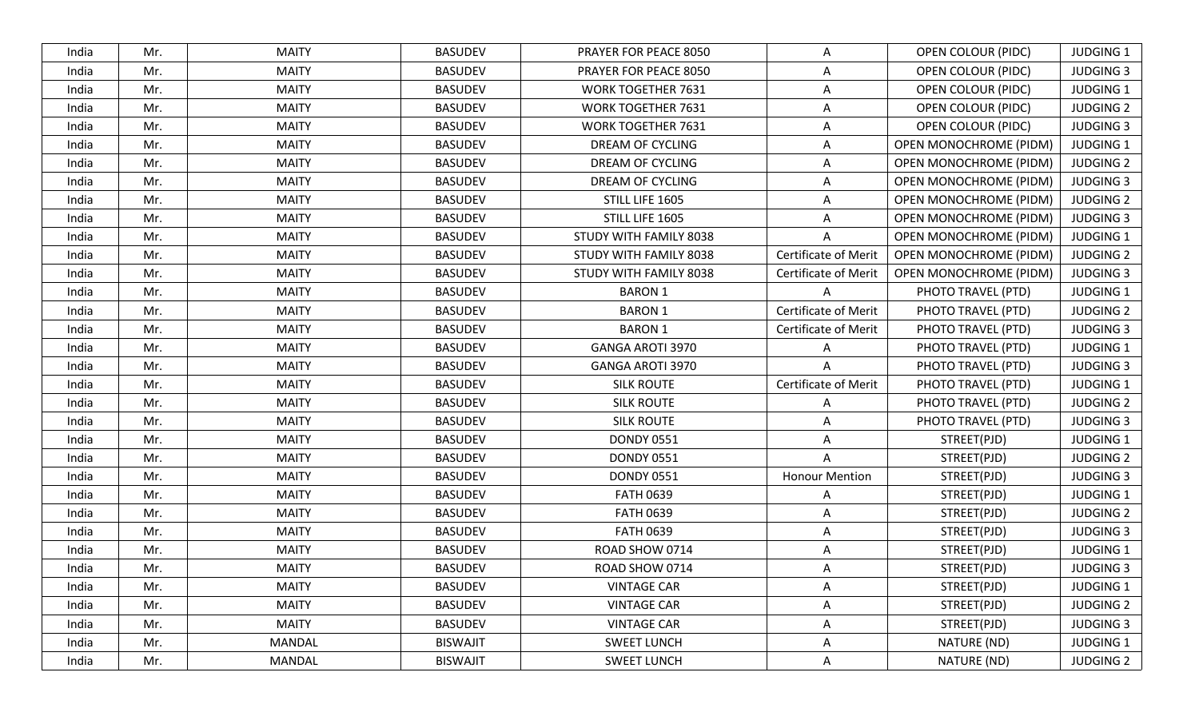| India | Mr. | MAITY | BASUDEV | PRAYER FOR PEACE 8050 | A | OPEN COLOUR (PIDC) | JUDGING 1 |
|---|---|---|---|---|---|---|---|
| India | Mr. | MAITY | BASUDEV | PRAYER FOR PEACE 8050 | A | OPEN COLOUR (PIDC) | JUDGING 3 |
| India | Mr. | MAITY | BASUDEV | WORK TOGETHER 7631 | A | OPEN COLOUR (PIDC) | JUDGING 1 |
| India | Mr. | MAITY | BASUDEV | WORK TOGETHER 7631 | A | OPEN COLOUR (PIDC) | JUDGING 2 |
| India | Mr. | MAITY | BASUDEV | WORK TOGETHER 7631 | A | OPEN COLOUR (PIDC) | JUDGING 3 |
| India | Mr. | MAITY | BASUDEV | DREAM OF CYCLING | A | OPEN MONOCHROME (PIDM) | JUDGING 1 |
| India | Mr. | MAITY | BASUDEV | DREAM OF CYCLING | A | OPEN MONOCHROME (PIDM) | JUDGING 2 |
| India | Mr. | MAITY | BASUDEV | DREAM OF CYCLING | A | OPEN MONOCHROME (PIDM) | JUDGING 3 |
| India | Mr. | MAITY | BASUDEV | STILL LIFE 1605 | A | OPEN MONOCHROME (PIDM) | JUDGING 2 |
| India | Mr. | MAITY | BASUDEV | STILL LIFE 1605 | A | OPEN MONOCHROME (PIDM) | JUDGING 3 |
| India | Mr. | MAITY | BASUDEV | STUDY WITH FAMILY 8038 | A | OPEN MONOCHROME (PIDM) | JUDGING 1 |
| India | Mr. | MAITY | BASUDEV | STUDY WITH FAMILY 8038 | Certificate of Merit | OPEN MONOCHROME (PIDM) | JUDGING 2 |
| India | Mr. | MAITY | BASUDEV | STUDY WITH FAMILY 8038 | Certificate of Merit | OPEN MONOCHROME (PIDM) | JUDGING 3 |
| India | Mr. | MAITY | BASUDEV | BARON 1 | A | PHOTO TRAVEL (PTD) | JUDGING 1 |
| India | Mr. | MAITY | BASUDEV | BARON 1 | Certificate of Merit | PHOTO TRAVEL (PTD) | JUDGING 2 |
| India | Mr. | MAITY | BASUDEV | BARON 1 | Certificate of Merit | PHOTO TRAVEL (PTD) | JUDGING 3 |
| India | Mr. | MAITY | BASUDEV | GANGA AROTI 3970 | A | PHOTO TRAVEL (PTD) | JUDGING 1 |
| India | Mr. | MAITY | BASUDEV | GANGA AROTI 3970 | A | PHOTO TRAVEL (PTD) | JUDGING 3 |
| India | Mr. | MAITY | BASUDEV | SILK ROUTE | Certificate of Merit | PHOTO TRAVEL (PTD) | JUDGING 1 |
| India | Mr. | MAITY | BASUDEV | SILK ROUTE | A | PHOTO TRAVEL (PTD) | JUDGING 2 |
| India | Mr. | MAITY | BASUDEV | SILK ROUTE | A | PHOTO TRAVEL (PTD) | JUDGING 3 |
| India | Mr. | MAITY | BASUDEV | DONDY 0551 | A | STREET(PJD) | JUDGING 1 |
| India | Mr. | MAITY | BASUDEV | DONDY 0551 | A | STREET(PJD) | JUDGING 2 |
| India | Mr. | MAITY | BASUDEV | DONDY 0551 | Honour Mention | STREET(PJD) | JUDGING 3 |
| India | Mr. | MAITY | BASUDEV | FATH 0639 | A | STREET(PJD) | JUDGING 1 |
| India | Mr. | MAITY | BASUDEV | FATH 0639 | A | STREET(PJD) | JUDGING 2 |
| India | Mr. | MAITY | BASUDEV | FATH 0639 | A | STREET(PJD) | JUDGING 3 |
| India | Mr. | MAITY | BASUDEV | ROAD SHOW 0714 | A | STREET(PJD) | JUDGING 1 |
| India | Mr. | MAITY | BASUDEV | ROAD SHOW 0714 | A | STREET(PJD) | JUDGING 3 |
| India | Mr. | MAITY | BASUDEV | VINTAGE CAR | A | STREET(PJD) | JUDGING 1 |
| India | Mr. | MAITY | BASUDEV | VINTAGE CAR | A | STREET(PJD) | JUDGING 2 |
| India | Mr. | MAITY | BASUDEV | VINTAGE CAR | A | STREET(PJD) | JUDGING 3 |
| India | Mr. | MANDAL | BISWAJIT | SWEET LUNCH | A | NATURE (ND) | JUDGING 1 |
| India | Mr. | MANDAL | BISWAJIT | SWEET LUNCH | A | NATURE (ND) | JUDGING 2 |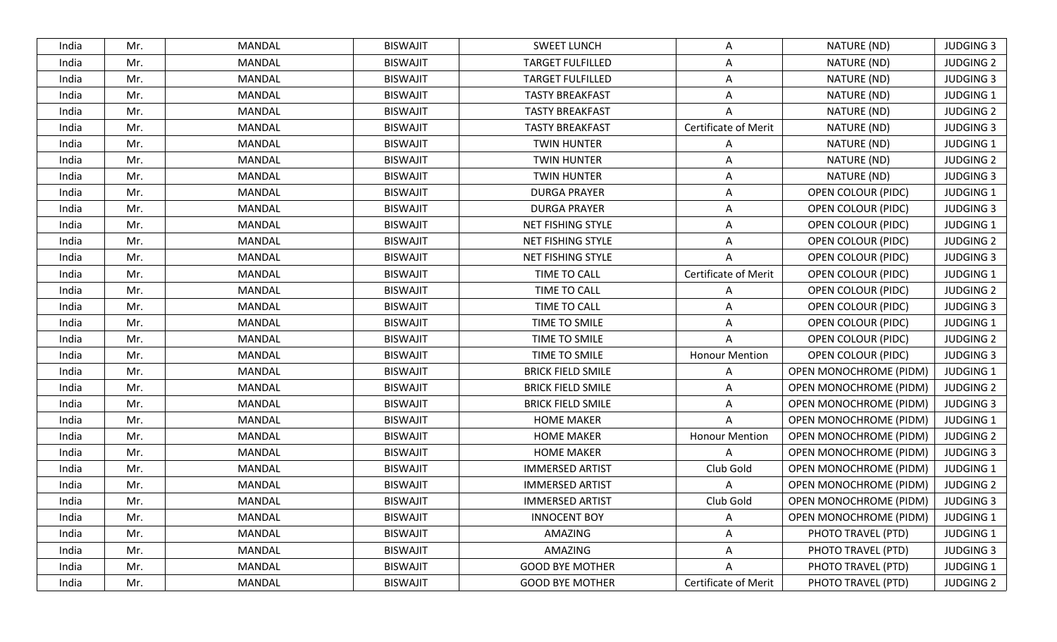| India | Mr. | MANDAL | BISWAJIT | SWEET LUNCH | A | NATURE (ND) | JUDGING 3 |
|---|---|---|---|---|---|---|---|
| India | Mr. | MANDAL | BISWAJIT | TARGET FULFILLED | A | NATURE (ND) | JUDGING 2 |
| India | Mr. | MANDAL | BISWAJIT | TARGET FULFILLED | A | NATURE (ND) | JUDGING 3 |
| India | Mr. | MANDAL | BISWAJIT | TASTY BREAKFAST | A | NATURE (ND) | JUDGING 1 |
| India | Mr. | MANDAL | BISWAJIT | TASTY BREAKFAST | A | NATURE (ND) | JUDGING 2 |
| India | Mr. | MANDAL | BISWAJIT | TASTY BREAKFAST | Certificate of Merit | NATURE (ND) | JUDGING 3 |
| India | Mr. | MANDAL | BISWAJIT | TWIN HUNTER | A | NATURE (ND) | JUDGING 1 |
| India | Mr. | MANDAL | BISWAJIT | TWIN HUNTER | A | NATURE (ND) | JUDGING 2 |
| India | Mr. | MANDAL | BISWAJIT | TWIN HUNTER | A | NATURE (ND) | JUDGING 3 |
| India | Mr. | MANDAL | BISWAJIT | DURGA PRAYER | A | OPEN COLOUR (PIDC) | JUDGING 1 |
| India | Mr. | MANDAL | BISWAJIT | DURGA PRAYER | A | OPEN COLOUR (PIDC) | JUDGING 3 |
| India | Mr. | MANDAL | BISWAJIT | NET FISHING STYLE | A | OPEN COLOUR (PIDC) | JUDGING 1 |
| India | Mr. | MANDAL | BISWAJIT | NET FISHING STYLE | A | OPEN COLOUR (PIDC) | JUDGING 2 |
| India | Mr. | MANDAL | BISWAJIT | NET FISHING STYLE | A | OPEN COLOUR (PIDC) | JUDGING 3 |
| India | Mr. | MANDAL | BISWAJIT | TIME TO CALL | Certificate of Merit | OPEN COLOUR (PIDC) | JUDGING 1 |
| India | Mr. | MANDAL | BISWAJIT | TIME TO CALL | A | OPEN COLOUR (PIDC) | JUDGING 2 |
| India | Mr. | MANDAL | BISWAJIT | TIME TO CALL | A | OPEN COLOUR (PIDC) | JUDGING 3 |
| India | Mr. | MANDAL | BISWAJIT | TIME TO SMILE | A | OPEN COLOUR (PIDC) | JUDGING 1 |
| India | Mr. | MANDAL | BISWAJIT | TIME TO SMILE | A | OPEN COLOUR (PIDC) | JUDGING 2 |
| India | Mr. | MANDAL | BISWAJIT | TIME TO SMILE | Honour Mention | OPEN COLOUR (PIDC) | JUDGING 3 |
| India | Mr. | MANDAL | BISWAJIT | BRICK FIELD SMILE | A | OPEN MONOCHROME (PIDM) | JUDGING 1 |
| India | Mr. | MANDAL | BISWAJIT | BRICK FIELD SMILE | A | OPEN MONOCHROME (PIDM) | JUDGING 2 |
| India | Mr. | MANDAL | BISWAJIT | BRICK FIELD SMILE | A | OPEN MONOCHROME (PIDM) | JUDGING 3 |
| India | Mr. | MANDAL | BISWAJIT | HOME MAKER | A | OPEN MONOCHROME (PIDM) | JUDGING 1 |
| India | Mr. | MANDAL | BISWAJIT | HOME MAKER | Honour Mention | OPEN MONOCHROME (PIDM) | JUDGING 2 |
| India | Mr. | MANDAL | BISWAJIT | HOME MAKER | A | OPEN MONOCHROME (PIDM) | JUDGING 3 |
| India | Mr. | MANDAL | BISWAJIT | IMMERSED ARTIST | Club Gold | OPEN MONOCHROME (PIDM) | JUDGING 1 |
| India | Mr. | MANDAL | BISWAJIT | IMMERSED ARTIST | A | OPEN MONOCHROME (PIDM) | JUDGING 2 |
| India | Mr. | MANDAL | BISWAJIT | IMMERSED ARTIST | Club Gold | OPEN MONOCHROME (PIDM) | JUDGING 3 |
| India | Mr. | MANDAL | BISWAJIT | INNOCENT BOY | A | OPEN MONOCHROME (PIDM) | JUDGING 1 |
| India | Mr. | MANDAL | BISWAJIT | AMAZING | A | PHOTO TRAVEL (PTD) | JUDGING 1 |
| India | Mr. | MANDAL | BISWAJIT | AMAZING | A | PHOTO TRAVEL (PTD) | JUDGING 3 |
| India | Mr. | MANDAL | BISWAJIT | GOOD BYE MOTHER | A | PHOTO TRAVEL (PTD) | JUDGING 1 |
| India | Mr. | MANDAL | BISWAJIT | GOOD BYE MOTHER | Certificate of Merit | PHOTO TRAVEL (PTD) | JUDGING 2 |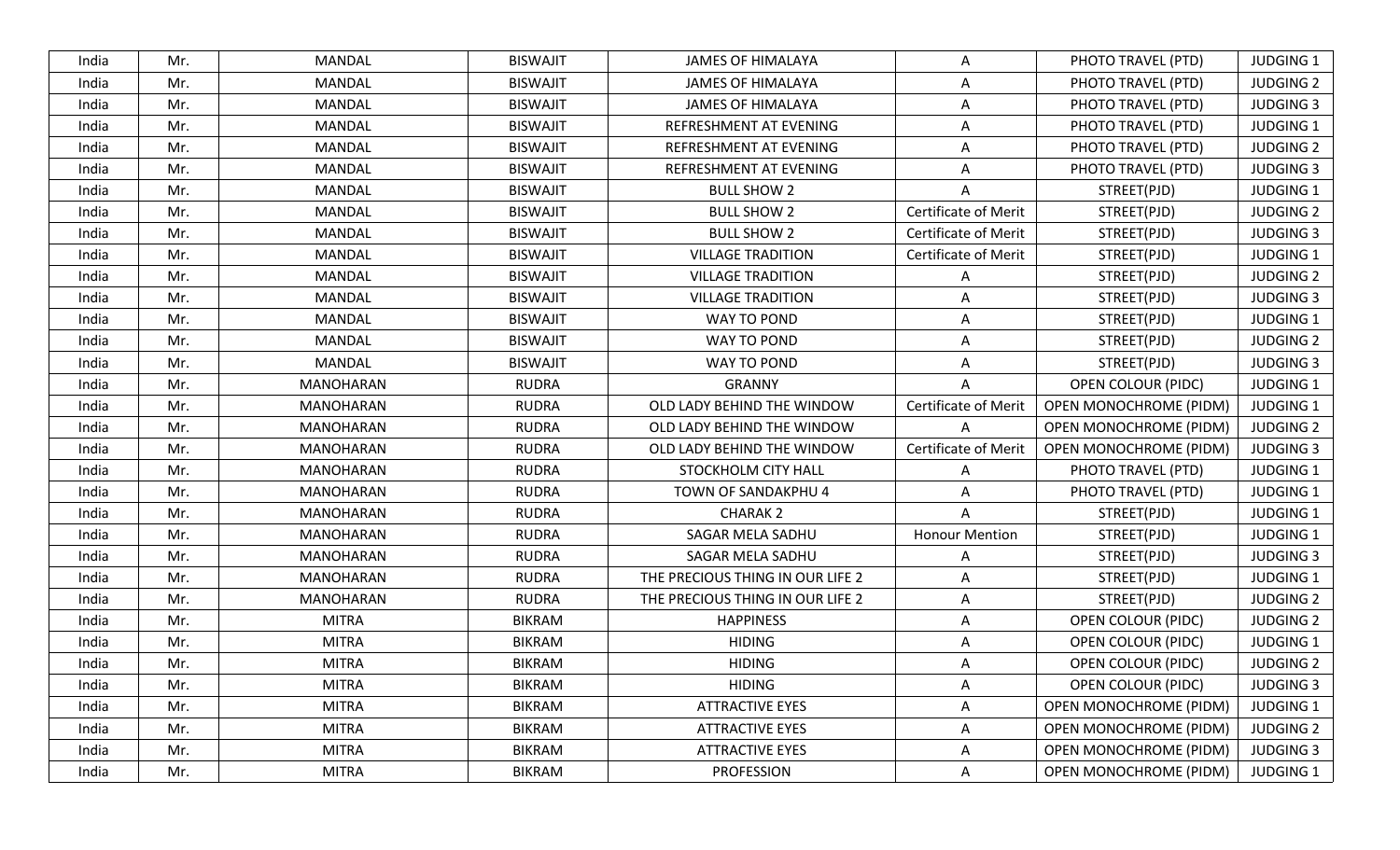| India | Mr. | MANDAL | BISWAJIT | JAMES OF HIMALAYA | A | PHOTO TRAVEL (PTD) | JUDGING 1 |
|---|---|---|---|---|---|---|---|
| India | Mr. | MANDAL | BISWAJIT | JAMES OF HIMALAYA | A | PHOTO TRAVEL (PTD) | JUDGING 2 |
| India | Mr. | MANDAL | BISWAJIT | JAMES OF HIMALAYA | A | PHOTO TRAVEL (PTD) | JUDGING 3 |
| India | Mr. | MANDAL | BISWAJIT | REFRESHMENT AT EVENING | A | PHOTO TRAVEL (PTD) | JUDGING 1 |
| India | Mr. | MANDAL | BISWAJIT | REFRESHMENT AT EVENING | A | PHOTO TRAVEL (PTD) | JUDGING 2 |
| India | Mr. | MANDAL | BISWAJIT | REFRESHMENT AT EVENING | A | PHOTO TRAVEL (PTD) | JUDGING 3 |
| India | Mr. | MANDAL | BISWAJIT | BULL SHOW 2 | A | STREET(PJD) | JUDGING 1 |
| India | Mr. | MANDAL | BISWAJIT | BULL SHOW 2 | Certificate of Merit | STREET(PJD) | JUDGING 2 |
| India | Mr. | MANDAL | BISWAJIT | BULL SHOW 2 | Certificate of Merit | STREET(PJD) | JUDGING 3 |
| India | Mr. | MANDAL | BISWAJIT | VILLAGE TRADITION | Certificate of Merit | STREET(PJD) | JUDGING 1 |
| India | Mr. | MANDAL | BISWAJIT | VILLAGE TRADITION | A | STREET(PJD) | JUDGING 2 |
| India | Mr. | MANDAL | BISWAJIT | VILLAGE TRADITION | A | STREET(PJD) | JUDGING 3 |
| India | Mr. | MANDAL | BISWAJIT | WAY TO POND | A | STREET(PJD) | JUDGING 1 |
| India | Mr. | MANDAL | BISWAJIT | WAY TO POND | A | STREET(PJD) | JUDGING 2 |
| India | Mr. | MANDAL | BISWAJIT | WAY TO POND | A | STREET(PJD) | JUDGING 3 |
| India | Mr. | MANOHARAN | RUDRA | GRANNY | A | OPEN COLOUR (PIDC) | JUDGING 1 |
| India | Mr. | MANOHARAN | RUDRA | OLD LADY BEHIND THE WINDOW | Certificate of Merit | OPEN MONOCHROME (PIDM) | JUDGING 1 |
| India | Mr. | MANOHARAN | RUDRA | OLD LADY BEHIND THE WINDOW | A | OPEN MONOCHROME (PIDM) | JUDGING 2 |
| India | Mr. | MANOHARAN | RUDRA | OLD LADY BEHIND THE WINDOW | Certificate of Merit | OPEN MONOCHROME (PIDM) | JUDGING 3 |
| India | Mr. | MANOHARAN | RUDRA | STOCKHOLM CITY HALL | A | PHOTO TRAVEL (PTD) | JUDGING 1 |
| India | Mr. | MANOHARAN | RUDRA | TOWN OF SANDAKPHU 4 | A | PHOTO TRAVEL (PTD) | JUDGING 1 |
| India | Mr. | MANOHARAN | RUDRA | CHARAK 2 | A | STREET(PJD) | JUDGING 1 |
| India | Mr. | MANOHARAN | RUDRA | SAGAR MELA SADHU | Honour Mention | STREET(PJD) | JUDGING 1 |
| India | Mr. | MANOHARAN | RUDRA | SAGAR MELA SADHU | A | STREET(PJD) | JUDGING 3 |
| India | Mr. | MANOHARAN | RUDRA | THE PRECIOUS THING IN OUR LIFE 2 | A | STREET(PJD) | JUDGING 1 |
| India | Mr. | MANOHARAN | RUDRA | THE PRECIOUS THING IN OUR LIFE 2 | A | STREET(PJD) | JUDGING 2 |
| India | Mr. | MITRA | BIKRAM | HAPPINESS | A | OPEN COLOUR (PIDC) | JUDGING 2 |
| India | Mr. | MITRA | BIKRAM | HIDING | A | OPEN COLOUR (PIDC) | JUDGING 1 |
| India | Mr. | MITRA | BIKRAM | HIDING | A | OPEN COLOUR (PIDC) | JUDGING 2 |
| India | Mr. | MITRA | BIKRAM | HIDING | A | OPEN COLOUR (PIDC) | JUDGING 3 |
| India | Mr. | MITRA | BIKRAM | ATTRACTIVE EYES | A | OPEN MONOCHROME (PIDM) | JUDGING 1 |
| India | Mr. | MITRA | BIKRAM | ATTRACTIVE EYES | A | OPEN MONOCHROME (PIDM) | JUDGING 2 |
| India | Mr. | MITRA | BIKRAM | ATTRACTIVE EYES | A | OPEN MONOCHROME (PIDM) | JUDGING 3 |
| India | Mr. | MITRA | BIKRAM | PROFESSION | A | OPEN MONOCHROME (PIDM) | JUDGING 1 |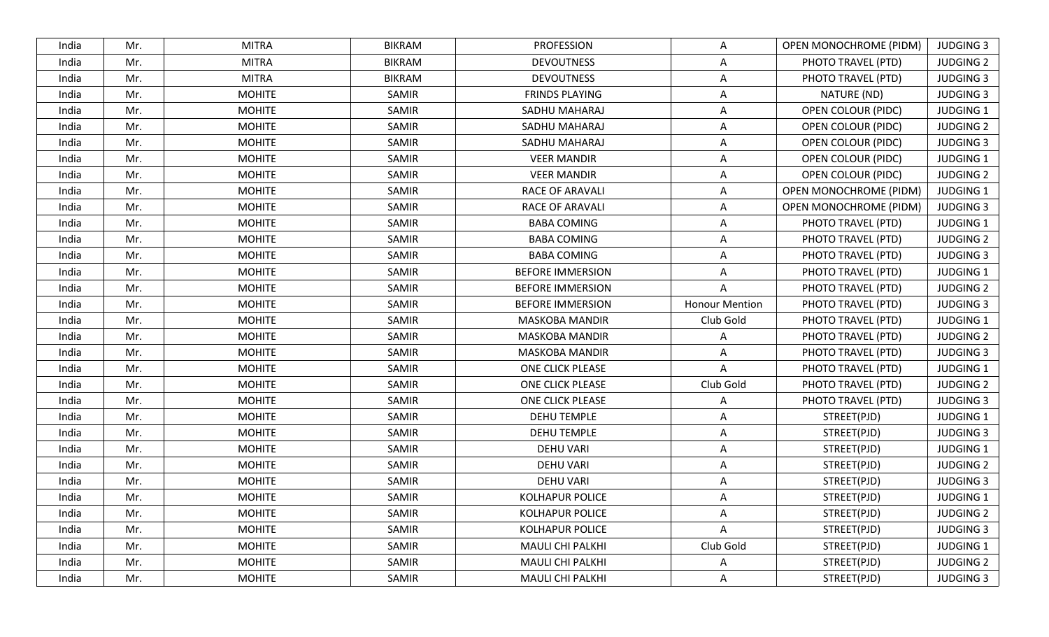| India | Mr. | MITRA | BIKRAM | PROFESSION | A | OPEN MONOCHROME (PIDM) | JUDGING 3 |
|---|---|---|---|---|---|---|---|
| India | Mr. | MITRA | BIKRAM | DEVOUTNESS | A | PHOTO TRAVEL (PTD) | JUDGING 2 |
| India | Mr. | MITRA | BIKRAM | DEVOUTNESS | A | PHOTO TRAVEL (PTD) | JUDGING 3 |
| India | Mr. | MOHITE | SAMIR | FRINDS PLAYING | A | NATURE (ND) | JUDGING 3 |
| India | Mr. | MOHITE | SAMIR | SADHU MAHARAJ | A | OPEN COLOUR (PIDC) | JUDGING 1 |
| India | Mr. | MOHITE | SAMIR | SADHU MAHARAJ | A | OPEN COLOUR (PIDC) | JUDGING 2 |
| India | Mr. | MOHITE | SAMIR | SADHU MAHARAJ | A | OPEN COLOUR (PIDC) | JUDGING 3 |
| India | Mr. | MOHITE | SAMIR | VEER MANDIR | A | OPEN COLOUR (PIDC) | JUDGING 1 |
| India | Mr. | MOHITE | SAMIR | VEER MANDIR | A | OPEN COLOUR (PIDC) | JUDGING 2 |
| India | Mr. | MOHITE | SAMIR | RACE OF ARAVALI | A | OPEN MONOCHROME (PIDM) | JUDGING 1 |
| India | Mr. | MOHITE | SAMIR | RACE OF ARAVALI | A | OPEN MONOCHROME (PIDM) | JUDGING 3 |
| India | Mr. | MOHITE | SAMIR | BABA COMING | A | PHOTO TRAVEL (PTD) | JUDGING 1 |
| India | Mr. | MOHITE | SAMIR | BABA COMING | A | PHOTO TRAVEL (PTD) | JUDGING 2 |
| India | Mr. | MOHITE | SAMIR | BABA COMING | A | PHOTO TRAVEL (PTD) | JUDGING 3 |
| India | Mr. | MOHITE | SAMIR | BEFORE IMMERSION | A | PHOTO TRAVEL (PTD) | JUDGING 1 |
| India | Mr. | MOHITE | SAMIR | BEFORE IMMERSION | A | PHOTO TRAVEL (PTD) | JUDGING 2 |
| India | Mr. | MOHITE | SAMIR | BEFORE IMMERSION | Honour Mention | PHOTO TRAVEL (PTD) | JUDGING 3 |
| India | Mr. | MOHITE | SAMIR | MASKOBA MANDIR | Club Gold | PHOTO TRAVEL (PTD) | JUDGING 1 |
| India | Mr. | MOHITE | SAMIR | MASKOBA MANDIR | A | PHOTO TRAVEL (PTD) | JUDGING 2 |
| India | Mr. | MOHITE | SAMIR | MASKOBA MANDIR | A | PHOTO TRAVEL (PTD) | JUDGING 3 |
| India | Mr. | MOHITE | SAMIR | ONE CLICK PLEASE | A | PHOTO TRAVEL (PTD) | JUDGING 1 |
| India | Mr. | MOHITE | SAMIR | ONE CLICK PLEASE | Club Gold | PHOTO TRAVEL (PTD) | JUDGING 2 |
| India | Mr. | MOHITE | SAMIR | ONE CLICK PLEASE | A | PHOTO TRAVEL (PTD) | JUDGING 3 |
| India | Mr. | MOHITE | SAMIR | DEHU TEMPLE | A | STREET(PJD) | JUDGING 1 |
| India | Mr. | MOHITE | SAMIR | DEHU TEMPLE | A | STREET(PJD) | JUDGING 3 |
| India | Mr. | MOHITE | SAMIR | DEHU VARI | A | STREET(PJD) | JUDGING 1 |
| India | Mr. | MOHITE | SAMIR | DEHU VARI | A | STREET(PJD) | JUDGING 2 |
| India | Mr. | MOHITE | SAMIR | DEHU VARI | A | STREET(PJD) | JUDGING 3 |
| India | Mr. | MOHITE | SAMIR | KOLHAPUR POLICE | A | STREET(PJD) | JUDGING 1 |
| India | Mr. | MOHITE | SAMIR | KOLHAPUR POLICE | A | STREET(PJD) | JUDGING 2 |
| India | Mr. | MOHITE | SAMIR | KOLHAPUR POLICE | A | STREET(PJD) | JUDGING 3 |
| India | Mr. | MOHITE | SAMIR | MAULI CHI PALKHI | Club Gold | STREET(PJD) | JUDGING 1 |
| India | Mr. | MOHITE | SAMIR | MAULI CHI PALKHI | A | STREET(PJD) | JUDGING 2 |
| India | Mr. | MOHITE | SAMIR | MAULI CHI PALKHI | A | STREET(PJD) | JUDGING 3 |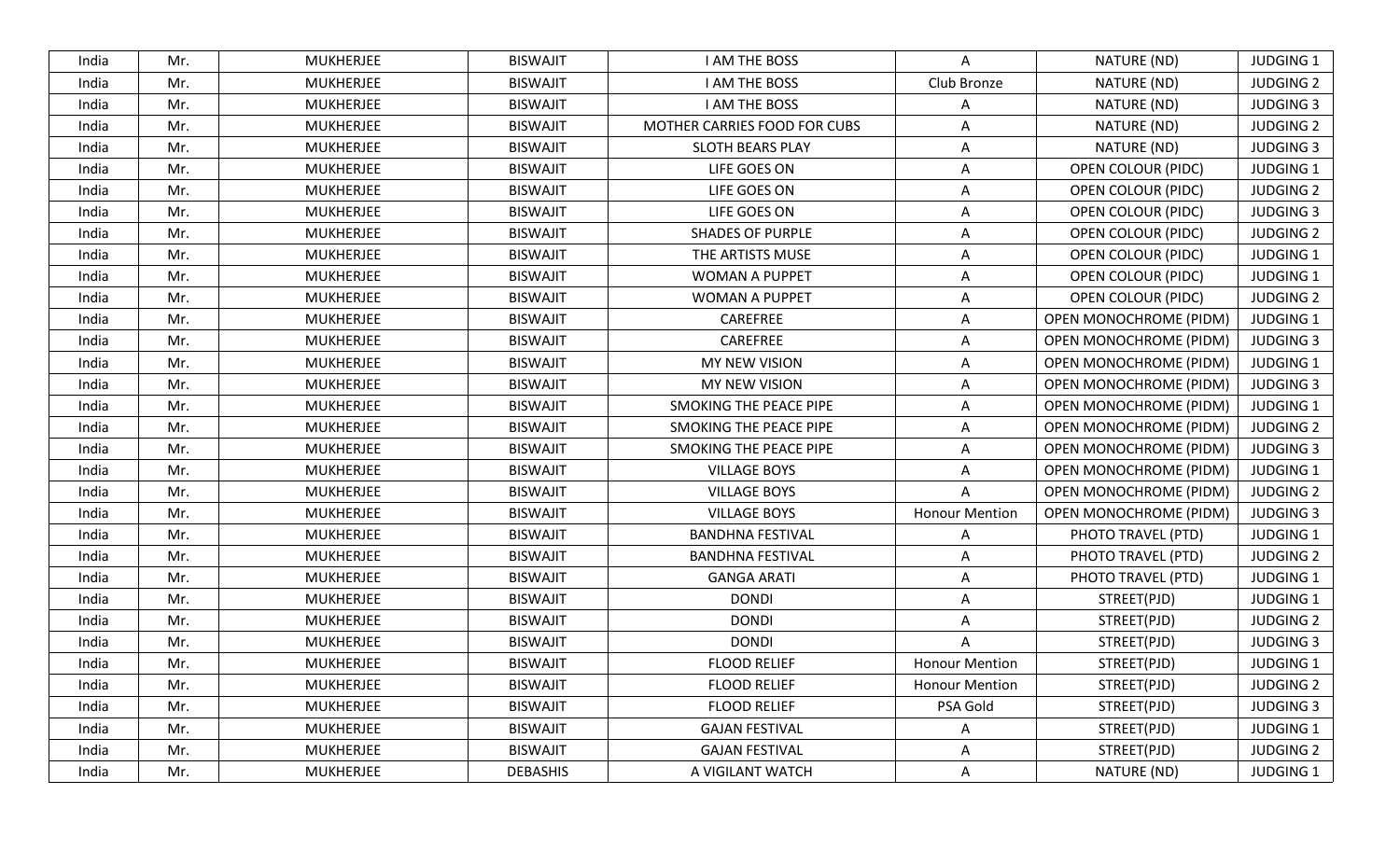| India | Mr. | MUKHERJEE | BISWAJIT | I AM THE BOSS | A | NATURE (ND) | JUDGING 1 |
|---|---|---|---|---|---|---|---|
| India | Mr. | MUKHERJEE | BISWAJIT | I AM THE BOSS | Club Bronze | NATURE (ND) | JUDGING 2 |
| India | Mr. | MUKHERJEE | BISWAJIT | I AM THE BOSS | A | NATURE (ND) | JUDGING 3 |
| India | Mr. | MUKHERJEE | BISWAJIT | MOTHER CARRIES FOOD FOR CUBS | A | NATURE (ND) | JUDGING 2 |
| India | Mr. | MUKHERJEE | BISWAJIT | SLOTH BEARS PLAY | A | NATURE (ND) | JUDGING 3 |
| India | Mr. | MUKHERJEE | BISWAJIT | LIFE GOES ON | A | OPEN COLOUR (PIDC) | JUDGING 1 |
| India | Mr. | MUKHERJEE | BISWAJIT | LIFE GOES ON | A | OPEN COLOUR (PIDC) | JUDGING 2 |
| India | Mr. | MUKHERJEE | BISWAJIT | LIFE GOES ON | A | OPEN COLOUR (PIDC) | JUDGING 3 |
| India | Mr. | MUKHERJEE | BISWAJIT | SHADES OF PURPLE | A | OPEN COLOUR (PIDC) | JUDGING 2 |
| India | Mr. | MUKHERJEE | BISWAJIT | THE ARTISTS MUSE | A | OPEN COLOUR (PIDC) | JUDGING 1 |
| India | Mr. | MUKHERJEE | BISWAJIT | WOMAN A PUPPET | A | OPEN COLOUR (PIDC) | JUDGING 1 |
| India | Mr. | MUKHERJEE | BISWAJIT | WOMAN A PUPPET | A | OPEN COLOUR (PIDC) | JUDGING 2 |
| India | Mr. | MUKHERJEE | BISWAJIT | CAREFREE | A | OPEN MONOCHROME (PIDM) | JUDGING 1 |
| India | Mr. | MUKHERJEE | BISWAJIT | CAREFREE | A | OPEN MONOCHROME (PIDM) | JUDGING 3 |
| India | Mr. | MUKHERJEE | BISWAJIT | MY NEW VISION | A | OPEN MONOCHROME (PIDM) | JUDGING 1 |
| India | Mr. | MUKHERJEE | BISWAJIT | MY NEW VISION | A | OPEN MONOCHROME (PIDM) | JUDGING 3 |
| India | Mr. | MUKHERJEE | BISWAJIT | SMOKING THE PEACE PIPE | A | OPEN MONOCHROME (PIDM) | JUDGING 1 |
| India | Mr. | MUKHERJEE | BISWAJIT | SMOKING THE PEACE PIPE | A | OPEN MONOCHROME (PIDM) | JUDGING 2 |
| India | Mr. | MUKHERJEE | BISWAJIT | SMOKING THE PEACE PIPE | A | OPEN MONOCHROME (PIDM) | JUDGING 3 |
| India | Mr. | MUKHERJEE | BISWAJIT | VILLAGE BOYS | A | OPEN MONOCHROME (PIDM) | JUDGING 1 |
| India | Mr. | MUKHERJEE | BISWAJIT | VILLAGE BOYS | A | OPEN MONOCHROME (PIDM) | JUDGING 2 |
| India | Mr. | MUKHERJEE | BISWAJIT | VILLAGE BOYS | Honour Mention | OPEN MONOCHROME (PIDM) | JUDGING 3 |
| India | Mr. | MUKHERJEE | BISWAJIT | BANDHNA FESTIVAL | A | PHOTO TRAVEL (PTD) | JUDGING 1 |
| India | Mr. | MUKHERJEE | BISWAJIT | BANDHNA FESTIVAL | A | PHOTO TRAVEL (PTD) | JUDGING 2 |
| India | Mr. | MUKHERJEE | BISWAJIT | GANGA ARATI | A | PHOTO TRAVEL (PTD) | JUDGING 1 |
| India | Mr. | MUKHERJEE | BISWAJIT | DONDI | A | STREET(PJD) | JUDGING 1 |
| India | Mr. | MUKHERJEE | BISWAJIT | DONDI | A | STREET(PJD) | JUDGING 2 |
| India | Mr. | MUKHERJEE | BISWAJIT | DONDI | A | STREET(PJD) | JUDGING 3 |
| India | Mr. | MUKHERJEE | BISWAJIT | FLOOD RELIEF | Honour Mention | STREET(PJD) | JUDGING 1 |
| India | Mr. | MUKHERJEE | BISWAJIT | FLOOD RELIEF | Honour Mention | STREET(PJD) | JUDGING 2 |
| India | Mr. | MUKHERJEE | BISWAJIT | FLOOD RELIEF | PSA Gold | STREET(PJD) | JUDGING 3 |
| India | Mr. | MUKHERJEE | BISWAJIT | GAJAN FESTIVAL | A | STREET(PJD) | JUDGING 1 |
| India | Mr. | MUKHERJEE | BISWAJIT | GAJAN FESTIVAL | A | STREET(PJD) | JUDGING 2 |
| India | Mr. | MUKHERJEE | DEBASHIS | A VIGILANT WATCH | A | NATURE (ND) | JUDGING 1 |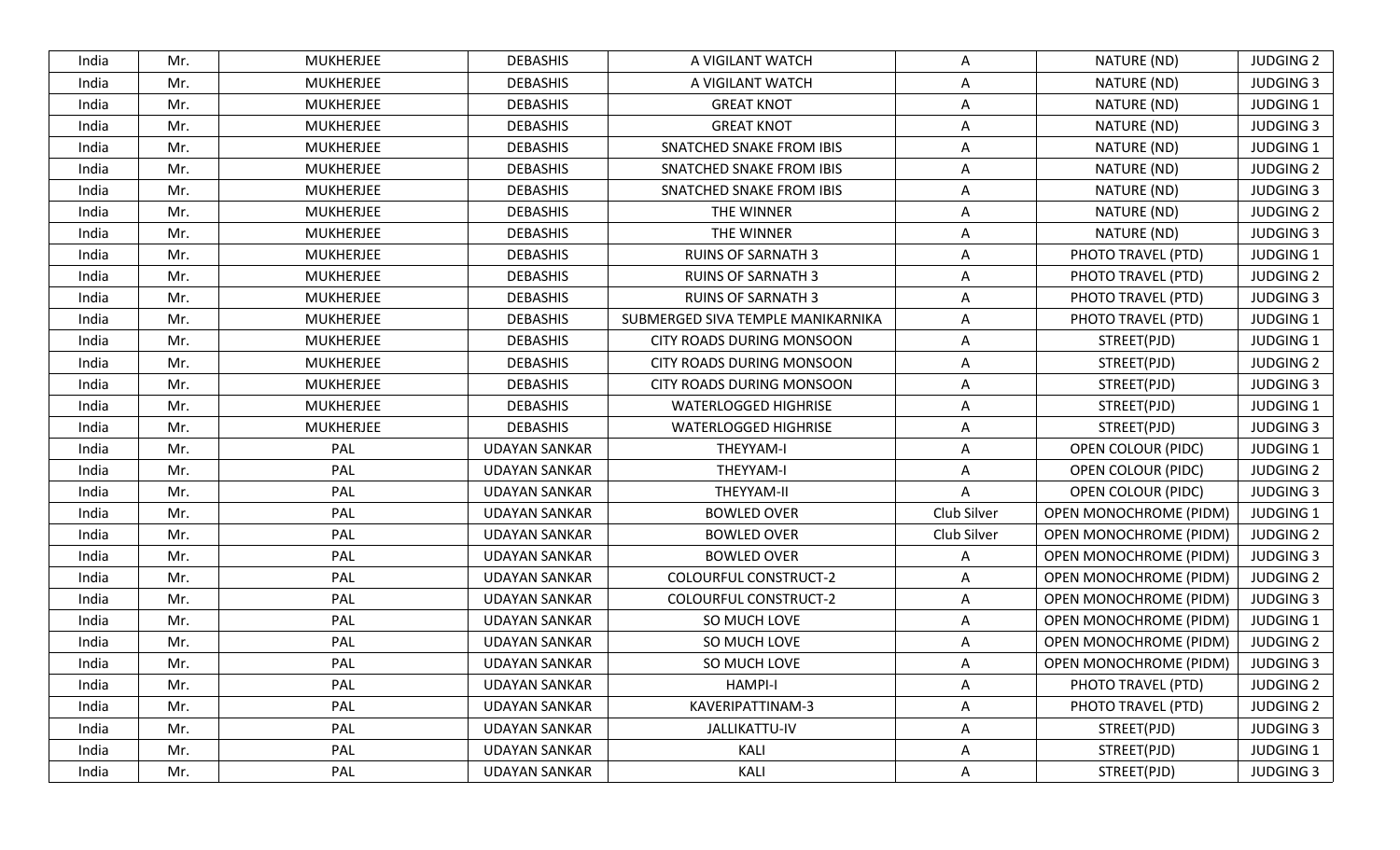| India | Mr. | MUKHERJEE | DEBASHIS | A VIGILANT WATCH | A | NATURE (ND) | JUDGING 2 |
|---|---|---|---|---|---|---|---|
| India | Mr. | MUKHERJEE | DEBASHIS | A VIGILANT WATCH | A | NATURE (ND) | JUDGING 3 |
| India | Mr. | MUKHERJEE | DEBASHIS | GREAT KNOT | A | NATURE (ND) | JUDGING 1 |
| India | Mr. | MUKHERJEE | DEBASHIS | GREAT KNOT | A | NATURE (ND) | JUDGING 3 |
| India | Mr. | MUKHERJEE | DEBASHIS | SNATCHED SNAKE FROM IBIS | A | NATURE (ND) | JUDGING 1 |
| India | Mr. | MUKHERJEE | DEBASHIS | SNATCHED SNAKE FROM IBIS | A | NATURE (ND) | JUDGING 2 |
| India | Mr. | MUKHERJEE | DEBASHIS | SNATCHED SNAKE FROM IBIS | A | NATURE (ND) | JUDGING 3 |
| India | Mr. | MUKHERJEE | DEBASHIS | THE WINNER | A | NATURE (ND) | JUDGING 2 |
| India | Mr. | MUKHERJEE | DEBASHIS | THE WINNER | A | NATURE (ND) | JUDGING 3 |
| India | Mr. | MUKHERJEE | DEBASHIS | RUINS OF SARNATH 3 | A | PHOTO TRAVEL (PTD) | JUDGING 1 |
| India | Mr. | MUKHERJEE | DEBASHIS | RUINS OF SARNATH 3 | A | PHOTO TRAVEL (PTD) | JUDGING 2 |
| India | Mr. | MUKHERJEE | DEBASHIS | RUINS OF SARNATH 3 | A | PHOTO TRAVEL (PTD) | JUDGING 3 |
| India | Mr. | MUKHERJEE | DEBASHIS | SUBMERGED SIVA TEMPLE MANIKARNIKA | A | PHOTO TRAVEL (PTD) | JUDGING 1 |
| India | Mr. | MUKHERJEE | DEBASHIS | CITY ROADS DURING MONSOON | A | STREET(PJD) | JUDGING 1 |
| India | Mr. | MUKHERJEE | DEBASHIS | CITY ROADS DURING MONSOON | A | STREET(PJD) | JUDGING 2 |
| India | Mr. | MUKHERJEE | DEBASHIS | CITY ROADS DURING MONSOON | A | STREET(PJD) | JUDGING 3 |
| India | Mr. | MUKHERJEE | DEBASHIS | WATERLOGGED HIGHRISE | A | STREET(PJD) | JUDGING 1 |
| India | Mr. | MUKHERJEE | DEBASHIS | WATERLOGGED HIGHRISE | A | STREET(PJD) | JUDGING 3 |
| India | Mr. | PAL | UDAYAN SANKAR | THEYYAM-I | A | OPEN COLOUR (PIDC) | JUDGING 1 |
| India | Mr. | PAL | UDAYAN SANKAR | THEYYAM-I | A | OPEN COLOUR (PIDC) | JUDGING 2 |
| India | Mr. | PAL | UDAYAN SANKAR | THEYYAM-II | A | OPEN COLOUR (PIDC) | JUDGING 3 |
| India | Mr. | PAL | UDAYAN SANKAR | BOWLED OVER | Club Silver | OPEN MONOCHROME (PIDM) | JUDGING 1 |
| India | Mr. | PAL | UDAYAN SANKAR | BOWLED OVER | Club Silver | OPEN MONOCHROME (PIDM) | JUDGING 2 |
| India | Mr. | PAL | UDAYAN SANKAR | BOWLED OVER | A | OPEN MONOCHROME (PIDM) | JUDGING 3 |
| India | Mr. | PAL | UDAYAN SANKAR | COLOURFUL CONSTRUCT-2 | A | OPEN MONOCHROME (PIDM) | JUDGING 2 |
| India | Mr. | PAL | UDAYAN SANKAR | COLOURFUL CONSTRUCT-2 | A | OPEN MONOCHROME (PIDM) | JUDGING 3 |
| India | Mr. | PAL | UDAYAN SANKAR | SO MUCH LOVE | A | OPEN MONOCHROME (PIDM) | JUDGING 1 |
| India | Mr. | PAL | UDAYAN SANKAR | SO MUCH LOVE | A | OPEN MONOCHROME (PIDM) | JUDGING 2 |
| India | Mr. | PAL | UDAYAN SANKAR | SO MUCH LOVE | A | OPEN MONOCHROME (PIDM) | JUDGING 3 |
| India | Mr. | PAL | UDAYAN SANKAR | HAMPI-I | A | PHOTO TRAVEL (PTD) | JUDGING 2 |
| India | Mr. | PAL | UDAYAN SANKAR | KAVERIPATTINAM-3 | A | PHOTO TRAVEL (PTD) | JUDGING 2 |
| India | Mr. | PAL | UDAYAN SANKAR | JALLIKATTU-IV | A | STREET(PJD) | JUDGING 3 |
| India | Mr. | PAL | UDAYAN SANKAR | KALI | A | STREET(PJD) | JUDGING 1 |
| India | Mr. | PAL | UDAYAN SANKAR | KALI | A | STREET(PJD) | JUDGING 3 |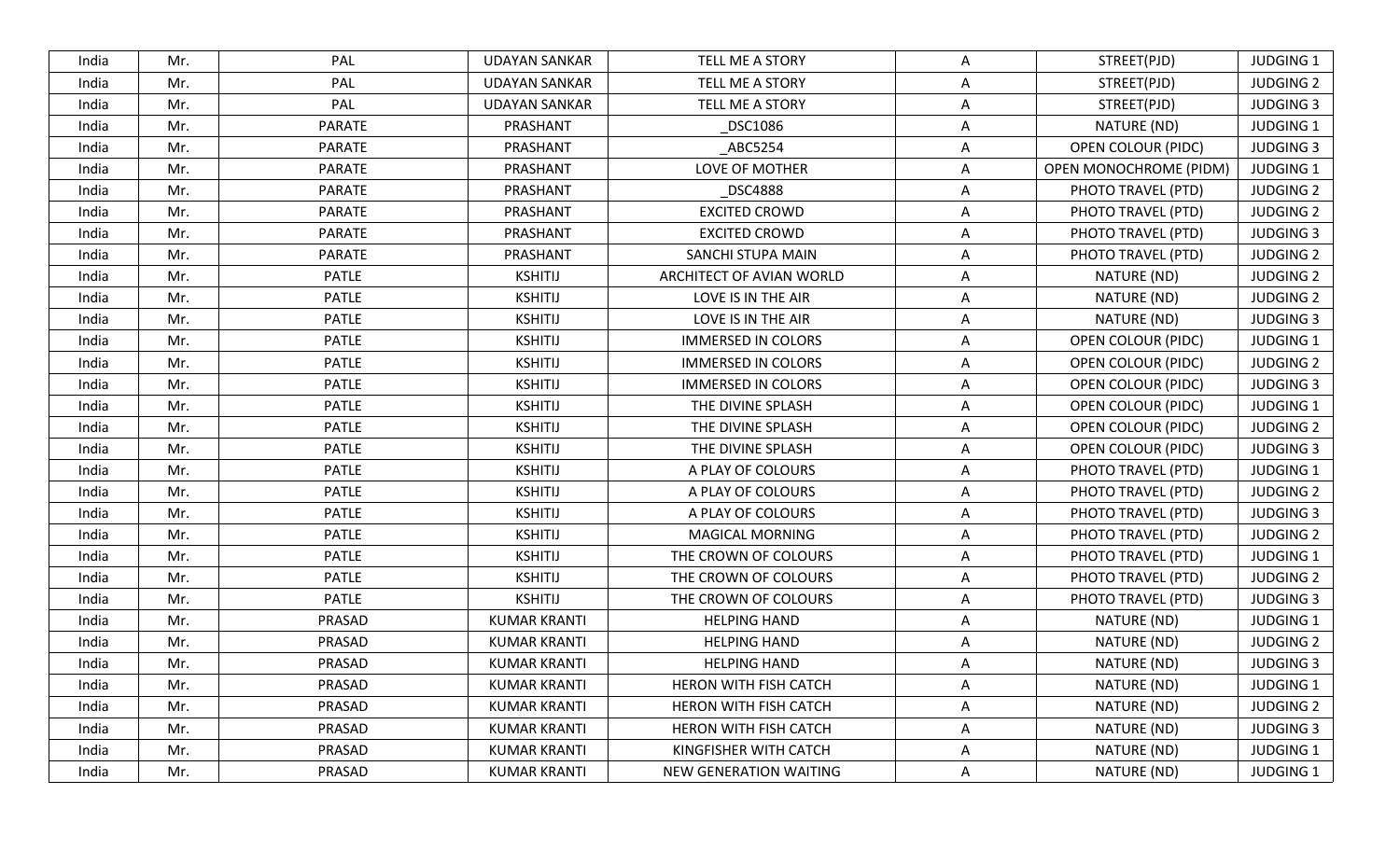| India | Mr. | PAL | UDAYAN SANKAR | TELL ME A STORY | A | STREET(PJD) | JUDGING 1 |
|---|---|---|---|---|---|---|---|
| India | Mr. | PAL | UDAYAN SANKAR | TELL ME A STORY | A | STREET(PJD) | JUDGING 2 |
| India | Mr. | PAL | UDAYAN SANKAR | TELL ME A STORY | A | STREET(PJD) | JUDGING 3 |
| India | Mr. | PARATE | PRASHANT | _DSC1086 | A | NATURE (ND) | JUDGING 1 |
| India | Mr. | PARATE | PRASHANT | _ABC5254 | A | OPEN COLOUR (PIDC) | JUDGING 3 |
| India | Mr. | PARATE | PRASHANT | LOVE OF MOTHER | A | OPEN MONOCHROME (PIDM) | JUDGING 1 |
| India | Mr. | PARATE | PRASHANT | _DSC4888 | A | PHOTO TRAVEL (PTD) | JUDGING 2 |
| India | Mr. | PARATE | PRASHANT | EXCITED CROWD | A | PHOTO TRAVEL (PTD) | JUDGING 2 |
| India | Mr. | PARATE | PRASHANT | EXCITED CROWD | A | PHOTO TRAVEL (PTD) | JUDGING 3 |
| India | Mr. | PARATE | PRASHANT | SANCHI STUPA MAIN | A | PHOTO TRAVEL (PTD) | JUDGING 2 |
| India | Mr. | PATLE | KSHITIJ | ARCHITECT OF AVIAN WORLD | A | NATURE (ND) | JUDGING 2 |
| India | Mr. | PATLE | KSHITIJ | LOVE IS IN THE AIR | A | NATURE (ND) | JUDGING 2 |
| India | Mr. | PATLE | KSHITIJ | LOVE IS IN THE AIR | A | NATURE (ND) | JUDGING 3 |
| India | Mr. | PATLE | KSHITIJ | IMMERSED IN COLORS | A | OPEN COLOUR (PIDC) | JUDGING 1 |
| India | Mr. | PATLE | KSHITIJ | IMMERSED IN COLORS | A | OPEN COLOUR (PIDC) | JUDGING 2 |
| India | Mr. | PATLE | KSHITIJ | IMMERSED IN COLORS | A | OPEN COLOUR (PIDC) | JUDGING 3 |
| India | Mr. | PATLE | KSHITIJ | THE DIVINE SPLASH | A | OPEN COLOUR (PIDC) | JUDGING 1 |
| India | Mr. | PATLE | KSHITIJ | THE DIVINE SPLASH | A | OPEN COLOUR (PIDC) | JUDGING 2 |
| India | Mr. | PATLE | KSHITIJ | THE DIVINE SPLASH | A | OPEN COLOUR (PIDC) | JUDGING 3 |
| India | Mr. | PATLE | KSHITIJ | A PLAY OF COLOURS | A | PHOTO TRAVEL (PTD) | JUDGING 1 |
| India | Mr. | PATLE | KSHITIJ | A PLAY OF COLOURS | A | PHOTO TRAVEL (PTD) | JUDGING 2 |
| India | Mr. | PATLE | KSHITIJ | A PLAY OF COLOURS | A | PHOTO TRAVEL (PTD) | JUDGING 3 |
| India | Mr. | PATLE | KSHITIJ | MAGICAL MORNING | A | PHOTO TRAVEL (PTD) | JUDGING 2 |
| India | Mr. | PATLE | KSHITIJ | THE CROWN OF COLOURS | A | PHOTO TRAVEL (PTD) | JUDGING 1 |
| India | Mr. | PATLE | KSHITIJ | THE CROWN OF COLOURS | A | PHOTO TRAVEL (PTD) | JUDGING 2 |
| India | Mr. | PATLE | KSHITIJ | THE CROWN OF COLOURS | A | PHOTO TRAVEL (PTD) | JUDGING 3 |
| India | Mr. | PRASAD | KUMAR KRANTI | HELPING HAND | A | NATURE (ND) | JUDGING 1 |
| India | Mr. | PRASAD | KUMAR KRANTI | HELPING HAND | A | NATURE (ND) | JUDGING 2 |
| India | Mr. | PRASAD | KUMAR KRANTI | HELPING HAND | A | NATURE (ND) | JUDGING 3 |
| India | Mr. | PRASAD | KUMAR KRANTI | HERON WITH FISH CATCH | A | NATURE (ND) | JUDGING 1 |
| India | Mr. | PRASAD | KUMAR KRANTI | HERON WITH FISH CATCH | A | NATURE (ND) | JUDGING 2 |
| India | Mr. | PRASAD | KUMAR KRANTI | HERON WITH FISH CATCH | A | NATURE (ND) | JUDGING 3 |
| India | Mr. | PRASAD | KUMAR KRANTI | KINGFISHER WITH CATCH | A | NATURE (ND) | JUDGING 1 |
| India | Mr. | PRASAD | KUMAR KRANTI | NEW GENERATION WAITING | A | NATURE (ND) | JUDGING 1 |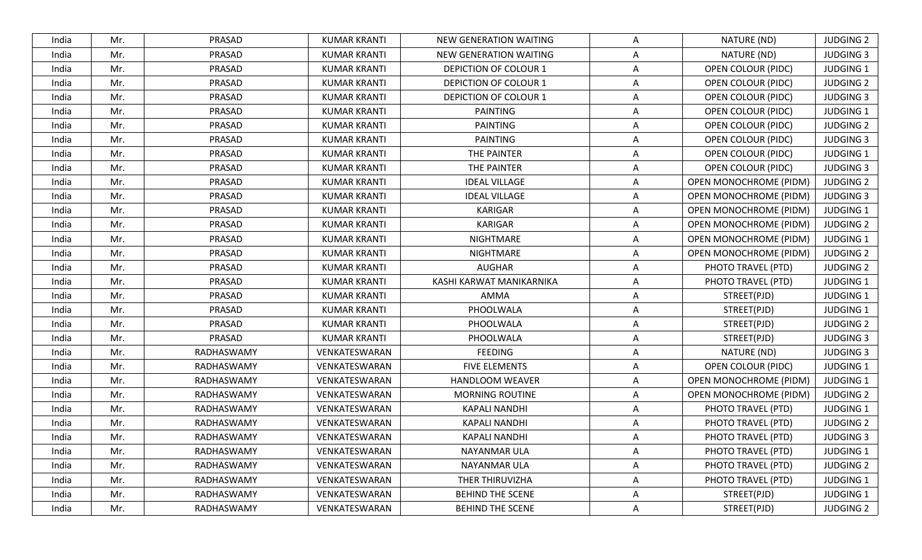| | | | | | | | |
|---|---|---|---|---|---|---|---|
| India | Mr. | PRASAD | KUMAR KRANTI | NEW GENERATION WAITING | A | NATURE (ND) | JUDGING 2 |
| India | Mr. | PRASAD | KUMAR KRANTI | NEW GENERATION WAITING | A | NATURE (ND) | JUDGING 3 |
| India | Mr. | PRASAD | KUMAR KRANTI | DEPICTION OF COLOUR 1 | A | OPEN COLOUR (PIDC) | JUDGING 1 |
| India | Mr. | PRASAD | KUMAR KRANTI | DEPICTION OF COLOUR 1 | A | OPEN COLOUR (PIDC) | JUDGING 2 |
| India | Mr. | PRASAD | KUMAR KRANTI | DEPICTION OF COLOUR 1 | A | OPEN COLOUR (PIDC) | JUDGING 3 |
| India | Mr. | PRASAD | KUMAR KRANTI | PAINTING | A | OPEN COLOUR (PIDC) | JUDGING 1 |
| India | Mr. | PRASAD | KUMAR KRANTI | PAINTING | A | OPEN COLOUR (PIDC) | JUDGING 2 |
| India | Mr. | PRASAD | KUMAR KRANTI | PAINTING | A | OPEN COLOUR (PIDC) | JUDGING 3 |
| India | Mr. | PRASAD | KUMAR KRANTI | THE PAINTER | A | OPEN COLOUR (PIDC) | JUDGING 1 |
| India | Mr. | PRASAD | KUMAR KRANTI | THE PAINTER | A | OPEN COLOUR (PIDC) | JUDGING 3 |
| India | Mr. | PRASAD | KUMAR KRANTI | IDEAL VILLAGE | A | OPEN MONOCHROME (PIDM) | JUDGING 2 |
| India | Mr. | PRASAD | KUMAR KRANTI | IDEAL VILLAGE | A | OPEN MONOCHROME (PIDM) | JUDGING 3 |
| India | Mr. | PRASAD | KUMAR KRANTI | KARIGAR | A | OPEN MONOCHROME (PIDM) | JUDGING 1 |
| India | Mr. | PRASAD | KUMAR KRANTI | KARIGAR | A | OPEN MONOCHROME (PIDM) | JUDGING 2 |
| India | Mr. | PRASAD | KUMAR KRANTI | NIGHTMARE | A | OPEN MONOCHROME (PIDM) | JUDGING 1 |
| India | Mr. | PRASAD | KUMAR KRANTI | NIGHTMARE | A | OPEN MONOCHROME (PIDM) | JUDGING 2 |
| India | Mr. | PRASAD | KUMAR KRANTI | AUGHAR | A | PHOTO TRAVEL (PTD) | JUDGING 2 |
| India | Mr. | PRASAD | KUMAR KRANTI | KASHI KARWAT MANIKARNIKA | A | PHOTO TRAVEL (PTD) | JUDGING 1 |
| India | Mr. | PRASAD | KUMAR KRANTI | AMMA | A | STREET(PJD) | JUDGING 1 |
| India | Mr. | PRASAD | KUMAR KRANTI | PHOOLWALA | A | STREET(PJD) | JUDGING 1 |
| India | Mr. | PRASAD | KUMAR KRANTI | PHOOLWALA | A | STREET(PJD) | JUDGING 2 |
| India | Mr. | PRASAD | KUMAR KRANTI | PHOOLWALA | A | STREET(PJD) | JUDGING 3 |
| India | Mr. | RADHASWAMY | VENKATESWARAN | FEEDING | A | NATURE (ND) | JUDGING 3 |
| India | Mr. | RADHASWAMY | VENKATESWARAN | FIVE ELEMENTS | A | OPEN COLOUR (PIDC) | JUDGING 1 |
| India | Mr. | RADHASWAMY | VENKATESWARAN | HANDLOOM WEAVER | A | OPEN MONOCHROME (PIDM) | JUDGING 1 |
| India | Mr. | RADHASWAMY | VENKATESWARAN | MORNING ROUTINE | A | OPEN MONOCHROME (PIDM) | JUDGING 2 |
| India | Mr. | RADHASWAMY | VENKATESWARAN | KAPALI NANDHI | A | PHOTO TRAVEL (PTD) | JUDGING 1 |
| India | Mr. | RADHASWAMY | VENKATESWARAN | KAPALI NANDHI | A | PHOTO TRAVEL (PTD) | JUDGING 2 |
| India | Mr. | RADHASWAMY | VENKATESWARAN | KAPALI NANDHI | A | PHOTO TRAVEL (PTD) | JUDGING 3 |
| India | Mr. | RADHASWAMY | VENKATESWARAN | NAYANMAR ULA | A | PHOTO TRAVEL (PTD) | JUDGING 1 |
| India | Mr. | RADHASWAMY | VENKATESWARAN | NAYANMAR ULA | A | PHOTO TRAVEL (PTD) | JUDGING 2 |
| India | Mr. | RADHASWAMY | VENKATESWARAN | THER THIRUVIZHA | A | PHOTO TRAVEL (PTD) | JUDGING 1 |
| India | Mr. | RADHASWAMY | VENKATESWARAN | BEHIND THE SCENE | A | STREET(PJD) | JUDGING 1 |
| India | Mr. | RADHASWAMY | VENKATESWARAN | BEHIND THE SCENE | A | STREET(PJD) | JUDGING 2 |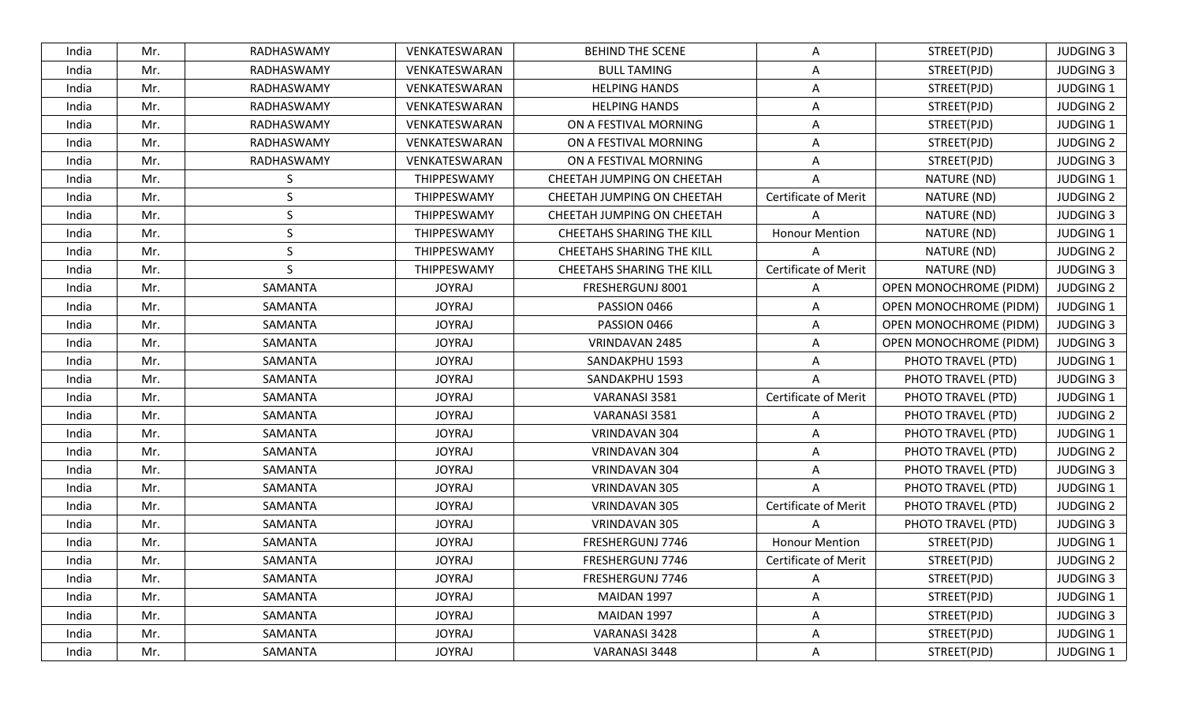| India | Mr. | RADHASWAMY | VENKATESWARAN | BEHIND THE SCENE | A | STREET(PJD) | JUDGING 3 |
|---|---|---|---|---|---|---|---|
| India | Mr. | RADHASWAMY | VENKATESWARAN | BULL TAMING | A | STREET(PJD) | JUDGING 3 |
| India | Mr. | RADHASWAMY | VENKATESWARAN | HELPING HANDS | A | STREET(PJD) | JUDGING 1 |
| India | Mr. | RADHASWAMY | VENKATESWARAN | HELPING HANDS | A | STREET(PJD) | JUDGING 2 |
| India | Mr. | RADHASWAMY | VENKATESWARAN | ON A FESTIVAL MORNING | A | STREET(PJD) | JUDGING 1 |
| India | Mr. | RADHASWAMY | VENKATESWARAN | ON A FESTIVAL MORNING | A | STREET(PJD) | JUDGING 2 |
| India | Mr. | RADHASWAMY | VENKATESWARAN | ON A FESTIVAL MORNING | A | STREET(PJD) | JUDGING 3 |
| India | Mr. | S | THIPPESWAMY | CHEETAH JUMPING ON CHEETAH | A | NATURE (ND) | JUDGING 1 |
| India | Mr. | S | THIPPESWAMY | CHEETAH JUMPING ON CHEETAH | Certificate of Merit | NATURE (ND) | JUDGING 2 |
| India | Mr. | S | THIPPESWAMY | CHEETAH JUMPING ON CHEETAH | A | NATURE (ND) | JUDGING 3 |
| India | Mr. | S | THIPPESWAMY | CHEETAHS SHARING THE KILL | Honour Mention | NATURE (ND) | JUDGING 1 |
| India | Mr. | S | THIPPESWAMY | CHEETAHS SHARING THE KILL | A | NATURE (ND) | JUDGING 2 |
| India | Mr. | S | THIPPESWAMY | CHEETAHS SHARING THE KILL | Certificate of Merit | NATURE (ND) | JUDGING 3 |
| India | Mr. | SAMANTA | JOYRAJ | FRESHERGUNJ 8001 | A | OPEN MONOCHROME (PIDM) | JUDGING 2 |
| India | Mr. | SAMANTA | JOYRAJ | PASSION 0466 | A | OPEN MONOCHROME (PIDM) | JUDGING 1 |
| India | Mr. | SAMANTA | JOYRAJ | PASSION 0466 | A | OPEN MONOCHROME (PIDM) | JUDGING 3 |
| India | Mr. | SAMANTA | JOYRAJ | VRINDAVAN 2485 | A | OPEN MONOCHROME (PIDM) | JUDGING 3 |
| India | Mr. | SAMANTA | JOYRAJ | SANDAKPHU 1593 | A | PHOTO TRAVEL (PTD) | JUDGING 1 |
| India | Mr. | SAMANTA | JOYRAJ | SANDAKPHU 1593 | A | PHOTO TRAVEL (PTD) | JUDGING 3 |
| India | Mr. | SAMANTA | JOYRAJ | VARANASI 3581 | Certificate of Merit | PHOTO TRAVEL (PTD) | JUDGING 1 |
| India | Mr. | SAMANTA | JOYRAJ | VARANASI 3581 | A | PHOTO TRAVEL (PTD) | JUDGING 2 |
| India | Mr. | SAMANTA | JOYRAJ | VRINDAVAN 304 | A | PHOTO TRAVEL (PTD) | JUDGING 1 |
| India | Mr. | SAMANTA | JOYRAJ | VRINDAVAN 304 | A | PHOTO TRAVEL (PTD) | JUDGING 2 |
| India | Mr. | SAMANTA | JOYRAJ | VRINDAVAN 304 | A | PHOTO TRAVEL (PTD) | JUDGING 3 |
| India | Mr. | SAMANTA | JOYRAJ | VRINDAVAN 305 | A | PHOTO TRAVEL (PTD) | JUDGING 1 |
| India | Mr. | SAMANTA | JOYRAJ | VRINDAVAN 305 | Certificate of Merit | PHOTO TRAVEL (PTD) | JUDGING 2 |
| India | Mr. | SAMANTA | JOYRAJ | VRINDAVAN 305 | A | PHOTO TRAVEL (PTD) | JUDGING 3 |
| India | Mr. | SAMANTA | JOYRAJ | FRESHERGUNJ 7746 | Honour Mention | STREET(PJD) | JUDGING 1 |
| India | Mr. | SAMANTA | JOYRAJ | FRESHERGUNJ 7746 | Certificate of Merit | STREET(PJD) | JUDGING 2 |
| India | Mr. | SAMANTA | JOYRAJ | FRESHERGUNJ 7746 | A | STREET(PJD) | JUDGING 3 |
| India | Mr. | SAMANTA | JOYRAJ | MAIDAN 1997 | A | STREET(PJD) | JUDGING 1 |
| India | Mr. | SAMANTA | JOYRAJ | MAIDAN 1997 | A | STREET(PJD) | JUDGING 3 |
| India | Mr. | SAMANTA | JOYRAJ | VARANASI 3428 | A | STREET(PJD) | JUDGING 1 |
| India | Mr. | SAMANTA | JOYRAJ | VARANASI 3448 | A | STREET(PJD) | JUDGING 1 |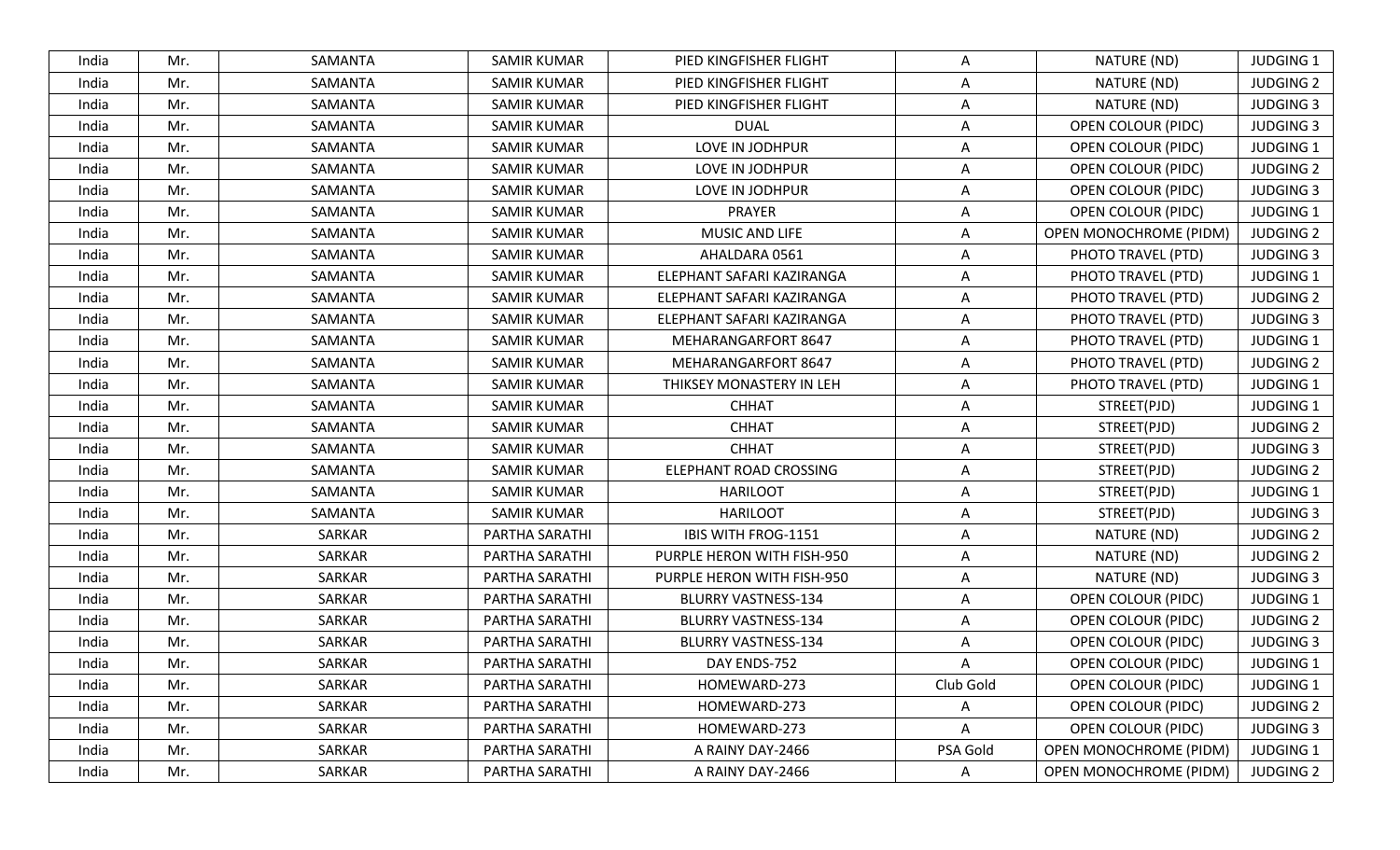| India | Mr. | SAMANTA | SAMIR KUMAR | PIED KINGFISHER FLIGHT | A | NATURE (ND) | JUDGING 1 |
|---|---|---|---|---|---|---|---|
| India | Mr. | SAMANTA | SAMIR KUMAR | PIED KINGFISHER FLIGHT | A | NATURE (ND) | JUDGING 2 |
| India | Mr. | SAMANTA | SAMIR KUMAR | PIED KINGFISHER FLIGHT | A | NATURE (ND) | JUDGING 3 |
| India | Mr. | SAMANTA | SAMIR KUMAR | DUAL | A | OPEN COLOUR (PIDC) | JUDGING 3 |
| India | Mr. | SAMANTA | SAMIR KUMAR | LOVE IN JODHPUR | A | OPEN COLOUR (PIDC) | JUDGING 1 |
| India | Mr. | SAMANTA | SAMIR KUMAR | LOVE IN JODHPUR | A | OPEN COLOUR (PIDC) | JUDGING 2 |
| India | Mr. | SAMANTA | SAMIR KUMAR | LOVE IN JODHPUR | A | OPEN COLOUR (PIDC) | JUDGING 3 |
| India | Mr. | SAMANTA | SAMIR KUMAR | PRAYER | A | OPEN COLOUR (PIDC) | JUDGING 1 |
| India | Mr. | SAMANTA | SAMIR KUMAR | MUSIC AND LIFE | A | OPEN MONOCHROME (PIDM) | JUDGING 2 |
| India | Mr. | SAMANTA | SAMIR KUMAR | AHALDARA 0561 | A | PHOTO TRAVEL (PTD) | JUDGING 3 |
| India | Mr. | SAMANTA | SAMIR KUMAR | ELEPHANT SAFARI KAZIRANGA | A | PHOTO TRAVEL (PTD) | JUDGING 1 |
| India | Mr. | SAMANTA | SAMIR KUMAR | ELEPHANT SAFARI KAZIRANGA | A | PHOTO TRAVEL (PTD) | JUDGING 2 |
| India | Mr. | SAMANTA | SAMIR KUMAR | ELEPHANT SAFARI KAZIRANGA | A | PHOTO TRAVEL (PTD) | JUDGING 3 |
| India | Mr. | SAMANTA | SAMIR KUMAR | MEHARANGARFORT 8647 | A | PHOTO TRAVEL (PTD) | JUDGING 1 |
| India | Mr. | SAMANTA | SAMIR KUMAR | MEHARANGARFORT 8647 | A | PHOTO TRAVEL (PTD) | JUDGING 2 |
| India | Mr. | SAMANTA | SAMIR KUMAR | THIKSEY MONASTERY IN LEH | A | PHOTO TRAVEL (PTD) | JUDGING 1 |
| India | Mr. | SAMANTA | SAMIR KUMAR | CHHAT | A | STREET(PJD) | JUDGING 1 |
| India | Mr. | SAMANTA | SAMIR KUMAR | CHHAT | A | STREET(PJD) | JUDGING 2 |
| India | Mr. | SAMANTA | SAMIR KUMAR | CHHAT | A | STREET(PJD) | JUDGING 3 |
| India | Mr. | SAMANTA | SAMIR KUMAR | ELEPHANT ROAD CROSSING | A | STREET(PJD) | JUDGING 2 |
| India | Mr. | SAMANTA | SAMIR KUMAR | HARILOOT | A | STREET(PJD) | JUDGING 1 |
| India | Mr. | SAMANTA | SAMIR KUMAR | HARILOOT | A | STREET(PJD) | JUDGING 3 |
| India | Mr. | SARKAR | PARTHA SARATHI | IBIS WITH FROG-1151 | A | NATURE (ND) | JUDGING 2 |
| India | Mr. | SARKAR | PARTHA SARATHI | PURPLE HERON WITH FISH-950 | A | NATURE (ND) | JUDGING 2 |
| India | Mr. | SARKAR | PARTHA SARATHI | PURPLE HERON WITH FISH-950 | A | NATURE (ND) | JUDGING 3 |
| India | Mr. | SARKAR | PARTHA SARATHI | BLURRY VASTNESS-134 | A | OPEN COLOUR (PIDC) | JUDGING 1 |
| India | Mr. | SARKAR | PARTHA SARATHI | BLURRY VASTNESS-134 | A | OPEN COLOUR (PIDC) | JUDGING 2 |
| India | Mr. | SARKAR | PARTHA SARATHI | BLURRY VASTNESS-134 | A | OPEN COLOUR (PIDC) | JUDGING 3 |
| India | Mr. | SARKAR | PARTHA SARATHI | DAY ENDS-752 | A | OPEN COLOUR (PIDC) | JUDGING 1 |
| India | Mr. | SARKAR | PARTHA SARATHI | HOMEWARD-273 | Club Gold | OPEN COLOUR (PIDC) | JUDGING 1 |
| India | Mr. | SARKAR | PARTHA SARATHI | HOMEWARD-273 | A | OPEN COLOUR (PIDC) | JUDGING 2 |
| India | Mr. | SARKAR | PARTHA SARATHI | HOMEWARD-273 | A | OPEN COLOUR (PIDC) | JUDGING 3 |
| India | Mr. | SARKAR | PARTHA SARATHI | A RAINY DAY-2466 | PSA Gold | OPEN MONOCHROME (PIDM) | JUDGING 1 |
| India | Mr. | SARKAR | PARTHA SARATHI | A RAINY DAY-2466 | A | OPEN MONOCHROME (PIDM) | JUDGING 2 |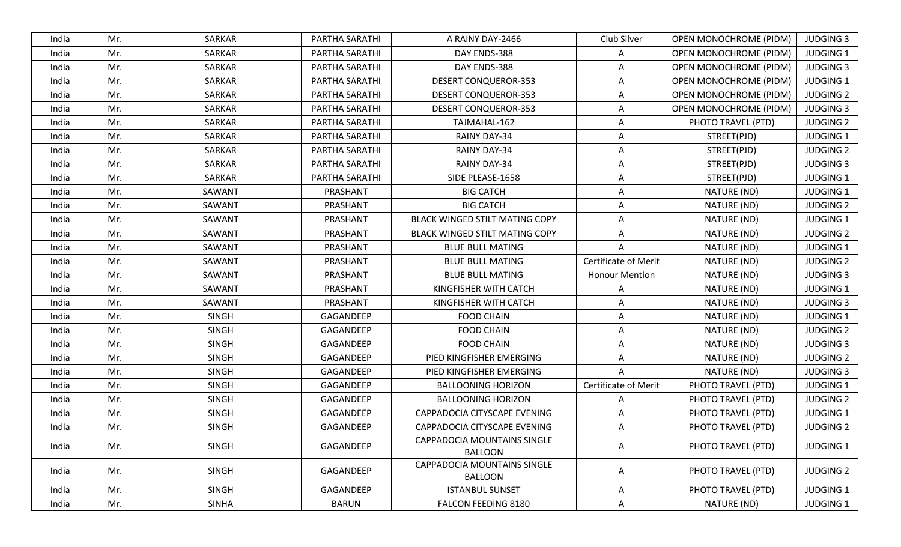| India | Mr. | SARKAR | PARTHA SARATHI | A RAINY DAY-2466 | Club Silver | OPEN MONOCHROME (PIDM) | JUDGING 3 |
|---|---|---|---|---|---|---|---|
| India | Mr. | SARKAR | PARTHA SARATHI | DAY ENDS-388 | A | OPEN MONOCHROME (PIDM) | JUDGING 1 |
| India | Mr. | SARKAR | PARTHA SARATHI | DAY ENDS-388 | A | OPEN MONOCHROME (PIDM) | JUDGING 3 |
| India | Mr. | SARKAR | PARTHA SARATHI | DESERT CONQUEROR-353 | A | OPEN MONOCHROME (PIDM) | JUDGING 1 |
| India | Mr. | SARKAR | PARTHA SARATHI | DESERT CONQUEROR-353 | A | OPEN MONOCHROME (PIDM) | JUDGING 2 |
| India | Mr. | SARKAR | PARTHA SARATHI | DESERT CONQUEROR-353 | A | OPEN MONOCHROME (PIDM) | JUDGING 3 |
| India | Mr. | SARKAR | PARTHA SARATHI | TAJMAHAL-162 | A | PHOTO TRAVEL (PTD) | JUDGING 2 |
| India | Mr. | SARKAR | PARTHA SARATHI | RAINY DAY-34 | A | STREET(PJD) | JUDGING 1 |
| India | Mr. | SARKAR | PARTHA SARATHI | RAINY DAY-34 | A | STREET(PJD) | JUDGING 2 |
| India | Mr. | SARKAR | PARTHA SARATHI | RAINY DAY-34 | A | STREET(PJD) | JUDGING 3 |
| India | Mr. | SARKAR | PARTHA SARATHI | SIDE PLEASE-1658 | A | STREET(PJD) | JUDGING 1 |
| India | Mr. | SAWANT | PRASHANT | BIG CATCH | A | NATURE (ND) | JUDGING 1 |
| India | Mr. | SAWANT | PRASHANT | BIG CATCH | A | NATURE (ND) | JUDGING 2 |
| India | Mr. | SAWANT | PRASHANT | BLACK WINGED STILT MATING COPY | A | NATURE (ND) | JUDGING 1 |
| India | Mr. | SAWANT | PRASHANT | BLACK WINGED STILT MATING COPY | A | NATURE (ND) | JUDGING 2 |
| India | Mr. | SAWANT | PRASHANT | BLUE BULL MATING | A | NATURE (ND) | JUDGING 1 |
| India | Mr. | SAWANT | PRASHANT | BLUE BULL MATING | Certificate of Merit | NATURE (ND) | JUDGING 2 |
| India | Mr. | SAWANT | PRASHANT | BLUE BULL MATING | Honour Mention | NATURE (ND) | JUDGING 3 |
| India | Mr. | SAWANT | PRASHANT | KINGFISHER WITH CATCH | A | NATURE (ND) | JUDGING 1 |
| India | Mr. | SAWANT | PRASHANT | KINGFISHER WITH CATCH | A | NATURE (ND) | JUDGING 3 |
| India | Mr. | SINGH | GAGANDEEP | FOOD CHAIN | A | NATURE (ND) | JUDGING 1 |
| India | Mr. | SINGH | GAGANDEEP | FOOD CHAIN | A | NATURE (ND) | JUDGING 2 |
| India | Mr. | SINGH | GAGANDEEP | FOOD CHAIN | A | NATURE (ND) | JUDGING 3 |
| India | Mr. | SINGH | GAGANDEEP | PIED KINGFISHER EMERGING | A | NATURE (ND) | JUDGING 2 |
| India | Mr. | SINGH | GAGANDEEP | PIED KINGFISHER EMERGING | A | NATURE (ND) | JUDGING 3 |
| India | Mr. | SINGH | GAGANDEEP | BALLOONING HORIZON | Certificate of Merit | PHOTO TRAVEL (PTD) | JUDGING 1 |
| India | Mr. | SINGH | GAGANDEEP | BALLOONING HORIZON | A | PHOTO TRAVEL (PTD) | JUDGING 2 |
| India | Mr. | SINGH | GAGANDEEP | CAPPADOCIA CITYSCAPE EVENING | A | PHOTO TRAVEL (PTD) | JUDGING 1 |
| India | Mr. | SINGH | GAGANDEEP | CAPPADOCIA CITYSCAPE EVENING | A | PHOTO TRAVEL (PTD) | JUDGING 2 |
| India | Mr. | SINGH | GAGANDEEP | CAPPADOCIA MOUNTAINS SINGLE BALLOON | A | PHOTO TRAVEL (PTD) | JUDGING 1 |
| India | Mr. | SINGH | GAGANDEEP | CAPPADOCIA MOUNTAINS SINGLE BALLOON | A | PHOTO TRAVEL (PTD) | JUDGING 2 |
| India | Mr. | SINGH | GAGANDEEP | ISTANBUL SUNSET | A | PHOTO TRAVEL (PTD) | JUDGING 1 |
| India | Mr. | SINHA | BARUN | FALCON FEEDING 8180 | A | NATURE (ND) | JUDGING 1 |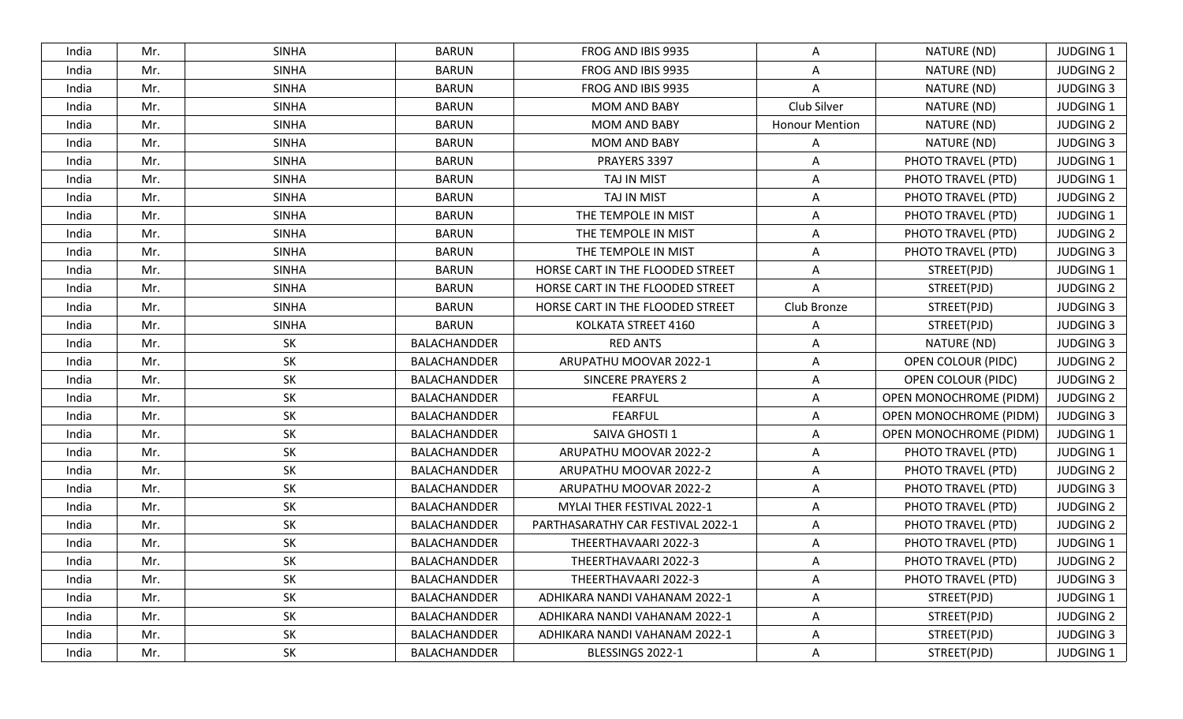| India | Mr. | SINHA | BARUN | FROG AND IBIS 9935 | A | NATURE (ND) | JUDGING 1 |
|---|---|---|---|---|---|---|---|
| India | Mr. | SINHA | BARUN | FROG AND IBIS 9935 | A | NATURE (ND) | JUDGING 2 |
| India | Mr. | SINHA | BARUN | FROG AND IBIS 9935 | A | NATURE (ND) | JUDGING 3 |
| India | Mr. | SINHA | BARUN | MOM AND BABY | Club Silver | NATURE (ND) | JUDGING 1 |
| India | Mr. | SINHA | BARUN | MOM AND BABY | Honour Mention | NATURE (ND) | JUDGING 2 |
| India | Mr. | SINHA | BARUN | MOM AND BABY | A | NATURE (ND) | JUDGING 3 |
| India | Mr. | SINHA | BARUN | PRAYERS 3397 | A | PHOTO TRAVEL (PTD) | JUDGING 1 |
| India | Mr. | SINHA | BARUN | TAJ IN MIST | A | PHOTO TRAVEL (PTD) | JUDGING 1 |
| India | Mr. | SINHA | BARUN | TAJ IN MIST | A | PHOTO TRAVEL (PTD) | JUDGING 2 |
| India | Mr. | SINHA | BARUN | THE TEMPOLE IN MIST | A | PHOTO TRAVEL (PTD) | JUDGING 1 |
| India | Mr. | SINHA | BARUN | THE TEMPOLE IN MIST | A | PHOTO TRAVEL (PTD) | JUDGING 2 |
| India | Mr. | SINHA | BARUN | THE TEMPOLE IN MIST | A | PHOTO TRAVEL (PTD) | JUDGING 3 |
| India | Mr. | SINHA | BARUN | HORSE CART IN THE FLOODED STREET | A | STREET(PJD) | JUDGING 1 |
| India | Mr. | SINHA | BARUN | HORSE CART IN THE FLOODED STREET | A | STREET(PJD) | JUDGING 2 |
| India | Mr. | SINHA | BARUN | HORSE CART IN THE FLOODED STREET | Club Bronze | STREET(PJD) | JUDGING 3 |
| India | Mr. | SINHA | BARUN | KOLKATA STREET 4160 | A | STREET(PJD) | JUDGING 3 |
| India | Mr. | SK | BALACHANDDER | RED ANTS | A | NATURE (ND) | JUDGING 3 |
| India | Mr. | SK | BALACHANDDER | ARUPATHU MOOVAR 2022-1 | A | OPEN COLOUR (PIDC) | JUDGING 2 |
| India | Mr. | SK | BALACHANDDER | SINCERE PRAYERS 2 | A | OPEN COLOUR (PIDC) | JUDGING 2 |
| India | Mr. | SK | BALACHANDDER | FEARFUL | A | OPEN MONOCHROME (PIDM) | JUDGING 2 |
| India | Mr. | SK | BALACHANDDER | FEARFUL | A | OPEN MONOCHROME (PIDM) | JUDGING 3 |
| India | Mr. | SK | BALACHANDDER | SAIVA GHOSTI 1 | A | OPEN MONOCHROME (PIDM) | JUDGING 1 |
| India | Mr. | SK | BALACHANDDER | ARUPATHU MOOVAR 2022-2 | A | PHOTO TRAVEL (PTD) | JUDGING 1 |
| India | Mr. | SK | BALACHANDDER | ARUPATHU MOOVAR 2022-2 | A | PHOTO TRAVEL (PTD) | JUDGING 2 |
| India | Mr. | SK | BALACHANDDER | ARUPATHU MOOVAR 2022-2 | A | PHOTO TRAVEL (PTD) | JUDGING 3 |
| India | Mr. | SK | BALACHANDDER | MYLAI THER FESTIVAL 2022-1 | A | PHOTO TRAVEL (PTD) | JUDGING 2 |
| India | Mr. | SK | BALACHANDDER | PARTHASARATHY CAR FESTIVAL 2022-1 | A | PHOTO TRAVEL (PTD) | JUDGING 2 |
| India | Mr. | SK | BALACHANDDER | THEERTHAVAARI 2022-3 | A | PHOTO TRAVEL (PTD) | JUDGING 1 |
| India | Mr. | SK | BALACHANDDER | THEERTHAVAARI 2022-3 | A | PHOTO TRAVEL (PTD) | JUDGING 2 |
| India | Mr. | SK | BALACHANDDER | THEERTHAVAARI 2022-3 | A | PHOTO TRAVEL (PTD) | JUDGING 3 |
| India | Mr. | SK | BALACHANDDER | ADHIKARA NANDI VAHANAM 2022-1 | A | STREET(PJD) | JUDGING 1 |
| India | Mr. | SK | BALACHANDDER | ADHIKARA NANDI VAHANAM 2022-1 | A | STREET(PJD) | JUDGING 2 |
| India | Mr. | SK | BALACHANDDER | ADHIKARA NANDI VAHANAM 2022-1 | A | STREET(PJD) | JUDGING 3 |
| India | Mr. | SK | BALACHANDDER | BLESSINGS 2022-1 | A | STREET(PJD) | JUDGING 1 |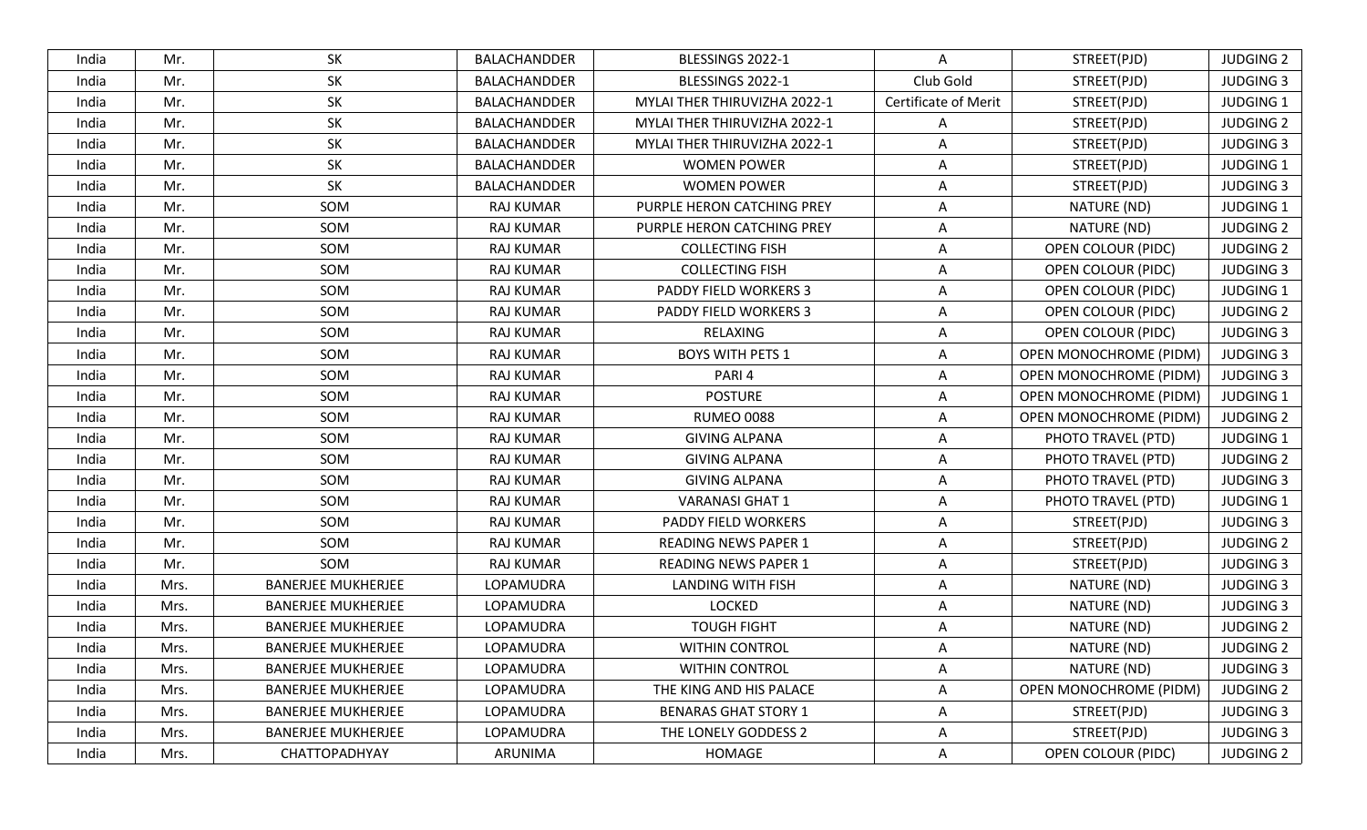| India | Mr. | SK | BALACHANDDER | BLESSINGS 2022-1 | A | STREET(PJD) | JUDGING 2 |
|---|---|---|---|---|---|---|---|
| India | Mr. | SK | BALACHANDDER | BLESSINGS 2022-1 | Club Gold | STREET(PJD) | JUDGING 3 |
| India | Mr. | SK | BALACHANDDER | MYLAI THER THIRUVIZHA 2022-1 | Certificate of Merit | STREET(PJD) | JUDGING 1 |
| India | Mr. | SK | BALACHANDDER | MYLAI THER THIRUVIZHA 2022-1 | A | STREET(PJD) | JUDGING 2 |
| India | Mr. | SK | BALACHANDDER | MYLAI THER THIRUVIZHA 2022-1 | A | STREET(PJD) | JUDGING 3 |
| India | Mr. | SK | BALACHANDDER | WOMEN POWER | A | STREET(PJD) | JUDGING 1 |
| India | Mr. | SK | BALACHANDDER | WOMEN POWER | A | STREET(PJD) | JUDGING 3 |
| India | Mr. | SOM | RAJ KUMAR | PURPLE HERON CATCHING PREY | A | NATURE (ND) | JUDGING 1 |
| India | Mr. | SOM | RAJ KUMAR | PURPLE HERON CATCHING PREY | A | NATURE (ND) | JUDGING 2 |
| India | Mr. | SOM | RAJ KUMAR | COLLECTING FISH | A | OPEN COLOUR (PIDC) | JUDGING 2 |
| India | Mr. | SOM | RAJ KUMAR | COLLECTING FISH | A | OPEN COLOUR (PIDC) | JUDGING 3 |
| India | Mr. | SOM | RAJ KUMAR | PADDY FIELD WORKERS 3 | A | OPEN COLOUR (PIDC) | JUDGING 1 |
| India | Mr. | SOM | RAJ KUMAR | PADDY FIELD WORKERS 3 | A | OPEN COLOUR (PIDC) | JUDGING 2 |
| India | Mr. | SOM | RAJ KUMAR | RELAXING | A | OPEN COLOUR (PIDC) | JUDGING 3 |
| India | Mr. | SOM | RAJ KUMAR | BOYS WITH PETS 1 | A | OPEN MONOCHROME (PIDM) | JUDGING 3 |
| India | Mr. | SOM | RAJ KUMAR | PARI 4 | A | OPEN MONOCHROME (PIDM) | JUDGING 3 |
| India | Mr. | SOM | RAJ KUMAR | POSTURE | A | OPEN MONOCHROME (PIDM) | JUDGING 1 |
| India | Mr. | SOM | RAJ KUMAR | RUMEO 0088 | A | OPEN MONOCHROME (PIDM) | JUDGING 2 |
| India | Mr. | SOM | RAJ KUMAR | GIVING ALPANA | A | PHOTO TRAVEL (PTD) | JUDGING 1 |
| India | Mr. | SOM | RAJ KUMAR | GIVING ALPANA | A | PHOTO TRAVEL (PTD) | JUDGING 2 |
| India | Mr. | SOM | RAJ KUMAR | GIVING ALPANA | A | PHOTO TRAVEL (PTD) | JUDGING 3 |
| India | Mr. | SOM | RAJ KUMAR | VARANASI GHAT 1 | A | PHOTO TRAVEL (PTD) | JUDGING 1 |
| India | Mr. | SOM | RAJ KUMAR | PADDY FIELD WORKERS | A | STREET(PJD) | JUDGING 3 |
| India | Mr. | SOM | RAJ KUMAR | READING NEWS PAPER 1 | A | STREET(PJD) | JUDGING 2 |
| India | Mr. | SOM | RAJ KUMAR | READING NEWS PAPER 1 | A | STREET(PJD) | JUDGING 3 |
| India | Mrs. | BANERJEE MUKHERJEE | LOPAMUDRA | LANDING WITH FISH | A | NATURE (ND) | JUDGING 3 |
| India | Mrs. | BANERJEE MUKHERJEE | LOPAMUDRA | LOCKED | A | NATURE (ND) | JUDGING 3 |
| India | Mrs. | BANERJEE MUKHERJEE | LOPAMUDRA | TOUGH FIGHT | A | NATURE (ND) | JUDGING 2 |
| India | Mrs. | BANERJEE MUKHERJEE | LOPAMUDRA | WITHIN CONTROL | A | NATURE (ND) | JUDGING 2 |
| India | Mrs. | BANERJEE MUKHERJEE | LOPAMUDRA | WITHIN CONTROL | A | NATURE (ND) | JUDGING 3 |
| India | Mrs. | BANERJEE MUKHERJEE | LOPAMUDRA | THE KING AND HIS PALACE | A | OPEN MONOCHROME (PIDM) | JUDGING 2 |
| India | Mrs. | BANERJEE MUKHERJEE | LOPAMUDRA | BENARAS GHAT STORY 1 | A | STREET(PJD) | JUDGING 3 |
| India | Mrs. | BANERJEE MUKHERJEE | LOPAMUDRA | THE LONELY GODDESS 2 | A | STREET(PJD) | JUDGING 3 |
| India | Mrs. | CHATTOPADHYAY | ARUNIMA | HOMAGE | A | OPEN COLOUR (PIDC) | JUDGING 2 |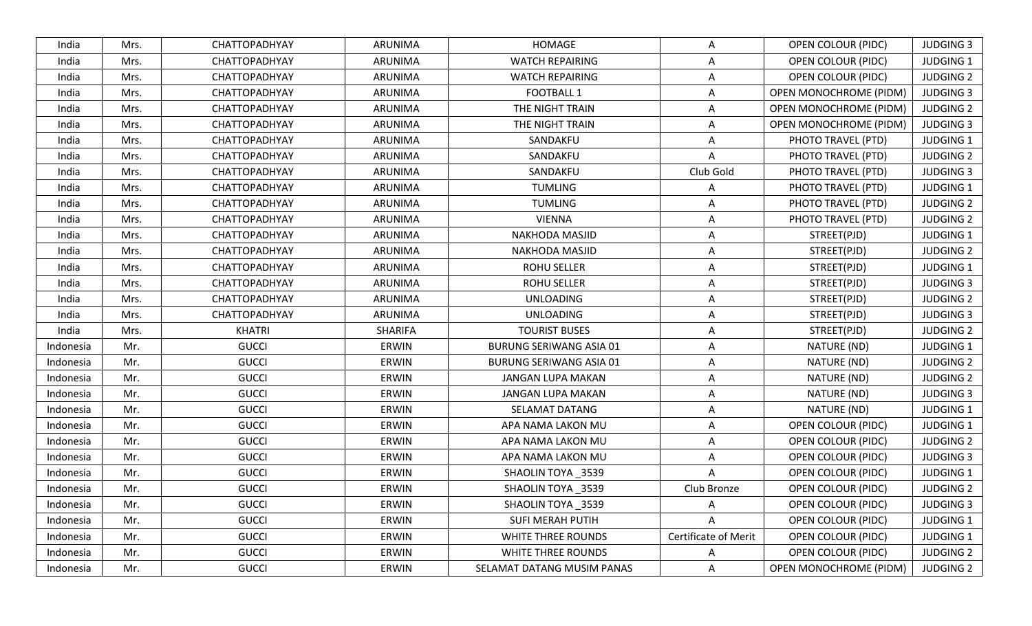| India | Mrs. | CHATTOPADHYAY | ARUNIMA | HOMAGE | A | OPEN COLOUR (PIDC) | JUDGING 3 |
|---|---|---|---|---|---|---|---|
| India | Mrs. | CHATTOPADHYAY | ARUNIMA | WATCH REPAIRING | A | OPEN COLOUR (PIDC) | JUDGING 1 |
| India | Mrs. | CHATTOPADHYAY | ARUNIMA | WATCH REPAIRING | A | OPEN COLOUR (PIDC) | JUDGING 2 |
| India | Mrs. | CHATTOPADHYAY | ARUNIMA | FOOTBALL 1 | A | OPEN MONOCHROME (PIDM) | JUDGING 3 |
| India | Mrs. | CHATTOPADHYAY | ARUNIMA | THE NIGHT TRAIN | A | OPEN MONOCHROME (PIDM) | JUDGING 2 |
| India | Mrs. | CHATTOPADHYAY | ARUNIMA | THE NIGHT TRAIN | A | OPEN MONOCHROME (PIDM) | JUDGING 3 |
| India | Mrs. | CHATTOPADHYAY | ARUNIMA | SANDAKFU | A | PHOTO TRAVEL (PTD) | JUDGING 1 |
| India | Mrs. | CHATTOPADHYAY | ARUNIMA | SANDAKFU | A | PHOTO TRAVEL (PTD) | JUDGING 2 |
| India | Mrs. | CHATTOPADHYAY | ARUNIMA | SANDAKFU | Club Gold | PHOTO TRAVEL (PTD) | JUDGING 3 |
| India | Mrs. | CHATTOPADHYAY | ARUNIMA | TUMLING | A | PHOTO TRAVEL (PTD) | JUDGING 1 |
| India | Mrs. | CHATTOPADHYAY | ARUNIMA | TUMLING | A | PHOTO TRAVEL (PTD) | JUDGING 2 |
| India | Mrs. | CHATTOPADHYAY | ARUNIMA | VIENNA | A | PHOTO TRAVEL (PTD) | JUDGING 2 |
| India | Mrs. | CHATTOPADHYAY | ARUNIMA | NAKHODA MASJID | A | STREET(PJD) | JUDGING 1 |
| India | Mrs. | CHATTOPADHYAY | ARUNIMA | NAKHODA MASJID | A | STREET(PJD) | JUDGING 2 |
| India | Mrs. | CHATTOPADHYAY | ARUNIMA | ROHU SELLER | A | STREET(PJD) | JUDGING 1 |
| India | Mrs. | CHATTOPADHYAY | ARUNIMA | ROHU SELLER | A | STREET(PJD) | JUDGING 3 |
| India | Mrs. | CHATTOPADHYAY | ARUNIMA | UNLOADING | A | STREET(PJD) | JUDGING 2 |
| India | Mrs. | CHATTOPADHYAY | ARUNIMA | UNLOADING | A | STREET(PJD) | JUDGING 3 |
| India | Mrs. | KHATRI | SHARIFA | TOURIST BUSES | A | STREET(PJD) | JUDGING 2 |
| Indonesia | Mr. | GUCCI | ERWIN | BURUNG SERIWANG ASIA 01 | A | NATURE (ND) | JUDGING 1 |
| Indonesia | Mr. | GUCCI | ERWIN | BURUNG SERIWANG ASIA 01 | A | NATURE (ND) | JUDGING 2 |
| Indonesia | Mr. | GUCCI | ERWIN | JANGAN LUPA MAKAN | A | NATURE (ND) | JUDGING 2 |
| Indonesia | Mr. | GUCCI | ERWIN | JANGAN LUPA MAKAN | A | NATURE (ND) | JUDGING 3 |
| Indonesia | Mr. | GUCCI | ERWIN | SELAMAT DATANG | A | NATURE (ND) | JUDGING 1 |
| Indonesia | Mr. | GUCCI | ERWIN | APA NAMA LAKON MU | A | OPEN COLOUR (PIDC) | JUDGING 1 |
| Indonesia | Mr. | GUCCI | ERWIN | APA NAMA LAKON MU | A | OPEN COLOUR (PIDC) | JUDGING 2 |
| Indonesia | Mr. | GUCCI | ERWIN | APA NAMA LAKON MU | A | OPEN COLOUR (PIDC) | JUDGING 3 |
| Indonesia | Mr. | GUCCI | ERWIN | SHAOLIN TOYA _3539 | A | OPEN COLOUR (PIDC) | JUDGING 1 |
| Indonesia | Mr. | GUCCI | ERWIN | SHAOLIN TOYA _3539 | Club Bronze | OPEN COLOUR (PIDC) | JUDGING 2 |
| Indonesia | Mr. | GUCCI | ERWIN | SHAOLIN TOYA _3539 | A | OPEN COLOUR (PIDC) | JUDGING 3 |
| Indonesia | Mr. | GUCCI | ERWIN | SUFI MERAH PUTIH | A | OPEN COLOUR (PIDC) | JUDGING 1 |
| Indonesia | Mr. | GUCCI | ERWIN | WHITE THREE ROUNDS | Certificate of Merit | OPEN COLOUR (PIDC) | JUDGING 1 |
| Indonesia | Mr. | GUCCI | ERWIN | WHITE THREE ROUNDS | A | OPEN COLOUR (PIDC) | JUDGING 2 |
| Indonesia | Mr. | GUCCI | ERWIN | SELAMAT DATANG MUSIM PANAS | A | OPEN MONOCHROME (PIDM) | JUDGING 2 |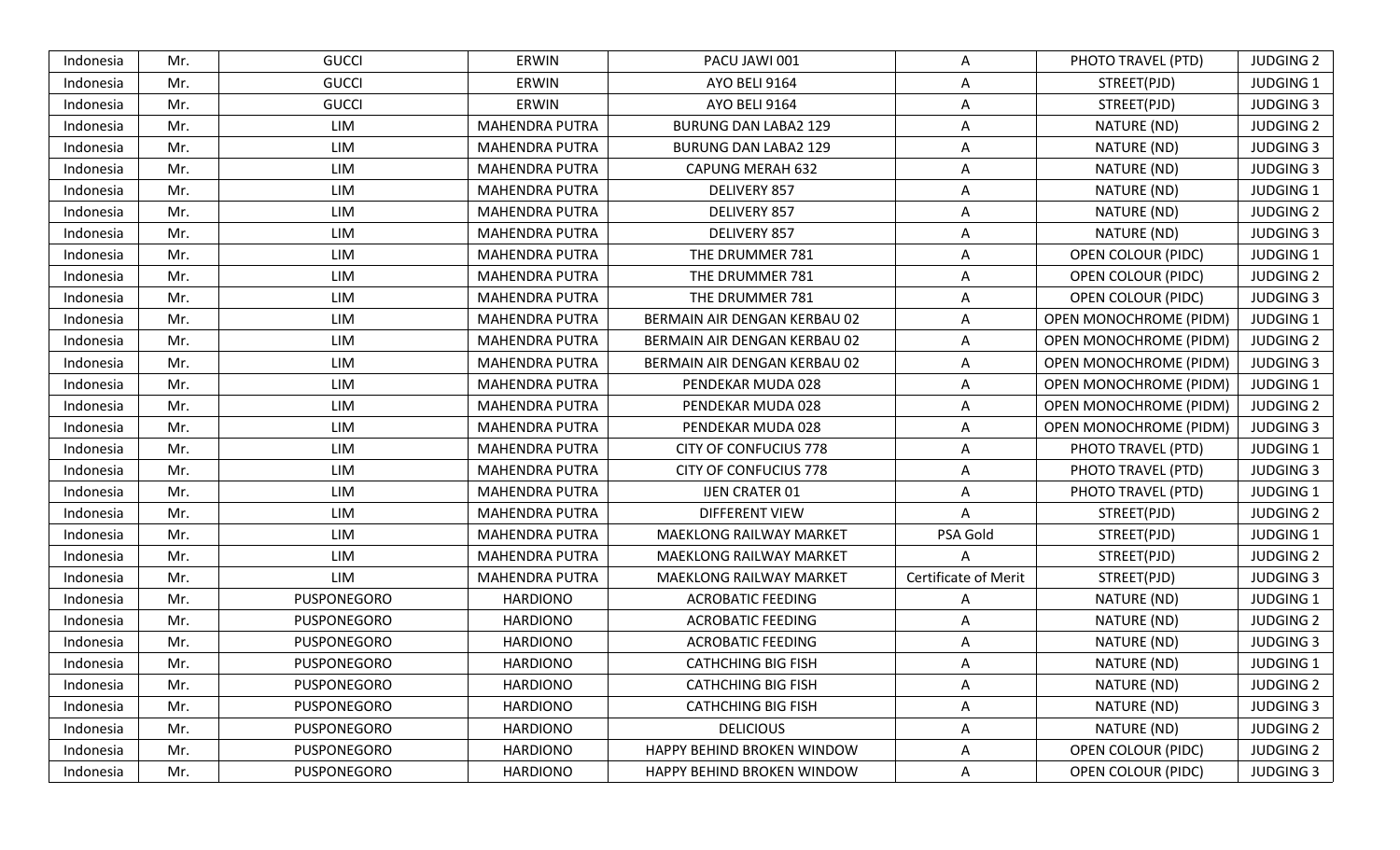| Indonesia | Mr. | GUCCI | ERWIN | PACU JAWI 001 | A | PHOTO TRAVEL (PTD) | JUDGING 2 |
|---|---|---|---|---|---|---|---|
| Indonesia | Mr. | GUCCI | ERWIN | AYO BELI 9164 | A | STREET(PJD) | JUDGING 1 |
| Indonesia | Mr. | GUCCI | ERWIN | AYO BELI 9164 | A | STREET(PJD) | JUDGING 3 |
| Indonesia | Mr. | LIM | MAHENDRA PUTRA | BURUNG DAN LABA2 129 | A | NATURE (ND) | JUDGING 2 |
| Indonesia | Mr. | LIM | MAHENDRA PUTRA | BURUNG DAN LABA2 129 | A | NATURE (ND) | JUDGING 3 |
| Indonesia | Mr. | LIM | MAHENDRA PUTRA | CAPUNG MERAH 632 | A | NATURE (ND) | JUDGING 3 |
| Indonesia | Mr. | LIM | MAHENDRA PUTRA | DELIVERY 857 | A | NATURE (ND) | JUDGING 1 |
| Indonesia | Mr. | LIM | MAHENDRA PUTRA | DELIVERY 857 | A | NATURE (ND) | JUDGING 2 |
| Indonesia | Mr. | LIM | MAHENDRA PUTRA | DELIVERY 857 | A | NATURE (ND) | JUDGING 3 |
| Indonesia | Mr. | LIM | MAHENDRA PUTRA | THE DRUMMER 781 | A | OPEN COLOUR (PIDC) | JUDGING 1 |
| Indonesia | Mr. | LIM | MAHENDRA PUTRA | THE DRUMMER 781 | A | OPEN COLOUR (PIDC) | JUDGING 2 |
| Indonesia | Mr. | LIM | MAHENDRA PUTRA | THE DRUMMER 781 | A | OPEN COLOUR (PIDC) | JUDGING 3 |
| Indonesia | Mr. | LIM | MAHENDRA PUTRA | BERMAIN AIR DENGAN KERBAU 02 | A | OPEN MONOCHROME (PIDM) | JUDGING 1 |
| Indonesia | Mr. | LIM | MAHENDRA PUTRA | BERMAIN AIR DENGAN KERBAU 02 | A | OPEN MONOCHROME (PIDM) | JUDGING 2 |
| Indonesia | Mr. | LIM | MAHENDRA PUTRA | BERMAIN AIR DENGAN KERBAU 02 | A | OPEN MONOCHROME (PIDM) | JUDGING 3 |
| Indonesia | Mr. | LIM | MAHENDRA PUTRA | PENDEKAR MUDA 028 | A | OPEN MONOCHROME (PIDM) | JUDGING 1 |
| Indonesia | Mr. | LIM | MAHENDRA PUTRA | PENDEKAR MUDA 028 | A | OPEN MONOCHROME (PIDM) | JUDGING 2 |
| Indonesia | Mr. | LIM | MAHENDRA PUTRA | PENDEKAR MUDA 028 | A | OPEN MONOCHROME (PIDM) | JUDGING 3 |
| Indonesia | Mr. | LIM | MAHENDRA PUTRA | CITY OF CONFUCIUS 778 | A | PHOTO TRAVEL (PTD) | JUDGING 1 |
| Indonesia | Mr. | LIM | MAHENDRA PUTRA | CITY OF CONFUCIUS 778 | A | PHOTO TRAVEL (PTD) | JUDGING 3 |
| Indonesia | Mr. | LIM | MAHENDRA PUTRA | IJEN CRATER 01 | A | PHOTO TRAVEL (PTD) | JUDGING 1 |
| Indonesia | Mr. | LIM | MAHENDRA PUTRA | DIFFERENT VIEW | A | STREET(PJD) | JUDGING 2 |
| Indonesia | Mr. | LIM | MAHENDRA PUTRA | MAEKLONG RAILWAY MARKET | PSA Gold | STREET(PJD) | JUDGING 1 |
| Indonesia | Mr. | LIM | MAHENDRA PUTRA | MAEKLONG RAILWAY MARKET | A | STREET(PJD) | JUDGING 2 |
| Indonesia | Mr. | LIM | MAHENDRA PUTRA | MAEKLONG RAILWAY MARKET | Certificate of Merit | STREET(PJD) | JUDGING 3 |
| Indonesia | Mr. | PUSPONEGORO | HARDIONO | ACROBATIC FEEDING | A | NATURE (ND) | JUDGING 1 |
| Indonesia | Mr. | PUSPONEGORO | HARDIONO | ACROBATIC FEEDING | A | NATURE (ND) | JUDGING 2 |
| Indonesia | Mr. | PUSPONEGORO | HARDIONO | ACROBATIC FEEDING | A | NATURE (ND) | JUDGING 3 |
| Indonesia | Mr. | PUSPONEGORO | HARDIONO | CATHCHING BIG FISH | A | NATURE (ND) | JUDGING 1 |
| Indonesia | Mr. | PUSPONEGORO | HARDIONO | CATHCHING BIG FISH | A | NATURE (ND) | JUDGING 2 |
| Indonesia | Mr. | PUSPONEGORO | HARDIONO | CATHCHING BIG FISH | A | NATURE (ND) | JUDGING 3 |
| Indonesia | Mr. | PUSPONEGORO | HARDIONO | DELICIOUS | A | NATURE (ND) | JUDGING 2 |
| Indonesia | Mr. | PUSPONEGORO | HARDIONO | HAPPY BEHIND BROKEN WINDOW | A | OPEN COLOUR (PIDC) | JUDGING 2 |
| Indonesia | Mr. | PUSPONEGORO | HARDIONO | HAPPY BEHIND BROKEN WINDOW | A | OPEN COLOUR (PIDC) | JUDGING 3 |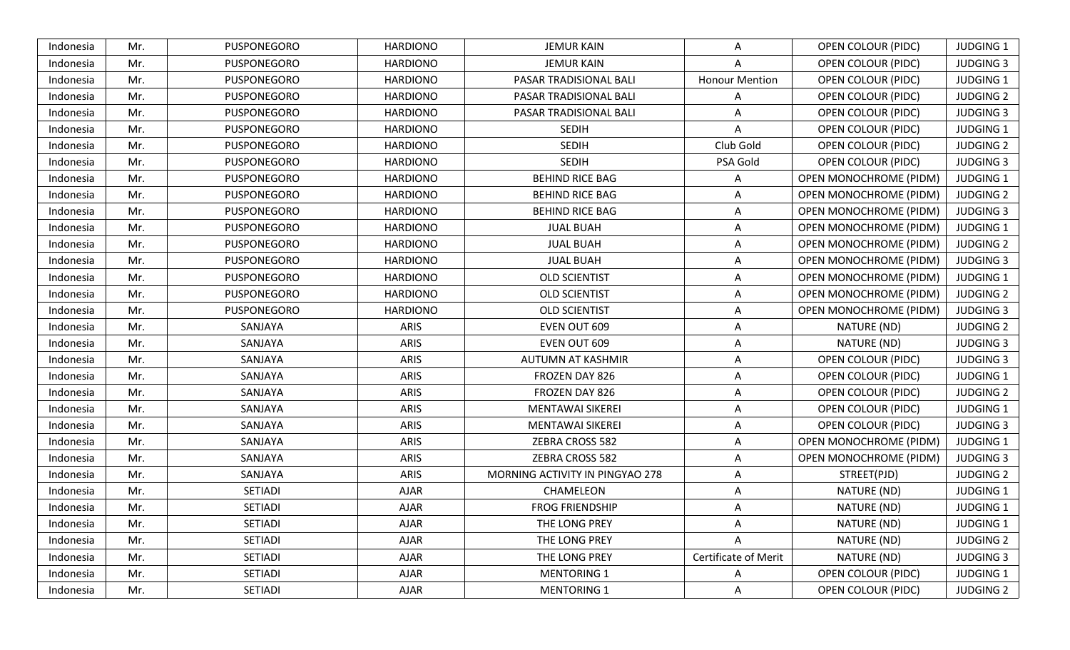| Indonesia | Mr. | PUSPONEGORO | HARDIONO | JEMUR KAIN | A | OPEN COLOUR (PIDC) | JUDGING 1 |
|---|---|---|---|---|---|---|---|
| Indonesia | Mr. | PUSPONEGORO | HARDIONO | JEMUR KAIN | A | OPEN COLOUR (PIDC) | JUDGING 3 |
| Indonesia | Mr. | PUSPONEGORO | HARDIONO | PASAR TRADISIONAL BALI | Honour Mention | OPEN COLOUR (PIDC) | JUDGING 1 |
| Indonesia | Mr. | PUSPONEGORO | HARDIONO | PASAR TRADISIONAL BALI | A | OPEN COLOUR (PIDC) | JUDGING 2 |
| Indonesia | Mr. | PUSPONEGORO | HARDIONO | PASAR TRADISIONAL BALI | A | OPEN COLOUR (PIDC) | JUDGING 3 |
| Indonesia | Mr. | PUSPONEGORO | HARDIONO | SEDIH | A | OPEN COLOUR (PIDC) | JUDGING 1 |
| Indonesia | Mr. | PUSPONEGORO | HARDIONO | SEDIH | Club Gold | OPEN COLOUR (PIDC) | JUDGING 2 |
| Indonesia | Mr. | PUSPONEGORO | HARDIONO | SEDIH | PSA Gold | OPEN COLOUR (PIDC) | JUDGING 3 |
| Indonesia | Mr. | PUSPONEGORO | HARDIONO | BEHIND RICE BAG | A | OPEN MONOCHROME (PIDM) | JUDGING 1 |
| Indonesia | Mr. | PUSPONEGORO | HARDIONO | BEHIND RICE BAG | A | OPEN MONOCHROME (PIDM) | JUDGING 2 |
| Indonesia | Mr. | PUSPONEGORO | HARDIONO | BEHIND RICE BAG | A | OPEN MONOCHROME (PIDM) | JUDGING 3 |
| Indonesia | Mr. | PUSPONEGORO | HARDIONO | JUAL BUAH | A | OPEN MONOCHROME (PIDM) | JUDGING 1 |
| Indonesia | Mr. | PUSPONEGORO | HARDIONO | JUAL BUAH | A | OPEN MONOCHROME (PIDM) | JUDGING 2 |
| Indonesia | Mr. | PUSPONEGORO | HARDIONO | JUAL BUAH | A | OPEN MONOCHROME (PIDM) | JUDGING 3 |
| Indonesia | Mr. | PUSPONEGORO | HARDIONO | OLD SCIENTIST | A | OPEN MONOCHROME (PIDM) | JUDGING 1 |
| Indonesia | Mr. | PUSPONEGORO | HARDIONO | OLD SCIENTIST | A | OPEN MONOCHROME (PIDM) | JUDGING 2 |
| Indonesia | Mr. | PUSPONEGORO | HARDIONO | OLD SCIENTIST | A | OPEN MONOCHROME (PIDM) | JUDGING 3 |
| Indonesia | Mr. | SANJAYA | ARIS | EVEN OUT 609 | A | NATURE (ND) | JUDGING 2 |
| Indonesia | Mr. | SANJAYA | ARIS | EVEN OUT 609 | A | NATURE (ND) | JUDGING 3 |
| Indonesia | Mr. | SANJAYA | ARIS | AUTUMN AT KASHMIR | A | OPEN COLOUR (PIDC) | JUDGING 3 |
| Indonesia | Mr. | SANJAYA | ARIS | FROZEN DAY 826 | A | OPEN COLOUR (PIDC) | JUDGING 1 |
| Indonesia | Mr. | SANJAYA | ARIS | FROZEN DAY 826 | A | OPEN COLOUR (PIDC) | JUDGING 2 |
| Indonesia | Mr. | SANJAYA | ARIS | MENTAWAI SIKEREI | A | OPEN COLOUR (PIDC) | JUDGING 1 |
| Indonesia | Mr. | SANJAYA | ARIS | MENTAWAI SIKEREI | A | OPEN COLOUR (PIDC) | JUDGING 3 |
| Indonesia | Mr. | SANJAYA | ARIS | ZEBRA CROSS 582 | A | OPEN MONOCHROME (PIDM) | JUDGING 1 |
| Indonesia | Mr. | SANJAYA | ARIS | ZEBRA CROSS 582 | A | OPEN MONOCHROME (PIDM) | JUDGING 3 |
| Indonesia | Mr. | SANJAYA | ARIS | MORNING ACTIVITY IN PINGYAO 278 | A | STREET(PJD) | JUDGING 2 |
| Indonesia | Mr. | SETIADI | AJAR | CHAMELEON | A | NATURE (ND) | JUDGING 1 |
| Indonesia | Mr. | SETIADI | AJAR | FROG FRIENDSHIP | A | NATURE (ND) | JUDGING 1 |
| Indonesia | Mr. | SETIADI | AJAR | THE LONG PREY | A | NATURE (ND) | JUDGING 1 |
| Indonesia | Mr. | SETIADI | AJAR | THE LONG PREY | A | NATURE (ND) | JUDGING 2 |
| Indonesia | Mr. | SETIADI | AJAR | THE LONG PREY | Certificate of Merit | NATURE (ND) | JUDGING 3 |
| Indonesia | Mr. | SETIADI | AJAR | MENTORING 1 | A | OPEN COLOUR (PIDC) | JUDGING 1 |
| Indonesia | Mr. | SETIADI | AJAR | MENTORING 1 | A | OPEN COLOUR (PIDC) | JUDGING 2 |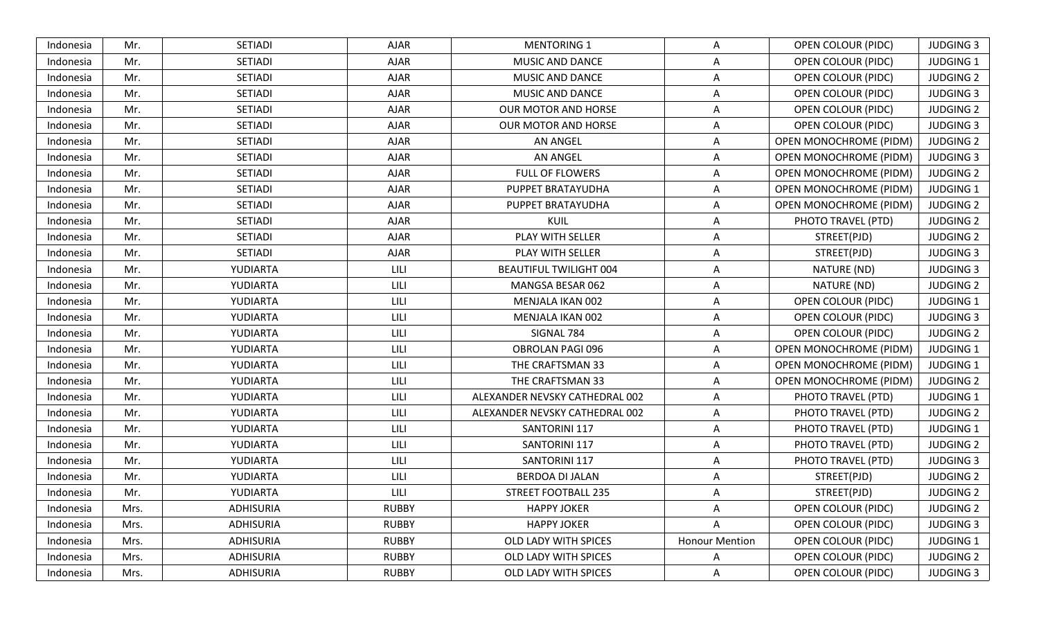| Indonesia | Mr. | SETIADI | AJAR | MENTORING 1 | A | OPEN COLOUR (PIDC) | JUDGING 3 |
|---|---|---|---|---|---|---|---|
| Indonesia | Mr. | SETIADI | AJAR | MUSIC AND DANCE | A | OPEN COLOUR (PIDC) | JUDGING 1 |
| Indonesia | Mr. | SETIADI | AJAR | MUSIC AND DANCE | A | OPEN COLOUR (PIDC) | JUDGING 2 |
| Indonesia | Mr. | SETIADI | AJAR | MUSIC AND DANCE | A | OPEN COLOUR (PIDC) | JUDGING 3 |
| Indonesia | Mr. | SETIADI | AJAR | OUR MOTOR AND HORSE | A | OPEN COLOUR (PIDC) | JUDGING 2 |
| Indonesia | Mr. | SETIADI | AJAR | OUR MOTOR AND HORSE | A | OPEN COLOUR (PIDC) | JUDGING 3 |
| Indonesia | Mr. | SETIADI | AJAR | AN ANGEL | A | OPEN MONOCHROME (PIDM) | JUDGING 2 |
| Indonesia | Mr. | SETIADI | AJAR | AN ANGEL | A | OPEN MONOCHROME (PIDM) | JUDGING 3 |
| Indonesia | Mr. | SETIADI | AJAR | FULL OF FLOWERS | A | OPEN MONOCHROME (PIDM) | JUDGING 2 |
| Indonesia | Mr. | SETIADI | AJAR | PUPPET BRATAYUDHA | A | OPEN MONOCHROME (PIDM) | JUDGING 1 |
| Indonesia | Mr. | SETIADI | AJAR | PUPPET BRATAYUDHA | A | OPEN MONOCHROME (PIDM) | JUDGING 2 |
| Indonesia | Mr. | SETIADI | AJAR | KUIL | A | PHOTO TRAVEL (PTD) | JUDGING 2 |
| Indonesia | Mr. | SETIADI | AJAR | PLAY WITH SELLER | A | STREET(PJD) | JUDGING 2 |
| Indonesia | Mr. | SETIADI | AJAR | PLAY WITH SELLER | A | STREET(PJD) | JUDGING 3 |
| Indonesia | Mr. | YUDIARTA | LILI | BEAUTIFUL TWILIGHT 004 | A | NATURE (ND) | JUDGING 3 |
| Indonesia | Mr. | YUDIARTA | LILI | MANGSA BESAR 062 | A | NATURE (ND) | JUDGING 2 |
| Indonesia | Mr. | YUDIARTA | LILI | MENJALA IKAN 002 | A | OPEN COLOUR (PIDC) | JUDGING 1 |
| Indonesia | Mr. | YUDIARTA | LILI | MENJALA IKAN 002 | A | OPEN COLOUR (PIDC) | JUDGING 3 |
| Indonesia | Mr. | YUDIARTA | LILI | SIGNAL 784 | A | OPEN COLOUR (PIDC) | JUDGING 2 |
| Indonesia | Mr. | YUDIARTA | LILI | OBROLAN PAGI 096 | A | OPEN MONOCHROME (PIDM) | JUDGING 1 |
| Indonesia | Mr. | YUDIARTA | LILI | THE CRAFTSMAN 33 | A | OPEN MONOCHROME (PIDM) | JUDGING 1 |
| Indonesia | Mr. | YUDIARTA | LILI | THE CRAFTSMAN 33 | A | OPEN MONOCHROME (PIDM) | JUDGING 2 |
| Indonesia | Mr. | YUDIARTA | LILI | ALEXANDER NEVSKY CATHEDRAL 002 | A | PHOTO TRAVEL (PTD) | JUDGING 1 |
| Indonesia | Mr. | YUDIARTA | LILI | ALEXANDER NEVSKY CATHEDRAL 002 | A | PHOTO TRAVEL (PTD) | JUDGING 2 |
| Indonesia | Mr. | YUDIARTA | LILI | SANTORINI 117 | A | PHOTO TRAVEL (PTD) | JUDGING 1 |
| Indonesia | Mr. | YUDIARTA | LILI | SANTORINI 117 | A | PHOTO TRAVEL (PTD) | JUDGING 2 |
| Indonesia | Mr. | YUDIARTA | LILI | SANTORINI 117 | A | PHOTO TRAVEL (PTD) | JUDGING 3 |
| Indonesia | Mr. | YUDIARTA | LILI | BERDOA DI JALAN | A | STREET(PJD) | JUDGING 2 |
| Indonesia | Mr. | YUDIARTA | LILI | STREET FOOTBALL 235 | A | STREET(PJD) | JUDGING 2 |
| Indonesia | Mrs. | ADHISURIA | RUBBY | HAPPY JOKER | A | OPEN COLOUR (PIDC) | JUDGING 2 |
| Indonesia | Mrs. | ADHISURIA | RUBBY | HAPPY JOKER | A | OPEN COLOUR (PIDC) | JUDGING 3 |
| Indonesia | Mrs. | ADHISURIA | RUBBY | OLD LADY WITH SPICES | Honour Mention | OPEN COLOUR (PIDC) | JUDGING 1 |
| Indonesia | Mrs. | ADHISURIA | RUBBY | OLD LADY WITH SPICES | A | OPEN COLOUR (PIDC) | JUDGING 2 |
| Indonesia | Mrs. | ADHISURIA | RUBBY | OLD LADY WITH SPICES | A | OPEN COLOUR (PIDC) | JUDGING 3 |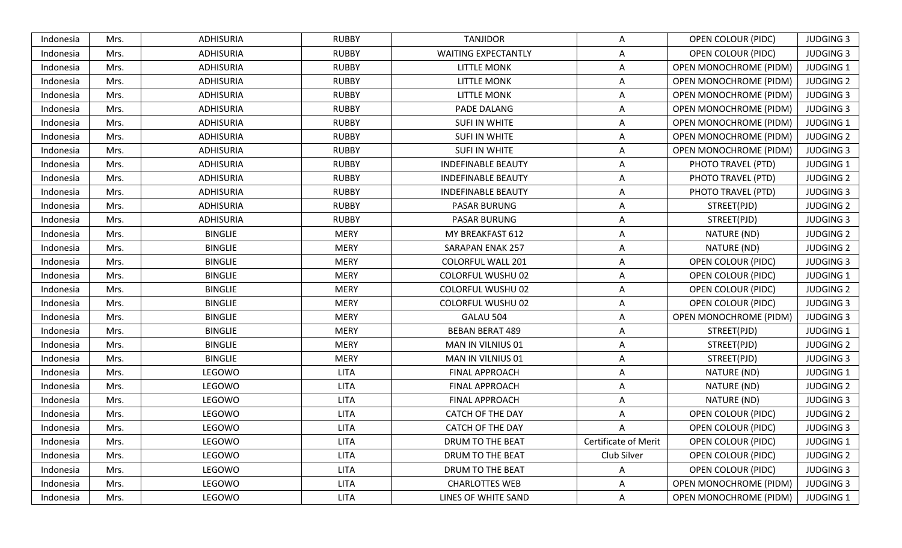| Indonesia | Mrs. | ADHISURIA | RUBBY | TANJIDOR | A | OPEN COLOUR (PIDC) | JUDGING 3 |
|---|---|---|---|---|---|---|---|
| Indonesia | Mrs. | ADHISURIA | RUBBY | WAITING EXPECTANTLY | A | OPEN COLOUR (PIDC) | JUDGING 3 |
| Indonesia | Mrs. | ADHISURIA | RUBBY | LITTLE MONK | A | OPEN MONOCHROME (PIDM) | JUDGING 1 |
| Indonesia | Mrs. | ADHISURIA | RUBBY | LITTLE MONK | A | OPEN MONOCHROME (PIDM) | JUDGING 2 |
| Indonesia | Mrs. | ADHISURIA | RUBBY | LITTLE MONK | A | OPEN MONOCHROME (PIDM) | JUDGING 3 |
| Indonesia | Mrs. | ADHISURIA | RUBBY | PADE DALANG | A | OPEN MONOCHROME (PIDM) | JUDGING 3 |
| Indonesia | Mrs. | ADHISURIA | RUBBY | SUFI IN WHITE | A | OPEN MONOCHROME (PIDM) | JUDGING 1 |
| Indonesia | Mrs. | ADHISURIA | RUBBY | SUFI IN WHITE | A | OPEN MONOCHROME (PIDM) | JUDGING 2 |
| Indonesia | Mrs. | ADHISURIA | RUBBY | SUFI IN WHITE | A | OPEN MONOCHROME (PIDM) | JUDGING 3 |
| Indonesia | Mrs. | ADHISURIA | RUBBY | INDEFINABLE BEAUTY | A | PHOTO TRAVEL (PTD) | JUDGING 1 |
| Indonesia | Mrs. | ADHISURIA | RUBBY | INDEFINABLE BEAUTY | A | PHOTO TRAVEL (PTD) | JUDGING 2 |
| Indonesia | Mrs. | ADHISURIA | RUBBY | INDEFINABLE BEAUTY | A | PHOTO TRAVEL (PTD) | JUDGING 3 |
| Indonesia | Mrs. | ADHISURIA | RUBBY | PASAR BURUNG | A | STREET(PJD) | JUDGING 2 |
| Indonesia | Mrs. | ADHISURIA | RUBBY | PASAR BURUNG | A | STREET(PJD) | JUDGING 3 |
| Indonesia | Mrs. | BINGLIE | MERY | MY BREAKFAST 612 | A | NATURE (ND) | JUDGING 2 |
| Indonesia | Mrs. | BINGLIE | MERY | SARAPAN ENAK 257 | A | NATURE (ND) | JUDGING 2 |
| Indonesia | Mrs. | BINGLIE | MERY | COLORFUL WALL 201 | A | OPEN COLOUR (PIDC) | JUDGING 3 |
| Indonesia | Mrs. | BINGLIE | MERY | COLORFUL WUSHU 02 | A | OPEN COLOUR (PIDC) | JUDGING 1 |
| Indonesia | Mrs. | BINGLIE | MERY | COLORFUL WUSHU 02 | A | OPEN COLOUR (PIDC) | JUDGING 2 |
| Indonesia | Mrs. | BINGLIE | MERY | COLORFUL WUSHU 02 | A | OPEN COLOUR (PIDC) | JUDGING 3 |
| Indonesia | Mrs. | BINGLIE | MERY | GALAU 504 | A | OPEN MONOCHROME (PIDM) | JUDGING 3 |
| Indonesia | Mrs. | BINGLIE | MERY | BEBAN BERAT 489 | A | STREET(PJD) | JUDGING 1 |
| Indonesia | Mrs. | BINGLIE | MERY | MAN IN VILNIUS 01 | A | STREET(PJD) | JUDGING 2 |
| Indonesia | Mrs. | BINGLIE | MERY | MAN IN VILNIUS 01 | A | STREET(PJD) | JUDGING 3 |
| Indonesia | Mrs. | LEGOWO | LITA | FINAL APPROACH | A | NATURE (ND) | JUDGING 1 |
| Indonesia | Mrs. | LEGOWO | LITA | FINAL APPROACH | A | NATURE (ND) | JUDGING 2 |
| Indonesia | Mrs. | LEGOWO | LITA | FINAL APPROACH | A | NATURE (ND) | JUDGING 3 |
| Indonesia | Mrs. | LEGOWO | LITA | CATCH OF THE DAY | A | OPEN COLOUR (PIDC) | JUDGING 2 |
| Indonesia | Mrs. | LEGOWO | LITA | CATCH OF THE DAY | A | OPEN COLOUR (PIDC) | JUDGING 3 |
| Indonesia | Mrs. | LEGOWO | LITA | DRUM TO THE BEAT | Certificate of Merit | OPEN COLOUR (PIDC) | JUDGING 1 |
| Indonesia | Mrs. | LEGOWO | LITA | DRUM TO THE BEAT | Club Silver | OPEN COLOUR (PIDC) | JUDGING 2 |
| Indonesia | Mrs. | LEGOWO | LITA | DRUM TO THE BEAT | A | OPEN COLOUR (PIDC) | JUDGING 3 |
| Indonesia | Mrs. | LEGOWO | LITA | CHARLOTTES WEB | A | OPEN MONOCHROME (PIDM) | JUDGING 3 |
| Indonesia | Mrs. | LEGOWO | LITA | LINES OF WHITE SAND | A | OPEN MONOCHROME (PIDM) | JUDGING 1 |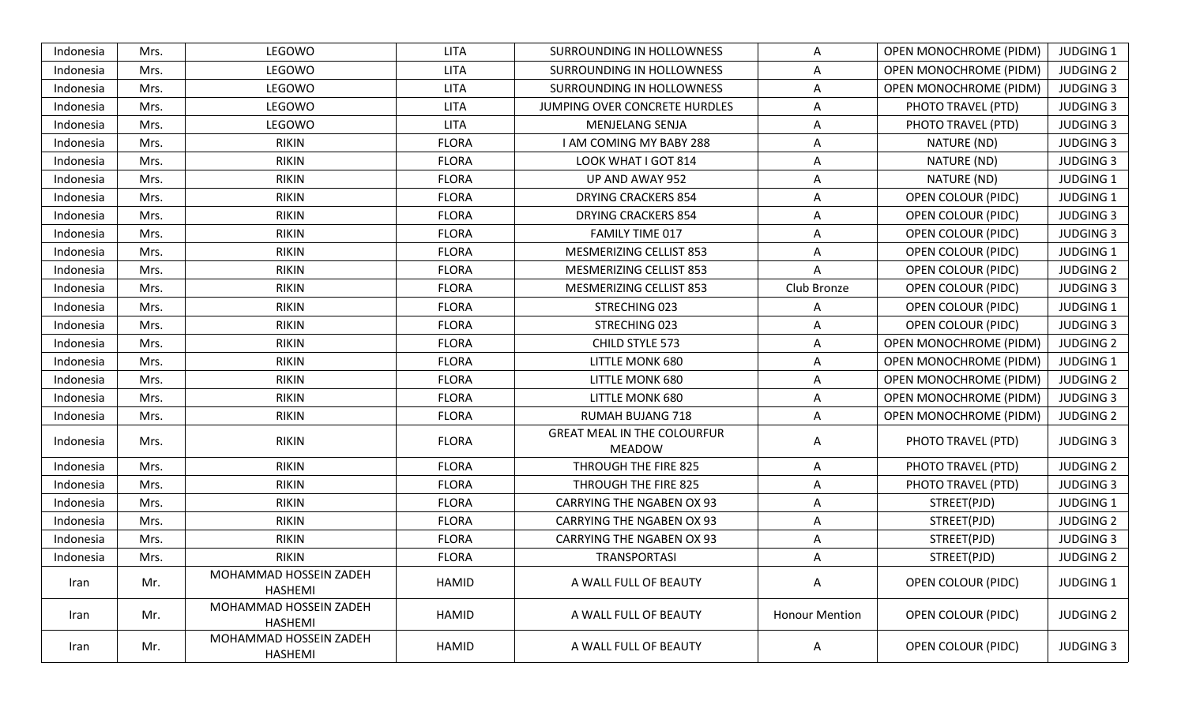| Indonesia | Mrs. | LEGOWO | LITA | SURROUNDING IN HOLLOWNESS | A | OPEN MONOCHROME (PIDM) | JUDGING 1 |
|---|---|---|---|---|---|---|---|
| Indonesia | Mrs. | LEGOWO | LITA | SURROUNDING IN HOLLOWNESS | A | OPEN MONOCHROME (PIDM) | JUDGING 2 |
| Indonesia | Mrs. | LEGOWO | LITA | SURROUNDING IN HOLLOWNESS | A | OPEN MONOCHROME (PIDM) | JUDGING 3 |
| Indonesia | Mrs. | LEGOWO | LITA | JUMPING OVER CONCRETE HURDLES | A | PHOTO TRAVEL (PTD) | JUDGING 3 |
| Indonesia | Mrs. | LEGOWO | LITA | MENJELANG SENJA | A | PHOTO TRAVEL (PTD) | JUDGING 3 |
| Indonesia | Mrs. | RIKIN | FLORA | I AM COMING MY BABY 288 | A | NATURE (ND) | JUDGING 3 |
| Indonesia | Mrs. | RIKIN | FLORA | LOOK WHAT I GOT 814 | A | NATURE (ND) | JUDGING 3 |
| Indonesia | Mrs. | RIKIN | FLORA | UP AND AWAY 952 | A | NATURE (ND) | JUDGING 1 |
| Indonesia | Mrs. | RIKIN | FLORA | DRYING CRACKERS 854 | A | OPEN COLOUR (PIDC) | JUDGING 1 |
| Indonesia | Mrs. | RIKIN | FLORA | DRYING CRACKERS 854 | A | OPEN COLOUR (PIDC) | JUDGING 3 |
| Indonesia | Mrs. | RIKIN | FLORA | FAMILY TIME 017 | A | OPEN COLOUR (PIDC) | JUDGING 3 |
| Indonesia | Mrs. | RIKIN | FLORA | MESMERIZING CELLIST 853 | A | OPEN COLOUR (PIDC) | JUDGING 1 |
| Indonesia | Mrs. | RIKIN | FLORA | MESMERIZING CELLIST 853 | A | OPEN COLOUR (PIDC) | JUDGING 2 |
| Indonesia | Mrs. | RIKIN | FLORA | MESMERIZING CELLIST 853 | Club Bronze | OPEN COLOUR (PIDC) | JUDGING 3 |
| Indonesia | Mrs. | RIKIN | FLORA | STRECHING 023 | A | OPEN COLOUR (PIDC) | JUDGING 1 |
| Indonesia | Mrs. | RIKIN | FLORA | STRECHING 023 | A | OPEN COLOUR (PIDC) | JUDGING 3 |
| Indonesia | Mrs. | RIKIN | FLORA | CHILD STYLE 573 | A | OPEN MONOCHROME (PIDM) | JUDGING 2 |
| Indonesia | Mrs. | RIKIN | FLORA | LITTLE MONK 680 | A | OPEN MONOCHROME (PIDM) | JUDGING 1 |
| Indonesia | Mrs. | RIKIN | FLORA | LITTLE MONK 680 | A | OPEN MONOCHROME (PIDM) | JUDGING 2 |
| Indonesia | Mrs. | RIKIN | FLORA | LITTLE MONK 680 | A | OPEN MONOCHROME (PIDM) | JUDGING 3 |
| Indonesia | Mrs. | RIKIN | FLORA | RUMAH BUJANG 718 | A | OPEN MONOCHROME (PIDM) | JUDGING 2 |
| Indonesia | Mrs. | RIKIN | FLORA | GREAT MEAL IN THE COLOURFUR MEADOW | A | PHOTO TRAVEL (PTD) | JUDGING 3 |
| Indonesia | Mrs. | RIKIN | FLORA | THROUGH THE FIRE 825 | A | PHOTO TRAVEL (PTD) | JUDGING 2 |
| Indonesia | Mrs. | RIKIN | FLORA | THROUGH THE FIRE 825 | A | PHOTO TRAVEL (PTD) | JUDGING 3 |
| Indonesia | Mrs. | RIKIN | FLORA | CARRYING THE NGABEN OX 93 | A | STREET(PJD) | JUDGING 1 |
| Indonesia | Mrs. | RIKIN | FLORA | CARRYING THE NGABEN OX 93 | A | STREET(PJD) | JUDGING 2 |
| Indonesia | Mrs. | RIKIN | FLORA | CARRYING THE NGABEN OX 93 | A | STREET(PJD) | JUDGING 3 |
| Indonesia | Mrs. | RIKIN | FLORA | TRANSPORTASI | A | STREET(PJD) | JUDGING 2 |
| Iran | Mr. | MOHAMMAD HOSSEIN ZADEH HASHEMI | HAMID | A WALL FULL OF BEAUTY | A | OPEN COLOUR (PIDC) | JUDGING 1 |
| Iran | Mr. | MOHAMMAD HOSSEIN ZADEH HASHEMI | HAMID | A WALL FULL OF BEAUTY | Honour Mention | OPEN COLOUR (PIDC) | JUDGING 2 |
| Iran | Mr. | MOHAMMAD HOSSEIN ZADEH HASHEMI | HAMID | A WALL FULL OF BEAUTY | A | OPEN COLOUR (PIDC) | JUDGING 3 |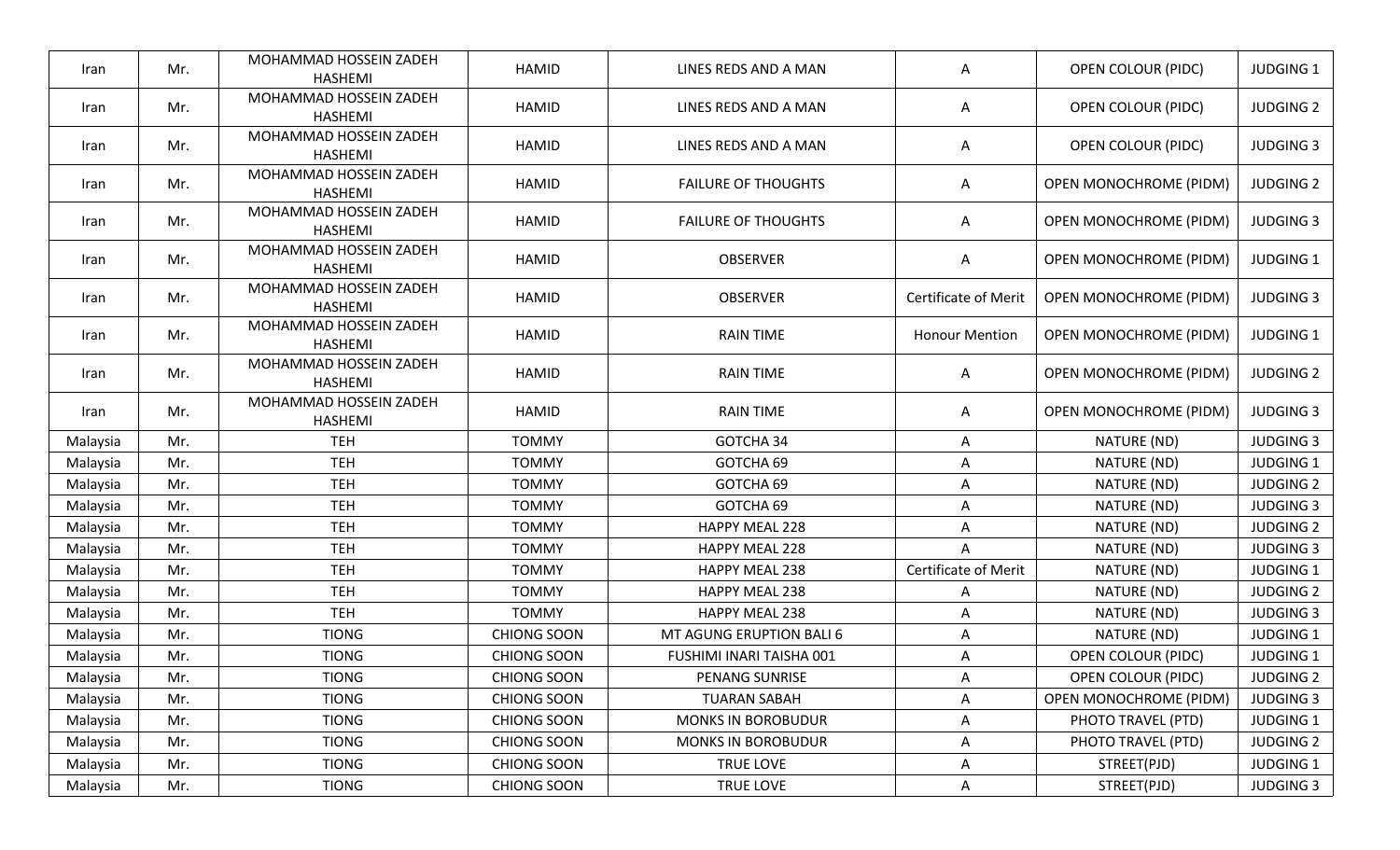| Iran | Mr. | MOHAMMAD HOSSEIN ZADEH HASHEMI | HAMID | LINES REDS AND A MAN | A | OPEN COLOUR (PIDC) | JUDGING 1 |
|---|---|---|---|---|---|---|---|
| Iran | Mr. | MOHAMMAD HOSSEIN ZADEH HASHEMI | HAMID | LINES REDS AND A MAN | A | OPEN COLOUR (PIDC) | JUDGING 2 |
| Iran | Mr. | MOHAMMAD HOSSEIN ZADEH HASHEMI | HAMID | LINES REDS AND A MAN | A | OPEN COLOUR (PIDC) | JUDGING 3 |
| Iran | Mr. | MOHAMMAD HOSSEIN ZADEH HASHEMI | HAMID | FAILURE OF THOUGHTS | A | OPEN MONOCHROME (PIDM) | JUDGING 2 |
| Iran | Mr. | MOHAMMAD HOSSEIN ZADEH HASHEMI | HAMID | FAILURE OF THOUGHTS | A | OPEN MONOCHROME (PIDM) | JUDGING 3 |
| Iran | Mr. | MOHAMMAD HOSSEIN ZADEH HASHEMI | HAMID | OBSERVER | A | OPEN MONOCHROME (PIDM) | JUDGING 1 |
| Iran | Mr. | MOHAMMAD HOSSEIN ZADEH HASHEMI | HAMID | OBSERVER | Certificate of Merit | OPEN MONOCHROME (PIDM) | JUDGING 3 |
| Iran | Mr. | MOHAMMAD HOSSEIN ZADEH HASHEMI | HAMID | RAIN TIME | Honour Mention | OPEN MONOCHROME (PIDM) | JUDGING 1 |
| Iran | Mr. | MOHAMMAD HOSSEIN ZADEH HASHEMI | HAMID | RAIN TIME | A | OPEN MONOCHROME (PIDM) | JUDGING 2 |
| Iran | Mr. | MOHAMMAD HOSSEIN ZADEH HASHEMI | HAMID | RAIN TIME | A | OPEN MONOCHROME (PIDM) | JUDGING 3 |
| Malaysia | Mr. | TEH | TOMMY | GOTCHA 34 | A | NATURE (ND) | JUDGING 3 |
| Malaysia | Mr. | TEH | TOMMY | GOTCHA 69 | A | NATURE (ND) | JUDGING 1 |
| Malaysia | Mr. | TEH | TOMMY | GOTCHA 69 | A | NATURE (ND) | JUDGING 2 |
| Malaysia | Mr. | TEH | TOMMY | GOTCHA 69 | A | NATURE (ND) | JUDGING 3 |
| Malaysia | Mr. | TEH | TOMMY | HAPPY MEAL 228 | A | NATURE (ND) | JUDGING 2 |
| Malaysia | Mr. | TEH | TOMMY | HAPPY MEAL 228 | A | NATURE (ND) | JUDGING 3 |
| Malaysia | Mr. | TEH | TOMMY | HAPPY MEAL 238 | Certificate of Merit | NATURE (ND) | JUDGING 1 |
| Malaysia | Mr. | TEH | TOMMY | HAPPY MEAL 238 | A | NATURE (ND) | JUDGING 2 |
| Malaysia | Mr. | TEH | TOMMY | HAPPY MEAL 238 | A | NATURE (ND) | JUDGING 3 |
| Malaysia | Mr. | TIONG | CHIONG SOON | MT AGUNG ERUPTION BALI 6 | A | NATURE (ND) | JUDGING 1 |
| Malaysia | Mr. | TIONG | CHIONG SOON | FUSHIMI INARI TAISHA 001 | A | OPEN COLOUR (PIDC) | JUDGING 1 |
| Malaysia | Mr. | TIONG | CHIONG SOON | PENANG SUNRISE | A | OPEN COLOUR (PIDC) | JUDGING 2 |
| Malaysia | Mr. | TIONG | CHIONG SOON | TUARAN SABAH | A | OPEN MONOCHROME (PIDM) | JUDGING 3 |
| Malaysia | Mr. | TIONG | CHIONG SOON | MONKS IN BOROBUDUR | A | PHOTO TRAVEL (PTD) | JUDGING 1 |
| Malaysia | Mr. | TIONG | CHIONG SOON | MONKS IN BOROBUDUR | A | PHOTO TRAVEL (PTD) | JUDGING 2 |
| Malaysia | Mr. | TIONG | CHIONG SOON | TRUE LOVE | A | STREET(PJD) | JUDGING 1 |
| Malaysia | Mr. | TIONG | CHIONG SOON | TRUE LOVE | A | STREET(PJD) | JUDGING 3 |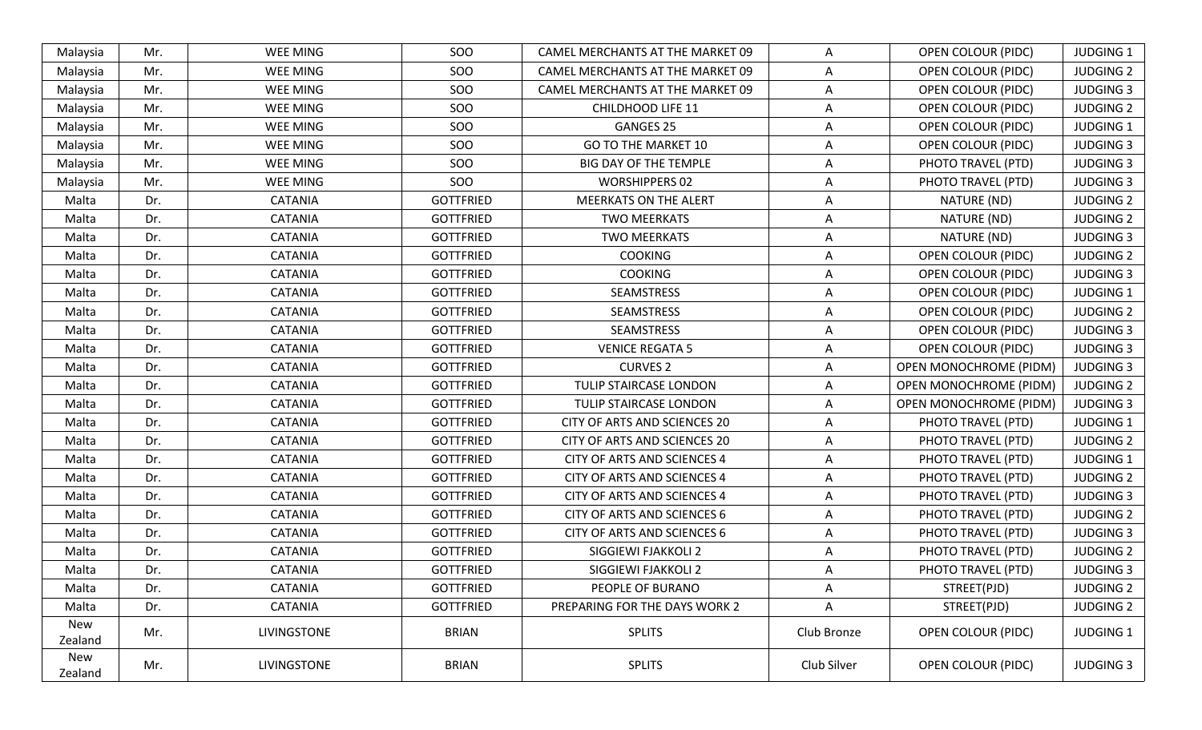| Malaysia | Mr. | WEE MING | SOO | CAMEL MERCHANTS AT THE MARKET 09 | A | OPEN COLOUR (PIDC) | JUDGING 1 |
|---|---|---|---|---|---|---|---|
| Malaysia | Mr. | WEE MING | SOO | CAMEL MERCHANTS AT THE MARKET 09 | A | OPEN COLOUR (PIDC) | JUDGING 2 |
| Malaysia | Mr. | WEE MING | SOO | CAMEL MERCHANTS AT THE MARKET 09 | A | OPEN COLOUR (PIDC) | JUDGING 3 |
| Malaysia | Mr. | WEE MING | SOO | CHILDHOOD LIFE 11 | A | OPEN COLOUR (PIDC) | JUDGING 2 |
| Malaysia | Mr. | WEE MING | SOO | GANGES 25 | A | OPEN COLOUR (PIDC) | JUDGING 1 |
| Malaysia | Mr. | WEE MING | SOO | GO TO THE MARKET 10 | A | OPEN COLOUR (PIDC) | JUDGING 3 |
| Malaysia | Mr. | WEE MING | SOO | BIG DAY OF THE TEMPLE | A | PHOTO TRAVEL (PTD) | JUDGING 3 |
| Malaysia | Mr. | WEE MING | SOO | WORSHIPPERS 02 | A | PHOTO TRAVEL (PTD) | JUDGING 3 |
| Malta | Dr. | CATANIA | GOTTFRIED | MEERKATS ON THE ALERT | A | NATURE (ND) | JUDGING 2 |
| Malta | Dr. | CATANIA | GOTTFRIED | TWO MEERKATS | A | NATURE (ND) | JUDGING 2 |
| Malta | Dr. | CATANIA | GOTTFRIED | TWO MEERKATS | A | NATURE (ND) | JUDGING 3 |
| Malta | Dr. | CATANIA | GOTTFRIED | COOKING | A | OPEN COLOUR (PIDC) | JUDGING 2 |
| Malta | Dr. | CATANIA | GOTTFRIED | COOKING | A | OPEN COLOUR (PIDC) | JUDGING 3 |
| Malta | Dr. | CATANIA | GOTTFRIED | SEAMSTRESS | A | OPEN COLOUR (PIDC) | JUDGING 1 |
| Malta | Dr. | CATANIA | GOTTFRIED | SEAMSTRESS | A | OPEN COLOUR (PIDC) | JUDGING 2 |
| Malta | Dr. | CATANIA | GOTTFRIED | SEAMSTRESS | A | OPEN COLOUR (PIDC) | JUDGING 3 |
| Malta | Dr. | CATANIA | GOTTFRIED | VENICE REGATA 5 | A | OPEN COLOUR (PIDC) | JUDGING 3 |
| Malta | Dr. | CATANIA | GOTTFRIED | CURVES 2 | A | OPEN MONOCHROME (PIDM) | JUDGING 3 |
| Malta | Dr. | CATANIA | GOTTFRIED | TULIP STAIRCASE LONDON | A | OPEN MONOCHROME (PIDM) | JUDGING 2 |
| Malta | Dr. | CATANIA | GOTTFRIED | TULIP STAIRCASE LONDON | A | OPEN MONOCHROME (PIDM) | JUDGING 3 |
| Malta | Dr. | CATANIA | GOTTFRIED | CITY OF ARTS AND SCIENCES 20 | A | PHOTO TRAVEL (PTD) | JUDGING 1 |
| Malta | Dr. | CATANIA | GOTTFRIED | CITY OF ARTS AND SCIENCES 20 | A | PHOTO TRAVEL (PTD) | JUDGING 2 |
| Malta | Dr. | CATANIA | GOTTFRIED | CITY OF ARTS AND SCIENCES 4 | A | PHOTO TRAVEL (PTD) | JUDGING 1 |
| Malta | Dr. | CATANIA | GOTTFRIED | CITY OF ARTS AND SCIENCES 4 | A | PHOTO TRAVEL (PTD) | JUDGING 2 |
| Malta | Dr. | CATANIA | GOTTFRIED | CITY OF ARTS AND SCIENCES 4 | A | PHOTO TRAVEL (PTD) | JUDGING 3 |
| Malta | Dr. | CATANIA | GOTTFRIED | CITY OF ARTS AND SCIENCES 6 | A | PHOTO TRAVEL (PTD) | JUDGING 2 |
| Malta | Dr. | CATANIA | GOTTFRIED | CITY OF ARTS AND SCIENCES 6 | A | PHOTO TRAVEL (PTD) | JUDGING 3 |
| Malta | Dr. | CATANIA | GOTTFRIED | SIGGIEWI FJAKKOLI 2 | A | PHOTO TRAVEL (PTD) | JUDGING 2 |
| Malta | Dr. | CATANIA | GOTTFRIED | SIGGIEWI FJAKKOLI 2 | A | PHOTO TRAVEL (PTD) | JUDGING 3 |
| Malta | Dr. | CATANIA | GOTTFRIED | PEOPLE OF BURANO | A | STREET(PJD) | JUDGING 2 |
| Malta | Dr. | CATANIA | GOTTFRIED | PREPARING FOR THE DAYS WORK 2 | A | STREET(PJD) | JUDGING 2 |
| New Zealand | Mr. | LIVINGSTONE | BRIAN | SPLITS | Club Bronze | OPEN COLOUR (PIDC) | JUDGING 1 |
| New Zealand | Mr. | LIVINGSTONE | BRIAN | SPLITS | Club Silver | OPEN COLOUR (PIDC) | JUDGING 3 |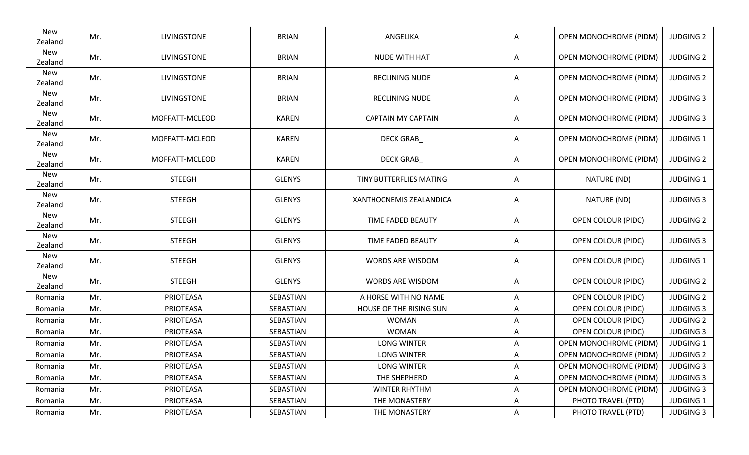| New Zealand | Mr. | LIVINGSTONE | BRIAN | ANGELIKA | A | OPEN MONOCHROME (PIDM) | JUDGING 2 |
|---|---|---|---|---|---|---|---|
| New Zealand | Mr. | LIVINGSTONE | BRIAN | NUDE WITH HAT | A | OPEN MONOCHROME (PIDM) | JUDGING 2 |
| New Zealand | Mr. | LIVINGSTONE | BRIAN | RECLINING NUDE | A | OPEN MONOCHROME (PIDM) | JUDGING 2 |
| New Zealand | Mr. | LIVINGSTONE | BRIAN | RECLINING NUDE | A | OPEN MONOCHROME (PIDM) | JUDGING 3 |
| New Zealand | Mr. | MOFFATT-MCLEOD | KAREN | CAPTAIN MY CAPTAIN | A | OPEN MONOCHROME (PIDM) | JUDGING 3 |
| New Zealand | Mr. | MOFFATT-MCLEOD | KAREN | DECK GRAB_ | A | OPEN MONOCHROME (PIDM) | JUDGING 1 |
| New Zealand | Mr. | MOFFATT-MCLEOD | KAREN | DECK GRAB_ | A | OPEN MONOCHROME (PIDM) | JUDGING 2 |
| New Zealand | Mr. | STEEGH | GLENYS | TINY BUTTERFLIES MATING | A | NATURE (ND) | JUDGING 1 |
| New Zealand | Mr. | STEEGH | GLENYS | XANTHOCNEMIS ZEALANDICA | A | NATURE (ND) | JUDGING 3 |
| New Zealand | Mr. | STEEGH | GLENYS | TIME FADED BEAUTY | A | OPEN COLOUR (PIDC) | JUDGING 2 |
| New Zealand | Mr. | STEEGH | GLENYS | TIME FADED BEAUTY | A | OPEN COLOUR (PIDC) | JUDGING 3 |
| New Zealand | Mr. | STEEGH | GLENYS | WORDS ARE WISDOM | A | OPEN COLOUR (PIDC) | JUDGING 1 |
| New Zealand | Mr. | STEEGH | GLENYS | WORDS ARE WISDOM | A | OPEN COLOUR (PIDC) | JUDGING 2 |
| Romania | Mr. | PRIOTEASA | SEBASTIAN | A HORSE WITH NO NAME | A | OPEN COLOUR (PIDC) | JUDGING 2 |
| Romania | Mr. | PRIOTEASA | SEBASTIAN | HOUSE OF THE RISING SUN | A | OPEN COLOUR (PIDC) | JUDGING 3 |
| Romania | Mr. | PRIOTEASA | SEBASTIAN | WOMAN | A | OPEN COLOUR (PIDC) | JUDGING 2 |
| Romania | Mr. | PRIOTEASA | SEBASTIAN | WOMAN | A | OPEN COLOUR (PIDC) | JUDGING 3 |
| Romania | Mr. | PRIOTEASA | SEBASTIAN | LONG WINTER | A | OPEN MONOCHROME (PIDM) | JUDGING 1 |
| Romania | Mr. | PRIOTEASA | SEBASTIAN | LONG WINTER | A | OPEN MONOCHROME (PIDM) | JUDGING 2 |
| Romania | Mr. | PRIOTEASA | SEBASTIAN | LONG WINTER | A | OPEN MONOCHROME (PIDM) | JUDGING 3 |
| Romania | Mr. | PRIOTEASA | SEBASTIAN | THE SHEPHERD | A | OPEN MONOCHROME (PIDM) | JUDGING 3 |
| Romania | Mr. | PRIOTEASA | SEBASTIAN | WINTER RHYTHM | A | OPEN MONOCHROME (PIDM) | JUDGING 3 |
| Romania | Mr. | PRIOTEASA | SEBASTIAN | THE MONASTERY | A | PHOTO TRAVEL (PTD) | JUDGING 1 |
| Romania | Mr. | PRIOTEASA | SEBASTIAN | THE MONASTERY | A | PHOTO TRAVEL (PTD) | JUDGING 3 |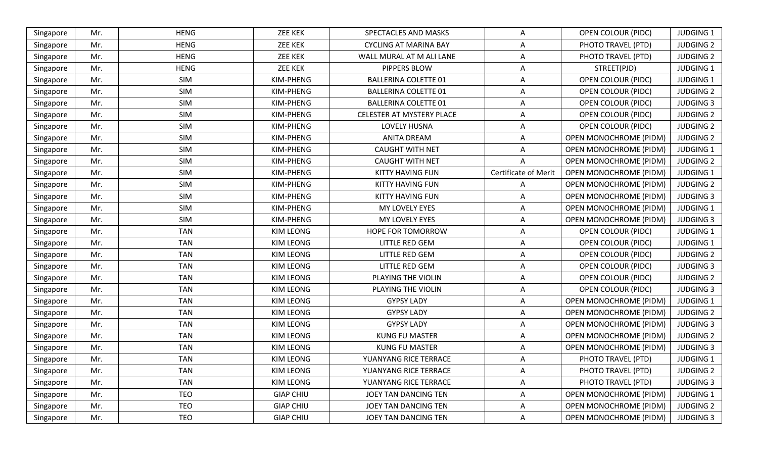| | | | | | | | |
|---|---|---|---|---|---|---|---|
| Singapore | Mr. | HENG | ZEE KEK | SPECTACLES AND MASKS | A | OPEN COLOUR (PIDC) | JUDGING 1 |
| Singapore | Mr. | HENG | ZEE KEK | CYCLING AT MARINA BAY | A | PHOTO TRAVEL (PTD) | JUDGING 2 |
| Singapore | Mr. | HENG | ZEE KEK | WALL MURAL AT M ALI LANE | A | PHOTO TRAVEL (PTD) | JUDGING 2 |
| Singapore | Mr. | HENG | ZEE KEK | PIPPERS BLOW | A | STREET(PJD) | JUDGING 1 |
| Singapore | Mr. | SIM | KIM-PHENG | BALLERINA COLETTE 01 | A | OPEN COLOUR (PIDC) | JUDGING 1 |
| Singapore | Mr. | SIM | KIM-PHENG | BALLERINA COLETTE 01 | A | OPEN COLOUR (PIDC) | JUDGING 2 |
| Singapore | Mr. | SIM | KIM-PHENG | BALLERINA COLETTE 01 | A | OPEN COLOUR (PIDC) | JUDGING 3 |
| Singapore | Mr. | SIM | KIM-PHENG | CELESTER AT MYSTERY PLACE | A | OPEN COLOUR (PIDC) | JUDGING 2 |
| Singapore | Mr. | SIM | KIM-PHENG | LOVELY HUSNA | A | OPEN COLOUR (PIDC) | JUDGING 2 |
| Singapore | Mr. | SIM | KIM-PHENG | ANITA DREAM | A | OPEN MONOCHROME (PIDM) | JUDGING 2 |
| Singapore | Mr. | SIM | KIM-PHENG | CAUGHT WITH NET | A | OPEN MONOCHROME (PIDM) | JUDGING 1 |
| Singapore | Mr. | SIM | KIM-PHENG | CAUGHT WITH NET | A | OPEN MONOCHROME (PIDM) | JUDGING 2 |
| Singapore | Mr. | SIM | KIM-PHENG | KITTY HAVING FUN | Certificate of Merit | OPEN MONOCHROME (PIDM) | JUDGING 1 |
| Singapore | Mr. | SIM | KIM-PHENG | KITTY HAVING FUN | A | OPEN MONOCHROME (PIDM) | JUDGING 2 |
| Singapore | Mr. | SIM | KIM-PHENG | KITTY HAVING FUN | A | OPEN MONOCHROME (PIDM) | JUDGING 3 |
| Singapore | Mr. | SIM | KIM-PHENG | MY LOVELY EYES | A | OPEN MONOCHROME (PIDM) | JUDGING 1 |
| Singapore | Mr. | SIM | KIM-PHENG | MY LOVELY EYES | A | OPEN MONOCHROME (PIDM) | JUDGING 3 |
| Singapore | Mr. | TAN | KIM LEONG | HOPE FOR TOMORROW | A | OPEN COLOUR (PIDC) | JUDGING 1 |
| Singapore | Mr. | TAN | KIM LEONG | LITTLE RED GEM | A | OPEN COLOUR (PIDC) | JUDGING 1 |
| Singapore | Mr. | TAN | KIM LEONG | LITTLE RED GEM | A | OPEN COLOUR (PIDC) | JUDGING 2 |
| Singapore | Mr. | TAN | KIM LEONG | LITTLE RED GEM | A | OPEN COLOUR (PIDC) | JUDGING 3 |
| Singapore | Mr. | TAN | KIM LEONG | PLAYING THE VIOLIN | A | OPEN COLOUR (PIDC) | JUDGING 2 |
| Singapore | Mr. | TAN | KIM LEONG | PLAYING THE VIOLIN | A | OPEN COLOUR (PIDC) | JUDGING 3 |
| Singapore | Mr. | TAN | KIM LEONG | GYPSY LADY | A | OPEN MONOCHROME (PIDM) | JUDGING 1 |
| Singapore | Mr. | TAN | KIM LEONG | GYPSY LADY | A | OPEN MONOCHROME (PIDM) | JUDGING 2 |
| Singapore | Mr. | TAN | KIM LEONG | GYPSY LADY | A | OPEN MONOCHROME (PIDM) | JUDGING 3 |
| Singapore | Mr. | TAN | KIM LEONG | KUNG FU MASTER | A | OPEN MONOCHROME (PIDM) | JUDGING 2 |
| Singapore | Mr. | TAN | KIM LEONG | KUNG FU MASTER | A | OPEN MONOCHROME (PIDM) | JUDGING 3 |
| Singapore | Mr. | TAN | KIM LEONG | YUANYANG RICE TERRACE | A | PHOTO TRAVEL (PTD) | JUDGING 1 |
| Singapore | Mr. | TAN | KIM LEONG | YUANYANG RICE TERRACE | A | PHOTO TRAVEL (PTD) | JUDGING 2 |
| Singapore | Mr. | TAN | KIM LEONG | YUANYANG RICE TERRACE | A | PHOTO TRAVEL (PTD) | JUDGING 3 |
| Singapore | Mr. | TEO | GIAP CHIU | JOEY TAN DANCING TEN | A | OPEN MONOCHROME (PIDM) | JUDGING 1 |
| Singapore | Mr. | TEO | GIAP CHIU | JOEY TAN DANCING TEN | A | OPEN MONOCHROME (PIDM) | JUDGING 2 |
| Singapore | Mr. | TEO | GIAP CHIU | JOEY TAN DANCING TEN | A | OPEN MONOCHROME (PIDM) | JUDGING 3 |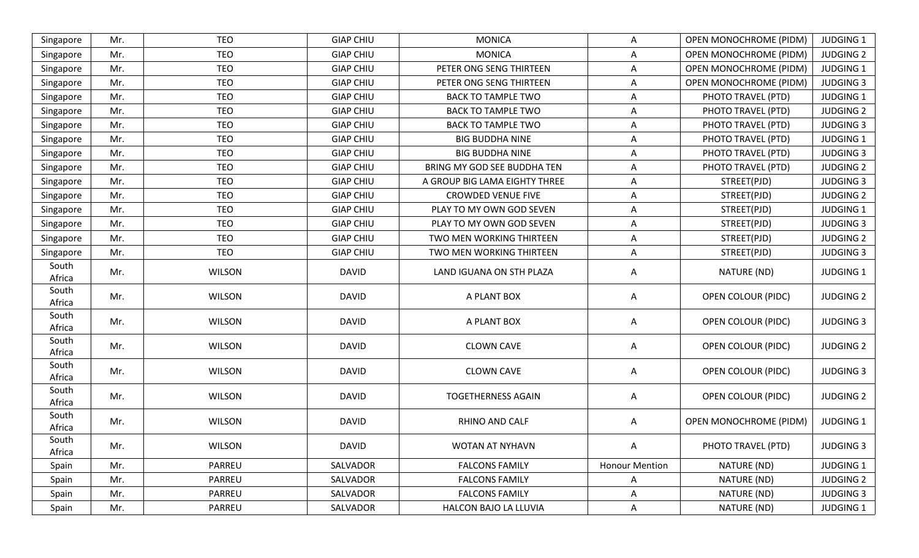| Singapore | Mr. | TEO | GIAP CHIU | MONICA | A | OPEN MONOCHROME (PIDM) | JUDGING 1 |
|---|---|---|---|---|---|---|---|
| Singapore | Mr. | TEO | GIAP CHIU | MONICA | A | OPEN MONOCHROME (PIDM) | JUDGING 2 |
| Singapore | Mr. | TEO | GIAP CHIU | PETER ONG SENG THIRTEEN | A | OPEN MONOCHROME (PIDM) | JUDGING 1 |
| Singapore | Mr. | TEO | GIAP CHIU | PETER ONG SENG THIRTEEN | A | OPEN MONOCHROME (PIDM) | JUDGING 3 |
| Singapore | Mr. | TEO | GIAP CHIU | BACK TO TAMPLE TWO | A | PHOTO TRAVEL (PTD) | JUDGING 1 |
| Singapore | Mr. | TEO | GIAP CHIU | BACK TO TAMPLE TWO | A | PHOTO TRAVEL (PTD) | JUDGING 2 |
| Singapore | Mr. | TEO | GIAP CHIU | BACK TO TAMPLE TWO | A | PHOTO TRAVEL (PTD) | JUDGING 3 |
| Singapore | Mr. | TEO | GIAP CHIU | BIG BUDDHA NINE | A | PHOTO TRAVEL (PTD) | JUDGING 1 |
| Singapore | Mr. | TEO | GIAP CHIU | BIG BUDDHA NINE | A | PHOTO TRAVEL (PTD) | JUDGING 3 |
| Singapore | Mr. | TEO | GIAP CHIU | BRING MY GOD SEE BUDDHA TEN | A | PHOTO TRAVEL (PTD) | JUDGING 2 |
| Singapore | Mr. | TEO | GIAP CHIU | A GROUP BIG LAMA EIGHTY THREE | A | STREET(PJD) | JUDGING 3 |
| Singapore | Mr. | TEO | GIAP CHIU | CROWDED VENUE FIVE | A | STREET(PJD) | JUDGING 2 |
| Singapore | Mr. | TEO | GIAP CHIU | PLAY TO MY OWN GOD SEVEN | A | STREET(PJD) | JUDGING 1 |
| Singapore | Mr. | TEO | GIAP CHIU | PLAY TO MY OWN GOD SEVEN | A | STREET(PJD) | JUDGING 3 |
| Singapore | Mr. | TEO | GIAP CHIU | TWO MEN WORKING THIRTEEN | A | STREET(PJD) | JUDGING 2 |
| Singapore | Mr. | TEO | GIAP CHIU | TWO MEN WORKING THIRTEEN | A | STREET(PJD) | JUDGING 3 |
| South Africa | Mr. | WILSON | DAVID | LAND IGUANA ON STH PLAZA | A | NATURE (ND) | JUDGING 1 |
| South Africa | Mr. | WILSON | DAVID | A PLANT BOX | A | OPEN COLOUR (PIDC) | JUDGING 2 |
| South Africa | Mr. | WILSON | DAVID | A PLANT BOX | A | OPEN COLOUR (PIDC) | JUDGING 3 |
| South Africa | Mr. | WILSON | DAVID | CLOWN CAVE | A | OPEN COLOUR (PIDC) | JUDGING 2 |
| South Africa | Mr. | WILSON | DAVID | CLOWN CAVE | A | OPEN COLOUR (PIDC) | JUDGING 3 |
| South Africa | Mr. | WILSON | DAVID | TOGETHERNESS AGAIN | A | OPEN COLOUR (PIDC) | JUDGING 2 |
| South Africa | Mr. | WILSON | DAVID | RHINO AND CALF | A | OPEN MONOCHROME (PIDM) | JUDGING 1 |
| South Africa | Mr. | WILSON | DAVID | WOTAN AT NYHAVN | A | PHOTO TRAVEL (PTD) | JUDGING 3 |
| Spain | Mr. | PARREU | SALVADOR | FALCONS FAMILY | Honour Mention | NATURE (ND) | JUDGING 1 |
| Spain | Mr. | PARREU | SALVADOR | FALCONS FAMILY | A | NATURE (ND) | JUDGING 2 |
| Spain | Mr. | PARREU | SALVADOR | FALCONS FAMILY | A | NATURE (ND) | JUDGING 3 |
| Spain | Mr. | PARREU | SALVADOR | HALCON BAJO LA LLUVIA | A | NATURE (ND) | JUDGING 1 |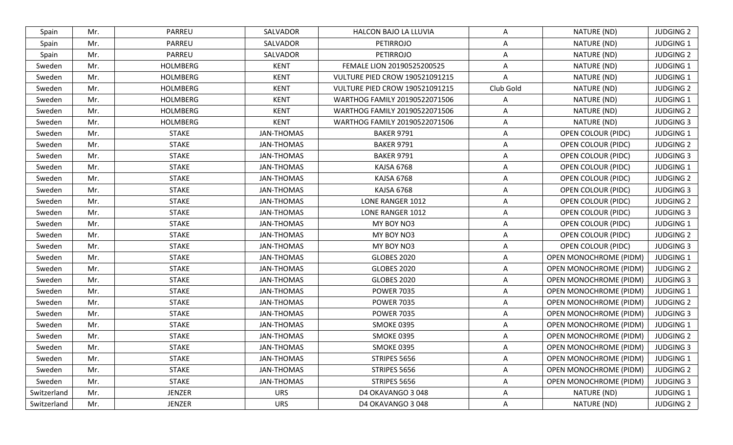| Spain | Mr. | PARREU | SALVADOR | HALCON BAJO LA LLUVIA | A | NATURE (ND) | JUDGING 2 |
|---|---|---|---|---|---|---|---|
| Spain | Mr. | PARREU | SALVADOR | PETIRROJO | A | NATURE (ND) | JUDGING 1 |
| Spain | Mr. | PARREU | SALVADOR | PETIRROJO | A | NATURE (ND) | JUDGING 2 |
| Sweden | Mr. | HOLMBERG | KENT | FEMALE LION 20190525200525 | A | NATURE (ND) | JUDGING 1 |
| Sweden | Mr. | HOLMBERG | KENT | VULTURE PIED CROW 190521091215 | A | NATURE (ND) | JUDGING 1 |
| Sweden | Mr. | HOLMBERG | KENT | VULTURE PIED CROW 190521091215 | Club Gold | NATURE (ND) | JUDGING 2 |
| Sweden | Mr. | HOLMBERG | KENT | WARTHOG FAMILY 20190522071506 | A | NATURE (ND) | JUDGING 1 |
| Sweden | Mr. | HOLMBERG | KENT | WARTHOG FAMILY 20190522071506 | A | NATURE (ND) | JUDGING 2 |
| Sweden | Mr. | HOLMBERG | KENT | WARTHOG FAMILY 20190522071506 | A | NATURE (ND) | JUDGING 3 |
| Sweden | Mr. | STAKE | JAN-THOMAS | BAKER 9791 | A | OPEN COLOUR (PIDC) | JUDGING 1 |
| Sweden | Mr. | STAKE | JAN-THOMAS | BAKER 9791 | A | OPEN COLOUR (PIDC) | JUDGING 2 |
| Sweden | Mr. | STAKE | JAN-THOMAS | BAKER 9791 | A | OPEN COLOUR (PIDC) | JUDGING 3 |
| Sweden | Mr. | STAKE | JAN-THOMAS | KAJSA 6768 | A | OPEN COLOUR (PIDC) | JUDGING 1 |
| Sweden | Mr. | STAKE | JAN-THOMAS | KAJSA 6768 | A | OPEN COLOUR (PIDC) | JUDGING 2 |
| Sweden | Mr. | STAKE | JAN-THOMAS | KAJSA 6768 | A | OPEN COLOUR (PIDC) | JUDGING 3 |
| Sweden | Mr. | STAKE | JAN-THOMAS | LONE RANGER 1012 | A | OPEN COLOUR (PIDC) | JUDGING 2 |
| Sweden | Mr. | STAKE | JAN-THOMAS | LONE RANGER 1012 | A | OPEN COLOUR (PIDC) | JUDGING 3 |
| Sweden | Mr. | STAKE | JAN-THOMAS | MY BOY NO3 | A | OPEN COLOUR (PIDC) | JUDGING 1 |
| Sweden | Mr. | STAKE | JAN-THOMAS | MY BOY NO3 | A | OPEN COLOUR (PIDC) | JUDGING 2 |
| Sweden | Mr. | STAKE | JAN-THOMAS | MY BOY NO3 | A | OPEN COLOUR (PIDC) | JUDGING 3 |
| Sweden | Mr. | STAKE | JAN-THOMAS | GLOBES 2020 | A | OPEN MONOCHROME (PIDM) | JUDGING 1 |
| Sweden | Mr. | STAKE | JAN-THOMAS | GLOBES 2020 | A | OPEN MONOCHROME (PIDM) | JUDGING 2 |
| Sweden | Mr. | STAKE | JAN-THOMAS | GLOBES 2020 | A | OPEN MONOCHROME (PIDM) | JUDGING 3 |
| Sweden | Mr. | STAKE | JAN-THOMAS | POWER 7035 | A | OPEN MONOCHROME (PIDM) | JUDGING 1 |
| Sweden | Mr. | STAKE | JAN-THOMAS | POWER 7035 | A | OPEN MONOCHROME (PIDM) | JUDGING 2 |
| Sweden | Mr. | STAKE | JAN-THOMAS | POWER 7035 | A | OPEN MONOCHROME (PIDM) | JUDGING 3 |
| Sweden | Mr. | STAKE | JAN-THOMAS | SMOKE 0395 | A | OPEN MONOCHROME (PIDM) | JUDGING 1 |
| Sweden | Mr. | STAKE | JAN-THOMAS | SMOKE 0395 | A | OPEN MONOCHROME (PIDM) | JUDGING 2 |
| Sweden | Mr. | STAKE | JAN-THOMAS | SMOKE 0395 | A | OPEN MONOCHROME (PIDM) | JUDGING 3 |
| Sweden | Mr. | STAKE | JAN-THOMAS | STRIPES 5656 | A | OPEN MONOCHROME (PIDM) | JUDGING 1 |
| Sweden | Mr. | STAKE | JAN-THOMAS | STRIPES 5656 | A | OPEN MONOCHROME (PIDM) | JUDGING 2 |
| Sweden | Mr. | STAKE | JAN-THOMAS | STRIPES 5656 | A | OPEN MONOCHROME (PIDM) | JUDGING 3 |
| Switzerland | Mr. | JENZER | URS | D4 OKAVANGO 3 048 | A | NATURE (ND) | JUDGING 1 |
| Switzerland | Mr. | JENZER | URS | D4 OKAVANGO 3 048 | A | NATURE (ND) | JUDGING 2 |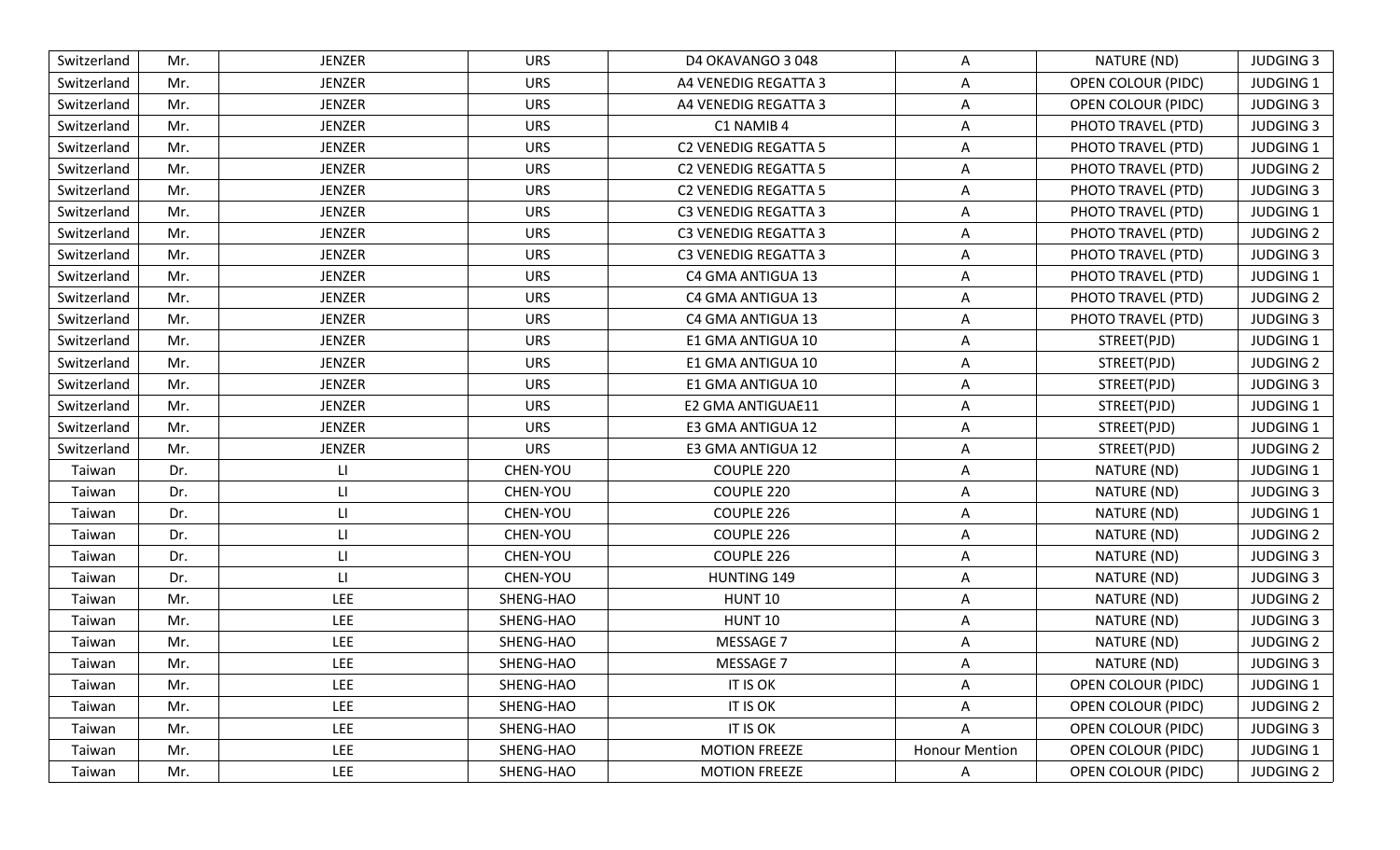| Switzerland | Mr. | JENZER | URS | D4 OKAVANGO 3 048 | A | NATURE (ND) | JUDGING 3 |
|---|---|---|---|---|---|---|---|
| Switzerland | Mr. | JENZER | URS | A4 VENEDIG REGATTA 3 | A | OPEN COLOUR (PIDC) | JUDGING 1 |
| Switzerland | Mr. | JENZER | URS | A4 VENEDIG REGATTA 3 | A | OPEN COLOUR (PIDC) | JUDGING 3 |
| Switzerland | Mr. | JENZER | URS | C1 NAMIB 4 | A | PHOTO TRAVEL (PTD) | JUDGING 3 |
| Switzerland | Mr. | JENZER | URS | C2 VENEDIG REGATTA 5 | A | PHOTO TRAVEL (PTD) | JUDGING 1 |
| Switzerland | Mr. | JENZER | URS | C2 VENEDIG REGATTA 5 | A | PHOTO TRAVEL (PTD) | JUDGING 2 |
| Switzerland | Mr. | JENZER | URS | C2 VENEDIG REGATTA 5 | A | PHOTO TRAVEL (PTD) | JUDGING 3 |
| Switzerland | Mr. | JENZER | URS | C3 VENEDIG REGATTA 3 | A | PHOTO TRAVEL (PTD) | JUDGING 1 |
| Switzerland | Mr. | JENZER | URS | C3 VENEDIG REGATTA 3 | A | PHOTO TRAVEL (PTD) | JUDGING 2 |
| Switzerland | Mr. | JENZER | URS | C3 VENEDIG REGATTA 3 | A | PHOTO TRAVEL (PTD) | JUDGING 3 |
| Switzerland | Mr. | JENZER | URS | C4 GMA ANTIGUA 13 | A | PHOTO TRAVEL (PTD) | JUDGING 1 |
| Switzerland | Mr. | JENZER | URS | C4 GMA ANTIGUA 13 | A | PHOTO TRAVEL (PTD) | JUDGING 2 |
| Switzerland | Mr. | JENZER | URS | C4 GMA ANTIGUA 13 | A | PHOTO TRAVEL (PTD) | JUDGING 3 |
| Switzerland | Mr. | JENZER | URS | E1 GMA ANTIGUA 10 | A | STREET(PJD) | JUDGING 1 |
| Switzerland | Mr. | JENZER | URS | E1 GMA ANTIGUA 10 | A | STREET(PJD) | JUDGING 2 |
| Switzerland | Mr. | JENZER | URS | E1 GMA ANTIGUA 10 | A | STREET(PJD) | JUDGING 3 |
| Switzerland | Mr. | JENZER | URS | E2 GMA ANTIGUAE11 | A | STREET(PJD) | JUDGING 1 |
| Switzerland | Mr. | JENZER | URS | E3 GMA ANTIGUA 12 | A | STREET(PJD) | JUDGING 1 |
| Switzerland | Mr. | JENZER | URS | E3 GMA ANTIGUA 12 | A | STREET(PJD) | JUDGING 2 |
| Taiwan | Dr. | LI | CHEN-YOU | COUPLE 220 | A | NATURE (ND) | JUDGING 1 |
| Taiwan | Dr. | LI | CHEN-YOU | COUPLE 220 | A | NATURE (ND) | JUDGING 3 |
| Taiwan | Dr. | LI | CHEN-YOU | COUPLE 226 | A | NATURE (ND) | JUDGING 1 |
| Taiwan | Dr. | LI | CHEN-YOU | COUPLE 226 | A | NATURE (ND) | JUDGING 2 |
| Taiwan | Dr. | LI | CHEN-YOU | COUPLE 226 | A | NATURE (ND) | JUDGING 3 |
| Taiwan | Dr. | LI | CHEN-YOU | HUNTING 149 | A | NATURE (ND) | JUDGING 3 |
| Taiwan | Mr. | LEE | SHENG-HAO | HUNT 10 | A | NATURE (ND) | JUDGING 2 |
| Taiwan | Mr. | LEE | SHENG-HAO | HUNT 10 | A | NATURE (ND) | JUDGING 3 |
| Taiwan | Mr. | LEE | SHENG-HAO | MESSAGE 7 | A | NATURE (ND) | JUDGING 2 |
| Taiwan | Mr. | LEE | SHENG-HAO | MESSAGE 7 | A | NATURE (ND) | JUDGING 3 |
| Taiwan | Mr. | LEE | SHENG-HAO | IT IS OK | A | OPEN COLOUR (PIDC) | JUDGING 1 |
| Taiwan | Mr. | LEE | SHENG-HAO | IT IS OK | A | OPEN COLOUR (PIDC) | JUDGING 2 |
| Taiwan | Mr. | LEE | SHENG-HAO | IT IS OK | A | OPEN COLOUR (PIDC) | JUDGING 3 |
| Taiwan | Mr. | LEE | SHENG-HAO | MOTION FREEZE | Honour Mention | OPEN COLOUR (PIDC) | JUDGING 1 |
| Taiwan | Mr. | LEE | SHENG-HAO | MOTION FREEZE | A | OPEN COLOUR (PIDC) | JUDGING 2 |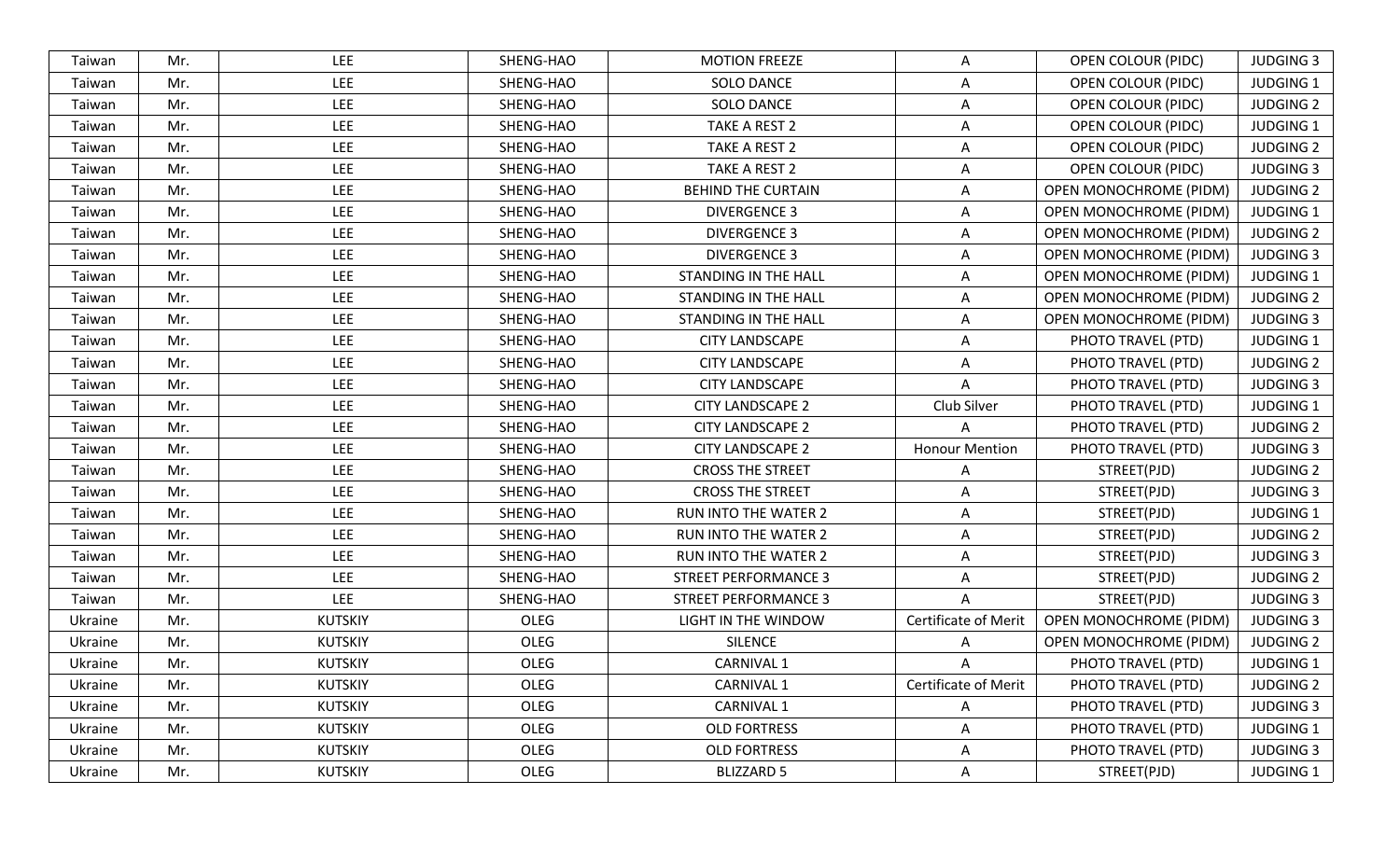| Taiwan | Mr. | LEE | SHENG-HAO | MOTION FREEZE | A | OPEN COLOUR (PIDC) | JUDGING 3 |
|---|---|---|---|---|---|---|---|
| Taiwan | Mr. | LEE | SHENG-HAO | SOLO DANCE | A | OPEN COLOUR (PIDC) | JUDGING 1 |
| Taiwan | Mr. | LEE | SHENG-HAO | SOLO DANCE | A | OPEN COLOUR (PIDC) | JUDGING 2 |
| Taiwan | Mr. | LEE | SHENG-HAO | TAKE A REST 2 | A | OPEN COLOUR (PIDC) | JUDGING 1 |
| Taiwan | Mr. | LEE | SHENG-HAO | TAKE A REST 2 | A | OPEN COLOUR (PIDC) | JUDGING 2 |
| Taiwan | Mr. | LEE | SHENG-HAO | TAKE A REST 2 | A | OPEN COLOUR (PIDC) | JUDGING 3 |
| Taiwan | Mr. | LEE | SHENG-HAO | BEHIND THE CURTAIN | A | OPEN MONOCHROME (PIDM) | JUDGING 2 |
| Taiwan | Mr. | LEE | SHENG-HAO | DIVERGENCE 3 | A | OPEN MONOCHROME (PIDM) | JUDGING 1 |
| Taiwan | Mr. | LEE | SHENG-HAO | DIVERGENCE 3 | A | OPEN MONOCHROME (PIDM) | JUDGING 2 |
| Taiwan | Mr. | LEE | SHENG-HAO | DIVERGENCE 3 | A | OPEN MONOCHROME (PIDM) | JUDGING 3 |
| Taiwan | Mr. | LEE | SHENG-HAO | STANDING IN THE HALL | A | OPEN MONOCHROME (PIDM) | JUDGING 1 |
| Taiwan | Mr. | LEE | SHENG-HAO | STANDING IN THE HALL | A | OPEN MONOCHROME (PIDM) | JUDGING 2 |
| Taiwan | Mr. | LEE | SHENG-HAO | STANDING IN THE HALL | A | OPEN MONOCHROME (PIDM) | JUDGING 3 |
| Taiwan | Mr. | LEE | SHENG-HAO | CITY LANDSCAPE | A | PHOTO TRAVEL (PTD) | JUDGING 1 |
| Taiwan | Mr. | LEE | SHENG-HAO | CITY LANDSCAPE | A | PHOTO TRAVEL (PTD) | JUDGING 2 |
| Taiwan | Mr. | LEE | SHENG-HAO | CITY LANDSCAPE | A | PHOTO TRAVEL (PTD) | JUDGING 3 |
| Taiwan | Mr. | LEE | SHENG-HAO | CITY LANDSCAPE 2 | Club Silver | PHOTO TRAVEL (PTD) | JUDGING 1 |
| Taiwan | Mr. | LEE | SHENG-HAO | CITY LANDSCAPE 2 | A | PHOTO TRAVEL (PTD) | JUDGING 2 |
| Taiwan | Mr. | LEE | SHENG-HAO | CITY LANDSCAPE 2 | Honour Mention | PHOTO TRAVEL (PTD) | JUDGING 3 |
| Taiwan | Mr. | LEE | SHENG-HAO | CROSS THE STREET | A | STREET(PJD) | JUDGING 2 |
| Taiwan | Mr. | LEE | SHENG-HAO | CROSS THE STREET | A | STREET(PJD) | JUDGING 3 |
| Taiwan | Mr. | LEE | SHENG-HAO | RUN INTO THE WATER 2 | A | STREET(PJD) | JUDGING 1 |
| Taiwan | Mr. | LEE | SHENG-HAO | RUN INTO THE WATER 2 | A | STREET(PJD) | JUDGING 2 |
| Taiwan | Mr. | LEE | SHENG-HAO | RUN INTO THE WATER 2 | A | STREET(PJD) | JUDGING 3 |
| Taiwan | Mr. | LEE | SHENG-HAO | STREET PERFORMANCE 3 | A | STREET(PJD) | JUDGING 2 |
| Taiwan | Mr. | LEE | SHENG-HAO | STREET PERFORMANCE 3 | A | STREET(PJD) | JUDGING 3 |
| Ukraine | Mr. | KUTSKIY | OLEG | LIGHT IN THE WINDOW | Certificate of Merit | OPEN MONOCHROME (PIDM) | JUDGING 3 |
| Ukraine | Mr. | KUTSKIY | OLEG | SILENCE | A | OPEN MONOCHROME (PIDM) | JUDGING 2 |
| Ukraine | Mr. | KUTSKIY | OLEG | CARNIVAL 1 | A | PHOTO TRAVEL (PTD) | JUDGING 1 |
| Ukraine | Mr. | KUTSKIY | OLEG | CARNIVAL 1 | Certificate of Merit | PHOTO TRAVEL (PTD) | JUDGING 2 |
| Ukraine | Mr. | KUTSKIY | OLEG | CARNIVAL 1 | A | PHOTO TRAVEL (PTD) | JUDGING 3 |
| Ukraine | Mr. | KUTSKIY | OLEG | OLD FORTRESS | A | PHOTO TRAVEL (PTD) | JUDGING 1 |
| Ukraine | Mr. | KUTSKIY | OLEG | OLD FORTRESS | A | PHOTO TRAVEL (PTD) | JUDGING 3 |
| Ukraine | Mr. | KUTSKIY | OLEG | BLIZZARD 5 | A | STREET(PJD) | JUDGING 1 |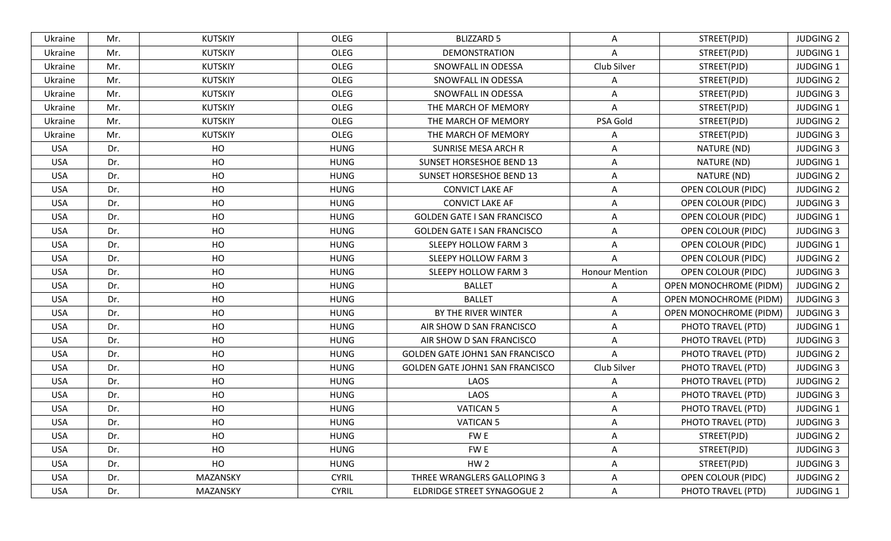| Ukraine | Mr. | KUTSKIY | OLEG | BLIZZARD 5 | A | STREET(PJD) | JUDGING 2 |
|---|---|---|---|---|---|---|---|
| Ukraine | Mr. | KUTSKIY | OLEG | DEMONSTRATION | A | STREET(PJD) | JUDGING 1 |
| Ukraine | Mr. | KUTSKIY | OLEG | SNOWFALL IN ODESSA | Club Silver | STREET(PJD) | JUDGING 1 |
| Ukraine | Mr. | KUTSKIY | OLEG | SNOWFALL IN ODESSA | A | STREET(PJD) | JUDGING 2 |
| Ukraine | Mr. | KUTSKIY | OLEG | SNOWFALL IN ODESSA | A | STREET(PJD) | JUDGING 3 |
| Ukraine | Mr. | KUTSKIY | OLEG | THE MARCH OF MEMORY | A | STREET(PJD) | JUDGING 1 |
| Ukraine | Mr. | KUTSKIY | OLEG | THE MARCH OF MEMORY | PSA Gold | STREET(PJD) | JUDGING 2 |
| Ukraine | Mr. | KUTSKIY | OLEG | THE MARCH OF MEMORY | A | STREET(PJD) | JUDGING 3 |
| USA | Dr. | HO | HUNG | SUNRISE MESA ARCH R | A | NATURE (ND) | JUDGING 3 |
| USA | Dr. | HO | HUNG | SUNSET HORSESHOE BEND 13 | A | NATURE (ND) | JUDGING 1 |
| USA | Dr. | HO | HUNG | SUNSET HORSESHOE BEND 13 | A | NATURE (ND) | JUDGING 2 |
| USA | Dr. | HO | HUNG | CONVICT LAKE AF | A | OPEN COLOUR (PIDC) | JUDGING 2 |
| USA | Dr. | HO | HUNG | CONVICT LAKE AF | A | OPEN COLOUR (PIDC) | JUDGING 3 |
| USA | Dr. | HO | HUNG | GOLDEN GATE I SAN FRANCISCO | A | OPEN COLOUR (PIDC) | JUDGING 1 |
| USA | Dr. | HO | HUNG | GOLDEN GATE I SAN FRANCISCO | A | OPEN COLOUR (PIDC) | JUDGING 3 |
| USA | Dr. | HO | HUNG | SLEEPY HOLLOW FARM 3 | A | OPEN COLOUR (PIDC) | JUDGING 1 |
| USA | Dr. | HO | HUNG | SLEEPY HOLLOW FARM 3 | A | OPEN COLOUR (PIDC) | JUDGING 2 |
| USA | Dr. | HO | HUNG | SLEEPY HOLLOW FARM 3 | Honour Mention | OPEN COLOUR (PIDC) | JUDGING 3 |
| USA | Dr. | HO | HUNG | BALLET | A | OPEN MONOCHROME (PIDM) | JUDGING 2 |
| USA | Dr. | HO | HUNG | BALLET | A | OPEN MONOCHROME (PIDM) | JUDGING 3 |
| USA | Dr. | HO | HUNG | BY THE RIVER WINTER | A | OPEN MONOCHROME (PIDM) | JUDGING 3 |
| USA | Dr. | HO | HUNG | AIR SHOW D SAN FRANCISCO | A | PHOTO TRAVEL (PTD) | JUDGING 1 |
| USA | Dr. | HO | HUNG | AIR SHOW D SAN FRANCISCO | A | PHOTO TRAVEL (PTD) | JUDGING 3 |
| USA | Dr. | HO | HUNG | GOLDEN GATE JOHN1 SAN FRANCISCO | A | PHOTO TRAVEL (PTD) | JUDGING 2 |
| USA | Dr. | HO | HUNG | GOLDEN GATE JOHN1 SAN FRANCISCO | Club Silver | PHOTO TRAVEL (PTD) | JUDGING 3 |
| USA | Dr. | HO | HUNG | LAOS | A | PHOTO TRAVEL (PTD) | JUDGING 2 |
| USA | Dr. | HO | HUNG | LAOS | A | PHOTO TRAVEL (PTD) | JUDGING 3 |
| USA | Dr. | HO | HUNG | VATICAN 5 | A | PHOTO TRAVEL (PTD) | JUDGING 1 |
| USA | Dr. | HO | HUNG | VATICAN 5 | A | PHOTO TRAVEL (PTD) | JUDGING 3 |
| USA | Dr. | HO | HUNG | FW E | A | STREET(PJD) | JUDGING 2 |
| USA | Dr. | HO | HUNG | FW E | A | STREET(PJD) | JUDGING 3 |
| USA | Dr. | HO | HUNG | HW 2 | A | STREET(PJD) | JUDGING 3 |
| USA | Dr. | MAZANSKY | CYRIL | THREE WRANGLERS GALLOPING 3 | A | OPEN COLOUR (PIDC) | JUDGING 2 |
| USA | Dr. | MAZANSKY | CYRIL | ELDRIDGE STREET SYNAGOGUE 2 | A | PHOTO TRAVEL (PTD) | JUDGING 1 |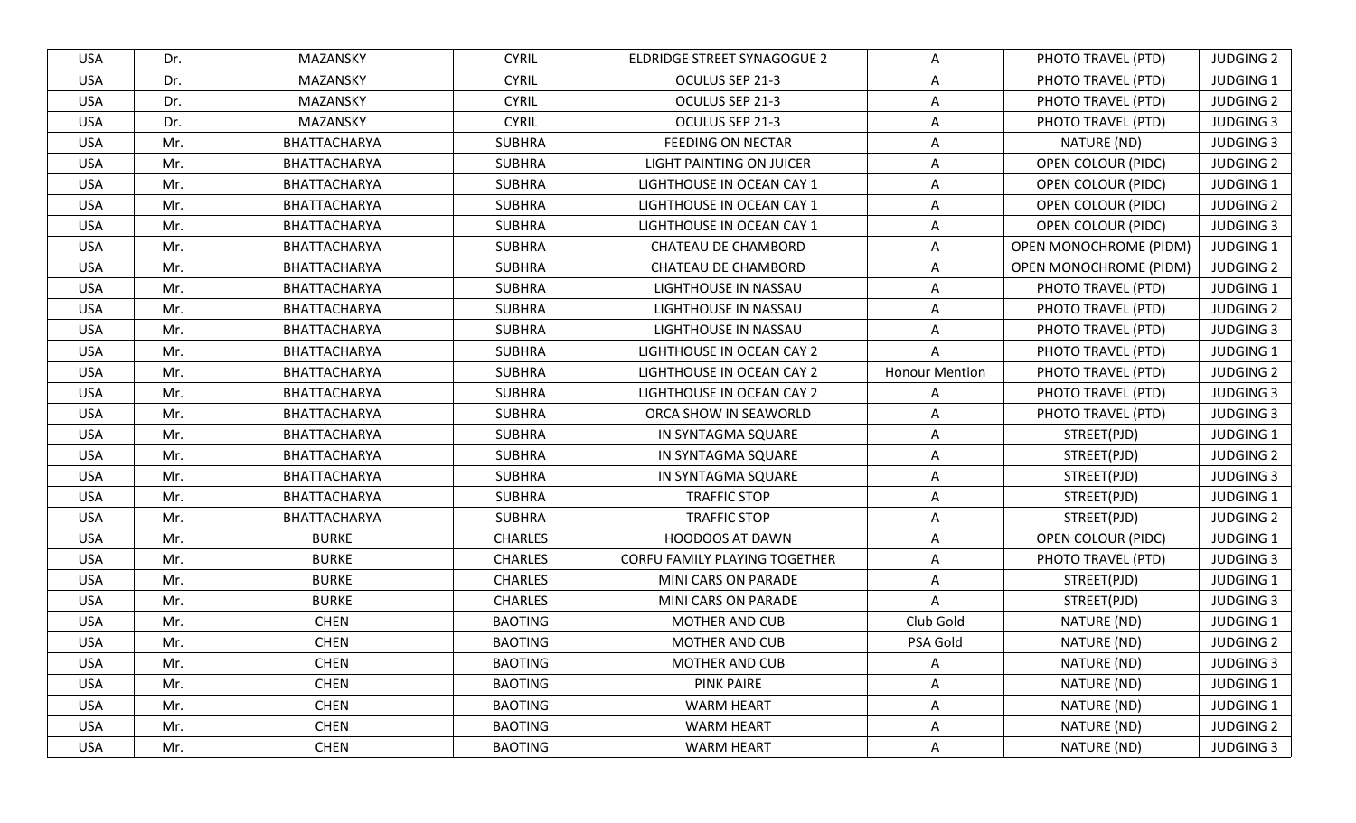| USA | Dr. | MAZANSKY | CYRIL | ELDRIDGE STREET SYNAGOGUE 2 | A | PHOTO TRAVEL (PTD) | JUDGING 2 |
|---|---|---|---|---|---|---|---|
| USA | Dr. | MAZANSKY | CYRIL | OCULUS SEP 21-3 | A | PHOTO TRAVEL (PTD) | JUDGING 1 |
| USA | Dr. | MAZANSKY | CYRIL | OCULUS SEP 21-3 | A | PHOTO TRAVEL (PTD) | JUDGING 2 |
| USA | Dr. | MAZANSKY | CYRIL | OCULUS SEP 21-3 | A | PHOTO TRAVEL (PTD) | JUDGING 3 |
| USA | Mr. | BHATTACHARYA | SUBHRA | FEEDING ON NECTAR | A | NATURE (ND) | JUDGING 3 |
| USA | Mr. | BHATTACHARYA | SUBHRA | LIGHT PAINTING ON JUICER | A | OPEN COLOUR (PIDC) | JUDGING 2 |
| USA | Mr. | BHATTACHARYA | SUBHRA | LIGHTHOUSE IN OCEAN CAY 1 | A | OPEN COLOUR (PIDC) | JUDGING 1 |
| USA | Mr. | BHATTACHARYA | SUBHRA | LIGHTHOUSE IN OCEAN CAY 1 | A | OPEN COLOUR (PIDC) | JUDGING 2 |
| USA | Mr. | BHATTACHARYA | SUBHRA | LIGHTHOUSE IN OCEAN CAY 1 | A | OPEN COLOUR (PIDC) | JUDGING 3 |
| USA | Mr. | BHATTACHARYA | SUBHRA | CHATEAU DE CHAMBORD | A | OPEN MONOCHROME (PIDM) | JUDGING 1 |
| USA | Mr. | BHATTACHARYA | SUBHRA | CHATEAU DE CHAMBORD | A | OPEN MONOCHROME (PIDM) | JUDGING 2 |
| USA | Mr. | BHATTACHARYA | SUBHRA | LIGHTHOUSE IN NASSAU | A | PHOTO TRAVEL (PTD) | JUDGING 1 |
| USA | Mr. | BHATTACHARYA | SUBHRA | LIGHTHOUSE IN NASSAU | A | PHOTO TRAVEL (PTD) | JUDGING 2 |
| USA | Mr. | BHATTACHARYA | SUBHRA | LIGHTHOUSE IN NASSAU | A | PHOTO TRAVEL (PTD) | JUDGING 3 |
| USA | Mr. | BHATTACHARYA | SUBHRA | LIGHTHOUSE IN OCEAN CAY 2 | A | PHOTO TRAVEL (PTD) | JUDGING 1 |
| USA | Mr. | BHATTACHARYA | SUBHRA | LIGHTHOUSE IN OCEAN CAY 2 | Honour Mention | PHOTO TRAVEL (PTD) | JUDGING 2 |
| USA | Mr. | BHATTACHARYA | SUBHRA | LIGHTHOUSE IN OCEAN CAY 2 | A | PHOTO TRAVEL (PTD) | JUDGING 3 |
| USA | Mr. | BHATTACHARYA | SUBHRA | ORCA SHOW IN SEAWORLD | A | PHOTO TRAVEL (PTD) | JUDGING 3 |
| USA | Mr. | BHATTACHARYA | SUBHRA | IN SYNTAGMA SQUARE | A | STREET(PJD) | JUDGING 1 |
| USA | Mr. | BHATTACHARYA | SUBHRA | IN SYNTAGMA SQUARE | A | STREET(PJD) | JUDGING 2 |
| USA | Mr. | BHATTACHARYA | SUBHRA | IN SYNTAGMA SQUARE | A | STREET(PJD) | JUDGING 3 |
| USA | Mr. | BHATTACHARYA | SUBHRA | TRAFFIC STOP | A | STREET(PJD) | JUDGING 1 |
| USA | Mr. | BHATTACHARYA | SUBHRA | TRAFFIC STOP | A | STREET(PJD) | JUDGING 2 |
| USA | Mr. | BURKE | CHARLES | HOODOOS AT DAWN | A | OPEN COLOUR (PIDC) | JUDGING 1 |
| USA | Mr. | BURKE | CHARLES | CORFU FAMILY PLAYING TOGETHER | A | PHOTO TRAVEL (PTD) | JUDGING 3 |
| USA | Mr. | BURKE | CHARLES | MINI CARS ON PARADE | A | STREET(PJD) | JUDGING 1 |
| USA | Mr. | BURKE | CHARLES | MINI CARS ON PARADE | A | STREET(PJD) | JUDGING 3 |
| USA | Mr. | CHEN | BAOTING | MOTHER AND CUB | Club Gold | NATURE (ND) | JUDGING 1 |
| USA | Mr. | CHEN | BAOTING | MOTHER AND CUB | PSA Gold | NATURE (ND) | JUDGING 2 |
| USA | Mr. | CHEN | BAOTING | MOTHER AND CUB | A | NATURE (ND) | JUDGING 3 |
| USA | Mr. | CHEN | BAOTING | PINK PAIRE | A | NATURE (ND) | JUDGING 1 |
| USA | Mr. | CHEN | BAOTING | WARM HEART | A | NATURE (ND) | JUDGING 1 |
| USA | Mr. | CHEN | BAOTING | WARM HEART | A | NATURE (ND) | JUDGING 2 |
| USA | Mr. | CHEN | BAOTING | WARM HEART | A | NATURE (ND) | JUDGING 3 |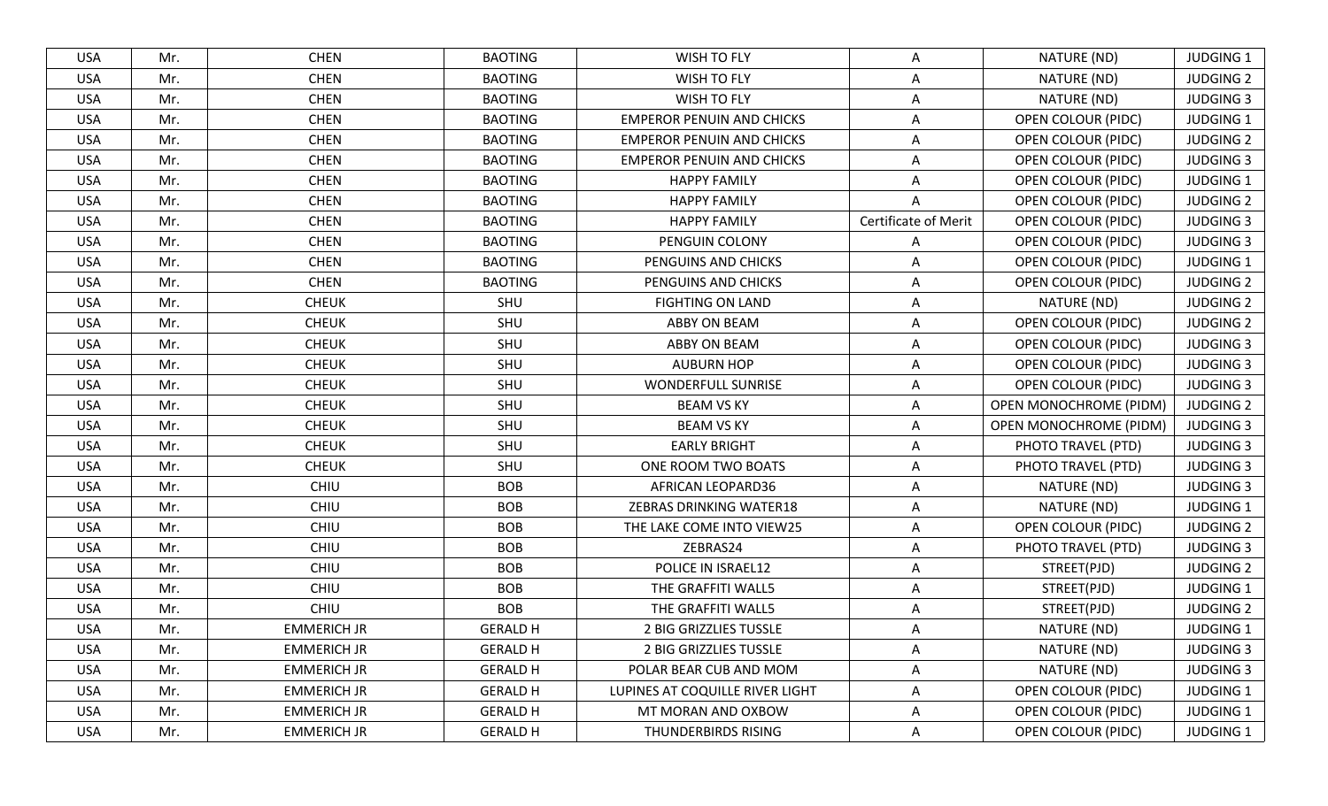| USA | Mr. | CHEN | BAOTING | WISH TO FLY | A | NATURE (ND) | JUDGING 1 |
|---|---|---|---|---|---|---|---|
| USA | Mr. | CHEN | BAOTING | WISH TO FLY | A | NATURE (ND) | JUDGING 2 |
| USA | Mr. | CHEN | BAOTING | WISH TO FLY | A | NATURE (ND) | JUDGING 3 |
| USA | Mr. | CHEN | BAOTING | EMPEROR PENUIN AND CHICKS | A | OPEN COLOUR (PIDC) | JUDGING 1 |
| USA | Mr. | CHEN | BAOTING | EMPEROR PENUIN AND CHICKS | A | OPEN COLOUR (PIDC) | JUDGING 2 |
| USA | Mr. | CHEN | BAOTING | EMPEROR PENUIN AND CHICKS | A | OPEN COLOUR (PIDC) | JUDGING 3 |
| USA | Mr. | CHEN | BAOTING | HAPPY FAMILY | A | OPEN COLOUR (PIDC) | JUDGING 1 |
| USA | Mr. | CHEN | BAOTING | HAPPY FAMILY | A | OPEN COLOUR (PIDC) | JUDGING 2 |
| USA | Mr. | CHEN | BAOTING | HAPPY FAMILY | Certificate of Merit | OPEN COLOUR (PIDC) | JUDGING 3 |
| USA | Mr. | CHEN | BAOTING | PENGUIN COLONY | A | OPEN COLOUR (PIDC) | JUDGING 3 |
| USA | Mr. | CHEN | BAOTING | PENGUINS AND CHICKS | A | OPEN COLOUR (PIDC) | JUDGING 1 |
| USA | Mr. | CHEN | BAOTING | PENGUINS AND CHICKS | A | OPEN COLOUR (PIDC) | JUDGING 2 |
| USA | Mr. | CHEUK | SHU | FIGHTING ON LAND | A | NATURE (ND) | JUDGING 2 |
| USA | Mr. | CHEUK | SHU | ABBY ON BEAM | A | OPEN COLOUR (PIDC) | JUDGING 2 |
| USA | Mr. | CHEUK | SHU | ABBY ON BEAM | A | OPEN COLOUR (PIDC) | JUDGING 3 |
| USA | Mr. | CHEUK | SHU | AUBURN HOP | A | OPEN COLOUR (PIDC) | JUDGING 3 |
| USA | Mr. | CHEUK | SHU | WONDERFULL SUNRISE | A | OPEN COLOUR (PIDC) | JUDGING 3 |
| USA | Mr. | CHEUK | SHU | BEAM VS KY | A | OPEN MONOCHROME (PIDM) | JUDGING 2 |
| USA | Mr. | CHEUK | SHU | BEAM VS KY | A | OPEN MONOCHROME (PIDM) | JUDGING 3 |
| USA | Mr. | CHEUK | SHU | EARLY BRIGHT | A | PHOTO TRAVEL (PTD) | JUDGING 3 |
| USA | Mr. | CHEUK | SHU | ONE ROOM TWO BOATS | A | PHOTO TRAVEL (PTD) | JUDGING 3 |
| USA | Mr. | CHIU | BOB | AFRICAN LEOPARD36 | A | NATURE (ND) | JUDGING 3 |
| USA | Mr. | CHIU | BOB | ZEBRAS DRINKING WATER18 | A | NATURE (ND) | JUDGING 1 |
| USA | Mr. | CHIU | BOB | THE LAKE COME INTO VIEW25 | A | OPEN COLOUR (PIDC) | JUDGING 2 |
| USA | Mr. | CHIU | BOB | ZEBRAS24 | A | PHOTO TRAVEL (PTD) | JUDGING 3 |
| USA | Mr. | CHIU | BOB | POLICE IN ISRAEL12 | A | STREET(PJD) | JUDGING 2 |
| USA | Mr. | CHIU | BOB | THE GRAFFITI WALL5 | A | STREET(PJD) | JUDGING 1 |
| USA | Mr. | CHIU | BOB | THE GRAFFITI WALL5 | A | STREET(PJD) | JUDGING 2 |
| USA | Mr. | EMMERICH JR | GERALD H | 2 BIG GRIZZLIES TUSSLE | A | NATURE (ND) | JUDGING 1 |
| USA | Mr. | EMMERICH JR | GERALD H | 2 BIG GRIZZLIES TUSSLE | A | NATURE (ND) | JUDGING 3 |
| USA | Mr. | EMMERICH JR | GERALD H | POLAR BEAR CUB AND MOM | A | NATURE (ND) | JUDGING 3 |
| USA | Mr. | EMMERICH JR | GERALD H | LUPINES AT COQUILLE RIVER LIGHT | A | OPEN COLOUR (PIDC) | JUDGING 1 |
| USA | Mr. | EMMERICH JR | GERALD H | MT MORAN AND OXBOW | A | OPEN COLOUR (PIDC) | JUDGING 1 |
| USA | Mr. | EMMERICH JR | GERALD H | THUNDERBIRDS RISING | A | OPEN COLOUR (PIDC) | JUDGING 1 |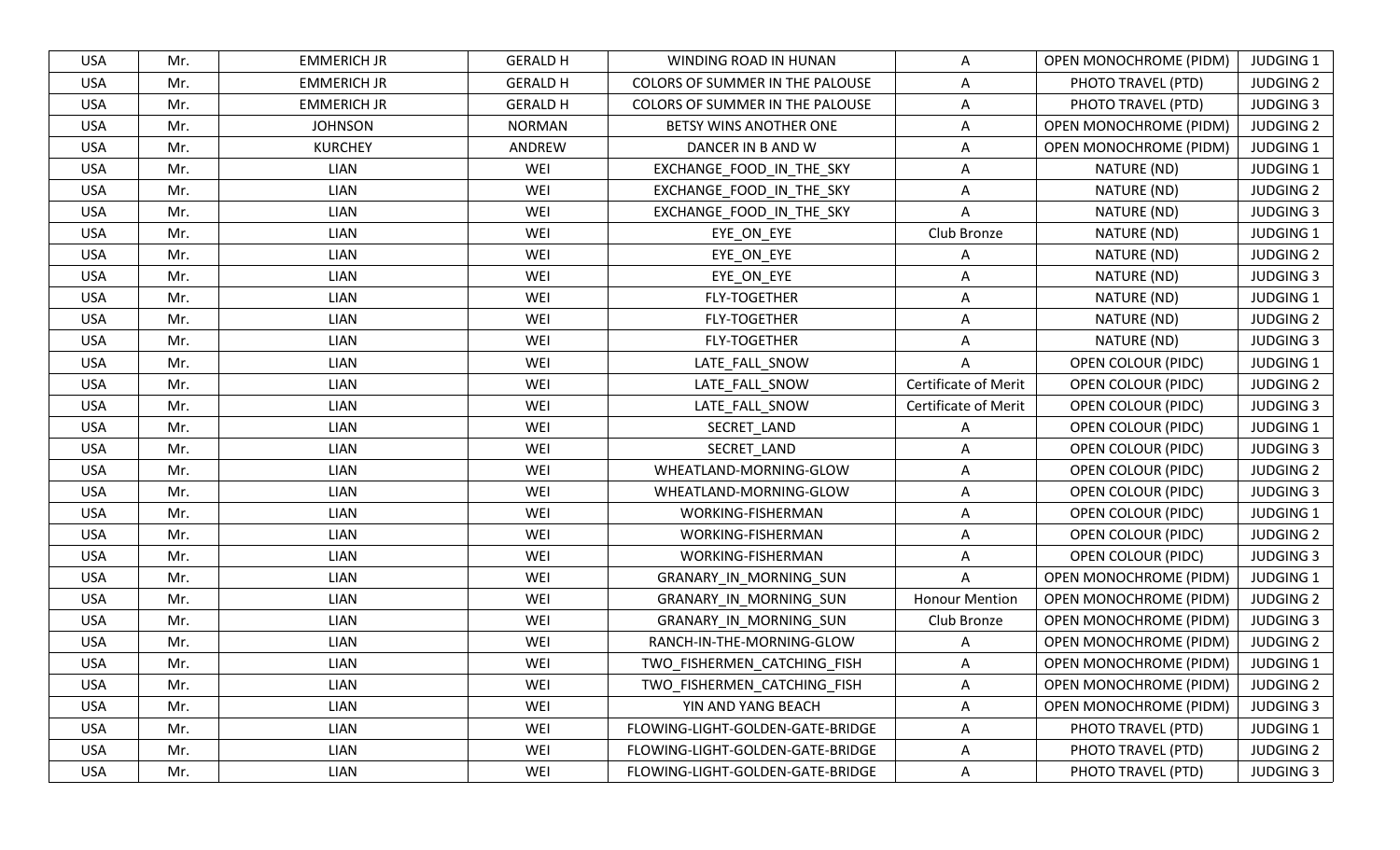| USA | Mr. | EMMERICH JR | GERALD H | WINDING ROAD IN HUNAN | A | OPEN MONOCHROME (PIDM) | JUDGING 1 |
|---|---|---|---|---|---|---|---|
| USA | Mr. | EMMERICH JR | GERALD H | COLORS OF SUMMER IN THE PALOUSE | A | PHOTO TRAVEL (PTD) | JUDGING 2 |
| USA | Mr. | EMMERICH JR | GERALD H | COLORS OF SUMMER IN THE PALOUSE | A | PHOTO TRAVEL (PTD) | JUDGING 3 |
| USA | Mr. | JOHNSON | NORMAN | BETSY WINS ANOTHER ONE | A | OPEN MONOCHROME (PIDM) | JUDGING 2 |
| USA | Mr. | KURCHEY | ANDREW | DANCER IN B AND W | A | OPEN MONOCHROME (PIDM) | JUDGING 1 |
| USA | Mr. | LIAN | WEI | EXCHANGE_FOOD_IN_THE_SKY | A | NATURE (ND) | JUDGING 1 |
| USA | Mr. | LIAN | WEI | EXCHANGE_FOOD_IN_THE_SKY | A | NATURE (ND) | JUDGING 2 |
| USA | Mr. | LIAN | WEI | EXCHANGE_FOOD_IN_THE_SKY | A | NATURE (ND) | JUDGING 3 |
| USA | Mr. | LIAN | WEI | EYE_ON_EYE | Club Bronze | NATURE (ND) | JUDGING 1 |
| USA | Mr. | LIAN | WEI | EYE_ON_EYE | A | NATURE (ND) | JUDGING 2 |
| USA | Mr. | LIAN | WEI | EYE_ON_EYE | A | NATURE (ND) | JUDGING 3 |
| USA | Mr. | LIAN | WEI | FLY-TOGETHER | A | NATURE (ND) | JUDGING 1 |
| USA | Mr. | LIAN | WEI | FLY-TOGETHER | A | NATURE (ND) | JUDGING 2 |
| USA | Mr. | LIAN | WEI | FLY-TOGETHER | A | NATURE (ND) | JUDGING 3 |
| USA | Mr. | LIAN | WEI | LATE_FALL_SNOW | A | OPEN COLOUR (PIDC) | JUDGING 1 |
| USA | Mr. | LIAN | WEI | LATE_FALL_SNOW | Certificate of Merit | OPEN COLOUR (PIDC) | JUDGING 2 |
| USA | Mr. | LIAN | WEI | LATE_FALL_SNOW | Certificate of Merit | OPEN COLOUR (PIDC) | JUDGING 3 |
| USA | Mr. | LIAN | WEI | SECRET_LAND | A | OPEN COLOUR (PIDC) | JUDGING 1 |
| USA | Mr. | LIAN | WEI | SECRET_LAND | A | OPEN COLOUR (PIDC) | JUDGING 3 |
| USA | Mr. | LIAN | WEI | WHEATLAND-MORNING-GLOW | A | OPEN COLOUR (PIDC) | JUDGING 2 |
| USA | Mr. | LIAN | WEI | WHEATLAND-MORNING-GLOW | A | OPEN COLOUR (PIDC) | JUDGING 3 |
| USA | Mr. | LIAN | WEI | WORKING-FISHERMAN | A | OPEN COLOUR (PIDC) | JUDGING 1 |
| USA | Mr. | LIAN | WEI | WORKING-FISHERMAN | A | OPEN COLOUR (PIDC) | JUDGING 2 |
| USA | Mr. | LIAN | WEI | WORKING-FISHERMAN | A | OPEN COLOUR (PIDC) | JUDGING 3 |
| USA | Mr. | LIAN | WEI | GRANARY_IN_MORNING_SUN | A | OPEN MONOCHROME (PIDM) | JUDGING 1 |
| USA | Mr. | LIAN | WEI | GRANARY_IN_MORNING_SUN | Honour Mention | OPEN MONOCHROME (PIDM) | JUDGING 2 |
| USA | Mr. | LIAN | WEI | GRANARY_IN_MORNING_SUN | Club Bronze | OPEN MONOCHROME (PIDM) | JUDGING 3 |
| USA | Mr. | LIAN | WEI | RANCH-IN-THE-MORNING-GLOW | A | OPEN MONOCHROME (PIDM) | JUDGING 2 |
| USA | Mr. | LIAN | WEI | TWO_FISHERMEN_CATCHING_FISH | A | OPEN MONOCHROME (PIDM) | JUDGING 1 |
| USA | Mr. | LIAN | WEI | TWO_FISHERMEN_CATCHING_FISH | A | OPEN MONOCHROME (PIDM) | JUDGING 2 |
| USA | Mr. | LIAN | WEI | YIN AND YANG BEACH | A | OPEN MONOCHROME (PIDM) | JUDGING 3 |
| USA | Mr. | LIAN | WEI | FLOWING-LIGHT-GOLDEN-GATE-BRIDGE | A | PHOTO TRAVEL (PTD) | JUDGING 1 |
| USA | Mr. | LIAN | WEI | FLOWING-LIGHT-GOLDEN-GATE-BRIDGE | A | PHOTO TRAVEL (PTD) | JUDGING 2 |
| USA | Mr. | LIAN | WEI | FLOWING-LIGHT-GOLDEN-GATE-BRIDGE | A | PHOTO TRAVEL (PTD) | JUDGING 3 |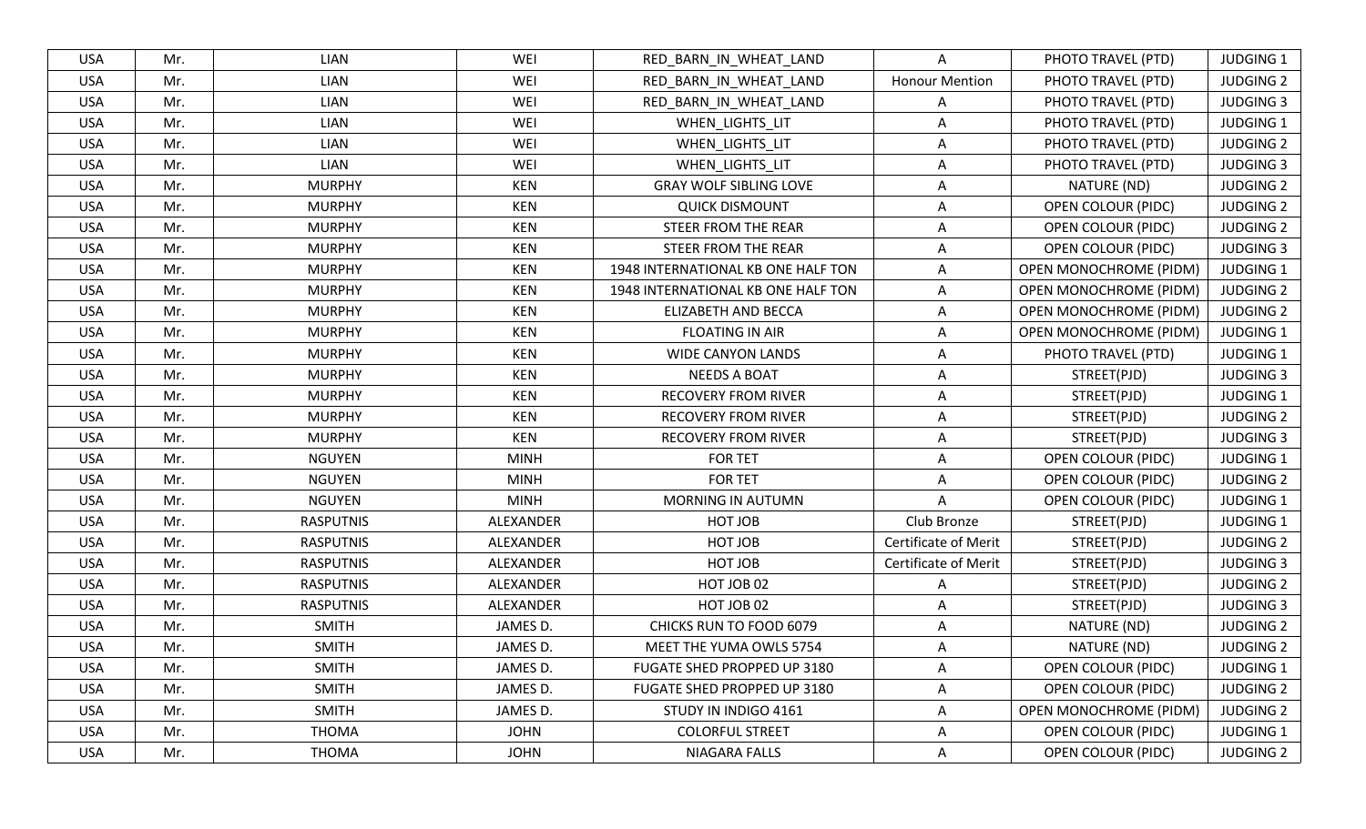| USA | Mr. | LIAN | WEI | RED_BARN_IN_WHEAT_LAND | A | PHOTO TRAVEL (PTD) | JUDGING 1 |
|---|---|---|---|---|---|---|---|
| USA | Mr. | LIAN | WEI | RED_BARN_IN_WHEAT_LAND | Honour Mention | PHOTO TRAVEL (PTD) | JUDGING 2 |
| USA | Mr. | LIAN | WEI | RED_BARN_IN_WHEAT_LAND | A | PHOTO TRAVEL (PTD) | JUDGING 3 |
| USA | Mr. | LIAN | WEI | WHEN_LIGHTS_LIT | A | PHOTO TRAVEL (PTD) | JUDGING 1 |
| USA | Mr. | LIAN | WEI | WHEN_LIGHTS_LIT | A | PHOTO TRAVEL (PTD) | JUDGING 2 |
| USA | Mr. | LIAN | WEI | WHEN_LIGHTS_LIT | A | PHOTO TRAVEL (PTD) | JUDGING 3 |
| USA | Mr. | MURPHY | KEN | GRAY WOLF SIBLING LOVE | A | NATURE (ND) | JUDGING 2 |
| USA | Mr. | MURPHY | KEN | QUICK DISMOUNT | A | OPEN COLOUR (PIDC) | JUDGING 2 |
| USA | Mr. | MURPHY | KEN | STEER FROM THE REAR | A | OPEN COLOUR (PIDC) | JUDGING 2 |
| USA | Mr. | MURPHY | KEN | STEER FROM THE REAR | A | OPEN COLOUR (PIDC) | JUDGING 3 |
| USA | Mr. | MURPHY | KEN | 1948 INTERNATIONAL KB ONE HALF TON | A | OPEN MONOCHROME (PIDM) | JUDGING 1 |
| USA | Mr. | MURPHY | KEN | 1948 INTERNATIONAL KB ONE HALF TON | A | OPEN MONOCHROME (PIDM) | JUDGING 2 |
| USA | Mr. | MURPHY | KEN | ELIZABETH AND BECCA | A | OPEN MONOCHROME (PIDM) | JUDGING 2 |
| USA | Mr. | MURPHY | KEN | FLOATING IN AIR | A | OPEN MONOCHROME (PIDM) | JUDGING 1 |
| USA | Mr. | MURPHY | KEN | WIDE CANYON LANDS | A | PHOTO TRAVEL (PTD) | JUDGING 1 |
| USA | Mr. | MURPHY | KEN | NEEDS A BOAT | A | STREET(PJD) | JUDGING 3 |
| USA | Mr. | MURPHY | KEN | RECOVERY FROM RIVER | A | STREET(PJD) | JUDGING 1 |
| USA | Mr. | MURPHY | KEN | RECOVERY FROM RIVER | A | STREET(PJD) | JUDGING 2 |
| USA | Mr. | MURPHY | KEN | RECOVERY FROM RIVER | A | STREET(PJD) | JUDGING 3 |
| USA | Mr. | NGUYEN | MINH | FOR TET | A | OPEN COLOUR (PIDC) | JUDGING 1 |
| USA | Mr. | NGUYEN | MINH | FOR TET | A | OPEN COLOUR (PIDC) | JUDGING 2 |
| USA | Mr. | NGUYEN | MINH | MORNING IN AUTUMN | A | OPEN COLOUR (PIDC) | JUDGING 1 |
| USA | Mr. | RASPUTNIS | ALEXANDER | HOT JOB | Club Bronze | STREET(PJD) | JUDGING 1 |
| USA | Mr. | RASPUTNIS | ALEXANDER | HOT JOB | Certificate of Merit | STREET(PJD) | JUDGING 2 |
| USA | Mr. | RASPUTNIS | ALEXANDER | HOT JOB | Certificate of Merit | STREET(PJD) | JUDGING 3 |
| USA | Mr. | RASPUTNIS | ALEXANDER | HOT JOB 02 | A | STREET(PJD) | JUDGING 2 |
| USA | Mr. | RASPUTNIS | ALEXANDER | HOT JOB 02 | A | STREET(PJD) | JUDGING 3 |
| USA | Mr. | SMITH | JAMES D. | CHICKS RUN TO FOOD 6079 | A | NATURE (ND) | JUDGING 2 |
| USA | Mr. | SMITH | JAMES D. | MEET THE YUMA OWLS 5754 | A | NATURE (ND) | JUDGING 2 |
| USA | Mr. | SMITH | JAMES D. | FUGATE SHED PROPPED UP 3180 | A | OPEN COLOUR (PIDC) | JUDGING 1 |
| USA | Mr. | SMITH | JAMES D. | FUGATE SHED PROPPED UP 3180 | A | OPEN COLOUR (PIDC) | JUDGING 2 |
| USA | Mr. | SMITH | JAMES D. | STUDY IN INDIGO 4161 | A | OPEN MONOCHROME (PIDM) | JUDGING 2 |
| USA | Mr. | THOMA | JOHN | COLORFUL STREET | A | OPEN COLOUR (PIDC) | JUDGING 1 |
| USA | Mr. | THOMA | JOHN | NIAGARA FALLS | A | OPEN COLOUR (PIDC) | JUDGING 2 |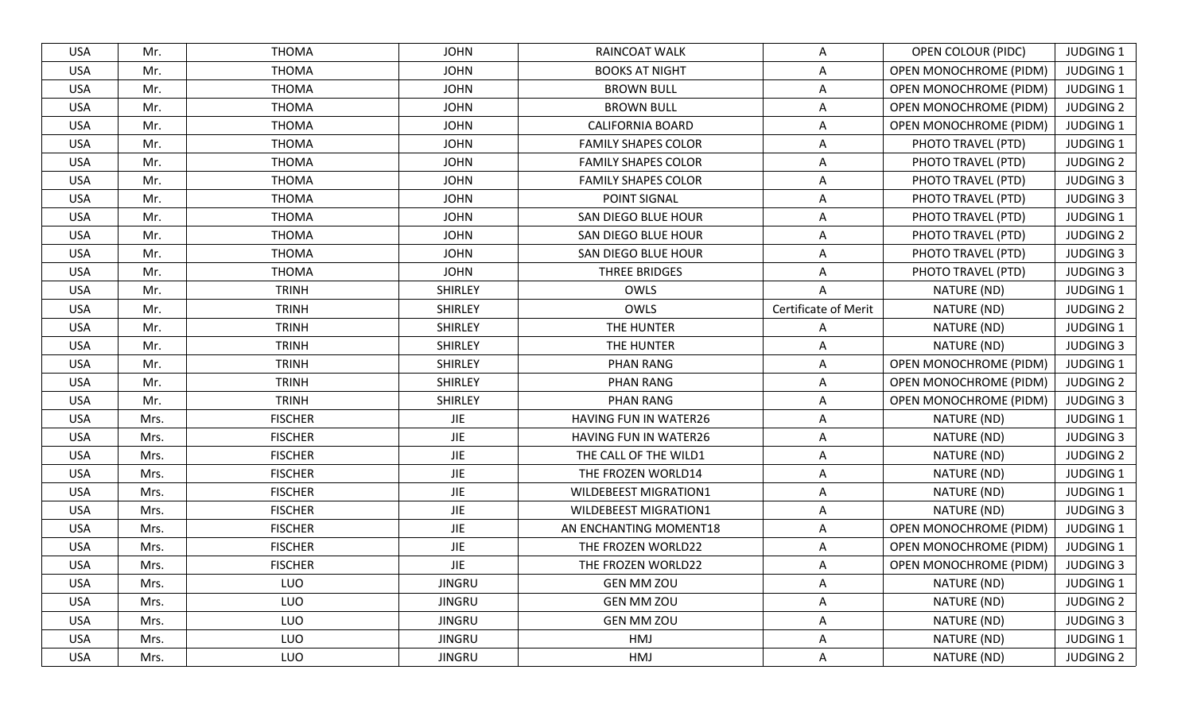| USA | Mr. | THOMA | JOHN | RAINCOAT WALK | A | OPEN COLOUR (PIDC) | JUDGING 1 |
|---|---|---|---|---|---|---|---|
| USA | Mr. | THOMA | JOHN | BOOKS AT NIGHT | A | OPEN MONOCHROME (PIDM) | JUDGING 1 |
| USA | Mr. | THOMA | JOHN | BROWN BULL | A | OPEN MONOCHROME (PIDM) | JUDGING 1 |
| USA | Mr. | THOMA | JOHN | BROWN BULL | A | OPEN MONOCHROME (PIDM) | JUDGING 2 |
| USA | Mr. | THOMA | JOHN | CALIFORNIA BOARD | A | OPEN MONOCHROME (PIDM) | JUDGING 1 |
| USA | Mr. | THOMA | JOHN | FAMILY SHAPES COLOR | A | PHOTO TRAVEL (PTD) | JUDGING 1 |
| USA | Mr. | THOMA | JOHN | FAMILY SHAPES COLOR | A | PHOTO TRAVEL (PTD) | JUDGING 2 |
| USA | Mr. | THOMA | JOHN | FAMILY SHAPES COLOR | A | PHOTO TRAVEL (PTD) | JUDGING 3 |
| USA | Mr. | THOMA | JOHN | POINT SIGNAL | A | PHOTO TRAVEL (PTD) | JUDGING 3 |
| USA | Mr. | THOMA | JOHN | SAN DIEGO BLUE HOUR | A | PHOTO TRAVEL (PTD) | JUDGING 1 |
| USA | Mr. | THOMA | JOHN | SAN DIEGO BLUE HOUR | A | PHOTO TRAVEL (PTD) | JUDGING 2 |
| USA | Mr. | THOMA | JOHN | SAN DIEGO BLUE HOUR | A | PHOTO TRAVEL (PTD) | JUDGING 3 |
| USA | Mr. | THOMA | JOHN | THREE BRIDGES | A | PHOTO TRAVEL (PTD) | JUDGING 3 |
| USA | Mr. | TRINH | SHIRLEY | OWLS | A | NATURE (ND) | JUDGING 1 |
| USA | Mr. | TRINH | SHIRLEY | OWLS | Certificate of Merit | NATURE (ND) | JUDGING 2 |
| USA | Mr. | TRINH | SHIRLEY | THE HUNTER | A | NATURE (ND) | JUDGING 1 |
| USA | Mr. | TRINH | SHIRLEY | THE HUNTER | A | NATURE (ND) | JUDGING 3 |
| USA | Mr. | TRINH | SHIRLEY | PHAN RANG | A | OPEN MONOCHROME (PIDM) | JUDGING 1 |
| USA | Mr. | TRINH | SHIRLEY | PHAN RANG | A | OPEN MONOCHROME (PIDM) | JUDGING 2 |
| USA | Mr. | TRINH | SHIRLEY | PHAN RANG | A | OPEN MONOCHROME (PIDM) | JUDGING 3 |
| USA | Mrs. | FISCHER | JIE | HAVING FUN IN WATER26 | A | NATURE (ND) | JUDGING 1 |
| USA | Mrs. | FISCHER | JIE | HAVING FUN IN WATER26 | A | NATURE (ND) | JUDGING 3 |
| USA | Mrs. | FISCHER | JIE | THE CALL OF THE WILD1 | A | NATURE (ND) | JUDGING 2 |
| USA | Mrs. | FISCHER | JIE | THE FROZEN WORLD14 | A | NATURE (ND) | JUDGING 1 |
| USA | Mrs. | FISCHER | JIE | WILDEBEEST MIGRATION1 | A | NATURE (ND) | JUDGING 1 |
| USA | Mrs. | FISCHER | JIE | WILDEBEEST MIGRATION1 | A | NATURE (ND) | JUDGING 3 |
| USA | Mrs. | FISCHER | JIE | AN ENCHANTING MOMENT18 | A | OPEN MONOCHROME (PIDM) | JUDGING 1 |
| USA | Mrs. | FISCHER | JIE | THE FROZEN WORLD22 | A | OPEN MONOCHROME (PIDM) | JUDGING 1 |
| USA | Mrs. | FISCHER | JIE | THE FROZEN WORLD22 | A | OPEN MONOCHROME (PIDM) | JUDGING 3 |
| USA | Mrs. | LUO | JINGRU | GEN MM ZOU | A | NATURE (ND) | JUDGING 1 |
| USA | Mrs. | LUO | JINGRU | GEN MM ZOU | A | NATURE (ND) | JUDGING 2 |
| USA | Mrs. | LUO | JINGRU | GEN MM ZOU | A | NATURE (ND) | JUDGING 3 |
| USA | Mrs. | LUO | JINGRU | HMJ | A | NATURE (ND) | JUDGING 1 |
| USA | Mrs. | LUO | JINGRU | HMJ | A | NATURE (ND) | JUDGING 2 |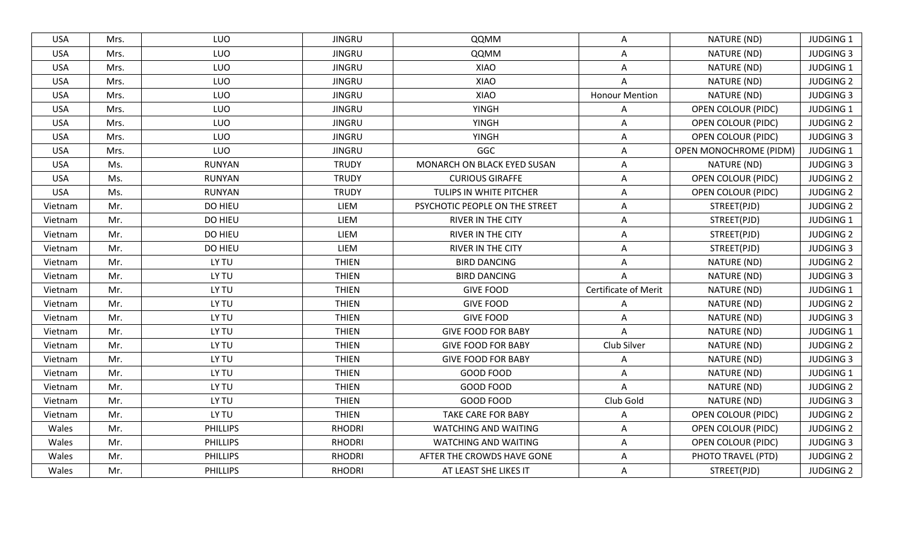| | | | | | | | |
|---|---|---|---|---|---|---|---|
| USA | Mrs. | LUO | JINGRU | QQMM | A | NATURE (ND) | JUDGING 1 |
| USA | Mrs. | LUO | JINGRU | QQMM | A | NATURE (ND) | JUDGING 3 |
| USA | Mrs. | LUO | JINGRU | XIAO | A | NATURE (ND) | JUDGING 1 |
| USA | Mrs. | LUO | JINGRU | XIAO | A | NATURE (ND) | JUDGING 2 |
| USA | Mrs. | LUO | JINGRU | XIAO | Honour Mention | NATURE (ND) | JUDGING 3 |
| USA | Mrs. | LUO | JINGRU | YINGH | A | OPEN COLOUR (PIDC) | JUDGING 1 |
| USA | Mrs. | LUO | JINGRU | YINGH | A | OPEN COLOUR (PIDC) | JUDGING 2 |
| USA | Mrs. | LUO | JINGRU | YINGH | A | OPEN COLOUR (PIDC) | JUDGING 3 |
| USA | Mrs. | LUO | JINGRU | GGC | A | OPEN MONOCHROME (PIDM) | JUDGING 1 |
| USA | Ms. | RUNYAN | TRUDY | MONARCH ON BLACK EYED SUSAN | A | NATURE (ND) | JUDGING 3 |
| USA | Ms. | RUNYAN | TRUDY | CURIOUS GIRAFFE | A | OPEN COLOUR (PIDC) | JUDGING 2 |
| USA | Ms. | RUNYAN | TRUDY | TULIPS IN WHITE PITCHER | A | OPEN COLOUR (PIDC) | JUDGING 2 |
| Vietnam | Mr. | DO HIEU | LIEM | PSYCHOTIC PEOPLE ON THE STREET | A | STREET(PJD) | JUDGING 2 |
| Vietnam | Mr. | DO HIEU | LIEM | RIVER IN THE CITY | A | STREET(PJD) | JUDGING 1 |
| Vietnam | Mr. | DO HIEU | LIEM | RIVER IN THE CITY | A | STREET(PJD) | JUDGING 2 |
| Vietnam | Mr. | DO HIEU | LIEM | RIVER IN THE CITY | A | STREET(PJD) | JUDGING 3 |
| Vietnam | Mr. | LY TU | THIEN | BIRD DANCING | A | NATURE (ND) | JUDGING 2 |
| Vietnam | Mr. | LY TU | THIEN | BIRD DANCING | A | NATURE (ND) | JUDGING 3 |
| Vietnam | Mr. | LY TU | THIEN | GIVE FOOD | Certificate of Merit | NATURE (ND) | JUDGING 1 |
| Vietnam | Mr. | LY TU | THIEN | GIVE FOOD | A | NATURE (ND) | JUDGING 2 |
| Vietnam | Mr. | LY TU | THIEN | GIVE FOOD | A | NATURE (ND) | JUDGING 3 |
| Vietnam | Mr. | LY TU | THIEN | GIVE FOOD FOR BABY | A | NATURE (ND) | JUDGING 1 |
| Vietnam | Mr. | LY TU | THIEN | GIVE FOOD FOR BABY | Club Silver | NATURE (ND) | JUDGING 2 |
| Vietnam | Mr. | LY TU | THIEN | GIVE FOOD FOR BABY | A | NATURE (ND) | JUDGING 3 |
| Vietnam | Mr. | LY TU | THIEN | GOOD FOOD | A | NATURE (ND) | JUDGING 1 |
| Vietnam | Mr. | LY TU | THIEN | GOOD FOOD | A | NATURE (ND) | JUDGING 2 |
| Vietnam | Mr. | LY TU | THIEN | GOOD FOOD | Club Gold | NATURE (ND) | JUDGING 3 |
| Vietnam | Mr. | LY TU | THIEN | TAKE CARE FOR BABY | A | OPEN COLOUR (PIDC) | JUDGING 2 |
| Wales | Mr. | PHILLIPS | RHODRI | WATCHING AND WAITING | A | OPEN COLOUR (PIDC) | JUDGING 2 |
| Wales | Mr. | PHILLIPS | RHODRI | WATCHING AND WAITING | A | OPEN COLOUR (PIDC) | JUDGING 3 |
| Wales | Mr. | PHILLIPS | RHODRI | AFTER THE CROWDS HAVE GONE | A | PHOTO TRAVEL (PTD) | JUDGING 2 |
| Wales | Mr. | PHILLIPS | RHODRI | AT LEAST SHE LIKES IT | A | STREET(PJD) | JUDGING 2 |